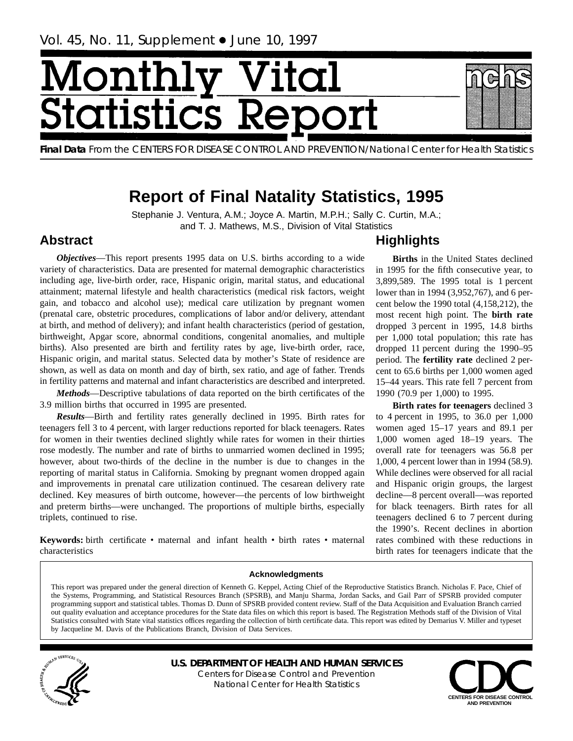Vol. 45, No. 11, Supplement • June 10, 1997

# Monthly Vital Statistics Report

**Final Data** From the CENTERS FOR DISEASE CONTROL AND PREVENTION/National Center for Health Statistics

# Report of Final Natality Statistics, 1995

Stephanie J. Ventura, A.M.; Joyce A. Martin, M.P.H.; Sally C. Curtin, M.A.; and T. J. Mathews, M.S., Division of Vital Statistics

## Abstract

***Objectives***—This report presents 1995 data on U.S. births according to a wide variety of characteristics. Data are presented for maternal demographic characteristics including age, live-birth order, race, Hispanic origin, marital status, and educational attainment; maternal lifestyle and health characteristics (medical risk factors, weight gain, and tobacco and alcohol use); medical care utilization by pregnant women (prenatal care, obstetric procedures, complications of labor and/or delivery, attendant at birth, and method of delivery); and infant health characteristics (period of gestation, birthweight, Apgar score, abnormal conditions, congenital anomalies, and multiple births). Also presented are birth and fertility rates by age, live-birth order, race, Hispanic origin, and marital status. Selected data by mother's State of residence are shown, as well as data on month and day of birth, sex ratio, and age of father. Trends in fertility patterns and maternal and infant characteristics are described and interpreted.

***Methods***—Descriptive tabulations of data reported on the birth certificates of the 3.9 million births that occurred in 1995 are presented.

***Results***—Birth and fertility rates generally declined in 1995. Birth rates for teenagers fell 3 to 4 percent, with larger reductions reported for black teenagers. Rates for women in their twenties declined slightly while rates for women in their thirties rose modestly. The number and rate of births to unmarried women declined in 1995; however, about two-thirds of the decline in the number is due to changes in the reporting of marital status in California. Smoking by pregnant women dropped again and improvements in prenatal care utilization continued. The cesarean delivery rate declined. Key measures of birth outcome, however—the percents of low birthweight and preterm births—were unchanged. The proportions of multiple births, especially triplets, continued to rise.

**Keywords:** birth certificate • maternal and infant health • birth rates • maternal characteristics

## Highlights

**Births** in the United States declined in 1995 for the fifth consecutive year, to 3,899,589. The 1995 total is 1 percent lower than in 1994 (3,952,767), and 6 percent below the 1990 total (4,158,212), the most recent high point. The **birth rate** dropped 3 percent in 1995, 14.8 births per 1,000 total population; this rate has dropped 11 percent during the 1990–95 period. The **fertility rate** declined 2 percent to 65.6 births per 1,000 women aged 15–44 years. This rate fell 7 percent from 1990 (70.9 per 1,000) to 1995.

**Birth rates for teenagers** declined 3 to 4 percent in 1995, to 36.0 per 1,000 women aged 15–17 years and 89.1 per 1,000 women aged 18–19 years. The overall rate for teenagers was 56.8 per 1,000, 4 percent lower than in 1994 (58.9). While declines were observed for all racial and Hispanic origin groups, the largest decline—8 percent overall—was reported for black teenagers. Birth rates for all teenagers declined 6 to 7 percent during the 1990's. Recent declines in abortion rates combined with these reductions in birth rates for teenagers indicate that the

### Acknowledgments

This report was prepared under the general direction of Kenneth G. Keppel, Acting Chief of the Reproductive Statistics Branch. Nicholas F. Pace, Chief of the Systems, Programming, and Statistical Resources Branch (SPSRB), and Manju Sharma, Jordan Sacks, and Gail Parr of SPSRB provided computer programming support and statistical tables. Thomas D. Dunn of SPSRB provided content review. Staff of the Data Acquisition and Evaluation Branch carried out quality evaluation and acceptance procedures for the State data files on which this report is based. The Registration Methods staff of the Division of Vital Statistics consulted with State vital statistics offices regarding the collection of birth certificate data. This report was edited by Demarius V. Miller and typeset by Jacqueline M. Davis of the Publications Branch, Division of Data Services.

**U.S. DEPARTMENT OF HEALTH AND HUMAN SERVICES**
Centers for Disease Control and Prevention
National Center for Health Statistics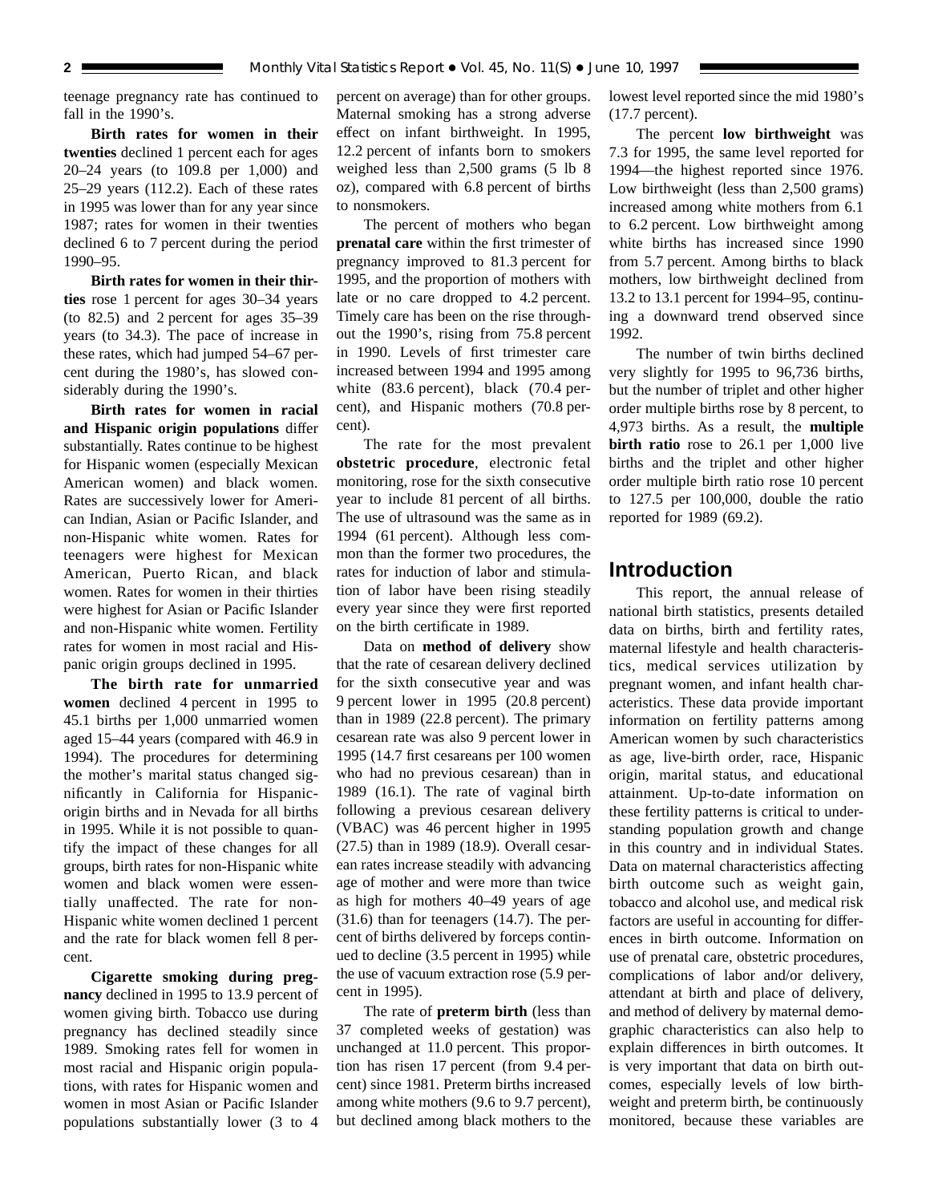teenage pregnancy rate has continued to fall in the 1990's.

**Birth rates for women in their twenties** declined 1 percent each for ages 20–24 years (to 109.8 per 1,000) and 25–29 years (112.2). Each of these rates in 1995 was lower than for any year since 1987; rates for women in their twenties declined 6 to 7 percent during the period 1990–95.

**Birth rates for women in their thirties** rose 1 percent for ages 30–34 years (to 82.5) and 2 percent for ages 35–39 years (to 34.3). The pace of increase in these rates, which had jumped 54–67 percent during the 1980's, has slowed considerably during the 1990's.

**Birth rates for women in racial and Hispanic origin populations** differ substantially. Rates continue to be highest for Hispanic women (especially Mexican American women) and black women. Rates are successively lower for American Indian, Asian or Pacific Islander, and non-Hispanic white women. Rates for teenagers were highest for Mexican American, Puerto Rican, and black women. Rates for women in their thirties were highest for Asian or Pacific Islander and non-Hispanic white women. Fertility rates for women in most racial and Hispanic origin groups declined in 1995.

**The birth rate for unmarried women** declined 4 percent in 1995 to 45.1 births per 1,000 unmarried women aged 15–44 years (compared with 46.9 in 1994). The procedures for determining the mother's marital status changed significantly in California for Hispanic-origin births and in Nevada for all births in 1995. While it is not possible to quantify the impact of these changes for all groups, birth rates for non-Hispanic white women and black women were essentially unaffected. The rate for non-Hispanic white women declined 1 percent and the rate for black women fell 8 percent.

**Cigarette smoking during pregnancy** declined in 1995 to 13.9 percent of women giving birth. Tobacco use during pregnancy has declined steadily since 1989. Smoking rates fell for women in most racial and Hispanic origin populations, with rates for Hispanic women and women in most Asian or Pacific Islander populations substantially lower (3 to 4 percent on average) than for other groups. Maternal smoking has a strong adverse effect on infant birthweight. In 1995, 12.2 percent of infants born to smokers weighed less than 2,500 grams (5 lb 8 oz), compared with 6.8 percent of births to nonsmokers.

The percent of mothers who began **prenatal care** within the first trimester of pregnancy improved to 81.3 percent for 1995, and the proportion of mothers with late or no care dropped to 4.2 percent. Timely care has been on the rise throughout the 1990's, rising from 75.8 percent in 1990. Levels of first trimester care increased between 1994 and 1995 among white (83.6 percent), black (70.4 percent), and Hispanic mothers (70.8 percent).

The rate for the most prevalent **obstetric procedure**, electronic fetal monitoring, rose for the sixth consecutive year to include 81 percent of all births. The use of ultrasound was the same as in 1994 (61 percent). Although less common than the former two procedures, the rates for induction of labor and stimulation of labor have been rising steadily every year since they were first reported on the birth certificate in 1989.

Data on **method of delivery** show that the rate of cesarean delivery declined for the sixth consecutive year and was 9 percent lower in 1995 (20.8 percent) than in 1989 (22.8 percent). The primary cesarean rate was also 9 percent lower in 1995 (14.7 first cesareans per 100 women who had no previous cesarean) than in 1989 (16.1). The rate of vaginal birth following a previous cesarean delivery (VBAC) was 46 percent higher in 1995 (27.5) than in 1989 (18.9). Overall cesarean rates increase steadily with advancing age of mother and were more than twice as high for mothers 40–49 years of age (31.6) than for teenagers (14.7). The percent of births delivered by forceps continued to decline (3.5 percent in 1995) while the use of vacuum extraction rose (5.9 percent in 1995).

The rate of **preterm birth** (less than 37 completed weeks of gestation) was unchanged at 11.0 percent. This proportion has risen 17 percent (from 9.4 percent) since 1981. Preterm births increased among white mothers (9.6 to 9.7 percent), but declined among black mothers to the lowest level reported since the mid 1980's (17.7 percent).

The percent **low birthweight** was 7.3 for 1995, the same level reported for 1994—the highest reported since 1976. Low birthweight (less than 2,500 grams) increased among white mothers from 6.1 to 6.2 percent. Low birthweight among white births has increased since 1990 from 5.7 percent. Among births to black mothers, low birthweight declined from 13.2 to 13.1 percent for 1994–95, continuing a downward trend observed since 1992.

The number of twin births declined very slightly for 1995 to 96,736 births, but the number of triplet and other higher order multiple births rose by 8 percent, to 4,973 births. As a result, the **multiple birth ratio** rose to 26.1 per 1,000 live births and the triplet and other higher order multiple birth ratio rose 10 percent to 127.5 per 100,000, double the ratio reported for 1989 (69.2).

## Introduction

This report, the annual release of national birth statistics, presents detailed data on births, birth and fertility rates, maternal lifestyle and health characteristics, medical services utilization by pregnant women, and infant health characteristics. These data provide important information on fertility patterns among American women by such characteristics as age, live-birth order, race, Hispanic origin, marital status, and educational attainment. Up-to-date information on these fertility patterns is critical to understanding population growth and change in this country and in individual States. Data on maternal characteristics affecting birth outcome such as weight gain, tobacco and alcohol use, and medical risk factors are useful in accounting for differences in birth outcome. Information on use of prenatal care, obstetric procedures, complications of labor and/or delivery, attendant at birth and place of delivery, and method of delivery by maternal demographic characteristics can also help to explain differences in birth outcomes. It is very important that data on birth outcomes, especially levels of low birthweight and preterm birth, be continuously monitored, because these variables are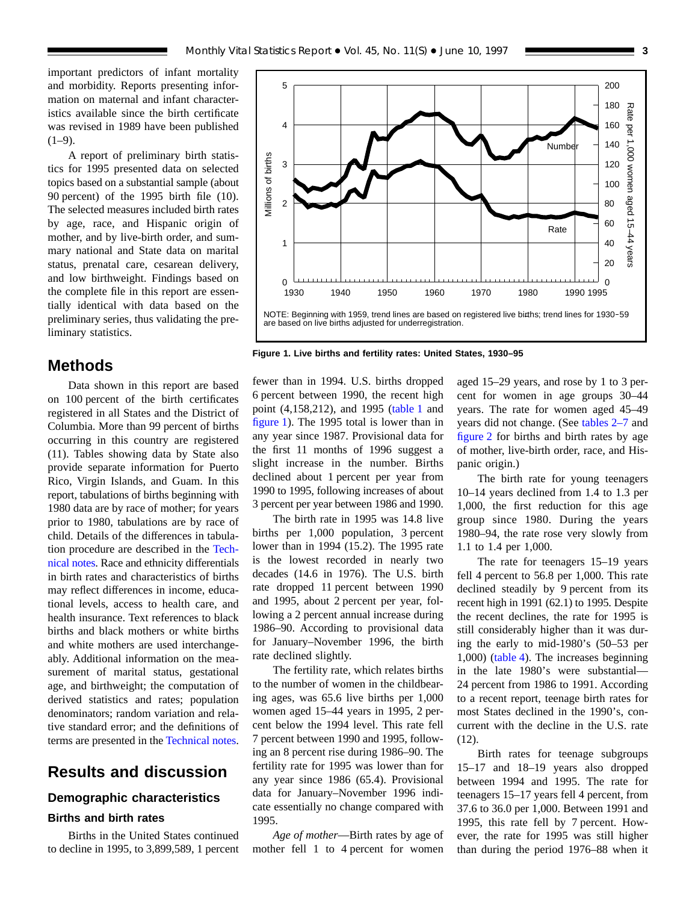important predictors of infant mortality and morbidity. Reports presenting information on maternal and infant characteristics available since the birth certificate was revised in 1989 have been published (1–9).

A report of preliminary birth statistics for 1995 presented data on selected topics based on a substantial sample (about 90 percent) of the 1995 birth file (10). The selected measures included birth rates by age, race, and Hispanic origin of mother, and by live-birth order, and summary national and State data on marital status, prenatal care, cesarean delivery, and low birthweight. Findings based on the complete file in this report are essentially identical with data based on the preliminary series, thus validating the preliminary statistics.

NOTE: Beginning with 1959, trend lines are based on registered live births; trend lines for 1930–59 are based on live births adjusted for underregistration.

**Figure 1. Live births and fertility rates: United States, 1930–95**

## Methods

Data shown in this report are based on 100 percent of the birth certificates registered in all States and the District of Columbia. More than 99 percent of births occurring in this country are registered (11). Tables showing data by State also provide separate information for Puerto Rico, Virgin Islands, and Guam. In this report, tabulations of births beginning with 1980 data are by race of mother; for years prior to 1980, tabulations are by race of child. Details of the differences in tabulation procedure are described in the Technical notes. Race and ethnicity differentials in birth rates and characteristics of births may reflect differences in income, educational levels, access to health care, and health insurance. Text references to black births and black mothers or white births and white mothers are used interchangeably. Additional information on the measurement of marital status, gestational age, and birthweight; the computation of derived statistics and rates; population denominators; random variation and relative standard error; and the definitions of terms are presented in the Technical notes.

## Results and discussion

### Demographic characteristics

#### Births and birth rates

Births in the United States continued to decline in 1995, to 3,899,589, 1 percent fewer than in 1994. U.S. births dropped 6 percent between 1990, the recent high point (4,158,212), and 1995 (table 1 and figure 1). The 1995 total is lower than in any year since 1987. Provisional data for the first 11 months of 1996 suggest a slight increase in the number. Births declined about 1 percent per year from 1990 to 1995, following increases of about 3 percent per year between 1986 and 1990.

The birth rate in 1995 was 14.8 live births per 1,000 population, 3 percent lower than in 1994 (15.2). The 1995 rate is the lowest recorded in nearly two decades (14.6 in 1976). The U.S. birth rate dropped 11 percent between 1990 and 1995, about 2 percent per year, following a 2 percent annual increase during 1986–90. According to provisional data for January–November 1996, the birth rate declined slightly.

The fertility rate, which relates births to the number of women in the childbearing ages, was 65.6 live births per 1,000 women aged 15–44 years in 1995, 2 percent below the 1994 level. This rate fell 7 percent between 1990 and 1995, following an 8 percent rise during 1986–90. The fertility rate for 1995 was lower than for any year since 1986 (65.4). Provisional data for January–November 1996 indicate essentially no change compared with 1995.

*Age of mother*—Birth rates by age of mother fell 1 to 4 percent for women aged 15–29 years, and rose by 1 to 3 percent for women in age groups 30–44 years. The rate for women aged 45–49 years did not change. (See tables 2–7 and figure 2 for births and birth rates by age of mother, live-birth order, race, and Hispanic origin.)

The birth rate for young teenagers 10–14 years declined from 1.4 to 1.3 per 1,000, the first reduction for this age group since 1980. During the years 1980–94, the rate rose very slowly from 1.1 to 1.4 per 1,000.

The rate for teenagers 15–19 years fell 4 percent to 56.8 per 1,000. This rate declined steadily by 9 percent from its recent high in 1991 (62.1) to 1995. Despite the recent declines, the rate for 1995 is still considerably higher than it was during the early to mid-1980's (50–53 per 1,000) (table 4). The increases beginning in the late 1980's were substantial—24 percent from 1986 to 1991. According to a recent report, teenage birth rates for most States declined in the 1990's, concurrent with the decline in the U.S. rate (12).

Birth rates for teenage subgroups 15–17 and 18–19 years also dropped between 1994 and 1995. The rate for teenagers 15–17 years fell 4 percent, from 37.6 to 36.0 per 1,000. Between 1991 and 1995, this rate fell by 7 percent. However, the rate for 1995 was still higher than during the period 1976–88 when it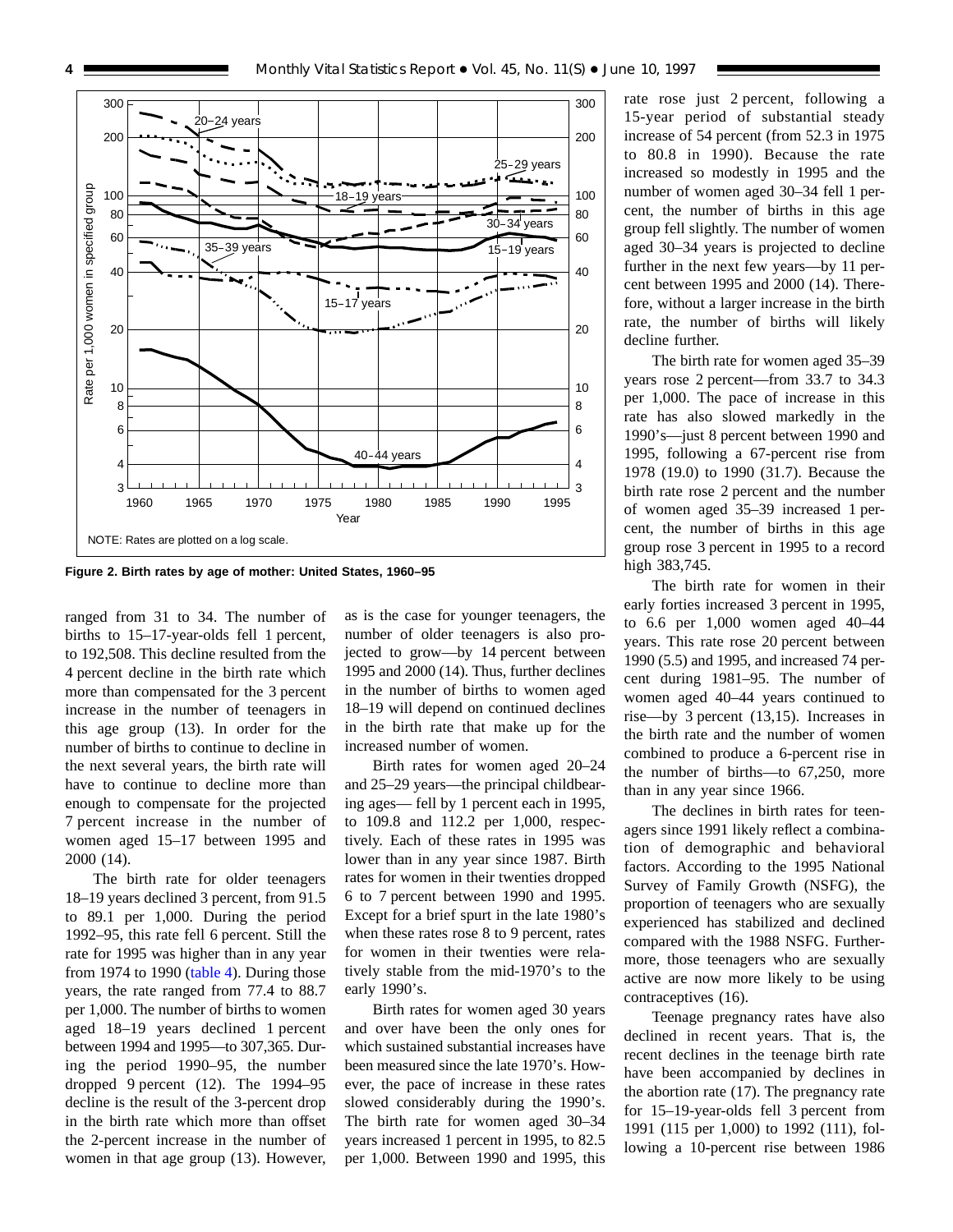**Figure 2. Birth rates by age of mother: United States, 1960–95**

ranged from 31 to 34. The number of births to 15–17-year-olds fell 1 percent, to 192,508. This decline resulted from the 4 percent decline in the birth rate which more than compensated for the 3 percent increase in the number of teenagers in this age group (13). In order for the number of births to continue to decline in the next several years, the birth rate will have to continue to decline more than enough to compensate for the projected 7 percent increase in the number of women aged 15–17 between 1995 and 2000 (14).

The birth rate for older teenagers 18–19 years declined 3 percent, from 91.5 to 89.1 per 1,000. During the period 1992–95, this rate fell 6 percent. Still the rate for 1995 was higher than in any year from 1974 to 1990 (table 4). During those years, the rate ranged from 77.4 to 88.7 per 1,000. The number of births to women aged 18–19 years declined 1 percent between 1994 and 1995—to 307,365. During the period 1990–95, the number dropped 9 percent (12). The 1994–95 decline is the result of the 3-percent drop in the birth rate which more than offset the 2-percent increase in the number of women in that age group (13). However, as is the case for younger teenagers, the number of older teenagers is also projected to grow—by 14 percent between 1995 and 2000 (14). Thus, further declines in the number of births to women aged 18–19 will depend on continued declines in the birth rate that make up for the increased number of women.

Birth rates for women aged 20–24 and 25–29 years—the principal childbearing ages— fell by 1 percent each in 1995, to 109.8 and 112.2 per 1,000, respectively. Each of these rates in 1995 was lower than in any year since 1987. Birth rates for women in their twenties dropped 6 to 7 percent between 1990 and 1995. Except for a brief spurt in the late 1980's when these rates rose 8 to 9 percent, rates for women in their twenties were relatively stable from the mid-1970's to the early 1990's.

Birth rates for women aged 30 years and over have been the only ones for which sustained substantial increases have been measured since the late 1970's. However, the pace of increase in these rates slowed considerably during the 1990's. The birth rate for women aged 30–34 years increased 1 percent in 1995, to 82.5 per 1,000. Between 1990 and 1995, this rate rose just 2 percent, following a 15-year period of substantial steady increase of 54 percent (from 52.3 in 1975 to 80.8 in 1990). Because the rate increased so modestly in 1995 and the number of women aged 30–34 fell 1 percent, the number of births in this age group fell slightly. The number of women aged 30–34 years is projected to decline further in the next few years—by 11 percent between 1995 and 2000 (14). Therefore, without a larger increase in the birth rate, the number of births will likely decline further.

The birth rate for women aged 35–39 years rose 2 percent—from 33.7 to 34.3 per 1,000. The pace of increase in this rate has also slowed markedly in the 1990's—just 8 percent between 1990 and 1995, following a 67-percent rise from 1978 (19.0) to 1990 (31.7). Because the birth rate rose 2 percent and the number of women aged 35–39 increased 1 percent, the number of births in this age group rose 3 percent in 1995 to a record high 383,745.

The birth rate for women in their early forties increased 3 percent in 1995, to 6.6 per 1,000 women aged 40–44 years. This rate rose 20 percent between 1990 (5.5) and 1995, and increased 74 percent during 1981–95. The number of women aged 40–44 years continued to rise—by 3 percent (13,15). Increases in the birth rate and the number of women combined to produce a 6-percent rise in the number of births—to 67,250, more than in any year since 1966.

The declines in birth rates for teenagers since 1991 likely reflect a combination of demographic and behavioral factors. According to the 1995 National Survey of Family Growth (NSFG), the proportion of teenagers who are sexually experienced has stabilized and declined compared with the 1988 NSFG. Furthermore, those teenagers who are sexually active are now more likely to be using contraceptives (16).

Teenage pregnancy rates have also declined in recent years. That is, the recent declines in the teenage birth rate have been accompanied by declines in the abortion rate (17). The pregnancy rate for 15–19-year-olds fell 3 percent from 1991 (115 per 1,000) to 1992 (111), following a 10-percent rise between 1986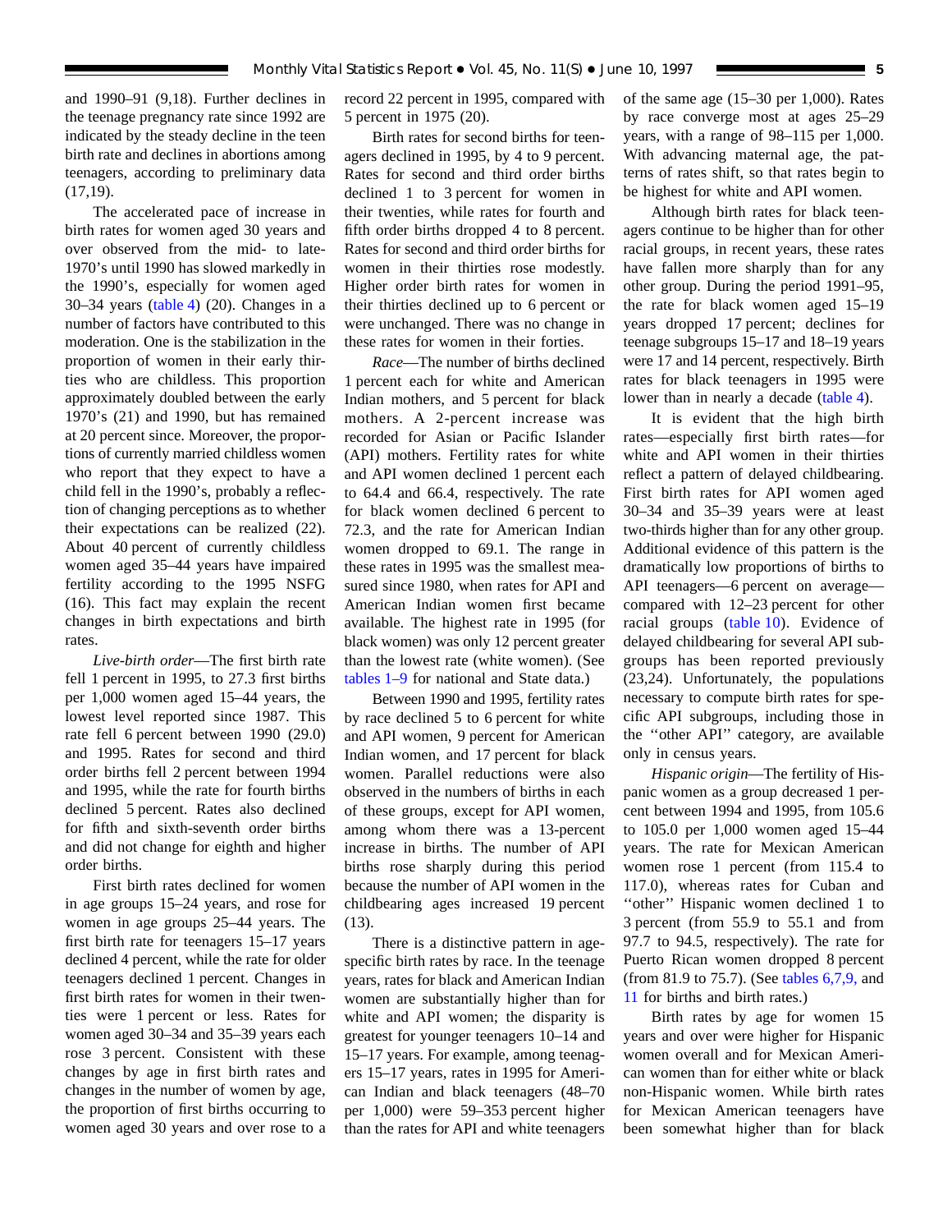and 1990–91 (9,18). Further declines in the teenage pregnancy rate since 1992 are indicated by the steady decline in the teen birth rate and declines in abortions among teenagers, according to preliminary data (17,19).

The accelerated pace of increase in birth rates for women aged 30 years and over observed from the mid- to late-1970's until 1990 has slowed markedly in the 1990's, especially for women aged 30–34 years (table 4) (20). Changes in a number of factors have contributed to this moderation. One is the stabilization in the proportion of women in their early thirties who are childless. This proportion approximately doubled between the early 1970's (21) and 1990, but has remained at 20 percent since. Moreover, the proportions of currently married childless women who report that they expect to have a child fell in the 1990's, probably a reflection of changing perceptions as to whether their expectations can be realized (22). About 40 percent of currently childless women aged 35–44 years have impaired fertility according to the 1995 NSFG (16). This fact may explain the recent changes in birth expectations and birth rates.

*Live-birth order*—The first birth rate fell 1 percent in 1995, to 27.3 first births per 1,000 women aged 15–44 years, the lowest level reported since 1987. This rate fell 6 percent between 1990 (29.0) and 1995. Rates for second and third order births fell 2 percent between 1994 and 1995, while the rate for fourth births declined 5 percent. Rates also declined for fifth and sixth-seventh order births and did not change for eighth and higher order births.

First birth rates declined for women in age groups 15–24 years, and rose for women in age groups 25–44 years. The first birth rate for teenagers 15–17 years declined 4 percent, while the rate for older teenagers declined 1 percent. Changes in first birth rates for women in their twenties were 1 percent or less. Rates for women aged 30–34 and 35–39 years each rose 3 percent. Consistent with these changes by age in first birth rates and changes in the number of women by age, the proportion of first births occurring to women aged 30 years and over rose to a record 22 percent in 1995, compared with 5 percent in 1975 (20).

Birth rates for second births for teenagers declined in 1995, by 4 to 9 percent. Rates for second and third order births declined 1 to 3 percent for women in their twenties, while rates for fourth and fifth order births dropped 4 to 8 percent. Rates for second and third order births for women in their thirties rose modestly. Higher order birth rates for women in their thirties declined up to 6 percent or were unchanged. There was no change in these rates for women in their forties.

*Race*—The number of births declined 1 percent each for white and American Indian mothers, and 5 percent for black mothers. A 2-percent increase was recorded for Asian or Pacific Islander (API) mothers. Fertility rates for white and API women declined 1 percent each to 64.4 and 66.4, respectively. The rate for black women declined 6 percent to 72.3, and the rate for American Indian women dropped to 69.1. The range in these rates in 1995 was the smallest measured since 1980, when rates for API and American Indian women first became available. The highest rate in 1995 (for black women) was only 12 percent greater than the lowest rate (white women). (See tables 1–9 for national and State data.)

Between 1990 and 1995, fertility rates by race declined 5 to 6 percent for white and API women, 9 percent for American Indian women, and 17 percent for black women. Parallel reductions were also observed in the numbers of births in each of these groups, except for API women, among whom there was a 13-percent increase in births. The number of API births rose sharply during this period because the number of API women in the childbearing ages increased 19 percent (13).

There is a distinctive pattern in age-specific birth rates by race. In the teenage years, rates for black and American Indian women are substantially higher than for white and API women; the disparity is greatest for younger teenagers 10–14 and 15–17 years. For example, among teenagers 15–17 years, rates in 1995 for American Indian and black teenagers (48–70 per 1,000) were 59–353 percent higher than the rates for API and white teenagers of the same age (15–30 per 1,000). Rates by race converge most at ages 25–29 years, with a range of 98–115 per 1,000. With advancing maternal age, the patterns of rates shift, so that rates begin to be highest for white and API women.

Although birth rates for black teenagers continue to be higher than for other racial groups, in recent years, these rates have fallen more sharply than for any other group. During the period 1991–95, the rate for black women aged 15–19 years dropped 17 percent; declines for teenage subgroups 15–17 and 18–19 years were 17 and 14 percent, respectively. Birth rates for black teenagers in 1995 were lower than in nearly a decade (table 4).

It is evident that the high birth rates—especially first birth rates—for white and API women in their thirties reflect a pattern of delayed childbearing. First birth rates for API women aged 30–34 and 35–39 years were at least two-thirds higher than for any other group. Additional evidence of this pattern is the dramatically low proportions of births to API teenagers—6 percent on average—compared with 12–23 percent for other racial groups (table 10). Evidence of delayed childbearing for several API subgroups has been reported previously (23,24). Unfortunately, the populations necessary to compute birth rates for specific API subgroups, including those in the ''other API'' category, are available only in census years.

*Hispanic origin*—The fertility of Hispanic women as a group decreased 1 percent between 1994 and 1995, from 105.6 to 105.0 per 1,000 women aged 15–44 years. The rate for Mexican American women rose 1 percent (from 115.4 to 117.0), whereas rates for Cuban and ''other'' Hispanic women declined 1 to 3 percent (from 55.9 to 55.1 and from 97.7 to 94.5, respectively). The rate for Puerto Rican women dropped 8 percent (from 81.9 to 75.7). (See tables 6,7,9, and 11 for births and birth rates.)

Birth rates by age for women 15 years and over were higher for Hispanic women overall and for Mexican American women than for either white or black non-Hispanic women. While birth rates for Mexican American teenagers have been somewhat higher than for black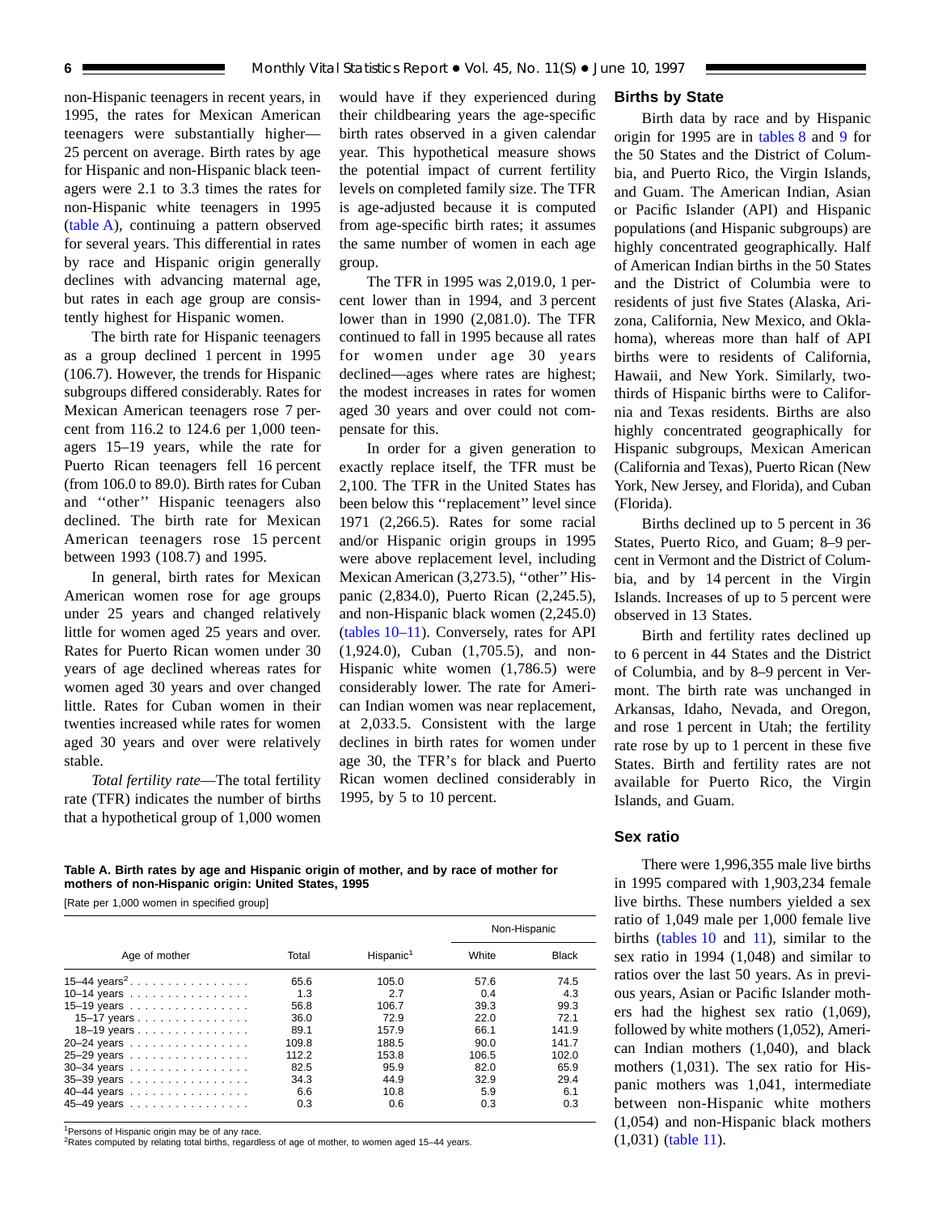non-Hispanic teenagers in recent years, in 1995, the rates for Mexican American teenagers were substantially higher— 25 percent on average. Birth rates by age for Hispanic and non-Hispanic black teenagers were 2.1 to 3.3 times the rates for non-Hispanic white teenagers in 1995 (table A), continuing a pattern observed for several years. This differential in rates by race and Hispanic origin generally declines with advancing maternal age, but rates in each age group are consistently highest for Hispanic women.

The birth rate for Hispanic teenagers as a group declined 1 percent in 1995 (106.7). However, the trends for Hispanic subgroups differed considerably. Rates for Mexican American teenagers rose 7 percent from 116.2 to 124.6 per 1,000 teenagers 15–19 years, while the rate for Puerto Rican teenagers fell 16 percent (from 106.0 to 89.0). Birth rates for Cuban and ''other'' Hispanic teenagers also declined. The birth rate for Mexican American teenagers rose 15 percent between 1993 (108.7) and 1995.

In general, birth rates for Mexican American women rose for age groups under 25 years and changed relatively little for women aged 25 years and over. Rates for Puerto Rican women under 30 years of age declined whereas rates for women aged 30 years and over changed little. Rates for Cuban women in their twenties increased while rates for women aged 30 years and over were relatively stable.

*Total fertility rate*—The total fertility rate (TFR) indicates the number of births that a hypothetical group of 1,000 women would have if they experienced during their childbearing years the age-specific birth rates observed in a given calendar year. This hypothetical measure shows the potential impact of current fertility levels on completed family size. The TFR is age-adjusted because it is computed from age-specific birth rates; it assumes the same number of women in each age group.

The TFR in 1995 was 2,019.0, 1 percent lower than in 1994, and 3 percent lower than in 1990 (2,081.0). The TFR continued to fall in 1995 because all rates for women under age 30 years declined—ages where rates are highest; the modest increases in rates for women aged 30 years and over could not compensate for this.

In order for a given generation to exactly replace itself, the TFR must be 2,100. The TFR in the United States has been below this ''replacement'' level since 1971 (2,266.5). Rates for some racial and/or Hispanic origin groups in 1995 were above replacement level, including Mexican American (3,273.5), ''other'' Hispanic (2,834.0), Puerto Rican (2,245.5), and non-Hispanic black women (2,245.0) (tables 10–11). Conversely, rates for API (1,924.0), Cuban (1,705.5), and non-Hispanic white women (1,786.5) were considerably lower. The rate for American Indian women was near replacement, at 2,033.5. Consistent with the large declines in birth rates for women under age 30, the TFR's for black and Puerto Rican women declined considerably in 1995, by 5 to 10 percent.

## Births by State

Birth data by race and by Hispanic origin for 1995 are in tables 8 and 9 for the 50 States and the District of Columbia, and Puerto Rico, the Virgin Islands, and Guam. The American Indian, Asian or Pacific Islander (API) and Hispanic populations (and Hispanic subgroups) are highly concentrated geographically. Half of American Indian births in the 50 States and the District of Columbia were to residents of just five States (Alaska, Arizona, California, New Mexico, and Oklahoma), whereas more than half of API births were to residents of California, Hawaii, and New York. Similarly, two-thirds of Hispanic births were to California and Texas residents. Births are also highly concentrated geographically for Hispanic subgroups, Mexican American (California and Texas), Puerto Rican (New York, New Jersey, and Florida), and Cuban (Florida).

Births declined up to 5 percent in 36 States, Puerto Rico, and Guam; 8–9 percent in Vermont and the District of Columbia, and by 14 percent in the Virgin Islands. Increases of up to 5 percent were observed in 13 States.

Birth and fertility rates declined up to 6 percent in 44 States and the District of Columbia, and by 8–9 percent in Vermont. The birth rate was unchanged in Arkansas, Idaho, Nevada, and Oregon, and rose 1 percent in Utah; the fertility rate rose by up to 1 percent in these five States. Birth and fertility rates are not available for Puerto Rico, the Virgin Islands, and Guam.

## Sex ratio

There were 1,996,355 male live births in 1995 compared with 1,903,234 female live births. These numbers yielded a sex ratio of 1,049 male per 1,000 female live births (tables 10 and 11), similar to the sex ratio in 1994 (1,048) and similar to ratios over the last 50 years. As in previous years, Asian or Pacific Islander mothers had the highest sex ratio (1,069), followed by white mothers (1,052), American Indian mothers (1,040), and black mothers (1,031). The sex ratio for Hispanic mothers was 1,041, intermediate between non-Hispanic white mothers (1,054) and non-Hispanic black mothers (1,031) (table 11).

**Table A. Birth rates by age and Hispanic origin of mother, and by race of mother for mothers of non-Hispanic origin: United States, 1995**

[Rate per 1,000 women in specified group]

| Age of mother | Total | Hispanic[1] | Non-Hispanic | |
|---|---|---|---|---|
| | | | White | Black |
| 15–44 years[2] | 65.6 | 105.0 | 57.6 | 74.5 |
| 10–14 years | 1.3 | 2.7 | 0.4 | 4.3 |
| 15–19 years | 56.8 | 106.7 | 39.3 | 99.3 |
| 15–17 years | 36.0 | 72.9 | 22.0 | 72.1 |
| 18–19 years | 89.1 | 157.9 | 66.1 | 141.9 |
| 20–24 years | 109.8 | 188.5 | 90.0 | 141.7 |
| 25–29 years | 112.2 | 153.8 | 106.5 | 102.0 |
| 30–34 years | 82.5 | 95.9 | 82.0 | 65.9 |
| 35–39 years | 34.3 | 44.9 | 32.9 | 29.4 |
| 40–44 years | 6.6 | 10.8 | 5.9 | 6.1 |
| 45–49 years | 0.3 | 0.6 | 0.3 | 0.3 |

[1]Persons of Hispanic origin may be of any race.
[2]Rates computed by relating total births, regardless of age of mother, to women aged 15–44 years.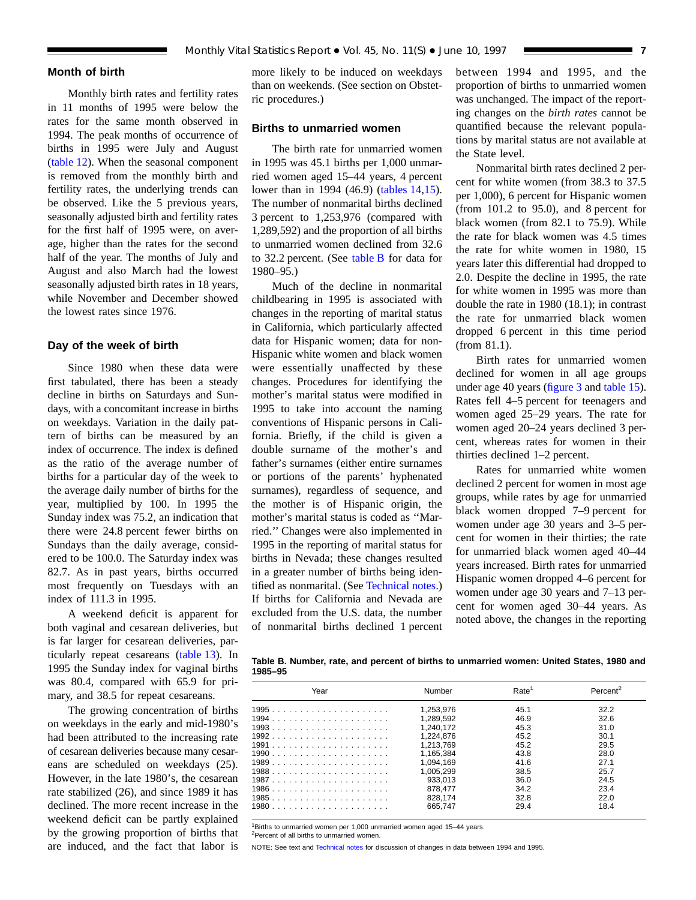## Month of birth

Monthly birth rates and fertility rates in 11 months of 1995 were below the rates for the same month observed in 1994. The peak months of occurrence of births in 1995 were July and August (table 12). When the seasonal component is removed from the monthly birth and fertility rates, the underlying trends can be observed. Like the 5 previous years, seasonally adjusted birth and fertility rates for the first half of 1995 were, on average, higher than the rates for the second half of the year. The months of July and August and also March had the lowest seasonally adjusted birth rates in 18 years, while November and December showed the lowest rates since 1976.

## Day of the week of birth

Since 1980 when these data were first tabulated, there has been a steady decline in births on Saturdays and Sundays, with a concomitant increase in births on weekdays. Variation in the daily pattern of births can be measured by an index of occurrence. The index is defined as the ratio of the average number of births for a particular day of the week to the average daily number of births for the year, multiplied by 100. In 1995 the Sunday index was 75.2, an indication that there were 24.8 percent fewer births on Sundays than the daily average, considered to be 100.0. The Saturday index was 82.7. As in past years, births occurred most frequently on Tuesdays with an index of 111.3 in 1995.

A weekend deficit is apparent for both vaginal and cesarean deliveries, but is far larger for cesarean deliveries, particularly repeat cesareans (table 13). In 1995 the Sunday index for vaginal births was 80.4, compared with 65.9 for primary, and 38.5 for repeat cesareans.

The growing concentration of births on weekdays in the early and mid-1980's had been attributed to the increasing rate of cesarean deliveries because many cesareans are scheduled on weekdays (25). However, in the late 1980's, the cesarean rate stabilized (26), and since 1989 it has declined. The more recent increase in the weekend deficit can be partly explained by the growing proportion of births that are induced, and the fact that labor is more likely to be induced on weekdays than on weekends. (See section on Obstetric procedures.)

## Births to unmarried women

The birth rate for unmarried women in 1995 was 45.1 births per 1,000 unmarried women aged 15–44 years, 4 percent lower than in 1994 (46.9) (tables 14,15). The number of nonmarital births declined 3 percent to 1,253,976 (compared with 1,289,592) and the proportion of all births to unmarried women declined from 32.6 to 32.2 percent. (See table B for data for 1980–95.)

Much of the decline in nonmarital childbearing in 1995 is associated with changes in the reporting of marital status in California, which particularly affected data for Hispanic women; data for non-Hispanic white women and black women were essentially unaffected by these changes. Procedures for identifying the mother's marital status were modified in 1995 to take into account the naming conventions of Hispanic persons in California. Briefly, if the child is given a double surname of the mother's and father's surnames (either entire surnames or portions of the parents' hyphenated surnames), regardless of sequence, and the mother is of Hispanic origin, the mother's marital status is coded as ''Married.'' Changes were also implemented in 1995 in the reporting of marital status for births in Nevada; these changes resulted in a greater number of births being identified as nonmarital. (See Technical notes.) If births for California and Nevada are excluded from the U.S. data, the number of nonmarital births declined 1 percent between 1994 and 1995, and the proportion of births to unmarried women was unchanged. The impact of the reporting changes on the *birth rates* cannot be quantified because the relevant populations by marital status are not available at the State level.

Nonmarital birth rates declined 2 percent for white women (from 38.3 to 37.5 per 1,000), 6 percent for Hispanic women (from 101.2 to 95.0), and 8 percent for black women (from 82.1 to 75.9). While the rate for black women was 4.5 times the rate for white women in 1980, 15 years later this differential had dropped to 2.0. Despite the decline in 1995, the rate for white women in 1995 was more than double the rate in 1980 (18.1); in contrast the rate for unmarried black women dropped 6 percent in this time period (from 81.1).

Birth rates for unmarried women declined for women in all age groups under age 40 years (figure 3 and table 15). Rates fell 4–5 percent for teenagers and women aged 25–29 years. The rate for women aged 20–24 years declined 3 percent, whereas rates for women in their thirties declined 1–2 percent.

Rates for unmarried white women declined 2 percent for women in most age groups, while rates by age for unmarried black women dropped 7–9 percent for women under age 30 years and 3–5 percent for women in their thirties; the rate for unmarried black women aged 40–44 years increased. Birth rates for unmarried Hispanic women dropped 4–6 percent for women under age 30 years and 7–13 percent for women aged 30–44 years. As noted above, the changes in the reporting

**Table B. Number, rate, and percent of births to unmarried women: United States, 1980 and 1985–95**

| Year | Number | Rate[1] | Percent[2] |
|---|---|---|---|
| 1995 | 1,253,976 | 45.1 | 32.2 |
| 1994 | 1,289,592 | 46.9 | 32.6 |
| 1993 | 1,240,172 | 45.3 | 31.0 |
| 1992 | 1,224,876 | 45.2 | 30.1 |
| 1991 | 1,213,769 | 45.2 | 29.5 |
| 1990 | 1,165,384 | 43.8 | 28.0 |
| 1989 | 1,094,169 | 41.6 | 27.1 |
| 1988 | 1,005,299 | 38.5 | 25.7 |
| 1987 | 933,013 | 36.0 | 24.5 |
| 1986 | 878,477 | 34.2 | 23.4 |
| 1985 | 828,174 | 32.8 | 22.0 |
| 1980 | 665,747 | 29.4 | 18.4 |

[1]Births to unmarried women per 1,000 unmarried women aged 15–44 years.
[2]Percent of all births to unmarried women.

NOTE: See text and Technical notes for discussion of changes in data between 1994 and 1995.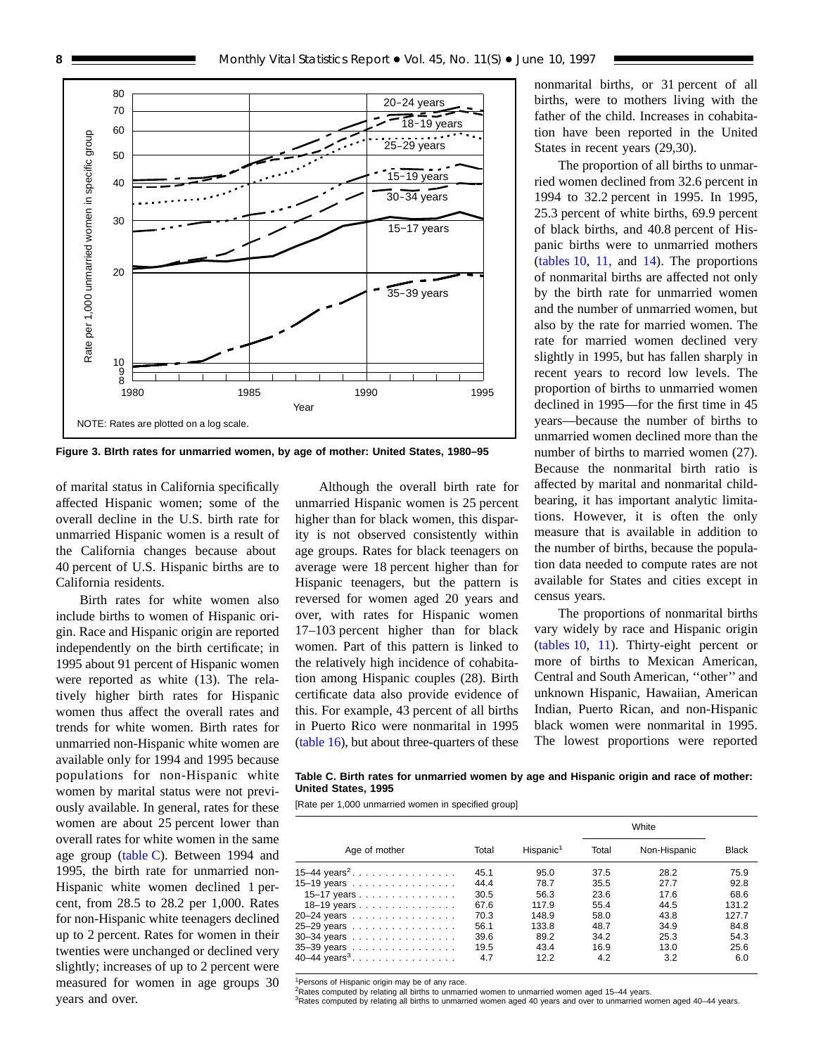Figure 3. BIrth rates for unmarried women, by age of mother: United States, 1980–95

NOTE: Rates are plotted on a log scale.

of marital status in California specifically affected Hispanic women; some of the overall decline in the U.S. birth rate for unmarried Hispanic women is a result of the California changes because about 40 percent of U.S. Hispanic births are to California residents.

Birth rates for white women also include births to women of Hispanic origin. Race and Hispanic origin are reported independently on the birth certificate; in 1995 about 91 percent of Hispanic women were reported as white (13). The relatively higher birth rates for Hispanic women thus affect the overall rates and trends for white women. Birth rates for unmarried non-Hispanic white women are available only for 1994 and 1995 because populations for non-Hispanic white women by marital status were not previously available. In general, rates for these women are about 25 percent lower than overall rates for white women in the same age group (table C). Between 1994 and 1995, the birth rate for unmarried non-Hispanic white women declined 1 percent, from 28.5 to 28.2 per 1,000. Rates for non-Hispanic white teenagers declined up to 2 percent. Rates for women in their twenties were unchanged or declined very slightly; increases of up to 2 percent were measured for women in age groups 30 years and over.

Although the overall birth rate for unmarried Hispanic women is 25 percent higher than for black women, this disparity is not observed consistently within age groups. Rates for black teenagers on average were 18 percent higher than for Hispanic teenagers, but the pattern is reversed for women aged 20 years and over, with rates for Hispanic women 17–103 percent higher than for black women. Part of this pattern is linked to the relatively high incidence of cohabitation among Hispanic couples (28). Birth certificate data also provide evidence of this. For example, 43 percent of all births in Puerto Rico were nonmarital in 1995 (table 16), but about three-quarters of these nonmarital births, or 31 percent of all births, were to mothers living with the father of the child. Increases in cohabitation have been reported in the United States in recent years (29,30).

The proportion of all births to unmarried women declined from 32.6 percent in 1994 to 32.2 percent in 1995. In 1995, 25.3 percent of white births, 69.9 percent of black births, and 40.8 percent of Hispanic births were to unmarried mothers (tables 10, 11, and 14). The proportions of nonmarital births are affected not only by the birth rate for unmarried women and the number of unmarried women, but also by the rate for married women. The rate for married women declined very slightly in 1995, but has fallen sharply in recent years to record low levels. The proportion of births to unmarried women declined in 1995—for the first time in 45 years—because the number of births to unmarried women declined more than the number of births to married women (27). Because the nonmarital birth ratio is affected by marital and nonmarital childbearing, it has important analytic limitations. However, it is often the only measure that is available in addition to the number of births, because the population data needed to compute rates are not available for States and cities except in census years.

The proportions of nonmarital births vary widely by race and Hispanic origin (tables 10, 11). Thirty-eight percent or more of births to Mexican American, Central and South American, ''other'' and unknown Hispanic, Hawaiian, American Indian, Puerto Rican, and non-Hispanic black women were nonmarital in 1995. The lowest proportions were reported

**Table C. Birth rates for unmarried women by age and Hispanic origin and race of mother: United States, 1995**

[Rate per 1,000 unmarried women in specified group]

| Age of mother | Total | Hispanic[1] | White | | Black |
|---|---|---|---|---|---|
| | | | Total | Non-Hispanic | |
| 15–44 years[2] | 45.1 | 95.0 | 37.5 | 28.2 | 75.9 |
| 15–19 years | 44.4 | 78.7 | 35.5 | 27.7 | 92.8 |
| 15–17 years | 30.5 | 56.3 | 23.6 | 17.6 | 68.6 |
| 18–19 years | 67.6 | 117.9 | 55.4 | 44.5 | 131.2 |
| 20–24 years | 70.3 | 148.9 | 58.0 | 43.8 | 127.7 |
| 25–29 years | 56.1 | 133.8 | 48.7 | 34.9 | 84.8 |
| 30–34 years | 39.6 | 89.2 | 34.2 | 25.3 | 54.3 |
| 35–39 years | 19.5 | 43.4 | 16.9 | 13.0 | 25.6 |
| 40–44 years[3] | 4.7 | 12.2 | 4.2 | 3.2 | 6.0 |

[1]Persons of Hispanic origin may be of any race.
[2]Rates computed by relating all births to unmarried women to unmarried women aged 15–44 years.
[3]Rates computed by relating all births to unmarried women aged 40 years and over to unmarried women aged 40–44 years.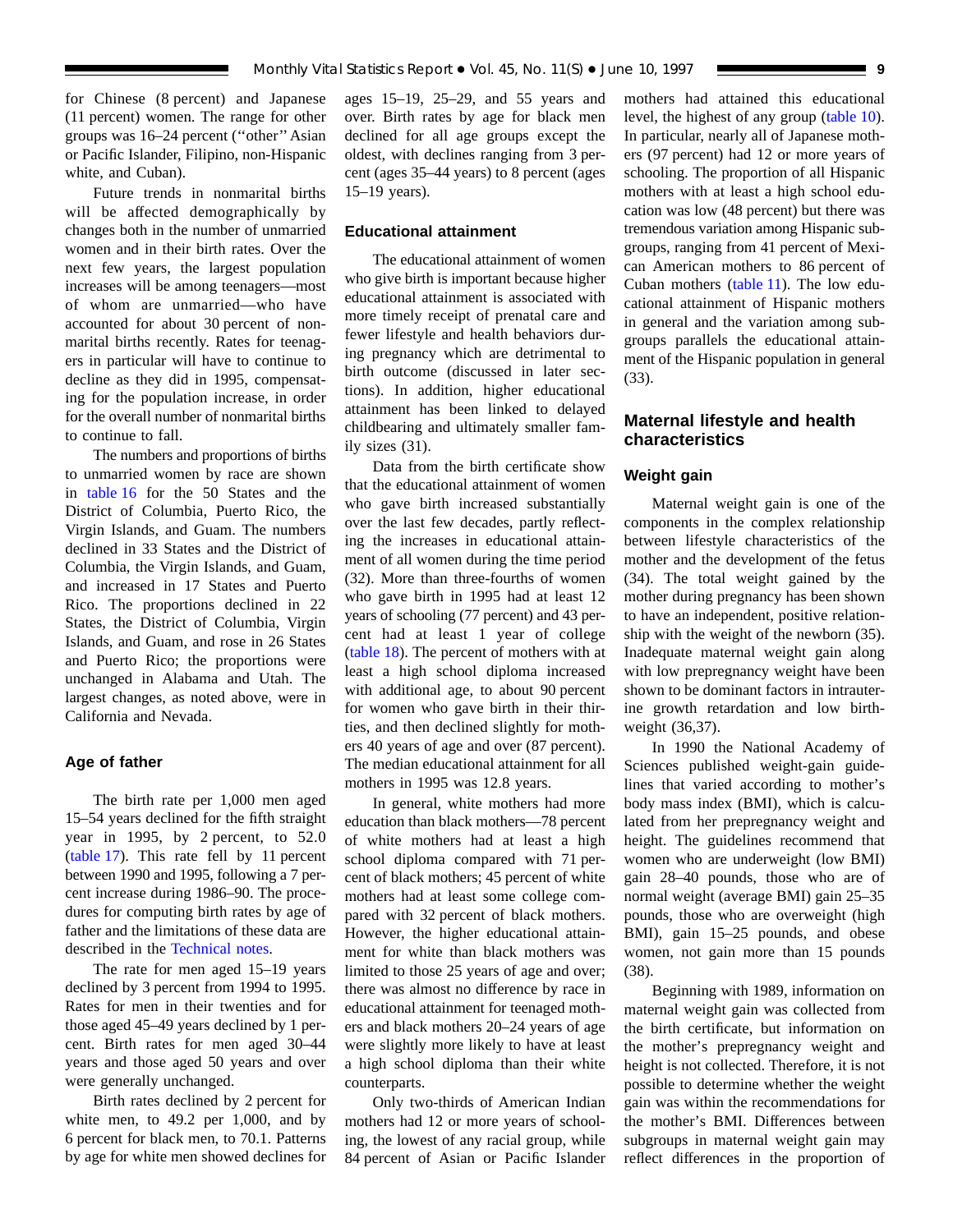for Chinese (8 percent) and Japanese (11 percent) women. The range for other groups was 16–24 percent (''other'' Asian or Pacific Islander, Filipino, non-Hispanic white, and Cuban).

Future trends in nonmarital births will be affected demographically by changes both in the number of unmarried women and in their birth rates. Over the next few years, the largest population increases will be among teenagers—most of whom are unmarried—who have accounted for about 30 percent of nonmarital births recently. Rates for teenagers in particular will have to continue to decline as they did in 1995, compensating for the population increase, in order for the overall number of nonmarital births to continue to fall.

The numbers and proportions of births to unmarried women by race are shown in table 16 for the 50 States and the District of Columbia, Puerto Rico, the Virgin Islands, and Guam. The numbers declined in 33 States and the District of Columbia, the Virgin Islands, and Guam, and increased in 17 States and Puerto Rico. The proportions declined in 22 States, the District of Columbia, Virgin Islands, and Guam, and rose in 26 States and Puerto Rico; the proportions were unchanged in Alabama and Utah. The largest changes, as noted above, were in California and Nevada.

### Age of father

The birth rate per 1,000 men aged 15–54 years declined for the fifth straight year in 1995, by 2 percent, to 52.0 (table 17). This rate fell by 11 percent between 1990 and 1995, following a 7 percent increase during 1986–90. The procedures for computing birth rates by age of father and the limitations of these data are described in the Technical notes.

The rate for men aged 15–19 years declined by 3 percent from 1994 to 1995. Rates for men in their twenties and for those aged 45–49 years declined by 1 percent. Birth rates for men aged 30–44 years and those aged 50 years and over were generally unchanged.

Birth rates declined by 2 percent for white men, to 49.2 per 1,000, and by 6 percent for black men, to 70.1. Patterns by age for white men showed declines for ages 15–19, 25–29, and 55 years and over. Birth rates by age for black men declined for all age groups except the oldest, with declines ranging from 3 percent (ages 35–44 years) to 8 percent (ages 15–19 years).

### Educational attainment

The educational attainment of women who give birth is important because higher educational attainment is associated with more timely receipt of prenatal care and fewer lifestyle and health behaviors during pregnancy which are detrimental to birth outcome (discussed in later sections). In addition, higher educational attainment has been linked to delayed childbearing and ultimately smaller family sizes (31).

Data from the birth certificate show that the educational attainment of women who gave birth increased substantially over the last few decades, partly reflecting the increases in educational attainment of all women during the time period (32). More than three-fourths of women who gave birth in 1995 had at least 12 years of schooling (77 percent) and 43 percent had at least 1 year of college (table 18). The percent of mothers with at least a high school diploma increased with additional age, to about 90 percent for women who gave birth in their thirties, and then declined slightly for mothers 40 years of age and over (87 percent). The median educational attainment for all mothers in 1995 was 12.8 years.

In general, white mothers had more education than black mothers—78 percent of white mothers had at least a high school diploma compared with 71 percent of black mothers; 45 percent of white mothers had at least some college compared with 32 percent of black mothers. However, the higher educational attainment for white than black mothers was limited to those 25 years of age and over; there was almost no difference by race in educational attainment for teenaged mothers and black mothers 20–24 years of age were slightly more likely to have at least a high school diploma than their white counterparts.

Only two-thirds of American Indian mothers had 12 or more years of schooling, the lowest of any racial group, while 84 percent of Asian or Pacific Islander mothers had attained this educational level, the highest of any group (table 10). In particular, nearly all of Japanese mothers (97 percent) had 12 or more years of schooling. The proportion of all Hispanic mothers with at least a high school education was low (48 percent) but there was tremendous variation among Hispanic subgroups, ranging from 41 percent of Mexican American mothers to 86 percent of Cuban mothers (table 11). The low educational attainment of Hispanic mothers in general and the variation among subgroups parallels the educational attainment of the Hispanic population in general (33).

## Maternal lifestyle and health characteristics

### Weight gain

Maternal weight gain is one of the components in the complex relationship between lifestyle characteristics of the mother and the development of the fetus (34). The total weight gained by the mother during pregnancy has been shown to have an independent, positive relationship with the weight of the newborn (35). Inadequate maternal weight gain along with low prepregnancy weight have been shown to be dominant factors in intrauterine growth retardation and low birthweight (36,37).

In 1990 the National Academy of Sciences published weight-gain guidelines that varied according to mother's body mass index (BMI), which is calculated from her prepregnancy weight and height. The guidelines recommend that women who are underweight (low BMI) gain 28–40 pounds, those who are of normal weight (average BMI) gain 25–35 pounds, those who are overweight (high BMI), gain 15–25 pounds, and obese women, not gain more than 15 pounds (38).

Beginning with 1989, information on maternal weight gain was collected from the birth certificate, but information on the mother's prepregnancy weight and height is not collected. Therefore, it is not possible to determine whether the weight gain was within the recommendations for the mother's BMI. Differences between subgroups in maternal weight gain may reflect differences in the proportion of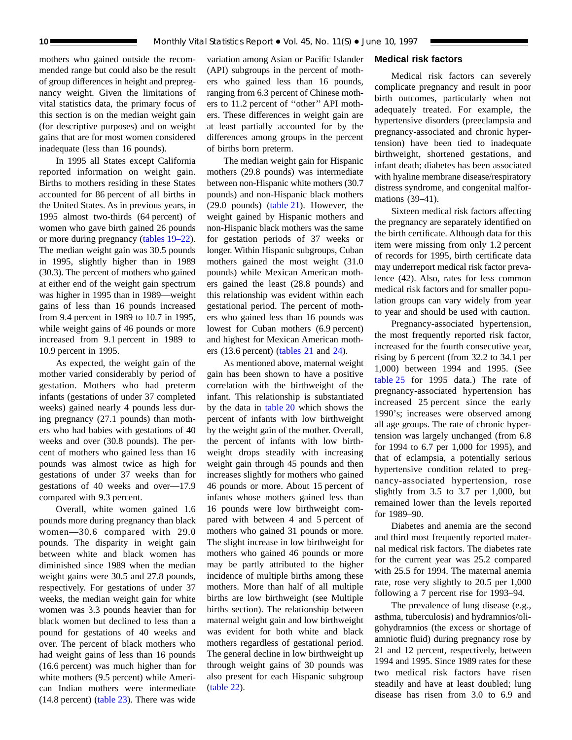mothers who gained outside the recommended range but could also be the result of group differences in height and prepregnancy weight. Given the limitations of vital statistics data, the primary focus of this section is on the median weight gain (for descriptive purposes) and on weight gains that are for most women considered inadequate (less than 16 pounds).

In 1995 all States except California reported information on weight gain. Births to mothers residing in these States accounted for 86 percent of all births in the United States. As in previous years, in 1995 almost two-thirds (64 percent) of women who gave birth gained 26 pounds or more during pregnancy (tables 19–22). The median weight gain was 30.5 pounds in 1995, slightly higher than in 1989 (30.3). The percent of mothers who gained at either end of the weight gain spectrum was higher in 1995 than in 1989—weight gains of less than 16 pounds increased from 9.4 percent in 1989 to 10.7 in 1995, while weight gains of 46 pounds or more increased from 9.1 percent in 1989 to 10.9 percent in 1995.

As expected, the weight gain of the mother varied considerably by period of gestation. Mothers who had preterm infants (gestations of under 37 completed weeks) gained nearly 4 pounds less during pregnancy (27.1 pounds) than mothers who had babies with gestations of 40 weeks and over (30.8 pounds). The percent of mothers who gained less than 16 pounds was almost twice as high for gestations of under 37 weeks than for gestations of 40 weeks and over—17.9 compared with 9.3 percent.

Overall, white women gained 1.6 pounds more during pregnancy than black women—30.6 compared with 29.0 pounds. The disparity in weight gain between white and black women has diminished since 1989 when the median weight gains were 30.5 and 27.8 pounds, respectively. For gestations of under 37 weeks, the median weight gain for white women was 3.3 pounds heavier than for black women but declined to less than a pound for gestations of 40 weeks and over. The percent of black mothers who had weight gains of less than 16 pounds (16.6 percent) was much higher than for white mothers (9.5 percent) while American Indian mothers were intermediate (14.8 percent) (table 23). There was wide variation among Asian or Pacific Islander (API) subgroups in the percent of mothers who gained less than 16 pounds, ranging from 6.3 percent of Chinese mothers to 11.2 percent of ''other'' API mothers. These differences in weight gain are at least partially accounted for by the differences among groups in the percent of births born preterm.

The median weight gain for Hispanic mothers (29.8 pounds) was intermediate between non-Hispanic white mothers (30.7 pounds) and non-Hispanic black mothers (29.0 pounds) (table 21). However, the weight gained by Hispanic mothers and non-Hispanic black mothers was the same for gestation periods of 37 weeks or longer. Within Hispanic subgroups, Cuban mothers gained the most weight (31.0 pounds) while Mexican American mothers gained the least (28.8 pounds) and this relationship was evident within each gestational period. The percent of mothers who gained less than 16 pounds was lowest for Cuban mothers (6.9 percent) and highest for Mexican American mothers (13.6 percent) (tables 21 and 24).

As mentioned above, maternal weight gain has been shown to have a positive correlation with the birthweight of the infant. This relationship is substantiated by the data in table 20 which shows the percent of infants with low birthweight by the weight gain of the mother. Overall, the percent of infants with low birthweight drops steadily with increasing weight gain through 45 pounds and then increases slightly for mothers who gained 46 pounds or more. About 15 percent of infants whose mothers gained less than 16 pounds were low birthweight compared with between 4 and 5 percent of mothers who gained 31 pounds or more. The slight increase in low birthweight for mothers who gained 46 pounds or more may be partly attributed to the higher incidence of multiple births among these mothers. More than half of all multiple births are low birthweight (see Multiple births section). The relationship between maternal weight gain and low birthweight was evident for both white and black mothers regardless of gestational period. The general decline in low birthweight up through weight gains of 30 pounds was also present for each Hispanic subgroup (table 22).

## Medical risk factors

Medical risk factors can severely complicate pregnancy and result in poor birth outcomes, particularly when not adequately treated. For example, the hypertensive disorders (preeclampsia and pregnancy-associated and chronic hypertension) have been tied to inadequate birthweight, shortened gestations, and infant death; diabetes has been associated with hyaline membrane disease/respiratory distress syndrome, and congenital malformations (39–41).

Sixteen medical risk factors affecting the pregnancy are separately identified on the birth certificate. Although data for this item were missing from only 1.2 percent of records for 1995, birth certificate data may underreport medical risk factor prevalence (42). Also, rates for less common medical risk factors and for smaller population groups can vary widely from year to year and should be used with caution.

Pregnancy-associated hypertension, the most frequently reported risk factor, increased for the fourth consecutive year, rising by 6 percent (from 32.2 to 34.1 per 1,000) between 1994 and 1995. (See table 25 for 1995 data.) The rate of pregnancy-associated hypertension has increased 25 percent since the early 1990's; increases were observed among all age groups. The rate of chronic hypertension was largely unchanged (from 6.8 for 1994 to 6.7 per 1,000 for 1995), and that of eclampsia, a potentially serious hypertensive condition related to pregnancy-associated hypertension, rose slightly from 3.5 to 3.7 per 1,000, but remained lower than the levels reported for 1989–90.

Diabetes and anemia are the second and third most frequently reported maternal medical risk factors. The diabetes rate for the current year was 25.2 compared with 25.5 for 1994. The maternal anemia rate, rose very slightly to 20.5 per 1,000 following a 7 percent rise for 1993–94.

The prevalence of lung disease (e.g., asthma, tuberculosis) and hydramnios/oligohydramnios (the excess or shortage of amniotic fluid) during pregnancy rose by 21 and 12 percent, respectively, between 1994 and 1995. Since 1989 rates for these two medical risk factors have risen steadily and have at least doubled; lung disease has risen from 3.0 to 6.9 and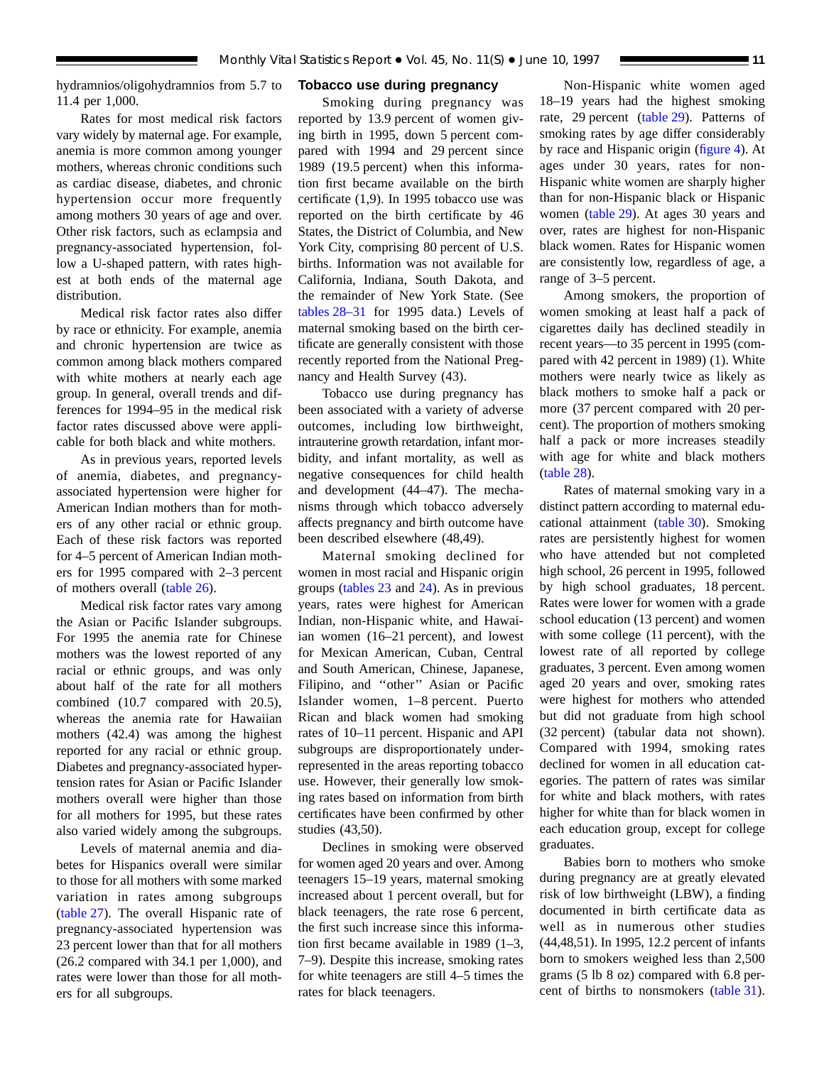hydramnios/oligohydramnios from 5.7 to 11.4 per 1,000.

Rates for most medical risk factors vary widely by maternal age. For example, anemia is more common among younger mothers, whereas chronic conditions such as cardiac disease, diabetes, and chronic hypertension occur more frequently among mothers 30 years of age and over. Other risk factors, such as eclampsia and pregnancy-associated hypertension, follow a U-shaped pattern, with rates highest at both ends of the maternal age distribution.

Medical risk factor rates also differ by race or ethnicity. For example, anemia and chronic hypertension are twice as common among black mothers compared with white mothers at nearly each age group. In general, overall trends and differences for 1994–95 in the medical risk factor rates discussed above were applicable for both black and white mothers.

As in previous years, reported levels of anemia, diabetes, and pregnancy-associated hypertension were higher for American Indian mothers than for mothers of any other racial or ethnic group. Each of these risk factors was reported for 4–5 percent of American Indian mothers for 1995 compared with 2–3 percent of mothers overall (table 26).

Medical risk factor rates vary among the Asian or Pacific Islander subgroups. For 1995 the anemia rate for Chinese mothers was the lowest reported of any racial or ethnic groups, and was only about half of the rate for all mothers combined (10.7 compared with 20.5), whereas the anemia rate for Hawaiian mothers (42.4) was among the highest reported for any racial or ethnic group. Diabetes and pregnancy-associated hypertension rates for Asian or Pacific Islander mothers overall were higher than those for all mothers for 1995, but these rates also varied widely among the subgroups.

Levels of maternal anemia and diabetes for Hispanics overall were similar to those for all mothers with some marked variation in rates among subgroups (table 27). The overall Hispanic rate of pregnancy-associated hypertension was 23 percent lower than that for all mothers (26.2 compared with 34.1 per 1,000), and rates were lower than those for all mothers for all subgroups.

### Tobacco use during pregnancy

Smoking during pregnancy was reported by 13.9 percent of women giving birth in 1995, down 5 percent compared with 1994 and 29 percent since 1989 (19.5 percent) when this information first became available on the birth certificate (1,9). In 1995 tobacco use was reported on the birth certificate by 46 States, the District of Columbia, and New York City, comprising 80 percent of U.S. births. Information was not available for California, Indiana, South Dakota, and the remainder of New York State. (See tables 28–31 for 1995 data.) Levels of maternal smoking based on the birth certificate are generally consistent with those recently reported from the National Pregnancy and Health Survey (43).

Tobacco use during pregnancy has been associated with a variety of adverse outcomes, including low birthweight, intrauterine growth retardation, infant morbidity, and infant mortality, as well as negative consequences for child health and development (44–47). The mechanisms through which tobacco adversely affects pregnancy and birth outcome have been described elsewhere (48,49).

Maternal smoking declined for women in most racial and Hispanic origin groups (tables 23 and 24). As in previous years, rates were highest for American Indian, non-Hispanic white, and Hawaiian women (16–21 percent), and lowest for Mexican American, Cuban, Central and South American, Chinese, Japanese, Filipino, and ''other'' Asian or Pacific Islander women, 1–8 percent. Puerto Rican and black women had smoking rates of 10–11 percent. Hispanic and API subgroups are disproportionately underrepresented in the areas reporting tobacco use. However, their generally low smoking rates based on information from birth certificates have been confirmed by other studies (43,50).

Declines in smoking were observed for women aged 20 years and over. Among teenagers 15–19 years, maternal smoking increased about 1 percent overall, but for black teenagers, the rate rose 6 percent, the first such increase since this information first became available in 1989 (1–3, 7–9). Despite this increase, smoking rates for white teenagers are still 4–5 times the rates for black teenagers.

Non-Hispanic white women aged 18–19 years had the highest smoking rate, 29 percent (table 29). Patterns of smoking rates by age differ considerably by race and Hispanic origin (figure 4). At ages under 30 years, rates for non-Hispanic white women are sharply higher than for non-Hispanic black or Hispanic women (table 29). At ages 30 years and over, rates are highest for non-Hispanic black women. Rates for Hispanic women are consistently low, regardless of age, a range of 3–5 percent.

Among smokers, the proportion of women smoking at least half a pack of cigarettes daily has declined steadily in recent years—to 35 percent in 1995 (compared with 42 percent in 1989) (1). White mothers were nearly twice as likely as black mothers to smoke half a pack or more (37 percent compared with 20 percent). The proportion of mothers smoking half a pack or more increases steadily with age for white and black mothers (table 28).

Rates of maternal smoking vary in a distinct pattern according to maternal educational attainment (table 30). Smoking rates are persistently highest for women who have attended but not completed high school, 26 percent in 1995, followed by high school graduates, 18 percent. Rates were lower for women with a grade school education (13 percent) and women with some college (11 percent), with the lowest rate of all reported by college graduates, 3 percent. Even among women aged 20 years and over, smoking rates were highest for mothers who attended but did not graduate from high school (32 percent) (tabular data not shown). Compared with 1994, smoking rates declined for women in all education categories. The pattern of rates was similar for white and black mothers, with rates higher for white than for black women in each education group, except for college graduates.

Babies born to mothers who smoke during pregnancy are at greatly elevated risk of low birthweight (LBW), a finding documented in birth certificate data as well as in numerous other studies (44,48,51). In 1995, 12.2 percent of infants born to smokers weighed less than 2,500 grams (5 lb 8 oz) compared with 6.8 percent of births to nonsmokers (table 31).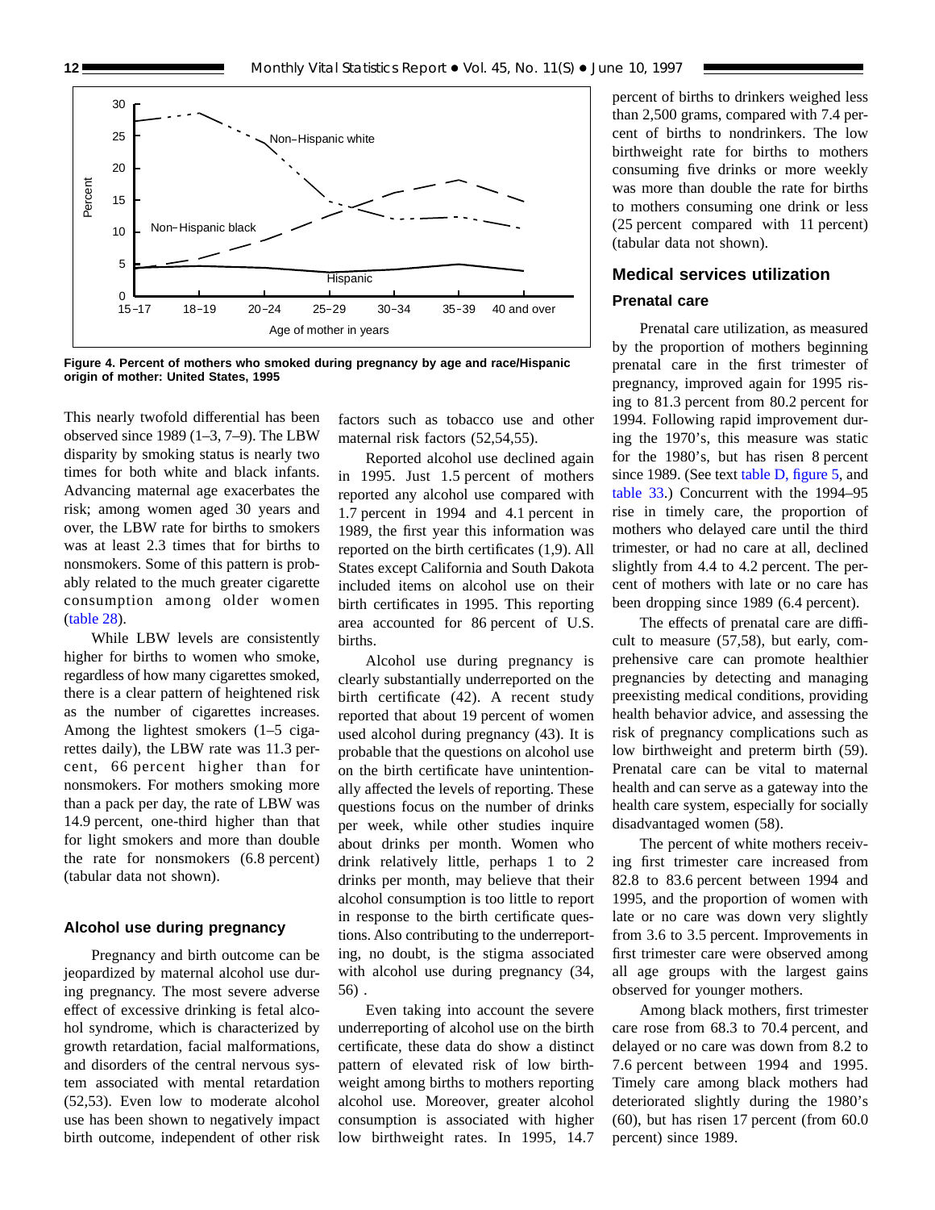**Figure 4. Percent of mothers who smoked during pregnancy by age and race/Hispanic origin of mother: United States, 1995**

This nearly twofold differential has been observed since 1989 (1–3, 7–9). The LBW disparity by smoking status is nearly two times for both white and black infants. Advancing maternal age exacerbates the risk; among women aged 30 years and over, the LBW rate for births to smokers was at least 2.3 times that for births to nonsmokers. Some of this pattern is probably related to the much greater cigarette consumption among older women (table 28).

While LBW levels are consistently higher for births to women who smoke, regardless of how many cigarettes smoked, there is a clear pattern of heightened risk as the number of cigarettes increases. Among the lightest smokers (1–5 cigarettes daily), the LBW rate was 11.3 percent, 66 percent higher than for nonsmokers. For mothers smoking more than a pack per day, the rate of LBW was 14.9 percent, one-third higher than that for light smokers and more than double the rate for nonsmokers (6.8 percent) (tabular data not shown).

## Alcohol use during pregnancy

Pregnancy and birth outcome can be jeopardized by maternal alcohol use during pregnancy. The most severe adverse effect of excessive drinking is fetal alcohol syndrome, which is characterized by growth retardation, facial malformations, and disorders of the central nervous system associated with mental retardation (52,53). Even low to moderate alcohol use has been shown to negatively impact birth outcome, independent of other risk factors such as tobacco use and other maternal risk factors (52,54,55).

Reported alcohol use declined again in 1995. Just 1.5 percent of mothers reported any alcohol use compared with 1.7 percent in 1994 and 4.1 percent in 1989, the first year this information was reported on the birth certificates (1,9). All States except California and South Dakota included items on alcohol use on their birth certificates in 1995. This reporting area accounted for 86 percent of U.S. births.

Alcohol use during pregnancy is clearly substantially underreported on the birth certificate (42). A recent study reported that about 19 percent of women used alcohol during pregnancy (43). It is probable that the questions on alcohol use on the birth certificate have unintentionally affected the levels of reporting. These questions focus on the number of drinks per week, while other studies inquire about drinks per month. Women who drink relatively little, perhaps 1 to 2 drinks per month, may believe that their alcohol consumption is too little to report in response to the birth certificate questions. Also contributing to the underreporting, no doubt, is the stigma associated with alcohol use during pregnancy (34, 56) .

Even taking into account the severe underreporting of alcohol use on the birth certificate, these data do show a distinct pattern of elevated risk of low birthweight among births to mothers reporting alcohol use. Moreover, greater alcohol consumption is associated with higher low birthweight rates. In 1995, 14.7 percent of births to drinkers weighed less than 2,500 grams, compared with 7.4 percent of births to nondrinkers. The low birthweight rate for births to mothers consuming five drinks or more weekly was more than double the rate for births to mothers consuming one drink or less (25 percent compared with 11 percent) (tabular data not shown).

## Medical services utilization

### Prenatal care

Prenatal care utilization, as measured by the proportion of mothers beginning prenatal care in the first trimester of pregnancy, improved again for 1995 rising to 81.3 percent from 80.2 percent for 1994. Following rapid improvement during the 1970's, this measure was static for the 1980's, but has risen 8 percent since 1989. (See text table D, figure 5, and table 33.) Concurrent with the 1994–95 rise in timely care, the proportion of mothers who delayed care until the third trimester, or had no care at all, declined slightly from 4.4 to 4.2 percent. The percent of mothers with late or no care has been dropping since 1989 (6.4 percent).

The effects of prenatal care are difficult to measure (57,58), but early, comprehensive care can promote healthier pregnancies by detecting and managing preexisting medical conditions, providing health behavior advice, and assessing the risk of pregnancy complications such as low birthweight and preterm birth (59). Prenatal care can be vital to maternal health and can serve as a gateway into the health care system, especially for socially disadvantaged women (58).

The percent of white mothers receiving first trimester care increased from 82.8 to 83.6 percent between 1994 and 1995, and the proportion of women with late or no care was down very slightly from 3.6 to 3.5 percent. Improvements in first trimester care were observed among all age groups with the largest gains observed for younger mothers.

Among black mothers, first trimester care rose from 68.3 to 70.4 percent, and delayed or no care was down from 8.2 to 7.6 percent between 1994 and 1995. Timely care among black mothers had deteriorated slightly during the 1980's (60), but has risen 17 percent (from 60.0 percent) since 1989.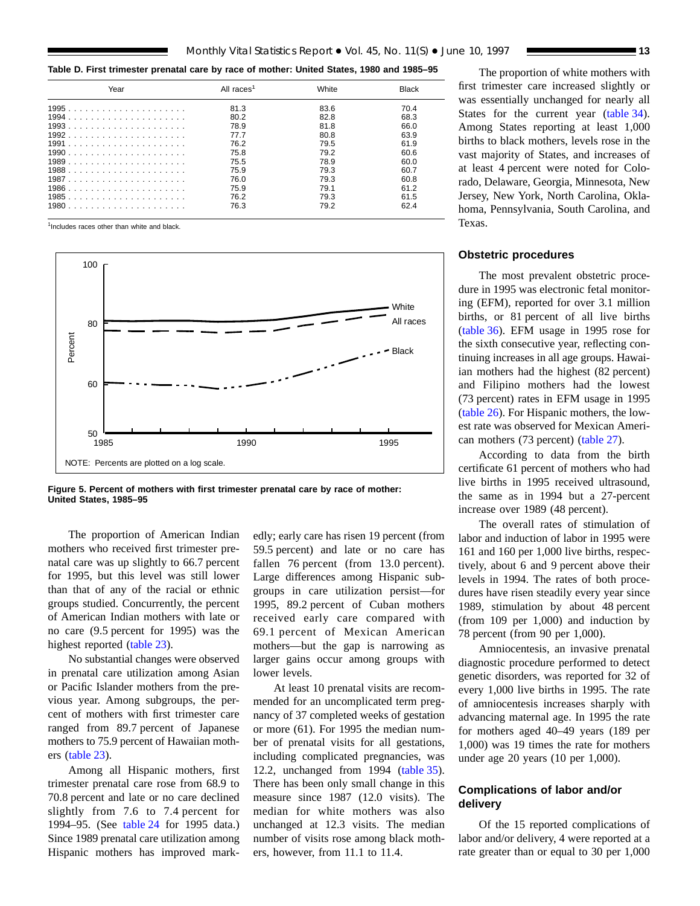**Table D. First trimester prenatal care by race of mother: United States, 1980 and 1985–95**

| Year | All races[1] | White | Black |
|---|---|---|---|
| 1995 | 81.3 | 83.6 | 70.4 |
| 1994 | 80.2 | 82.8 | 68.3 |
| 1993 | 78.9 | 81.8 | 66.0 |
| 1992 | 77.7 | 80.8 | 63.9 |
| 1991 | 76.2 | 79.5 | 61.9 |
| 1990 | 75.8 | 79.2 | 60.6 |
| 1989 | 75.5 | 78.9 | 60.0 |
| 1988 | 75.9 | 79.3 | 60.7 |
| 1987 | 76.0 | 79.3 | 60.8 |
| 1986 | 75.9 | 79.1 | 61.2 |
| 1985 | 76.2 | 79.3 | 61.5 |
| 1980 | 76.3 | 79.2 | 62.4 |

[1]Includes races other than white and black.

NOTE: Percents are plotted on a log scale.

**Figure 5. Percent of mothers with first trimester prenatal care by race of mother: United States, 1985–95**

The proportion of American Indian mothers who received first trimester prenatal care was up slightly to 66.7 percent for 1995, but this level was still lower than that of any of the racial or ethnic groups studied. Concurrently, the percent of American Indian mothers with late or no care (9.5 percent for 1995) was the highest reported (table 23).

No substantial changes were observed in prenatal care utilization among Asian or Pacific Islander mothers from the previous year. Among subgroups, the percent of mothers with first trimester care ranged from 89.7 percent of Japanese mothers to 75.9 percent of Hawaiian mothers (table 23).

Among all Hispanic mothers, first trimester prenatal care rose from 68.9 to 70.8 percent and late or no care declined slightly from 7.6 to 7.4 percent for 1994–95. (See table 24 for 1995 data.) Since 1989 prenatal care utilization among Hispanic mothers has improved markedly; early care has risen 19 percent (from 59.5 percent) and late or no care has fallen 76 percent (from 13.0 percent). Large differences among Hispanic subgroups in care utilization persist—for 1995, 89.2 percent of Cuban mothers received early care compared with 69.1 percent of Mexican American mothers—but the gap is narrowing as larger gains occur among groups with lower levels.

At least 10 prenatal visits are recommended for an uncomplicated term pregnancy of 37 completed weeks of gestation or more (61). For 1995 the median number of prenatal visits for all gestations, including complicated pregnancies, was 12.2, unchanged from 1994 (table 35). There has been only small change in this measure since 1987 (12.0 visits). The median for white mothers was also unchanged at 12.3 visits. The median number of visits rose among black mothers, however, from 11.1 to 11.4.

The proportion of white mothers with first trimester care increased slightly or was essentially unchanged for nearly all States for the current year (table 34). Among States reporting at least 1,000 births to black mothers, levels rose in the vast majority of States, and increases of at least 4 percent were noted for Colorado, Delaware, Georgia, Minnesota, New Jersey, New York, North Carolina, Oklahoma, Pennsylvania, South Carolina, and Texas.

## Obstetric procedures

The most prevalent obstetric procedure in 1995 was electronic fetal monitoring (EFM), reported for over 3.1 million births, or 81 percent of all live births (table 36). EFM usage in 1995 rose for the sixth consecutive year, reflecting continuing increases in all age groups. Hawaiian mothers had the highest (82 percent) and Filipino mothers had the lowest (73 percent) rates in EFM usage in 1995 (table 26). For Hispanic mothers, the lowest rate was observed for Mexican American mothers (73 percent) (table 27).

According to data from the birth certificate 61 percent of mothers who had live births in 1995 received ultrasound, the same as in 1994 but a 27-percent increase over 1989 (48 percent).

The overall rates of stimulation of labor and induction of labor in 1995 were 161 and 160 per 1,000 live births, respectively, about 6 and 9 percent above their levels in 1994. The rates of both procedures have risen steadily every year since 1989, stimulation by about 48 percent (from 109 per 1,000) and induction by 78 percent (from 90 per 1,000).

Amniocentesis, an invasive prenatal diagnostic procedure performed to detect genetic disorders, was reported for 32 of every 1,000 live births in 1995. The rate of amniocentesis increases sharply with advancing maternal age. In 1995 the rate for mothers aged 40–49 years (189 per 1,000) was 19 times the rate for mothers under age 20 years (10 per 1,000).

## Complications of labor and/or delivery

Of the 15 reported complications of labor and/or delivery, 4 were reported at a rate greater than or equal to 30 per 1,000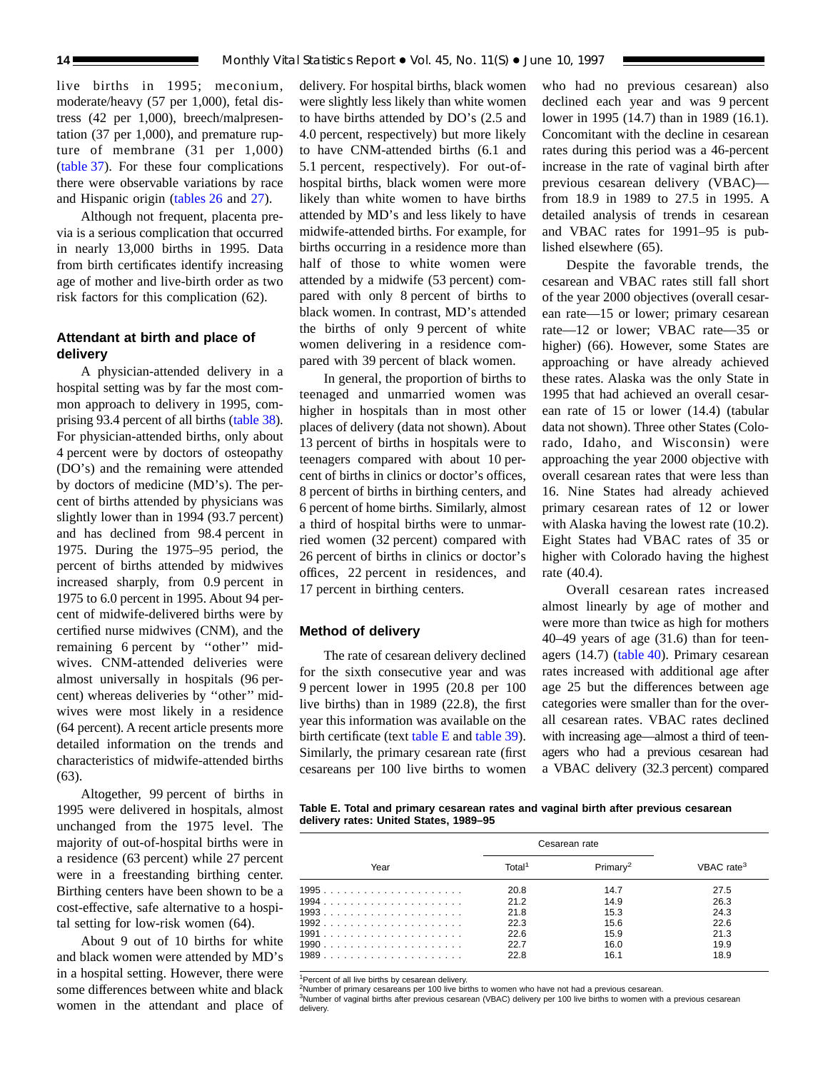live births in 1995; meconium, moderate/heavy (57 per 1,000), fetal distress (42 per 1,000), breech/malpresentation (37 per 1,000), and premature rupture of membrane (31 per 1,000) (table 37). For these four complications there were observable variations by race and Hispanic origin (tables 26 and 27).

Although not frequent, placenta previa is a serious complication that occurred in nearly 13,000 births in 1995. Data from birth certificates identify increasing age of mother and live-birth order as two risk factors for this complication (62).

### Attendant at birth and place of delivery

A physician-attended delivery in a hospital setting was by far the most common approach to delivery in 1995, comprising 93.4 percent of all births (table 38). For physician-attended births, only about 4 percent were by doctors of osteopathy (DO's) and the remaining were attended by doctors of medicine (MD's). The percent of births attended by physicians was slightly lower than in 1994 (93.7 percent) and has declined from 98.4 percent in 1975. During the 1975–95 period, the percent of births attended by midwives increased sharply, from 0.9 percent in 1975 to 6.0 percent in 1995. About 94 percent of midwife-delivered births were by certified nurse midwives (CNM), and the remaining 6 percent by ''other'' midwives. CNM-attended deliveries were almost universally in hospitals (96 percent) whereas deliveries by ''other'' midwives were most likely in a residence (64 percent). A recent article presents more detailed information on the trends and characteristics of midwife-attended births (63).

Altogether, 99 percent of births in 1995 were delivered in hospitals, almost unchanged from the 1975 level. The majority of out-of-hospital births were in a residence (63 percent) while 27 percent were in a freestanding birthing center. Birthing centers have been shown to be a cost-effective, safe alternative to a hospital setting for low-risk women (64).

About 9 out of 10 births for white and black women were attended by MD's in a hospital setting. However, there were some differences between white and black women in the attendant and place of delivery. For hospital births, black women were slightly less likely than white women to have births attended by DO's (2.5 and 4.0 percent, respectively) but more likely to have CNM-attended births (6.1 and 5.1 percent, respectively). For out-of-hospital births, black women were more likely than white women to have births attended by MD's and less likely to have midwife-attended births. For example, for births occurring in a residence more than half of those to white women were attended by a midwife (53 percent) compared with only 8 percent of births to black women. In contrast, MD's attended the births of only 9 percent of white women delivering in a residence compared with 39 percent of black women.

In general, the proportion of births to teenaged and unmarried women was higher in hospitals than in most other places of delivery (data not shown). About 13 percent of births in hospitals were to teenagers compared with about 10 percent of births in clinics or doctor's offices, 8 percent of births in birthing centers, and 6 percent of home births. Similarly, almost a third of hospital births were to unmarried women (32 percent) compared with 26 percent of births in clinics or doctor's offices, 22 percent in residences, and 17 percent in birthing centers.

### Method of delivery

The rate of cesarean delivery declined for the sixth consecutive year and was 9 percent lower in 1995 (20.8 per 100 live births) than in 1989 (22.8), the first year this information was available on the birth certificate (text table E and table 39). Similarly, the primary cesarean rate (first cesareans per 100 live births to women who had no previous cesarean) also declined each year and was 9 percent lower in 1995 (14.7) than in 1989 (16.1). Concomitant with the decline in cesarean rates during this period was a 46-percent increase in the rate of vaginal birth after previous cesarean delivery (VBAC)—from 18.9 in 1989 to 27.5 in 1995. A detailed analysis of trends in cesarean and VBAC rates for 1991–95 is published elsewhere (65).

Despite the favorable trends, the cesarean and VBAC rates still fall short of the year 2000 objectives (overall cesarean rate—15 or lower; primary cesarean rate—12 or lower; VBAC rate—35 or higher) (66). However, some States are approaching or have already achieved these rates. Alaska was the only State in 1995 that had achieved an overall cesarean rate of 15 or lower (14.4) (tabular data not shown). Three other States (Colorado, Idaho, and Wisconsin) were approaching the year 2000 objective with overall cesarean rates that were less than 16. Nine States had already achieved primary cesarean rates of 12 or lower with Alaska having the lowest rate (10.2). Eight States had VBAC rates of 35 or higher with Colorado having the highest rate (40.4).

Overall cesarean rates increased almost linearly by age of mother and were more than twice as high for mothers 40–49 years of age (31.6) than for teenagers (14.7) (table 40). Primary cesarean rates increased with additional age after age 25 but the differences between age categories were smaller than for the overall cesarean rates. VBAC rates declined with increasing age—almost a third of teenagers who had a previous cesarean had a VBAC delivery (32.3 percent) compared

**Table E. Total and primary cesarean rates and vaginal birth after previous cesarean delivery rates: United States, 1989–95**

| Year | Cesarean rate | | VBAC rate[3] |
|---|---|---|---|
| | Total[1] | Primary[2] | |
| 1995 | 20.8 | 14.7 | 27.5 |
| 1994 | 21.2 | 14.9 | 26.3 |
| 1993 | 21.8 | 15.3 | 24.3 |
| 1992 | 22.3 | 15.6 | 22.6 |
| 1991 | 22.6 | 15.9 | 21.3 |
| 1990 | 22.7 | 16.0 | 19.9 |
| 1989 | 22.8 | 16.1 | 18.9 |

[1]Percent of all live births by cesarean delivery.
[2]Number of primary cesareans per 100 live births to women who have not had a previous cesarean.
[3]Number of vaginal births after previous cesarean (VBAC) delivery per 100 live births to women with a previous cesarean delivery.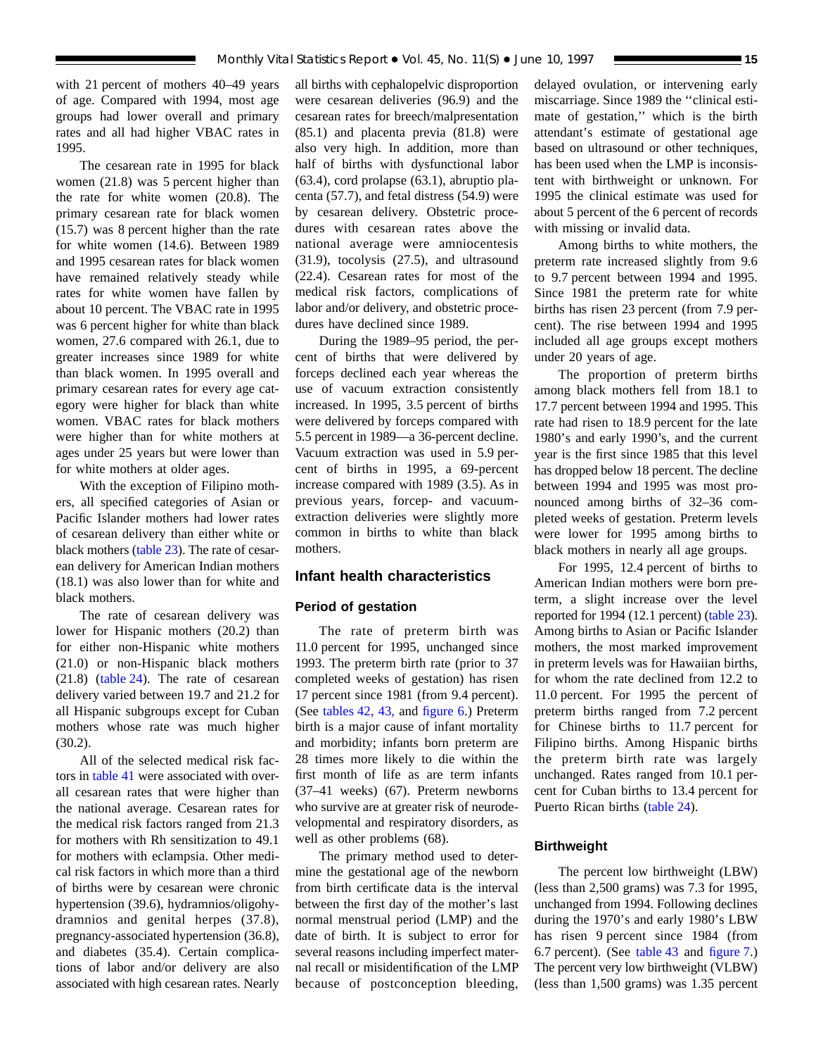with 21 percent of mothers 40–49 years of age. Compared with 1994, most age groups had lower overall and primary rates and all had higher VBAC rates in 1995.

The cesarean rate in 1995 for black women (21.8) was 5 percent higher than the rate for white women (20.8). The primary cesarean rate for black women (15.7) was 8 percent higher than the rate for white women (14.6). Between 1989 and 1995 cesarean rates for black women have remained relatively steady while rates for white women have fallen by about 10 percent. The VBAC rate in 1995 was 6 percent higher for white than black women, 27.6 compared with 26.1, due to greater increases since 1989 for white than black women. In 1995 overall and primary cesarean rates for every age category were higher for black than white women. VBAC rates for black mothers were higher than for white mothers at ages under 25 years but were lower than for white mothers at older ages.

With the exception of Filipino mothers, all specified categories of Asian or Pacific Islander mothers had lower rates of cesarean delivery than either white or black mothers (table 23). The rate of cesarean delivery for American Indian mothers (18.1) was also lower than for white and black mothers.

The rate of cesarean delivery was lower for Hispanic mothers (20.2) than for either non-Hispanic white mothers (21.0) or non-Hispanic black mothers (21.8) (table 24). The rate of cesarean delivery varied between 19.7 and 21.2 for all Hispanic subgroups except for Cuban mothers whose rate was much higher (30.2).

All of the selected medical risk factors in table 41 were associated with overall cesarean rates that were higher than the national average. Cesarean rates for the medical risk factors ranged from 21.3 for mothers with Rh sensitization to 49.1 for mothers with eclampsia. Other medical risk factors in which more than a third of births were by cesarean were chronic hypertension (39.6), hydramnios/oligohydramnios and genital herpes (37.8), pregnancy-associated hypertension (36.8), and diabetes (35.4). Certain complications of labor and/or delivery are also associated with high cesarean rates. Nearly all births with cephalopelvic disproportion were cesarean deliveries (96.9) and the cesarean rates for breech/malpresentation (85.1) and placenta previa (81.8) were also very high. In addition, more than half of births with dysfunctional labor (63.4), cord prolapse (63.1), abruptio placenta (57.7), and fetal distress (54.9) were by cesarean delivery. Obstetric procedures with cesarean rates above the national average were amniocentesis (31.9), tocolysis (27.5), and ultrasound (22.4). Cesarean rates for most of the medical risk factors, complications of labor and/or delivery, and obstetric procedures have declined since 1989.

During the 1989–95 period, the percent of births that were delivered by forceps declined each year whereas the use of vacuum extraction consistently increased. In 1995, 3.5 percent of births were delivered by forceps compared with 5.5 percent in 1989—a 36-percent decline. Vacuum extraction was used in 5.9 percent of births in 1995, a 69-percent increase compared with 1989 (3.5). As in previous years, forcep- and vacuum-extraction deliveries were slightly more common in births to white than black mothers.

## Infant health characteristics

### Period of gestation

The rate of preterm birth was 11.0 percent for 1995, unchanged since 1993. The preterm birth rate (prior to 37 completed weeks of gestation) has risen 17 percent since 1981 (from 9.4 percent). (See tables 42, 43, and figure 6.) Preterm birth is a major cause of infant mortality and morbidity; infants born preterm are 28 times more likely to die within the first month of life as are term infants (37–41 weeks) (67). Preterm newborns who survive are at greater risk of neurodevelopmental and respiratory disorders, as well as other problems (68).

The primary method used to determine the gestational age of the newborn from birth certificate data is the interval between the first day of the mother's last normal menstrual period (LMP) and the date of birth. It is subject to error for several reasons including imperfect maternal recall or misidentification of the LMP because of postconception bleeding, delayed ovulation, or intervening early miscarriage. Since 1989 the ''clinical estimate of gestation,'' which is the birth attendant's estimate of gestational age based on ultrasound or other techniques, has been used when the LMP is inconsistent with birthweight or unknown. For 1995 the clinical estimate was used for about 5 percent of the 6 percent of records with missing or invalid data.

Among births to white mothers, the preterm rate increased slightly from 9.6 to 9.7 percent between 1994 and 1995. Since 1981 the preterm rate for white births has risen 23 percent (from 7.9 percent). The rise between 1994 and 1995 included all age groups except mothers under 20 years of age.

The proportion of preterm births among black mothers fell from 18.1 to 17.7 percent between 1994 and 1995. This rate had risen to 18.9 percent for the late 1980's and early 1990's, and the current year is the first since 1985 that this level has dropped below 18 percent. The decline between 1994 and 1995 was most pronounced among births of 32–36 completed weeks of gestation. Preterm levels were lower for 1995 among births to black mothers in nearly all age groups.

For 1995, 12.4 percent of births to American Indian mothers were born preterm, a slight increase over the level reported for 1994 (12.1 percent) (table 23). Among births to Asian or Pacific Islander mothers, the most marked improvement in preterm levels was for Hawaiian births, for whom the rate declined from 12.2 to 11.0 percent. For 1995 the percent of preterm births ranged from 7.2 percent for Chinese births to 11.7 percent for Filipino births. Among Hispanic births the preterm birth rate was largely unchanged. Rates ranged from 10.1 percent for Cuban births to 13.4 percent for Puerto Rican births (table 24).

### Birthweight

The percent low birthweight (LBW) (less than 2,500 grams) was 7.3 for 1995, unchanged from 1994. Following declines during the 1970's and early 1980's LBW has risen 9 percent since 1984 (from 6.7 percent). (See table 43 and figure 7.) The percent very low birthweight (VLBW) (less than 1,500 grams) was 1.35 percent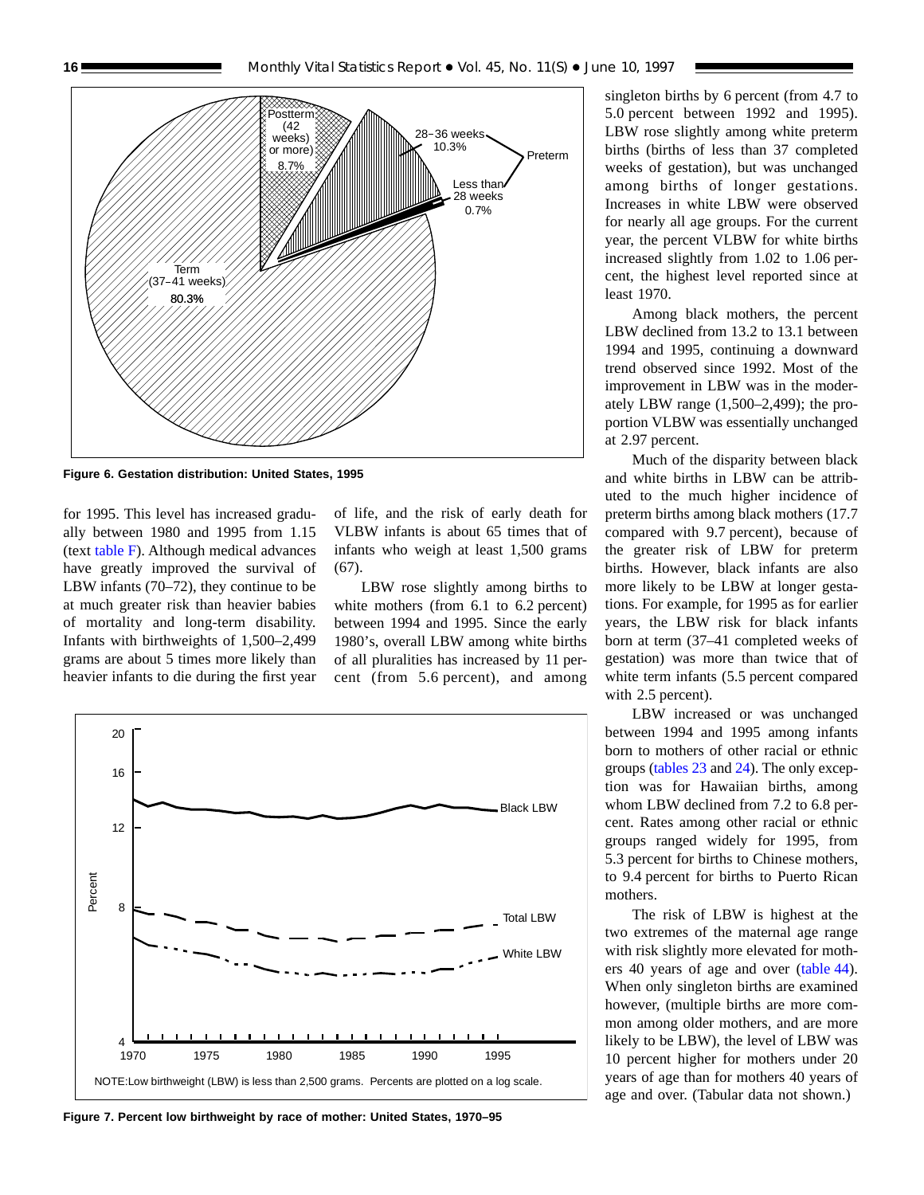Figure 6. Gestation distribution: United States, 1995

for 1995. This level has increased gradually between 1980 and 1995 from 1.15 (text table F). Although medical advances have greatly improved the survival of LBW infants (70–72), they continue to be at much greater risk than heavier babies of mortality and long-term disability. Infants with birthweights of 1,500–2,499 grams are about 5 times more likely than heavier infants to die during the first year of life, and the risk of early death for VLBW infants is about 65 times that of infants who weigh at least 1,500 grams (67).

LBW rose slightly among births to white mothers (from 6.1 to 6.2 percent) between 1994 and 1995. Since the early 1980's, overall LBW among white births of all pluralities has increased by 11 percent (from 5.6 percent), and among singleton births by 6 percent (from 4.7 to 5.0 percent between 1992 and 1995). LBW rose slightly among white preterm births (births of less than 37 completed weeks of gestation), but was unchanged among births of longer gestations. Increases in white LBW were observed for nearly all age groups. For the current year, the percent VLBW for white births increased slightly from 1.02 to 1.06 percent, the highest level reported since at least 1970.

Among black mothers, the percent LBW declined from 13.2 to 13.1 between 1994 and 1995, continuing a downward trend observed since 1992. Most of the improvement in LBW was in the moderately LBW range (1,500–2,499); the proportion VLBW was essentially unchanged at 2.97 percent.

Much of the disparity between black and white births in LBW can be attributed to the much higher incidence of preterm births among black mothers (17.7 compared with 9.7 percent), because of the greater risk of LBW for preterm births. However, black infants are also more likely to be LBW at longer gestations. For example, for 1995 as for earlier years, the LBW risk for black infants born at term (37–41 completed weeks of gestation) was more than twice that of white term infants (5.5 percent compared with 2.5 percent).

LBW increased or was unchanged between 1994 and 1995 among infants born to mothers of other racial or ethnic groups (tables 23 and 24). The only exception was for Hawaiian births, among whom LBW declined from 7.2 to 6.8 percent. Rates among other racial or ethnic groups ranged widely for 1995, from 5.3 percent for births to Chinese mothers, to 9.4 percent for births to Puerto Rican mothers.

The risk of LBW is highest at the two extremes of the maternal age range with risk slightly more elevated for mothers 40 years of age and over (table 44). When only singleton births are examined however, (multiple births are more common among older mothers, and are more likely to be LBW), the level of LBW was 10 percent higher for mothers under 20 years of age than for mothers 40 years of age and over. (Tabular data not shown.)

NOTE: Low birthweight (LBW) is less than 2,500 grams. Percents are plotted on a log scale.

Figure 7. Percent low birthweight by race of mother: United States, 1970–95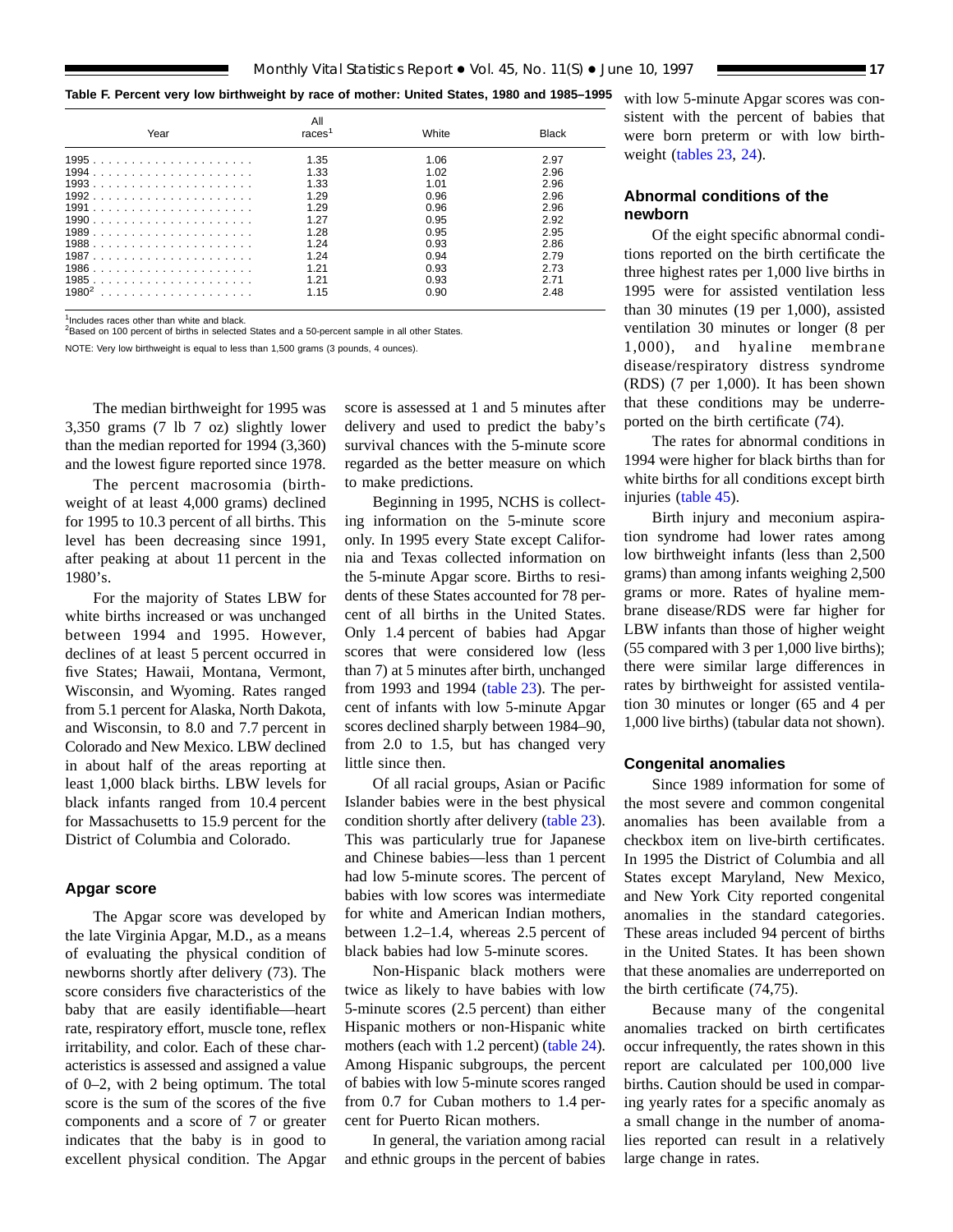**Table F. Percent very low birthweight by race of mother: United States, 1980 and 1985–1995**

| Year | All races[1] | White | Black |
|---|---|---|---|
| 1995 | 1.35 | 1.06 | 2.97 |
| 1994 | 1.33 | 1.02 | 2.96 |
| 1993 | 1.33 | 1.01 | 2.96 |
| 1992 | 1.29 | 0.96 | 2.96 |
| 1991 | 1.29 | 0.96 | 2.96 |
| 1990 | 1.27 | 0.95 | 2.92 |
| 1989 | 1.28 | 0.95 | 2.95 |
| 1988 | 1.24 | 0.93 | 2.86 |
| 1987 | 1.24 | 0.94 | 2.79 |
| 1986 | 1.21 | 0.93 | 2.73 |
| 1985 | 1.21 | 0.93 | 2.71 |
| 1980[2] | 1.15 | 0.90 | 2.48 |

[1]Includes races other than white and black.
[2]Based on 100 percent of births in selected States and a 50-percent sample in all other States.

NOTE: Very low birthweight is equal to less than 1,500 grams (3 pounds, 4 ounces).

The median birthweight for 1995 was 3,350 grams (7 lb 7 oz) slightly lower than the median reported for 1994 (3,360) and the lowest figure reported since 1978.

The percent macrosomia (birthweight of at least 4,000 grams) declined for 1995 to 10.3 percent of all births. This level has been decreasing since 1991, after peaking at about 11 percent in the 1980's.

For the majority of States LBW for white births increased or was unchanged between 1994 and 1995. However, declines of at least 5 percent occurred in five States; Hawaii, Montana, Vermont, Wisconsin, and Wyoming. Rates ranged from 5.1 percent for Alaska, North Dakota, and Wisconsin, to 8.0 and 7.7 percent in Colorado and New Mexico. LBW declined in about half of the areas reporting at least 1,000 black births. LBW levels for black infants ranged from 10.4 percent for Massachusetts to 15.9 percent for the District of Columbia and Colorado.

## Apgar score

The Apgar score was developed by the late Virginia Apgar, M.D., as a means of evaluating the physical condition of newborns shortly after delivery (73). The score considers five characteristics of the baby that are easily identifiable—heart rate, respiratory effort, muscle tone, reflex irritability, and color. Each of these characteristics is assessed and assigned a value of 0–2, with 2 being optimum. The total score is the sum of the scores of the five components and a score of 7 or greater indicates that the baby is in good to excellent physical condition. The Apgar score is assessed at 1 and 5 minutes after delivery and used to predict the baby's survival chances with the 5-minute score regarded as the better measure on which to make predictions.

Beginning in 1995, NCHS is collecting information on the 5-minute score only. In 1995 every State except California and Texas collected information on the 5-minute Apgar score. Births to residents of these States accounted for 78 percent of all births in the United States. Only 1.4 percent of babies had Apgar scores that were considered low (less than 7) at 5 minutes after birth, unchanged from 1993 and 1994 (table 23). The percent of infants with low 5-minute Apgar scores declined sharply between 1984–90, from 2.0 to 1.5, but has changed very little since then.

Of all racial groups, Asian or Pacific Islander babies were in the best physical condition shortly after delivery (table 23). This was particularly true for Japanese and Chinese babies—less than 1 percent had low 5-minute scores. The percent of babies with low scores was intermediate for white and American Indian mothers, between 1.2–1.4, whereas 2.5 percent of black babies had low 5-minute scores.

Non-Hispanic black mothers were twice as likely to have babies with low 5-minute scores (2.5 percent) than either Hispanic mothers or non-Hispanic white mothers (each with 1.2 percent) (table 24). Among Hispanic subgroups, the percent of babies with low 5-minute scores ranged from 0.7 for Cuban mothers to 1.4 percent for Puerto Rican mothers.

In general, the variation among racial and ethnic groups in the percent of babies with low 5-minute Apgar scores was consistent with the percent of babies that were born preterm or with low birthweight (tables 23, 24).

## Abnormal conditions of the newborn

Of the eight specific abnormal conditions reported on the birth certificate the three highest rates per 1,000 live births in 1995 were for assisted ventilation less than 30 minutes (19 per 1,000), assisted ventilation 30 minutes or longer (8 per 1,000), and hyaline membrane disease/respiratory distress syndrome (RDS) (7 per 1,000). It has been shown that these conditions may be underreported on the birth certificate (74).

The rates for abnormal conditions in 1994 were higher for black births than for white births for all conditions except birth injuries (table 45).

Birth injury and meconium aspiration syndrome had lower rates among low birthweight infants (less than 2,500 grams) than among infants weighing 2,500 grams or more. Rates of hyaline membrane disease/RDS were far higher for LBW infants than those of higher weight (55 compared with 3 per 1,000 live births); there were similar large differences in rates by birthweight for assisted ventilation 30 minutes or longer (65 and 4 per 1,000 live births) (tabular data not shown).

## Congenital anomalies

Since 1989 information for some of the most severe and common congenital anomalies has been available from a checkbox item on live-birth certificates. In 1995 the District of Columbia and all States except Maryland, New Mexico, and New York City reported congenital anomalies in the standard categories. These areas included 94 percent of births in the United States. It has been shown that these anomalies are underreported on the birth certificate (74,75).

Because many of the congenital anomalies tracked on birth certificates occur infrequently, the rates shown in this report are calculated per 100,000 live births. Caution should be used in comparing yearly rates for a specific anomaly as a small change in the number of anomalies reported can result in a relatively large change in rates.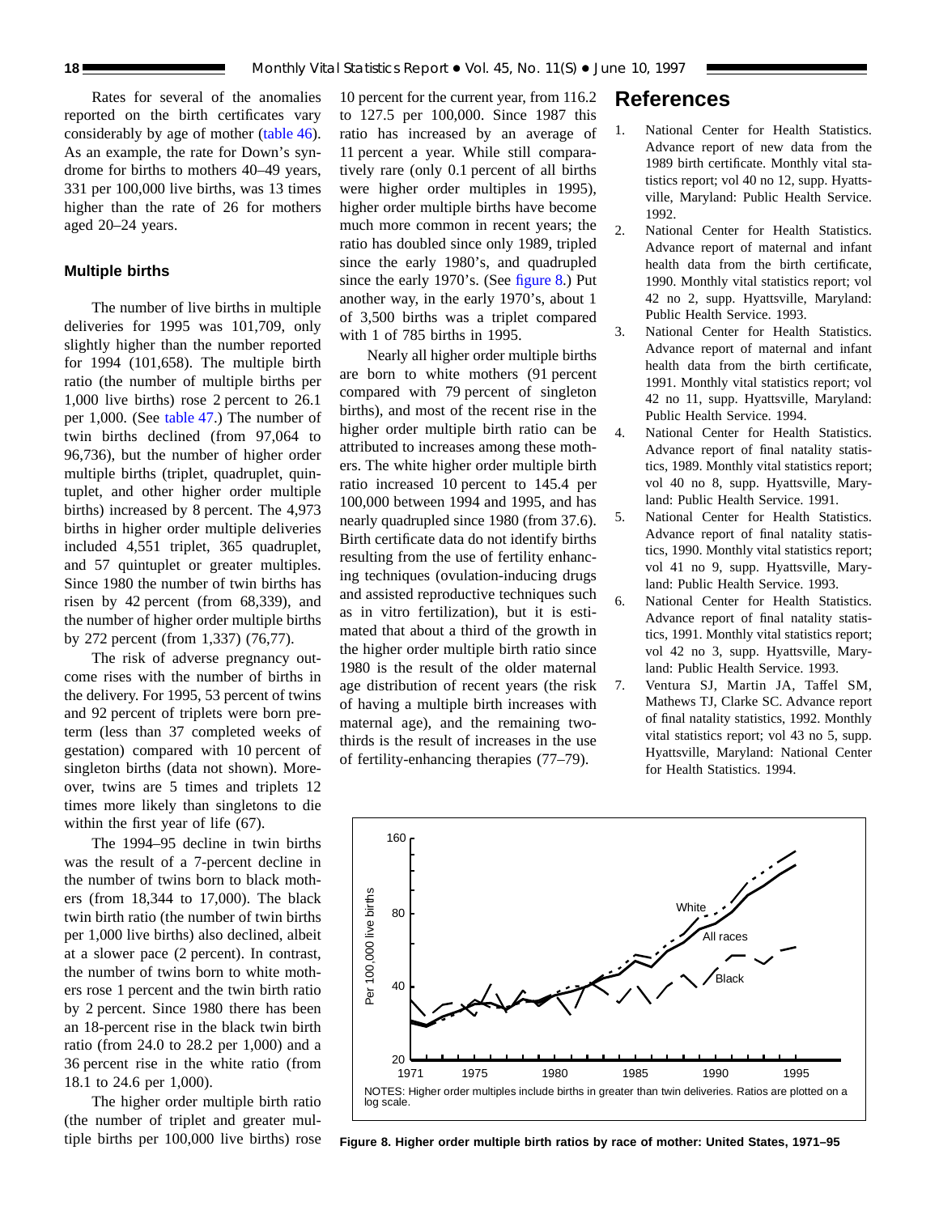Rates for several of the anomalies reported on the birth certificates vary considerably by age of mother (table 46). As an example, the rate for Down's syndrome for births to mothers 40–49 years, 331 per 100,000 live births, was 13 times higher than the rate of 26 for mothers aged 20–24 years.

### Multiple births

The number of live births in multiple deliveries for 1995 was 101,709, only slightly higher than the number reported for 1994 (101,658). The multiple birth ratio (the number of multiple births per 1,000 live births) rose 2 percent to 26.1 per 1,000. (See table 47.) The number of twin births declined (from 97,064 to 96,736), but the number of higher order multiple births (triplet, quadruplet, quintuplet, and other higher order multiple births) increased by 8 percent. The 4,973 births in higher order multiple deliveries included 4,551 triplet, 365 quadruplet, and 57 quintuplet or greater multiples. Since 1980 the number of twin births has risen by 42 percent (from 68,339), and the number of higher order multiple births by 272 percent (from 1,337) (76,77).

The risk of adverse pregnancy outcome rises with the number of births in the delivery. For 1995, 53 percent of twins and 92 percent of triplets were born preterm (less than 37 completed weeks of gestation) compared with 10 percent of singleton births (data not shown). Moreover, twins are 5 times and triplets 12 times more likely than singletons to die within the first year of life (67).

The 1994–95 decline in twin births was the result of a 7-percent decline in the number of twins born to black mothers (from 18,344 to 17,000). The black twin birth ratio (the number of twin births per 1,000 live births) also declined, albeit at a slower pace (2 percent). In contrast, the number of twins born to white mothers rose 1 percent and the twin birth ratio by 2 percent. Since 1980 there has been an 18-percent rise in the black twin birth ratio (from 24.0 to 28.2 per 1,000) and a 36 percent rise in the white ratio (from 18.1 to 24.6 per 1,000).

The higher order multiple birth ratio (the number of triplet and greater multiple births per 100,000 live births) rose 10 percent for the current year, from 116.2 to 127.5 per 100,000. Since 1987 this ratio has increased by an average of 11 percent a year. While still comparatively rare (only 0.1 percent of all births were higher order multiples in 1995), higher order multiple births have become much more common in recent years; the ratio has doubled since only 1989, tripled since the early 1980's, and quadrupled since the early 1970's. (See figure 8.) Put another way, in the early 1970's, about 1 of 3,500 births was a triplet compared with 1 of 785 births in 1995.

Nearly all higher order multiple births are born to white mothers (91 percent compared with 79 percent of singleton births), and most of the recent rise in the higher order multiple birth ratio can be attributed to increases among these mothers. The white higher order multiple birth ratio increased 10 percent to 145.4 per 100,000 between 1994 and 1995, and has nearly quadrupled since 1980 (from 37.6). Birth certificate data do not identify births resulting from the use of fertility enhancing techniques (ovulation-inducing drugs and assisted reproductive techniques such as in vitro fertilization), but it is estimated that about a third of the growth in the higher order multiple birth ratio since 1980 is the result of the older maternal age distribution of recent years (the risk of having a multiple birth increases with maternal age), and the remaining two-thirds is the result of increases in the use of fertility-enhancing therapies (77–79).

NOTES: Higher order multiples include births in greater than twin deliveries. Ratios are plotted on a log scale.

**Figure 8. Higher order multiple birth ratios by race of mother: United States, 1971–95**

## References

1. National Center for Health Statistics. Advance report of new data from the 1989 birth certificate. Monthly vital statistics report; vol 40 no 12, supp. Hyattsville, Maryland: Public Health Service. 1992.
2. National Center for Health Statistics. Advance report of maternal and infant health data from the birth certificate, 1990. Monthly vital statistics report; vol 42 no 2, supp. Hyattsville, Maryland: Public Health Service. 1993.
3. National Center for Health Statistics. Advance report of maternal and infant health data from the birth certificate, 1991. Monthly vital statistics report; vol 42 no 11, supp. Hyattsville, Maryland: Public Health Service. 1994.
4. National Center for Health Statistics. Advance report of final natality statistics, 1989. Monthly vital statistics report; vol 40 no 8, supp. Hyattsville, Maryland: Public Health Service. 1991.
5. National Center for Health Statistics. Advance report of final natality statistics, 1990. Monthly vital statistics report; vol 41 no 9, supp. Hyattsville, Maryland: Public Health Service. 1993.
6. National Center for Health Statistics. Advance report of final natality statistics, 1991. Monthly vital statistics report; vol 42 no 3, supp. Hyattsville, Maryland: Public Health Service. 1993.
7. Ventura SJ, Martin JA, Taffel SM, Mathews TJ, Clarke SC. Advance report of final natality statistics, 1992. Monthly vital statistics report; vol 43 no 5, supp. Hyattsville, Maryland: National Center for Health Statistics. 1994.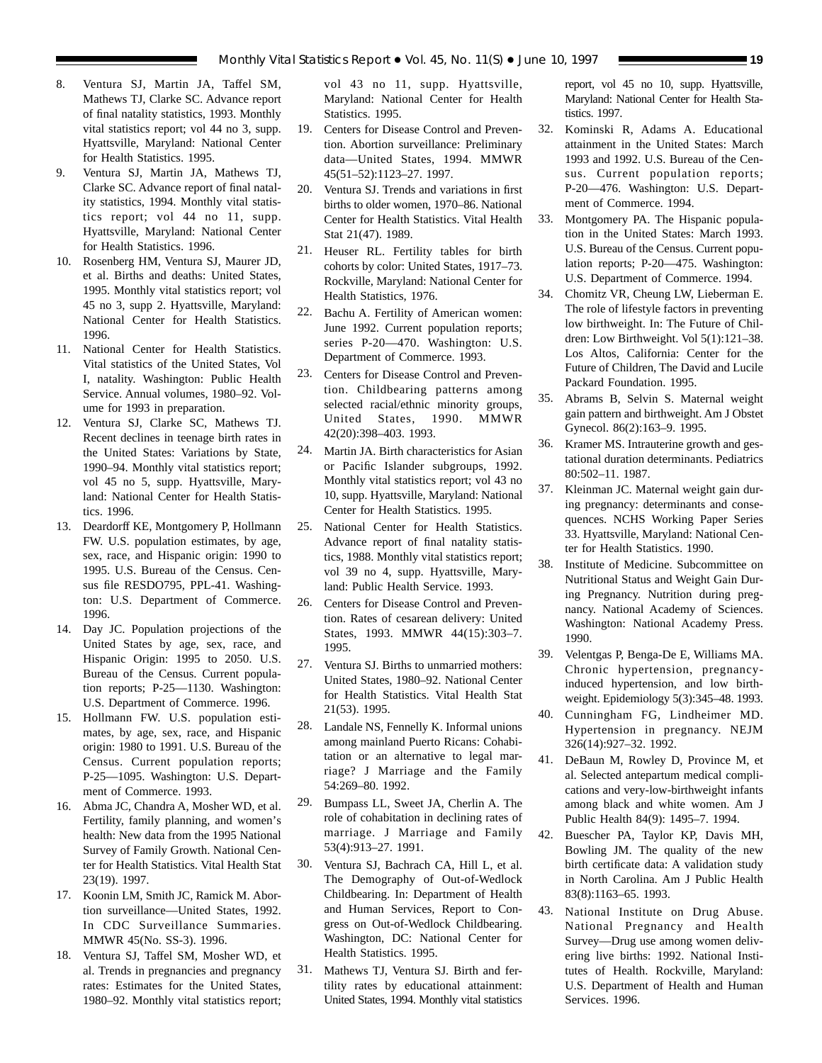8. Ventura SJ, Martin JA, Taffel SM, Mathews TJ, Clarke SC. Advance report of final natality statistics, 1993. Monthly vital statistics report; vol 44 no 3, supp. Hyattsville, Maryland: National Center for Health Statistics. 1995.
9. Ventura SJ, Martin JA, Mathews TJ, Clarke SC. Advance report of final natality statistics, 1994. Monthly vital statistics report; vol 44 no 11, supp. Hyattsville, Maryland: National Center for Health Statistics. 1996.
10. Rosenberg HM, Ventura SJ, Maurer JD, et al. Births and deaths: United States, 1995. Monthly vital statistics report; vol 45 no 3, supp 2. Hyattsville, Maryland: National Center for Health Statistics. 1996.
11. National Center for Health Statistics. Vital statistics of the United States, Vol I, natality. Washington: Public Health Service. Annual volumes, 1980–92. Volume for 1993 in preparation.
12. Ventura SJ, Clarke SC, Mathews TJ. Recent declines in teenage birth rates in the United States: Variations by State, 1990–94. Monthly vital statistics report; vol 45 no 5, supp. Hyattsville, Maryland: National Center for Health Statistics. 1996.
13. Deardorff KE, Montgomery P, Hollmann FW. U.S. population estimates, by age, sex, race, and Hispanic origin: 1990 to 1995. U.S. Bureau of the Census. Census file RESDO795, PPL-41. Washington: U.S. Department of Commerce. 1996.
14. Day JC. Population projections of the United States by age, sex, race, and Hispanic Origin: 1995 to 2050. U.S. Bureau of the Census. Current population reports; P-25—1130. Washington: U.S. Department of Commerce. 1996.
15. Hollmann FW. U.S. population estimates, by age, sex, race, and Hispanic origin: 1980 to 1991. U.S. Bureau of the Census. Current population reports; P-25—1095. Washington: U.S. Department of Commerce. 1993.
16. Abma JC, Chandra A, Mosher WD, et al. Fertility, family planning, and women's health: New data from the 1995 National Survey of Family Growth. National Center for Health Statistics. Vital Health Stat 23(19). 1997.
17. Koonin LM, Smith JC, Ramick M. Abortion surveillance—United States, 1992. In CDC Surveillance Summaries. MMWR 45(No. SS-3). 1996.
18. Ventura SJ, Taffel SM, Mosher WD, et al. Trends in pregnancies and pregnancy rates: Estimates for the United States, 1980–92. Monthly vital statistics report; vol 43 no 11, supp. Hyattsville, Maryland: National Center for Health Statistics. 1995.
19. Centers for Disease Control and Prevention. Abortion surveillance: Preliminary data—United States, 1994. MMWR 45(51–52):1123–27. 1997.
20. Ventura SJ. Trends and variations in first births to older women, 1970–86. National Center for Health Statistics. Vital Health Stat 21(47). 1989.
21. Heuser RL. Fertility tables for birth cohorts by color: United States, 1917–73. Rockville, Maryland: National Center for Health Statistics, 1976.
22. Bachu A. Fertility of American women: June 1992. Current population reports; series P-20—470. Washington: U.S. Department of Commerce. 1993.
23. Centers for Disease Control and Prevention. Childbearing patterns among selected racial/ethnic minority groups, United States, 1990. MMWR 42(20):398–403. 1993.
24. Martin JA. Birth characteristics for Asian or Pacific Islander subgroups, 1992. Monthly vital statistics report; vol 43 no 10, supp. Hyattsville, Maryland: National Center for Health Statistics. 1995.
25. National Center for Health Statistics. Advance report of final natality statistics, 1988. Monthly vital statistics report; vol 39 no 4, supp. Hyattsville, Maryland: Public Health Service. 1993.
26. Centers for Disease Control and Prevention. Rates of cesarean delivery: United States, 1993. MMWR 44(15):303–7. 1995.
27. Ventura SJ. Births to unmarried mothers: United States, 1980–92. National Center for Health Statistics. Vital Health Stat 21(53). 1995.
28. Landale NS, Fennelly K. Informal unions among mainland Puerto Ricans: Cohabitation or an alternative to legal marriage? J Marriage and the Family 54:269–80. 1992.
29. Bumpass LL, Sweet JA, Cherlin A. The role of cohabitation in declining rates of marriage. J Marriage and Family 53(4):913–27. 1991.
30. Ventura SJ, Bachrach CA, Hill L, et al. The Demography of Out-of-Wedlock Childbearing. In: Department of Health and Human Services, Report to Congress on Out-of-Wedlock Childbearing. Washington, DC: National Center for Health Statistics. 1995.
31. Mathews TJ, Ventura SJ. Birth and fertility rates by educational attainment: United States, 1994. Monthly vital statistics report, vol 45 no 10, supp. Hyattsville, Maryland: National Center for Health Statistics. 1997.
32. Kominski R, Adams A. Educational attainment in the United States: March 1993 and 1992. U.S. Bureau of the Census. Current population reports; P-20—476. Washington: U.S. Department of Commerce. 1994.
33. Montgomery PA. The Hispanic population in the United States: March 1993. U.S. Bureau of the Census. Current population reports; P-20—475. Washington: U.S. Department of Commerce. 1994.
34. Chomitz VR, Cheung LW, Lieberman E. The role of lifestyle factors in preventing low birthweight. In: The Future of Children: Low Birthweight. Vol 5(1):121–38. Los Altos, California: Center for the Future of Children, The David and Lucile Packard Foundation. 1995.
35. Abrams B, Selvin S. Maternal weight gain pattern and birthweight. Am J Obstet Gynecol. 86(2):163–9. 1995.
36. Kramer MS. Intrauterine growth and gestational duration determinants. Pediatrics 80:502–11. 1987.
37. Kleinman JC. Maternal weight gain during pregnancy: determinants and consequences. NCHS Working Paper Series 33. Hyattsville, Maryland: National Center for Health Statistics. 1990.
38. Institute of Medicine. Subcommittee on Nutritional Status and Weight Gain During Pregnancy. Nutrition during pregnancy. National Academy of Sciences. Washington: National Academy Press. 1990.
39. Velentgas P, Benga-De E, Williams MA. Chronic hypertension, pregnancy-induced hypertension, and low birthweight. Epidemiology 5(3):345–48. 1993.
40. Cunningham FG, Lindheimer MD. Hypertension in pregnancy. NEJM 326(14):927–32. 1992.
41. DeBaun M, Rowley D, Province M, et al. Selected antepartum medical complications and very-low-birthweight infants among black and white women. Am J Public Health 84(9): 1495–7. 1994.
42. Buescher PA, Taylor KP, Davis MH, Bowling JM. The quality of the new birth certificate data: A validation study in North Carolina. Am J Public Health 83(8):1163–65. 1993.
43. National Institute on Drug Abuse. National Pregnancy and Health Survey—Drug use among women delivering live births: 1992. National Institutes of Health. Rockville, Maryland: U.S. Department of Health and Human Services. 1996.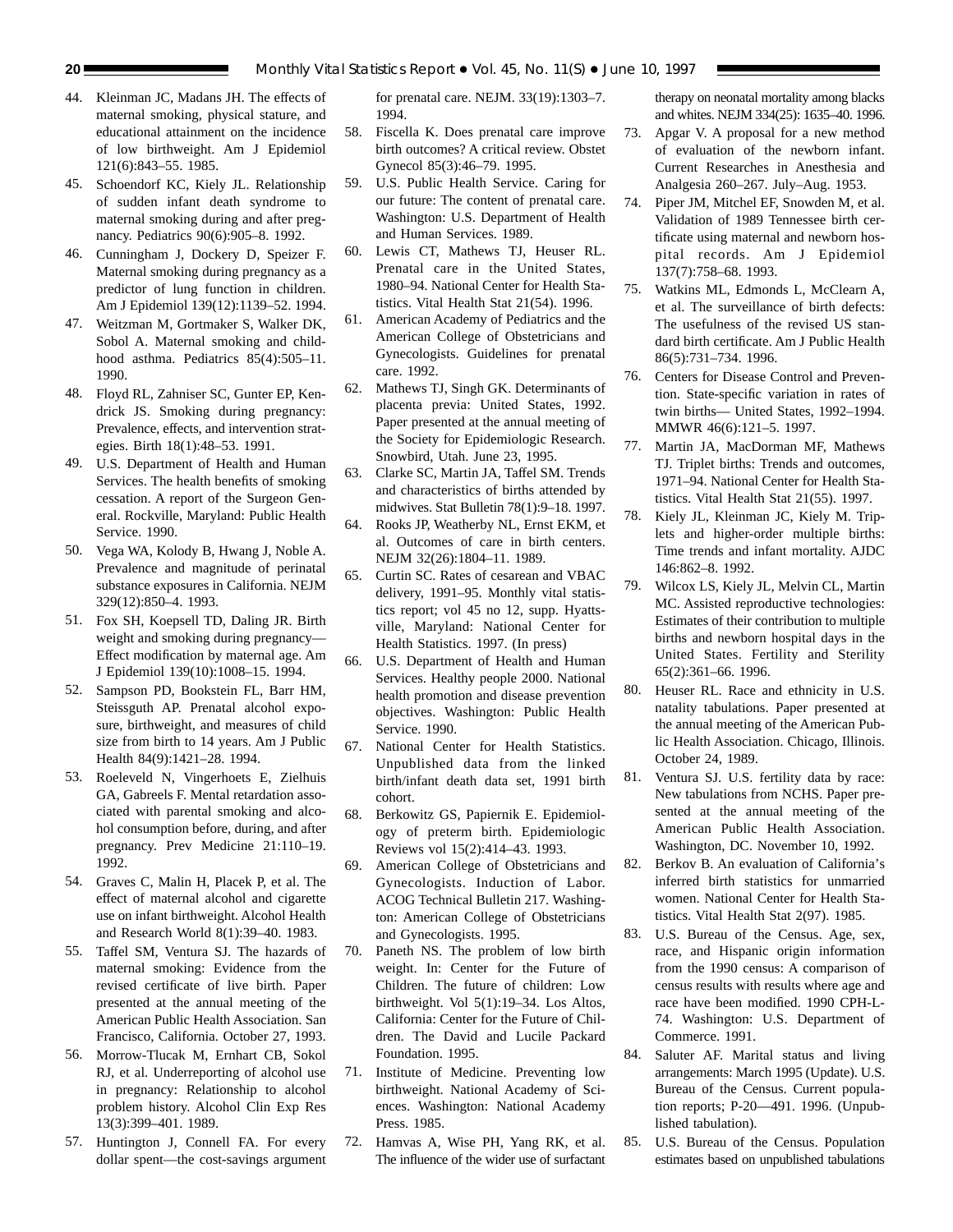44. Kleinman JC, Madans JH. The effects of maternal smoking, physical stature, and educational attainment on the incidence of low birthweight. Am J Epidemiol 121(6):843–55. 1985.
45. Schoendorf KC, Kiely JL. Relationship of sudden infant death syndrome to maternal smoking during and after pregnancy. Pediatrics 90(6):905–8. 1992.
46. Cunningham J, Dockery D, Speizer F. Maternal smoking during pregnancy as a predictor of lung function in children. Am J Epidemiol 139(12):1139–52. 1994.
47. Weitzman M, Gortmaker S, Walker DK, Sobol A. Maternal smoking and childhood asthma. Pediatrics 85(4):505–11. 1990.
48. Floyd RL, Zahniser SC, Gunter EP, Kendrick JS. Smoking during pregnancy: Prevalence, effects, and intervention strategies. Birth 18(1):48–53. 1991.
49. U.S. Department of Health and Human Services. The health benefits of smoking cessation. A report of the Surgeon General. Rockville, Maryland: Public Health Service. 1990.
50. Vega WA, Kolody B, Hwang J, Noble A. Prevalence and magnitude of perinatal substance exposures in California. NEJM 329(12):850–4. 1993.
51. Fox SH, Koepsell TD, Daling JR. Birth weight and smoking during pregnancy—Effect modification by maternal age. Am J Epidemiol 139(10):1008–15. 1994.
52. Sampson PD, Bookstein FL, Barr HM, Steissguth AP. Prenatal alcohol exposure, birthweight, and measures of child size from birth to 14 years. Am J Public Health 84(9):1421–28. 1994.
53. Roeleveld N, Vingerhoets E, Zielhuis GA, Gabreels F. Mental retardation associated with parental smoking and alcohol consumption before, during, and after pregnancy. Prev Medicine 21:110–19. 1992.
54. Graves C, Malin H, Placek P, et al. The effect of maternal alcohol and cigarette use on infant birthweight. Alcohol Health and Research World 8(1):39–40. 1983.
55. Taffel SM, Ventura SJ. The hazards of maternal smoking: Evidence from the revised certificate of live birth. Paper presented at the annual meeting of the American Public Health Association. San Francisco, California. October 27, 1993.
56. Morrow-Tlucak M, Ernhart CB, Sokol RJ, et al. Underreporting of alcohol use in pregnancy: Relationship to alcohol problem history. Alcohol Clin Exp Res 13(3):399–401. 1989.
57. Huntington J, Connell FA. For every dollar spent—the cost-savings argument for prenatal care. NEJM. 33(19):1303–7. 1994.
58. Fiscella K. Does prenatal care improve birth outcomes? A critical review. Obstet Gynecol 85(3):46–79. 1995.
59. U.S. Public Health Service. Caring for our future: The content of prenatal care. Washington: U.S. Department of Health and Human Services. 1989.
60. Lewis CT, Mathews TJ, Heuser RL. Prenatal care in the United States, 1980–94. National Center for Health Statistics. Vital Health Stat 21(54). 1996.
61. American Academy of Pediatrics and the American College of Obstetricians and Gynecologists. Guidelines for prenatal care. 1992.
62. Mathews TJ, Singh GK. Determinants of placenta previa: United States, 1992. Paper presented at the annual meeting of the Society for Epidemiologic Research. Snowbird, Utah. June 23, 1995.
63. Clarke SC, Martin JA, Taffel SM. Trends and characteristics of births attended by midwives. Stat Bulletin 78(1):9–18. 1997.
64. Rooks JP, Weatherby NL, Ernst EKM, et al. Outcomes of care in birth centers. NEJM 32(26):1804–11. 1989.
65. Curtin SC. Rates of cesarean and VBAC delivery, 1991–95. Monthly vital statistics report; vol 45 no 12, supp. Hyattsville, Maryland: National Center for Health Statistics. 1997. (In press)
66. U.S. Department of Health and Human Services. Healthy people 2000. National health promotion and disease prevention objectives. Washington: Public Health Service. 1990.
67. National Center for Health Statistics. Unpublished data from the linked birth/infant death data set, 1991 birth cohort.
68. Berkowitz GS, Papiernik E. Epidemiology of preterm birth. Epidemiologic Reviews vol 15(2):414–43. 1993.
69. American College of Obstetricians and Gynecologists. Induction of Labor. ACOG Technical Bulletin 217. Washington: American College of Obstetricians and Gynecologists. 1995.
70. Paneth NS. The problem of low birth weight. In: Center for the Future of Children. The future of children: Low birthweight. Vol 5(1):19–34. Los Altos, California: Center for the Future of Children. The David and Lucile Packard Foundation. 1995.
71. Institute of Medicine. Preventing low birthweight. National Academy of Sciences. Washington: National Academy Press. 1985.
72. Hamvas A, Wise PH, Yang RK, et al. The influence of the wider use of surfactant therapy on neonatal mortality among blacks and whites. NEJM 334(25): 1635–40. 1996.
73. Apgar V. A proposal for a new method of evaluation of the newborn infant. Current Researches in Anesthesia and Analgesia 260–267. July–Aug. 1953.
74. Piper JM, Mitchel EF, Snowden M, et al. Validation of 1989 Tennessee birth certificate using maternal and newborn hospital records. Am J Epidemiol 137(7):758–68. 1993.
75. Watkins ML, Edmonds L, McClearn A, et al. The surveillance of birth defects: The usefulness of the revised US standard birth certificate. Am J Public Health 86(5):731–734. 1996.
76. Centers for Disease Control and Prevention. State-specific variation in rates of twin births— United States, 1992–1994. MMWR 46(6):121–5. 1997.
77. Martin JA, MacDorman MF, Mathews TJ. Triplet births: Trends and outcomes, 1971–94. National Center for Health Statistics. Vital Health Stat 21(55). 1997.
78. Kiely JL, Kleinman JC, Kiely M. Triplets and higher-order multiple births: Time trends and infant mortality. AJDC 146:862–8. 1992.
79. Wilcox LS, Kiely JL, Melvin CL, Martin MC. Assisted reproductive technologies: Estimates of their contribution to multiple births and newborn hospital days in the United States. Fertility and Sterility 65(2):361–66. 1996.
80. Heuser RL. Race and ethnicity in U.S. natality tabulations. Paper presented at the annual meeting of the American Public Health Association. Chicago, Illinois. October 24, 1989.
81. Ventura SJ. U.S. fertility data by race: New tabulations from NCHS. Paper presented at the annual meeting of the American Public Health Association. Washington, DC. November 10, 1992.
82. Berkov B. An evaluation of California's inferred birth statistics for unmarried women. National Center for Health Statistics. Vital Health Stat 2(97). 1985.
83. U.S. Bureau of the Census. Age, sex, race, and Hispanic origin information from the 1990 census: A comparison of census results with results where age and race have been modified. 1990 CPH-L-74. Washington: U.S. Department of Commerce. 1991.
84. Saluter AF. Marital status and living arrangements: March 1995 (Update). U.S. Bureau of the Census. Current population reports; P-20—491. 1996. (Unpublished tabulation).
85. U.S. Bureau of the Census. Population estimates based on unpublished tabulations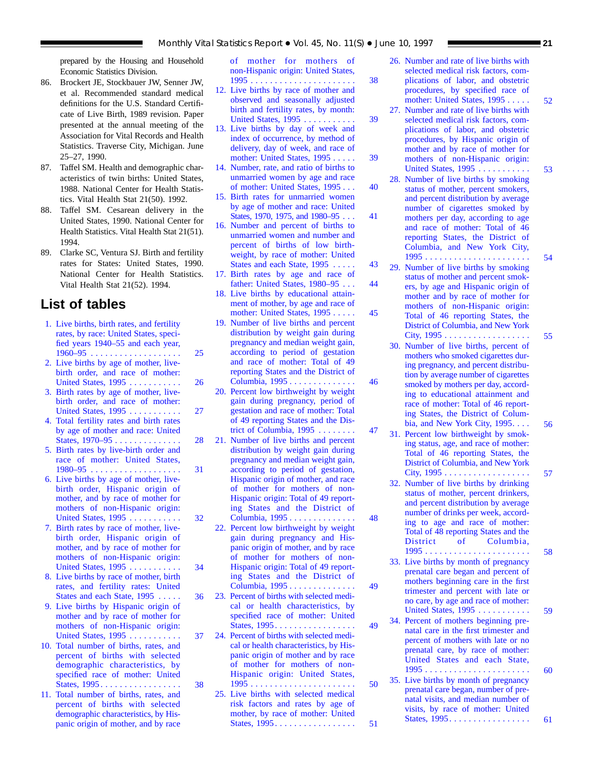prepared by the Housing and Household Economic Statistics Division.

86. Brockert JE, Stockbauer JW, Senner JW, et al. Recommended standard medical definitions for the U.S. Standard Certificate of Live Birth, 1989 revision. Paper presented at the annual meeting of the Association for Vital Records and Health Statistics. Traverse City, Michigan. June 25–27, 1990.
87. Taffel SM. Health and demographic characteristics of twin births: United States, 1988. National Center for Health Statistics. Vital Health Stat 21(50). 1992.
88. Taffel SM. Cesarean delivery in the United States, 1990. National Center for Health Statistics. Vital Health Stat 21(51). 1994.
89. Clarke SC, Ventura SJ. Birth and fertility rates for States: United States, 1990. National Center for Health Statistics. Vital Health Stat 21(52). 1994.

## List of tables

1. Live births, birth rates, and fertility rates, by race: United States, specified years 1940–55 and each year, 1960–95 . . . . . . . . . . . . . . . . . . . 25
2. Live births by age of mother, live-birth order, and race of mother: United States, 1995 . . . . . . . . . . . 26
3. Birth rates by age of mother, live-birth order, and race of mother: United States, 1995 . . . . . . . . . . . 27
4. Total fertility rates and birth rates by age of mother and race: United States, 1970–95 . . . . . . . . . . . . . . 28
5. Birth rates by live-birth order and race of mother: United States, 1980–95 . . . . . . . . . . . . . . . . . . . 31
6. Live births by age of mother, live-birth order, Hispanic origin of mother, and by race of mother for mothers of non-Hispanic origin: United States, 1995 . . . . . . . . . . . 32
7. Birth rates by race of mother, live-birth order, Hispanic origin of mother, and by race of mother for mothers of non-Hispanic origin: United States, 1995 . . . . . . . . . . . 34
8. Live births by race of mother, birth rates, and fertility rates: United States and each State, 1995 . . . . . 36
9. Live births by Hispanic origin of mother and by race of mother for mothers of non-Hispanic origin: United States, 1995 . . . . . . . . . . . 37
10. Total number of births, rates, and percent of births with selected demographic characteristics, by specified race of mother: United States, 1995. . . . . . . . . . . . . . . . . . 38
11. Total number of births, rates, and percent of births with selected demographic characteristics, by Hispanic origin of mother, and by race of mother for mothers of non-Hispanic origin: United States, 1995 . . . . . . . . . . . . . . . . . . . . . . 38
12. Live births by race of mother and observed and seasonally adjusted birth and fertility rates, by month: United States, 1995 . . . . . . . . . . . 39
13. Live births by day of week and index of occurrence, by method of delivery, day of week, and race of mother: United States, 1995 . . . . . 39
14. Number, rate, and ratio of births to unmarried women by age and race of mother: United States, 1995 . . . 40
15. Birth rates for unmarried women by age of mother and race: United States, 1970, 1975, and 1980–95 . . . 41
16. Number and percent of births to unmarried women and number and percent of births of low birthweight, by race of mother: United States and each State, 1995 . . . . . 43
17. Birth rates by age and race of father: United States, 1980–95 . . . 44
18. Live births by educational attainment of mother, by age and race of mother: United States, 1995 . . . . . 45
19. Number of live births and percent distribution by weight gain during pregnancy and median weight gain, according to period of gestation and race of mother: Total of 49 reporting States and the District of Columbia, 1995 . . . . . . . . . . . . . . 46
20. Percent low birthweight by weight gain during pregnancy, period of gestation and race of mother: Total of 49 reporting States and the District of Columbia, 1995 . . . . . . . . 47
21. Number of live births and percent distribution by weight gain during pregnancy and median weight gain, according to period of gestation, Hispanic origin of mother, and race of mother for mothers of non-Hispanic origin: Total of 49 reporting States and the District of Columbia, 1995 . . . . . . . . . . . . . . 48
22. Percent low birthweight by weight gain during pregnancy and Hispanic origin of mother, and by race of mother for mothers of non-Hispanic origin: Total of 49 reporting States and the District of Columbia, 1995 . . . . . . . . . . . . . . 49
23. Percent of births with selected medical or health characteristics, by specified race of mother: United States, 1995. . . . . . . . . . . . . . . . . 49
24. Percent of births with selected medical or health characteristics, by Hispanic origin of mother and by race of mother for mothers of non-Hispanic origin: United States, 1995 . . . . . . . . . . . . . . . . . . . . . . 50
25. Live births with selected medical risk factors and rates by age of mother, by race of mother: United States, 1995. . . . . . . . . . . . . . . . . 51
26. Number and rate of live births with selected medical risk factors, complications of labor, and obstetric procedures, by specified race of mother: United States, 1995 . . . . . 52
27. Number and rate of live births with selected medical risk factors, complications of labor, and obstetric procedures, by Hispanic origin of mother and by race of mother for mothers of non-Hispanic origin: United States, 1995 . . . . . . . . . . . 53
28. Number of live births by smoking status of mother, percent smokers, and percent distribution by average number of cigarettes smoked by mothers per day, according to age and race of mother: Total of 46 reporting States, the District of Columbia, and New York City, 1995 . . . . . . . . . . . . . . . . . . . . . . 54
29. Number of live births by smoking status of mother and percent smokers, by age and Hispanic origin of mother and by race of mother for mothers of non-Hispanic origin: Total of 46 reporting States, the District of Columbia, and New York City, 1995 . . . . . . . . . . . . . . . . . . 55
30. Number of live births, percent of mothers who smoked cigarettes during pregnancy, and percent distribution by average number of cigarettes smoked by mothers per day, according to educational attainment and race of mother: Total of 46 reporting States, the District of Columbia, and New York City, 1995. . . . 56
31. Percent low birthweight by smoking status, age, and race of mother: Total of 46 reporting States, the District of Columbia, and New York City, 1995 . . . . . . . . . . . . . . . . . . 57
32. Number of live births by drinking status of mother, percent drinkers, and percent distribution by average number of drinks per week, according to age and race of mother: Total of 48 reporting States and the District of Columbia, 1995 . . . . . . . . . . . . . . . . . . . . . . 58
33. Live births by month of pregnancy prenatal care began and percent of mothers beginning care in the first trimester and percent with late or no care, by age and race of mother: United States, 1995 . . . . . . . . . . . 59
34. Percent of mothers beginning prenatal care in the first trimester and percent of mothers with late or no prenatal care, by race of mother: United States and each State, 1995 . . . . . . . . . . . . . . . . . . . . . . 60
35. Live births by month of pregnancy prenatal care began, number of prenatal visits, and median number of visits, by race of mother: United States, 1995. . . . . . . . . . . . . . . . . 61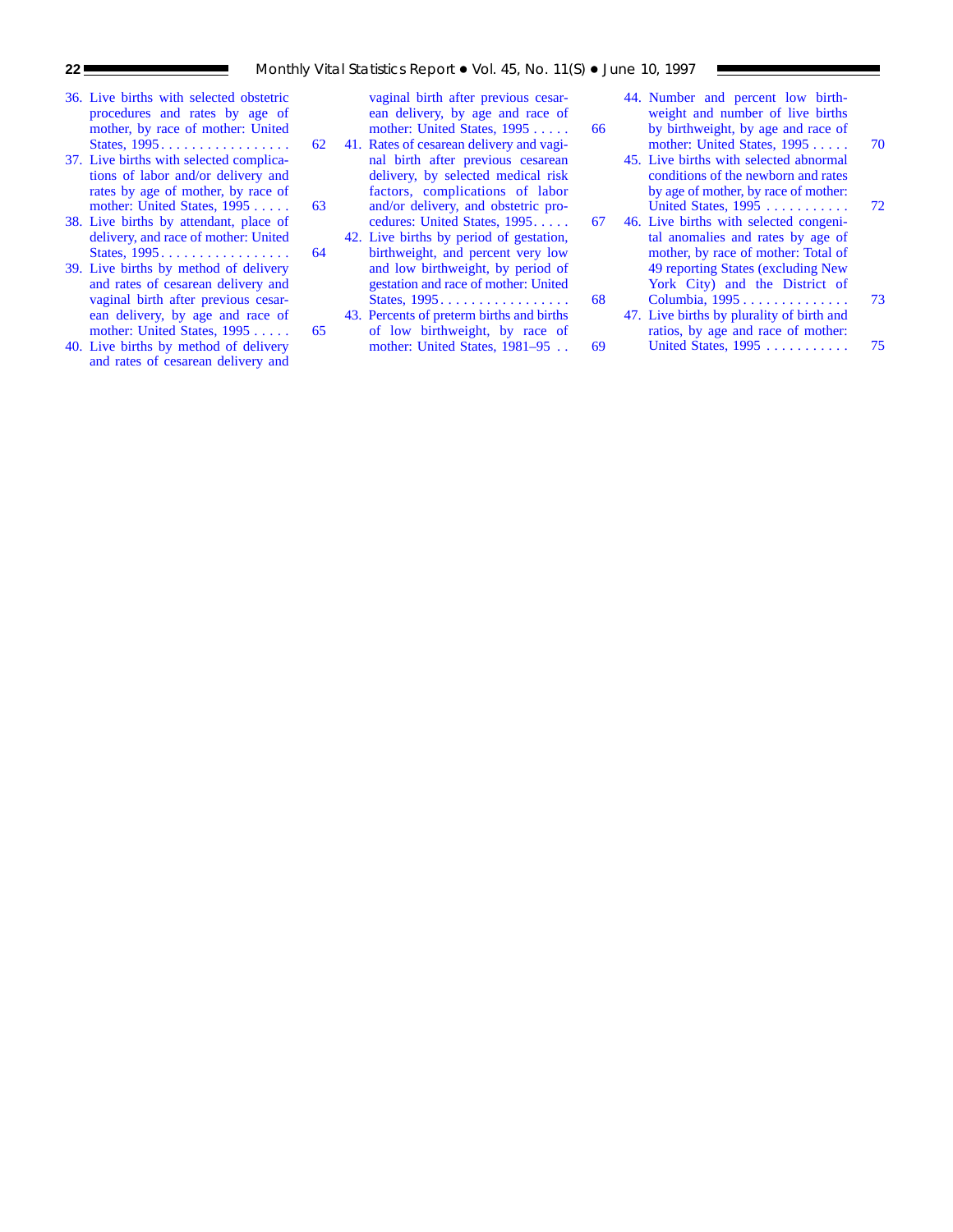36. Live births with selected obstetric procedures and rates by age of mother, by race of mother: United States, 1995 . . . . . . . . . . . . . . . . . 62
37. Live births with selected complications of labor and/or delivery and rates by age of mother, by race of mother: United States, 1995 . . . . . 63
38. Live births by attendant, place of delivery, and race of mother: United States, 1995 . . . . . . . . . . . . . . . . . 64
39. Live births by method of delivery and rates of cesarean delivery and vaginal birth after previous cesarean delivery, by age and race of mother: United States, 1995 . . . . . 65
40. Live births by method of delivery and rates of cesarean delivery and vaginal birth after previous cesarean delivery, by age and race of mother: United States, 1995 . . . . . 66
41. Rates of cesarean delivery and vaginal birth after previous cesarean delivery, by selected medical risk factors, complications of labor and/or delivery, and obstetric procedures: United States, 1995 . . . . . 67
42. Live births by period of gestation, birthweight, and percent very low and low birthweight, by period of gestation and race of mother: United States, 1995 . . . . . . . . . . . . . . . . . 68
43. Percents of preterm births and births of low birthweight, by race of mother: United States, 1981–95 . . 69
44. Number and percent low birthweight and number of live births by birthweight, by age and race of mother: United States, 1995 . . . . . 70
45. Live births with selected abnormal conditions of the newborn and rates by age of mother, by race of mother: United States, 1995 . . . . . . . . . . . 72
46. Live births with selected congenital anomalies and rates by age of mother, by race of mother: Total of 49 reporting States (excluding New York City) and the District of Columbia, 1995 . . . . . . . . . . . . . . 73
47. Live births by plurality of birth and ratios, by age and race of mother: United States, 1995 . . . . . . . . . . . 75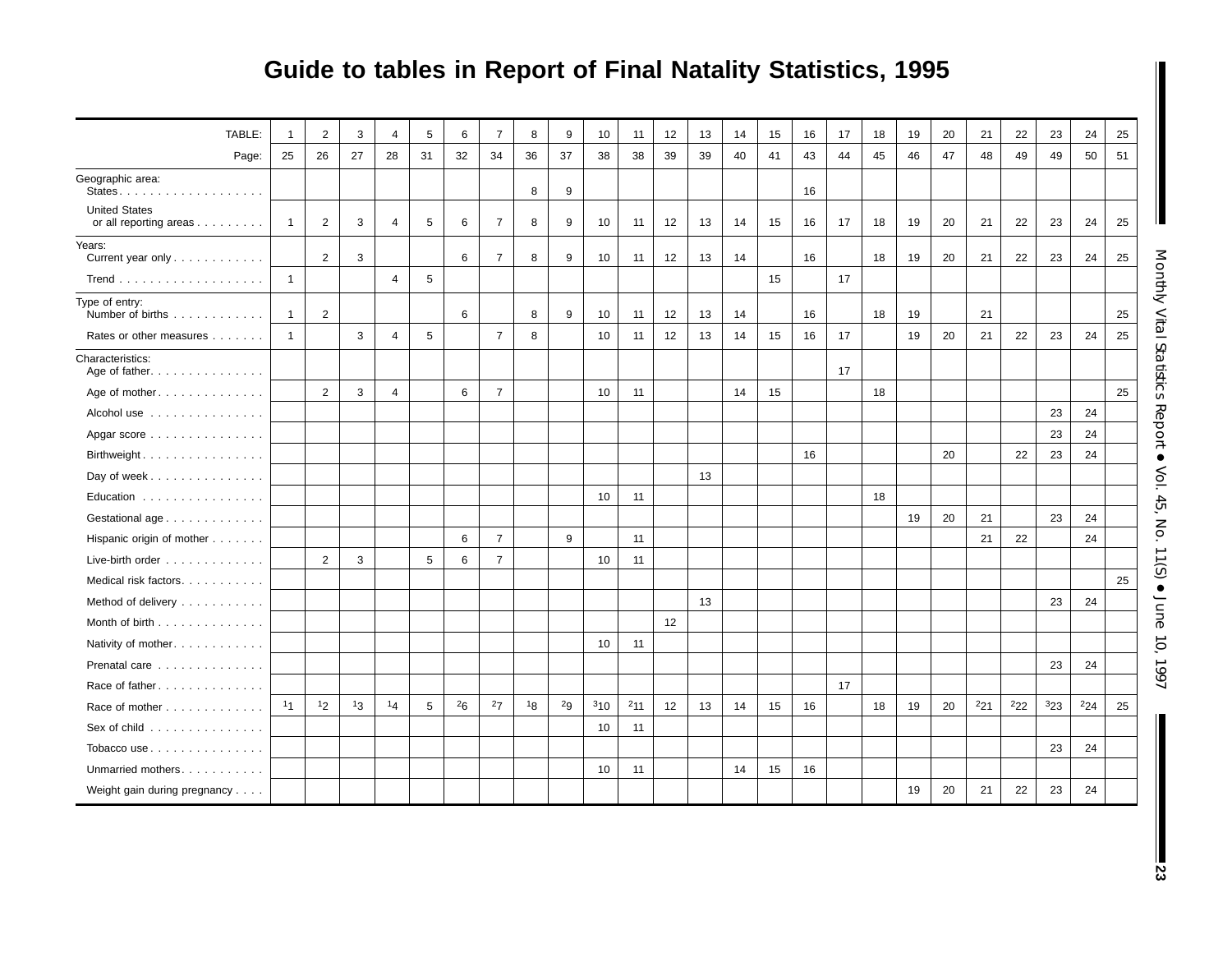# Guide to tables in Report of Final Natality Statistics, 1995

| TABLE: | 1 | 2 | 3 | 4 | 5 | 6 | 7 | 8 | 9 | 10 | 11 | 12 | 13 | 14 | 15 | 16 | 17 | 18 | 19 | 20 | 21 | 22 | 23 | 24 | 25 |
|---|---|---|---|---|---|---|---|---|---|---|---|---|---|---|---|---|---|---|---|---|---|---|---|---|---|
| Page: | 25 | 26 | 27 | 28 | 31 | 32 | 34 | 36 | 37 | 38 | 38 | 39 | 39 | 40 | 41 | 43 | 44 | 45 | 46 | 47 | 48 | 49 | 49 | 50 | 51 |
| Geographic area: | | | | | | | | | | | | | | | | | | | | | | | | | |
| States | | | | | | | | 8 | 9 | | | | | | | 16 | | | | | | | | | |
| United States or all reporting areas | 1 | 2 | 3 | 4 | 5 | 6 | 7 | 8 | 9 | 10 | 11 | 12 | 13 | 14 | 15 | 16 | 17 | 18 | 19 | 20 | 21 | 22 | 23 | 24 | 25 |
| Years: | | | | | | | | | | | | | | | | | | | | | | | | | |
| Current year only | | 2 | 3 | | | 6 | 7 | 8 | 9 | 10 | 11 | 12 | 13 | 14 | | 16 | | 18 | 19 | 20 | 21 | 22 | 23 | 24 | 25 |
| Trend | 1 | | | 4 | 5 | | | | | | | | | | 15 | | 17 | | | | | | | | |
| Type of entry: | | | | | | | | | | | | | | | | | | | | | | | | | |
| Number of births | 1 | 2 | | | | 6 | | 8 | 9 | 10 | 11 | 12 | 13 | 14 | | 16 | | 18 | 19 | | 21 | | | | 25 |
| Rates or other measures | 1 | | 3 | 4 | 5 | | 7 | 8 | | 10 | 11 | 12 | 13 | 14 | 15 | 16 | 17 | | 19 | 20 | 21 | 22 | 23 | 24 | 25 |
| Characteristics: | | | | | | | | | | | | | | | | | | | | | | | | | |
| Age of father | | | | | | | | | | | | | | | | | 17 | | | | | | | | |
| Age of mother | | 2 | 3 | 4 | | 6 | 7 | | | 10 | 11 | | | 14 | 15 | | | 18 | | | | | | | 25 |
| Alcohol use | | | | | | | | | | | | | | | | | | | | | | | 23 | 24 | |
| Apgar score | | | | | | | | | | | | | | | | | | | | | | | 23 | 24 | |
| Birthweight | | | | | | | | | | | | | | | | 16 | | | | 20 | | 22 | 23 | 24 | |
| Day of week | | | | | | | | | | | | | 13 | | | | | | | | | | | | |
| Education | | | | | | | | | | 10 | 11 | | | | | | | 18 | | | | | | | |
| Gestational age | | | | | | | | | | | | | | | | | | | 19 | 20 | 21 | | 23 | 24 | |
| Hispanic origin of mother | | | | | | 6 | 7 | | 9 | | 11 | | | | | | | | | | 21 | 22 | | 24 | |
| Live-birth order | | 2 | 3 | | 5 | 6 | 7 | | | 10 | 11 | | | | | | | | | | | | | | |
| Medical risk factors | | | | | | | | | | | | | | | | | | | | | | | | | 25 |
| Method of delivery | | | | | | | | | | | | | 13 | | | | | | | | | | 23 | 24 | |
| Month of birth | | | | | | | | | | | | 12 | | | | | | | | | | | | | |
| Nativity of mother | | | | | | | | | | 10 | 11 | | | | | | | | | | | | | | |
| Prenatal care | | | | | | | | | | | | | | | | | | | | | | | 23 | 24 | |
| Race of father | | | | | | | | | | | | | | | | | 17 | | | | | | | | |
| Race of mother | [1]1 | [1]2 | [1]3 | [1]4 | 5 | [2]6 | [2]7 | [1]8 | [2]9 | [3]10 | [2]11 | 12 | 13 | 14 | 15 | 16 | | 18 | 19 | 20 | [2]21 | [2]22 | [3]23 | [2]24 | 25 |
| Sex of child | | | | | | | | | | 10 | 11 | | | | | | | | | | | | | | |
| Tobacco use | | | | | | | | | | | | | | | | | | | | | | | 23 | 24 | |
| Unmarried mothers | | | | | | | | | | 10 | 11 | | | 14 | 15 | 16 | | | | | | | | | |
| Weight gain during pregnancy | | | | | | | | | | | | | | | | | | | 19 | 20 | 21 | 22 | 23 | 24 | |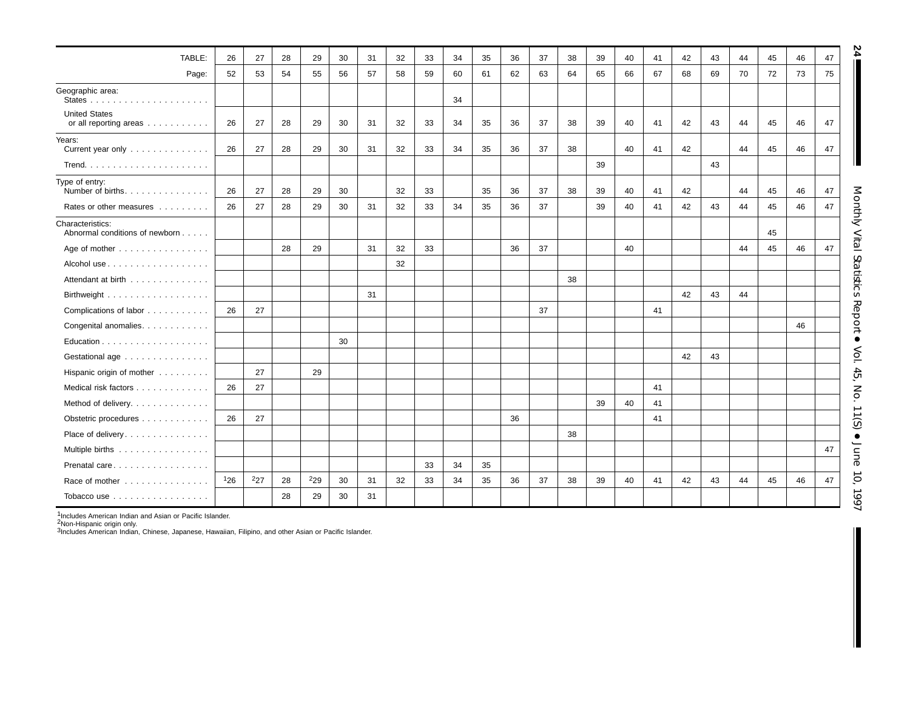| TABLE: | 26 | 27 | 28 | 29 | 30 | 31 | 32 | 33 | 34 | 35 | 36 | 37 | 38 | 39 | 40 | 41 | 42 | 43 | 44 | 45 | 46 | 47 |
|---|---|---|---|---|---|---|---|---|---|---|---|---|---|---|---|---|---|---|---|---|---|---|
| Page: | 52 | 53 | 54 | 55 | 56 | 57 | 58 | 59 | 60 | 61 | 62 | 63 | 64 | 65 | 66 | 67 | 68 | 69 | 70 | 72 | 73 | 75 |
| Geographic area: | | | | | | | | | | | | | | | | | | | | | | |
| States | | | | | | | | | 34 | | | | | | | | | | | | | |
| United States or all reporting areas | 26 | 27 | 28 | 29 | 30 | 31 | 32 | 33 | 34 | 35 | 36 | 37 | 38 | 39 | 40 | 41 | 42 | 43 | 44 | 45 | 46 | 47 |
| Years: | | | | | | | | | | | | | | | | | | | | | | |
| Current year only | 26 | 27 | 28 | 29 | 30 | 31 | 32 | 33 | 34 | 35 | 36 | 37 | 38 | | 40 | 41 | 42 | | 44 | 45 | 46 | 47 |
| Trend | | | | | | | | | | | | | | 39 | | | | 43 | | | | |
| Type of entry: | | | | | | | | | | | | | | | | | | | | | | |
| Number of births | 26 | 27 | 28 | 29 | 30 | | 32 | 33 | | 35 | 36 | 37 | 38 | 39 | 40 | 41 | 42 | | 44 | 45 | 46 | 47 |
| Rates or other measures | 26 | 27 | 28 | 29 | 30 | 31 | 32 | 33 | 34 | 35 | 36 | 37 | | 39 | 40 | 41 | 42 | 43 | 44 | 45 | 46 | 47 |
| Characteristics: | | | | | | | | | | | | | | | | | | | | | | |
| Abnormal conditions of newborn | | | | | | | | | | | | | | | | | | | | 45 | | |
| Age of mother | | | 28 | 29 | | 31 | 32 | 33 | | | 36 | 37 | | | 40 | | | | 44 | 45 | 46 | 47 |
| Alcohol use | | | | | | | 32 | | | | | | | | | | | | | | | |
| Attendant at birth | | | | | | | | | | | | | 38 | | | | | | | | | |
| Birthweight | | | | | | 31 | | | | | | | | | | | 42 | 43 | 44 | | | |
| Complications of labor | 26 | 27 | | | | | | | | | | 37 | | | | 41 | | | | | | |
| Congenital anomalies | | | | | | | | | | | | | | | | | | | | | 46 | |
| Education | | | | | 30 | | | | | | | | | | | | | | | | | |
| Gestational age | | | | | | | | | | | | | | | | | 42 | 43 | | | | |
| Hispanic origin of mother | | 27 | | 29 | | | | | | | | | | | | | | | | | | |
| Medical risk factors | 26 | 27 | | | | | | | | | | | | | | 41 | | | | | | |
| Method of delivery | | | | | | | | | | | | | | 39 | 40 | 41 | | | | | | |
| Obstetric procedures | 26 | 27 | | | | | | | | | 36 | | | | | 41 | | | | | | |
| Place of delivery | | | | | | | | | | | | | 38 | | | | | | | | | |
| Multiple births | | | | | | | | | | | | | | | | | | | | | | 47 |
| Prenatal care | | | | | | | | 33 | 34 | 35 | | | | | | | | | | | | |
| Race of mother | [1]26 | [2]27 | 28 | [2]29 | 30 | 31 | 32 | 33 | 34 | 35 | 36 | 37 | 38 | 39 | 40 | 41 | 42 | 43 | 44 | 45 | 46 | 47 |
| Tobacco use | | | 28 | 29 | 30 | 31 | | | | | | | | | | | | | | | | |

[1]Includes American Indian and Asian or Pacific Islander.
[2]Non-Hispanic origin only.
[3]Includes American Indian, Chinese, Japanese, Hawaiian, Filipino, and other Asian or Pacific Islander.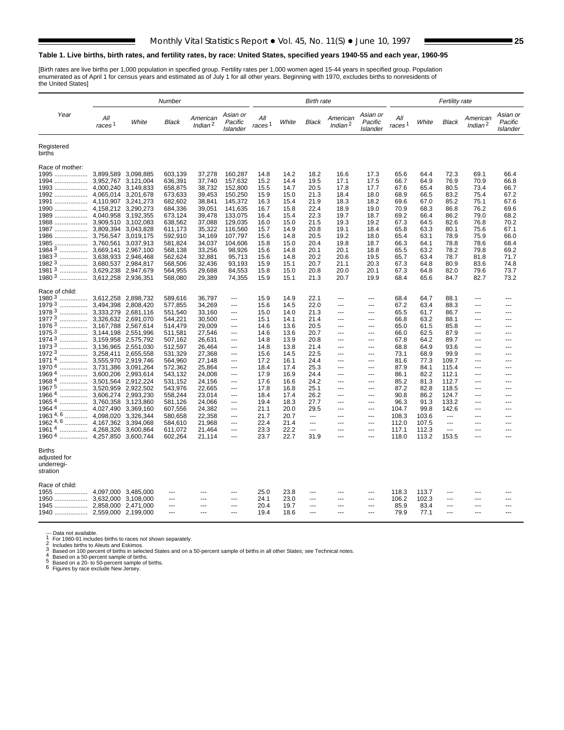**Table 1. Live births, birth rates, and fertility rates, by race: United States, specified years 1940-55 and each year, 1960-95**

[Birth rates are live births per 1,000 population in specified group. Fertility rates per 1,000 women aged 15-44 years in specified group. Population enumerated as of April 1 for census years and estimated as of July 1 for all other years. Beginning with 1970, excludes births to nonresidents of the United States]

| Year | Number | | | | | Birth rate | | | | | Fertility rate | | | | |
|---|---|---|---|---|---|---|---|---|---|---|---|---|---|---|---|
| | All races [1] | White | Black | American Indian [2] | Asian or Pacific Islander | All races [1] | White | Black | American Indian [2] | Asian or Pacific Islander | All races [1] | White | Black | American Indian [2] | Asian or Pacific Islander |
| **Registered births** | | | | | | | | | | | | | | | |
| Race of mother: | | | | | | | | | | | | | | | |
| 1995 | 3,899,589 | 3,098,885 | 603,139 | 37,278 | 160,287 | 14.8 | 14.2 | 18.2 | 16.6 | 17.3 | 65.6 | 64.4 | 72.3 | 69.1 | 66.4 |
| 1994 | 3,952,767 | 3,121,004 | 636,391 | 37,740 | 157,632 | 15.2 | 14.4 | 19.5 | 17.1 | 17.5 | 66.7 | 64.9 | 76.9 | 70.9 | 66.8 |
| 1993 | 4,000,240 | 3,149,833 | 658,875 | 38,732 | 152,800 | 15.5 | 14.7 | 20.5 | 17.8 | 17.7 | 67.6 | 65.4 | 80.5 | 73.4 | 66.7 |
| 1992 | 4,065,014 | 3,201,678 | 673,633 | 39,453 | 150,250 | 15.9 | 15.0 | 21.3 | 18.4 | 18.0 | 68.9 | 66.5 | 83.2 | 75.4 | 67.2 |
| 1991 | 4,110,907 | 3,241,273 | 682,602 | 38,841 | 145,372 | 16.3 | 15.4 | 21.9 | 18.3 | 18.2 | 69.6 | 67.0 | 85.2 | 75.1 | 67.6 |
| 1990 | 4,158,212 | 3,290,273 | 684,336 | 39,051 | 141,635 | 16.7 | 15.8 | 22.4 | 18.9 | 19.0 | 70.9 | 68.3 | 86.8 | 76.2 | 69.6 |
| 1989 | 4,040,958 | 3,192,355 | 673,124 | 39,478 | 133,075 | 16.4 | 15.4 | 22.3 | 19.7 | 18.7 | 69.2 | 66.4 | 86.2 | 79.0 | 68.2 |
| 1988 | 3,909,510 | 3,102,083 | 638,562 | 37,088 | 129,035 | 16.0 | 15.0 | 21.5 | 19.3 | 19.2 | 67.3 | 64.5 | 82.6 | 76.8 | 70.2 |
| 1987 | 3,809,394 | 3,043,828 | 611,173 | 35,322 | 116,560 | 15.7 | 14.9 | 20.8 | 19.1 | 18.4 | 65.8 | 63.3 | 80.1 | 75.6 | 67.1 |
| 1986 | 3,756,547 | 3,019,175 | 592,910 | 34,169 | 107,797 | 15.6 | 14.8 | 20.5 | 19.2 | 18.0 | 65.4 | 63.1 | 78.9 | 75.9 | 66.0 |
| 1985 | 3,760,561 | 3,037,913 | 581,824 | 34,037 | 104,606 | 15.8 | 15.0 | 20.4 | 19.8 | 18.7 | 66.3 | 64.1 | 78.8 | 78.6 | 68.4 |
| 1984 [3] | 3,669,141 | 2,967,100 | 568,138 | 33,256 | 98,926 | 15.6 | 14.8 | 20.1 | 20.1 | 18.8 | 65.5 | 63.2 | 78.2 | 79.8 | 69.2 |
| 1983 [3] | 3,638,933 | 2,946,468 | 562,624 | 32,881 | 95,713 | 15.6 | 14.8 | 20.2 | 20.6 | 19.5 | 65.7 | 63.4 | 78.7 | 81.8 | 71.7 |
| 1982 [3] | 3,680,537 | 2,984,817 | 568,506 | 32,436 | 93,193 | 15.9 | 15.1 | 20.7 | 21.1 | 20.3 | 67.3 | 64.8 | 80.9 | 83.6 | 74.8 |
| 1981 [3] | 3,629,238 | 2,947,679 | 564,955 | 29,688 | 84,553 | 15.8 | 15.0 | 20.8 | 20.0 | 20.1 | 67.3 | 64.8 | 82.0 | 79.6 | 73.7 |
| 1980 [3] | 3,612,258 | 2,936,351 | 568,080 | 29,389 | 74,355 | 15.9 | 15.1 | 21.3 | 20.7 | 19.9 | 68.4 | 65.6 | 84.7 | 82.7 | 73.2 |
| Race of child: | | | | | | | | | | | | | | | |
| 1980 [3] | 3,612,258 | 2,898,732 | 589,616 | 36,797 | --- | 15.9 | 14.9 | 22.1 | --- | --- | 68.4 | 64.7 | 88.1 | --- | --- |
| 1979 [3] | 3,494,398 | 2,808,420 | 577,855 | 34,269 | --- | 15.6 | 14.5 | 22.0 | --- | --- | 67.2 | 63.4 | 88.3 | --- | --- |
| 1978 [3] | 3,333,279 | 2,681,116 | 551,540 | 33,160 | --- | 15.0 | 14.0 | 21.3 | --- | --- | 65.5 | 61.7 | 86.7 | --- | --- |
| 1977 [3] | 3,326,632 | 2,691,070 | 544,221 | 30,500 | --- | 15.1 | 14.1 | 21.4 | --- | --- | 66.8 | 63.2 | 88.1 | --- | --- |
| 1976 [3] | 3,167,788 | 2,567,614 | 514,479 | 29,009 | --- | 14.6 | 13.6 | 20.5 | --- | --- | 65.0 | 61.5 | 85.8 | --- | --- |
| 1975 [3] | 3,144,198 | 2,551,996 | 511,581 | 27,546 | --- | 14.6 | 13.6 | 20.7 | --- | --- | 66.0 | 62.5 | 87.9 | --- | --- |
| 1974 [3] | 3,159,958 | 2,575,792 | 507,162 | 26,631 | --- | 14.8 | 13.9 | 20.8 | --- | --- | 67.8 | 64.2 | 89.7 | --- | --- |
| 1973 [3] | 3,136,965 | 2,551,030 | 512,597 | 26,464 | --- | 14.8 | 13.8 | 21.4 | --- | --- | 68.8 | 64.9 | 93.6 | --- | --- |
| 1972 [3] | 3,258,411 | 2,655,558 | 531,329 | 27,368 | --- | 15.6 | 14.5 | 22.5 | --- | --- | 73.1 | 68.9 | 99.9 | --- | --- |
| 1971 [4] | 3,555,970 | 2,919,746 | 564,960 | 27,148 | --- | 17.2 | 16.1 | 24.4 | --- | --- | 81.6 | 77.3 | 109.7 | --- | --- |
| 1970 [4] | 3,731,386 | 3,091,264 | 572,362 | 25,864 | --- | 18.4 | 17.4 | 25.3 | --- | --- | 87.9 | 84.1 | 115.4 | --- | --- |
| 1969 [4] | 3,600,206 | 2,993,614 | 543,132 | 24,008 | --- | 17.9 | 16.9 | 24.4 | --- | --- | 86.1 | 82.2 | 112.1 | --- | --- |
| 1968 [4] | 3,501,564 | 2,912,224 | 531,152 | 24,156 | --- | 17.6 | 16.6 | 24.2 | --- | --- | 85.2 | 81.3 | 112.7 | --- | --- |
| 1967 [5] | 3,520,959 | 2,922,502 | 543,976 | 22,665 | --- | 17.8 | 16.8 | 25.1 | --- | --- | 87.2 | 82.8 | 118.5 | --- | --- |
| 1966 [4] | 3,606,274 | 2,993,230 | 558,244 | 23,014 | --- | 18.4 | 17.4 | 26.2 | --- | --- | 90.8 | 86.2 | 124.7 | --- | --- |
| 1965 [4] | 3,760,358 | 3,123,860 | 581,126 | 24,066 | --- | 19.4 | 18.3 | 27.7 | --- | --- | 96.3 | 91.3 | 133.2 | --- | --- |
| 1964 [4] | 4,027,490 | 3,369,160 | 607,556 | 24,382 | --- | 21.1 | 20.0 | 29.5 | --- | --- | 104.7 | 99.8 | 142.6 | --- | --- |
| 1963 [4,6] | 4,098,020 | 3,326,344 | 580,658 | 22,358 | --- | 21.7 | 20.7 | --- | --- | --- | 108.3 | 103.6 | --- | --- | --- |
| 1962 [4,6] | 4,167,362 | 3,394,068 | 584,610 | 21,968 | --- | 22.4 | 21.4 | --- | --- | --- | 112.0 | 107.5 | --- | --- | --- |
| 1961 [4] | 4,268,326 | 3,600,864 | 611,072 | 21,464 | --- | 23.3 | 22.2 | --- | --- | --- | 117.1 | 112.3 | --- | --- | --- |
| 1960 [4] | 4,257,850 | 3,600,744 | 602,264 | 21,114 | --- | 23.7 | 22.7 | 31.9 | --- | --- | 118.0 | 113.2 | 153.5 | --- | --- |
| **Births adjusted for underregistration** | | | | | | | | | | | | | | | |
| Race of child: | | | | | | | | | | | | | | | |
| 1955 | 4,097,000 | 3,485,000 | --- | --- | --- | 25.0 | 23.8 | --- | --- | --- | 118.3 | 113.7 | --- | --- | --- |
| 1950 | 3,632,000 | 3,108,000 | --- | --- | --- | 24.1 | 23.0 | --- | --- | --- | 106.2 | 102.3 | --- | --- | --- |
| 1945 | 2,858,000 | 2,471,000 | --- | --- | --- | 20.4 | 19.7 | --- | --- | --- | 85.9 | 83.4 | --- | --- | --- |
| 1940 | 2,559,000 | 2,199,000 | --- | --- | --- | 19.4 | 18.6 | --- | --- | --- | 79.9 | 77.1 | --- | --- | --- |

--- Data not available.
[1] For 1960-91 includes births to races not shown separately.
[2] Includes births to Aleuts and Eskimos.
[3] Based on 100 percent of births in selected States and on a 50-percent sample of births in all other States; see Technical notes.
[4] Based on a 50-percent sample of births.
[5] Based on a 20- to 50-percent sample of births.
[6] Figures by race exclude New Jersey.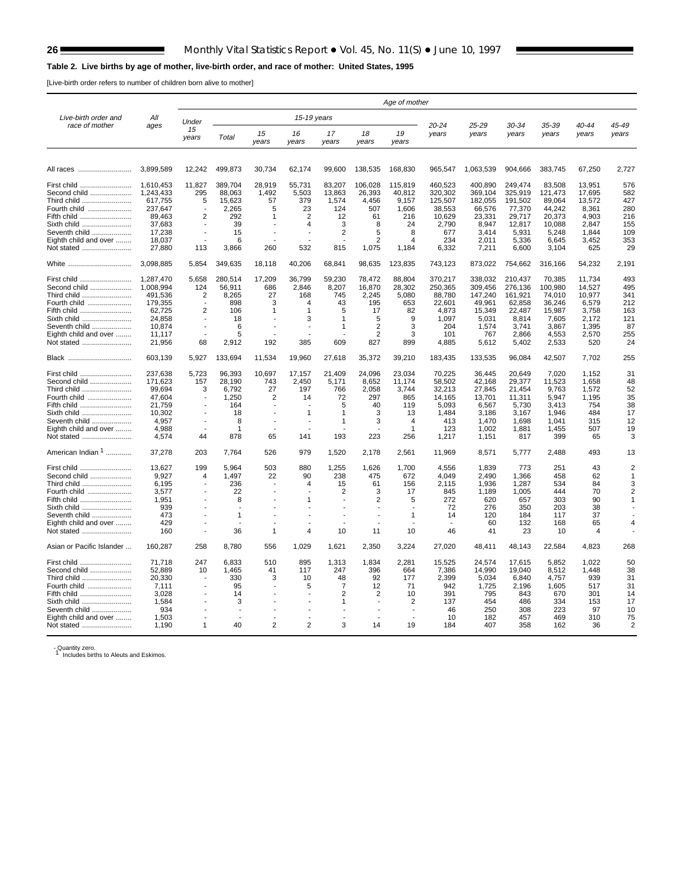**Table 2. Live births by age of mother, live-birth order, and race of mother: United States, 1995**

[Live-birth order refers to number of children born alive to mother]

| Live-birth order and race of mother | All ages | Age of mother | | | | | | | | | | | | |
|---|---|---|---|---|---|---|---|---|---|---|---|---|---|---|
| | | Under 15 years | 15-19 years | | | | | | 20-24 years | 25-29 years | 30-34 years | 35-39 years | 40-44 years | 45-49 years |
| | | | Total | 15 years | 16 years | 17 years | 18 years | 19 years | | | | | | |
| All races | 3,899,589 | 12,242 | 499,873 | 30,734 | 62,174 | 99,600 | 138,535 | 168,830 | 965,547 | 1,063,539 | 904,666 | 383,745 | 67,250 | 2,727 |
| First child | 1,610,453 | 11,827 | 389,704 | 28,919 | 55,731 | 83,207 | 106,028 | 115,819 | 460,523 | 400,890 | 249,474 | 83,508 | 13,951 | 576 |
| Second child | 1,243,433 | 295 | 88,063 | 1,492 | 5,503 | 13,863 | 26,393 | 40,812 | 320,302 | 369,104 | 325,919 | 121,473 | 17,695 | 582 |
| Third child | 617,755 | 5 | 15,623 | 57 | 379 | 1,574 | 4,456 | 9,157 | 125,507 | 182,055 | 191,502 | 89,064 | 13,572 | 427 |
| Fourth child | 237,647 | - | 2,265 | 5 | 23 | 124 | 507 | 1,606 | 38,553 | 66,576 | 77,370 | 44,242 | 8,361 | 280 |
| Fifth child | 89,463 | 2 | 292 | 1 | 2 | 12 | 61 | 216 | 10,629 | 23,331 | 29,717 | 20,373 | 4,903 | 216 |
| Sixth child | 37,683 | - | 39 | - | 4 | 3 | 8 | 24 | 2,790 | 8,947 | 12,817 | 10,088 | 2,847 | 155 |
| Seventh child | 17,238 | - | 15 | - | - | 2 | 5 | 8 | 677 | 3,414 | 5,931 | 5,248 | 1,844 | 109 |
| Eighth child and over | 18,037 | - | 6 | - | - | - | 2 | 4 | 234 | 2,011 | 5,336 | 6,645 | 3,452 | 353 |
| Not stated | 27,880 | 113 | 3,866 | 260 | 532 | 815 | 1,075 | 1,184 | 6,332 | 7,211 | 6,600 | 3,104 | 625 | 29 |
| White | 3,098,885 | 5,854 | 349,635 | 18,118 | 40,206 | 68,841 | 98,635 | 123,835 | 743,123 | 873,022 | 754,662 | 316,166 | 54,232 | 2,191 |
| First child | 1,287,470 | 5,658 | 280,514 | 17,209 | 36,799 | 59,230 | 78,472 | 88,804 | 370,217 | 338,032 | 210,437 | 70,385 | 11,734 | 493 |
| Second child | 1,008,994 | 124 | 56,911 | 686 | 2,846 | 8,207 | 16,870 | 28,302 | 250,365 | 309,456 | 276,136 | 100,980 | 14,527 | 495 |
| Third child | 491,536 | 2 | 8,265 | 27 | 168 | 745 | 2,245 | 5,080 | 88,780 | 147,240 | 161,921 | 74,010 | 10,977 | 341 |
| Fourth child | 179,355 | - | 898 | 3 | 4 | 43 | 195 | 653 | 22,601 | 49,961 | 62,858 | 36,246 | 6,579 | 212 |
| Fifth child | 62,725 | 2 | 106 | 1 | 1 | 5 | 17 | 82 | 4,873 | 15,349 | 22,487 | 15,987 | 3,758 | 163 |
| Sixth child | 24,858 | - | 18 | - | 3 | 1 | 5 | 9 | 1,097 | 5,031 | 8,814 | 7,605 | 2,172 | 121 |
| Seventh child | 10,874 | - | 6 | - | - | 1 | 2 | 3 | 204 | 1,574 | 3,741 | 3,867 | 1,395 | 87 |
| Eighth child and over | 11,117 | - | 5 | - | - | - | 2 | 3 | 101 | 767 | 2,866 | 4,553 | 2,570 | 255 |
| Not stated | 21,956 | 68 | 2,912 | 192 | 385 | 609 | 827 | 899 | 4,885 | 5,612 | 5,402 | 2,533 | 520 | 24 |
| Black | 603,139 | 5,927 | 133,694 | 11,534 | 19,960 | 27,618 | 35,372 | 39,210 | 183,435 | 133,535 | 96,084 | 42,507 | 7,702 | 255 |
| First child | 237,638 | 5,723 | 96,393 | 10,697 | 17,157 | 21,409 | 24,096 | 23,034 | 70,225 | 36,445 | 20,649 | 7,020 | 1,152 | 31 |
| Second child | 171,623 | 157 | 28,190 | 743 | 2,450 | 5,171 | 8,652 | 11,174 | 58,502 | 42,168 | 29,377 | 11,523 | 1,658 | 48 |
| Third child | 99,694 | 3 | 6,792 | 27 | 197 | 766 | 2,058 | 3,744 | 32,213 | 27,845 | 21,454 | 9,763 | 1,572 | 52 |
| Fourth child | 47,604 | - | 1,250 | 2 | 14 | 72 | 297 | 865 | 14,165 | 13,701 | 11,311 | 5,947 | 1,195 | 35 |
| Fifth child | 21,759 | - | 164 | - | - | 5 | 40 | 119 | 5,093 | 6,567 | 5,730 | 3,413 | 754 | 38 |
| Sixth child | 10,302 | - | 18 | - | 1 | 1 | 3 | 13 | 1,484 | 3,186 | 3,167 | 1,946 | 484 | 17 |
| Seventh child | 4,957 | - | 8 | - | - | 1 | 3 | 4 | 413 | 1,470 | 1,698 | 1,041 | 315 | 12 |
| Eighth child and over | 4,988 | - | 1 | - | - | - | - | 1 | 123 | 1,002 | 1,881 | 1,455 | 507 | 19 |
| Not stated | 4,574 | 44 | 878 | 65 | 141 | 193 | 223 | 256 | 1,217 | 1,151 | 817 | 399 | 65 | 3 |
| American Indian [1] | 37,278 | 203 | 7,764 | 526 | 979 | 1,520 | 2,178 | 2,561 | 11,969 | 8,571 | 5,777 | 2,488 | 493 | 13 |
| First child | 13,627 | 199 | 5,964 | 503 | 880 | 1,255 | 1,626 | 1,700 | 4,556 | 1,839 | 773 | 251 | 43 | 2 |
| Second child | 9,927 | 4 | 1,497 | 22 | 90 | 238 | 475 | 672 | 4,049 | 2,490 | 1,366 | 458 | 62 | 1 |
| Third child | 6,195 | - | 236 | - | 4 | 15 | 61 | 156 | 2,115 | 1,936 | 1,287 | 534 | 84 | 3 |
| Fourth child | 3,577 | - | 22 | - | - | 2 | 3 | 17 | 845 | 1,189 | 1,005 | 444 | 70 | 2 |
| Fifth child | 1,951 | - | 8 | - | 1 | - | 2 | 5 | 272 | 620 | 657 | 303 | 90 | 1 |
| Sixth child | 939 | - | - | - | - | - | - | - | 72 | 276 | 350 | 203 | 38 | - |
| Seventh child | 473 | - | 1 | - | - | - | - | 1 | 14 | 120 | 184 | 117 | 37 | - |
| Eighth child and over | 429 | - | - | - | - | - | - | - | - | 60 | 132 | 168 | 65 | 4 |
| Not stated | 160 | - | 36 | 1 | 4 | 10 | 11 | 10 | 46 | 41 | 23 | 10 | 4 | - |
| Asian or Pacific Islander | 160,287 | 258 | 8,780 | 556 | 1,029 | 1,621 | 2,350 | 3,224 | 27,020 | 48,411 | 48,143 | 22,584 | 4,823 | 268 |
| First child | 71,718 | 247 | 6,833 | 510 | 895 | 1,313 | 1,834 | 2,281 | 15,525 | 24,574 | 17,615 | 5,852 | 1,022 | 50 |
| Second child | 52,889 | 10 | 1,465 | 41 | 117 | 247 | 396 | 664 | 7,386 | 14,990 | 19,040 | 8,512 | 1,448 | 38 |
| Third child | 20,330 | - | 330 | 3 | 10 | 48 | 92 | 177 | 2,399 | 5,034 | 6,840 | 4,757 | 939 | 31 |
| Fourth child | 7,111 | - | 95 | - | 5 | 7 | 12 | 71 | 942 | 1,725 | 2,196 | 1,605 | 517 | 31 |
| Fifth child | 3,028 | - | 14 | - | - | 2 | 2 | 10 | 391 | 795 | 843 | 670 | 301 | 14 |
| Sixth child | 1,584 | - | 3 | - | - | 1 | - | 2 | 137 | 454 | 486 | 334 | 153 | 17 |
| Seventh child | 934 | - | - | - | - | - | - | - | 46 | 250 | 308 | 223 | 97 | 10 |
| Eighth child and over | 1,503 | - | - | - | - | - | - | - | 10 | 182 | 457 | 469 | 310 | 75 |
| Not stated | 1,190 | 1 | 40 | 2 | 2 | 3 | 14 | 19 | 184 | 407 | 358 | 162 | 36 | 2 |

- Quantity zero.
[1] Includes births to Aleuts and Eskimos.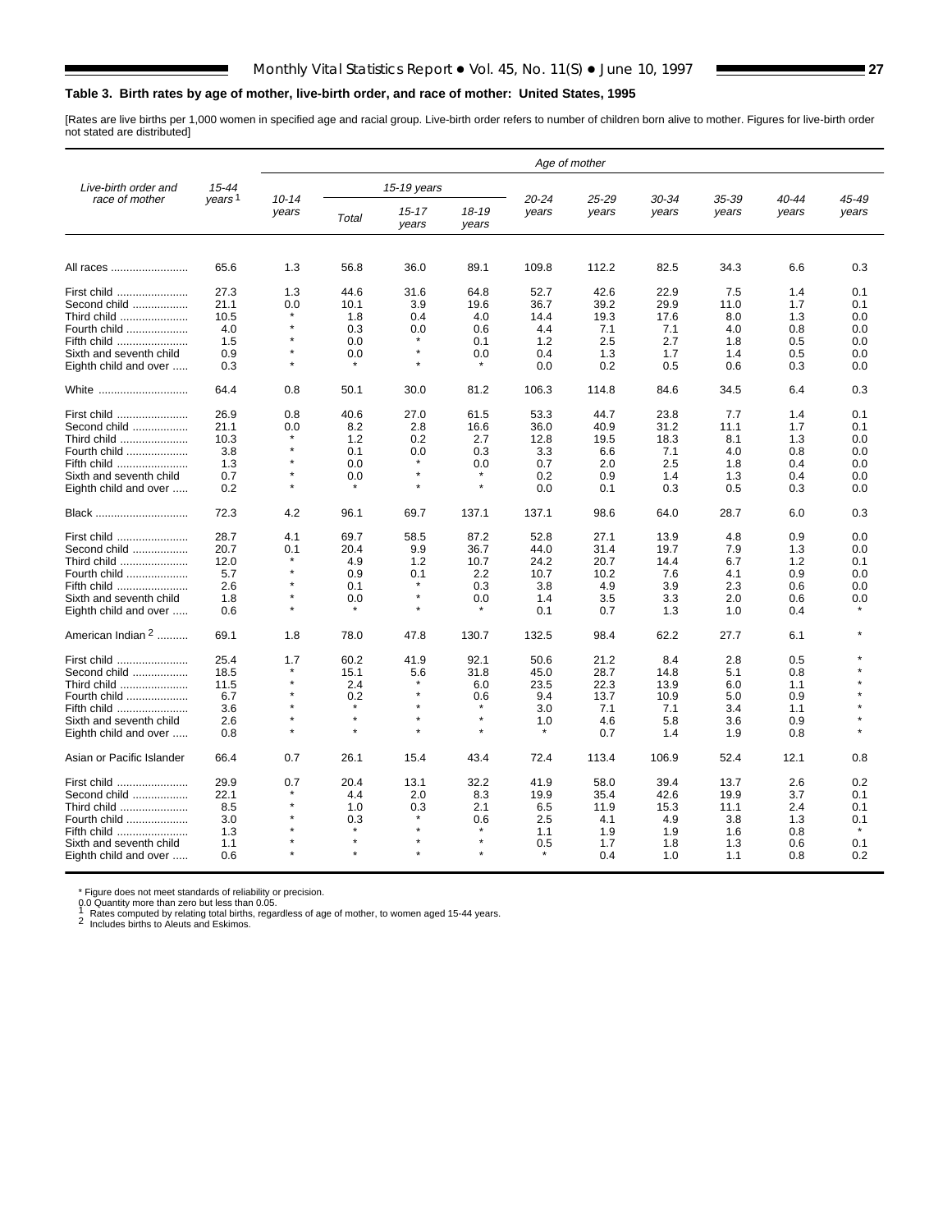**Table 3. Birth rates by age of mother, live-birth order, and race of mother: United States, 1995**

[Rates are live births per 1,000 women in specified age and racial group. Live-birth order refers to number of children born alive to mother. Figures for live-birth order not stated are distributed]

| Live-birth order and race of mother | 15-44 years[1] | Age of mother | | | | | | | | | | |
|---|---|---|---|---|---|---|---|---|---|---|---|---|
| | | 10-14 years | 15-19 years | | | 20-24 years | 25-29 years | 30-34 years | 35-39 years | 40-44 years | 45-49 years |
| | | | Total | 15-17 years | 18-19 years | | | | | | |
| All races | 65.6 | 1.3 | 56.8 | 36.0 | 89.1 | 109.8 | 112.2 | 82.5 | 34.3 | 6.6 | 0.3 |
| First child | 27.3 | 1.3 | 44.6 | 31.6 | 64.8 | 52.7 | 42.6 | 22.9 | 7.5 | 1.4 | 0.1 |
| Second child | 21.1 | 0.0 | 10.1 | 3.9 | 19.6 | 36.7 | 39.2 | 29.9 | 11.0 | 1.7 | 0.1 |
| Third child | 10.5 | * | 1.8 | 0.4 | 4.0 | 14.4 | 19.3 | 17.6 | 8.0 | 1.3 | 0.0 |
| Fourth child | 4.0 | * | 0.3 | 0.0 | 0.6 | 4.4 | 7.1 | 7.1 | 4.0 | 0.8 | 0.0 |
| Fifth child | 1.5 | * | 0.0 | * | 0.1 | 1.2 | 2.5 | 2.7 | 1.8 | 0.5 | 0.0 |
| Sixth and seventh child | 0.9 | * | 0.0 | * | 0.0 | 0.4 | 1.3 | 1.7 | 1.4 | 0.5 | 0.0 |
| Eighth child and over | 0.3 | * | * | * | * | 0.0 | 0.2 | 0.5 | 0.6 | 0.3 | 0.0 |
| White | 64.4 | 0.8 | 50.1 | 30.0 | 81.2 | 106.3 | 114.8 | 84.6 | 34.5 | 6.4 | 0.3 |
| First child | 26.9 | 0.8 | 40.6 | 27.0 | 61.5 | 53.3 | 44.7 | 23.8 | 7.7 | 1.4 | 0.1 |
| Second child | 21.1 | 0.0 | 8.2 | 2.8 | 16.6 | 36.0 | 40.9 | 31.2 | 11.1 | 1.7 | 0.1 |
| Third child | 10.3 | * | 1.2 | 0.2 | 2.7 | 12.8 | 19.5 | 18.3 | 8.1 | 1.3 | 0.0 |
| Fourth child | 3.8 | * | 0.1 | 0.0 | 0.3 | 3.3 | 6.6 | 7.1 | 4.0 | 0.8 | 0.0 |
| Fifth child | 1.3 | * | 0.0 | * | 0.0 | 0.7 | 2.0 | 2.5 | 1.8 | 0.4 | 0.0 |
| Sixth and seventh child | 0.7 | * | 0.0 | * | * | 0.2 | 0.9 | 1.4 | 1.3 | 0.4 | 0.0 |
| Eighth child and over | 0.2 | * | * | * | * | 0.0 | 0.1 | 0.3 | 0.5 | 0.3 | 0.0 |
| Black | 72.3 | 4.2 | 96.1 | 69.7 | 137.1 | 137.1 | 98.6 | 64.0 | 28.7 | 6.0 | 0.3 |
| First child | 28.7 | 4.1 | 69.7 | 58.5 | 87.2 | 52.8 | 27.1 | 13.9 | 4.8 | 0.9 | 0.0 |
| Second child | 20.7 | 0.1 | 20.4 | 9.9 | 36.7 | 44.0 | 31.4 | 19.7 | 7.9 | 1.3 | 0.0 |
| Third child | 12.0 | * | 4.9 | 1.2 | 10.7 | 24.2 | 20.7 | 14.4 | 6.7 | 1.2 | 0.1 |
| Fourth child | 5.7 | * | 0.9 | 0.1 | 2.2 | 10.7 | 10.2 | 7.6 | 4.1 | 0.9 | 0.0 |
| Fifth child | 2.6 | * | 0.1 | * | 0.3 | 3.8 | 4.9 | 3.9 | 2.3 | 0.6 | 0.0 |
| Sixth and seventh child | 1.8 | * | 0.0 | * | 0.0 | 1.4 | 3.5 | 3.3 | 2.0 | 0.6 | 0.0 |
| Eighth child and over | 0.6 | * | * | * | * | 0.1 | 0.7 | 1.3 | 1.0 | 0.4 | * |
| American Indian[2] | 69.1 | 1.8 | 78.0 | 47.8 | 130.7 | 132.5 | 98.4 | 62.2 | 27.7 | 6.1 | * |
| First child | 25.4 | 1.7 | 60.2 | 41.9 | 92.1 | 50.6 | 21.2 | 8.4 | 2.8 | 0.5 | * |
| Second child | 18.5 | * | 15.1 | 5.6 | 31.8 | 45.0 | 28.7 | 14.8 | 5.1 | 0.8 | * |
| Third child | 11.5 | * | 2.4 | * | 6.0 | 23.5 | 22.3 | 13.9 | 6.0 | 1.1 | * |
| Fourth child | 6.7 | * | 0.2 | * | 0.6 | 9.4 | 13.7 | 10.9 | 5.0 | 0.9 | * |
| Fifth child | 3.6 | * | * | * | * | 3.0 | 7.1 | 7.1 | 3.4 | 1.1 | * |
| Sixth and seventh child | 2.6 | * | * | * | * | 1.0 | 4.6 | 5.8 | 3.6 | 0.9 | * |
| Eighth child and over | 0.8 | * | * | * | * | * | 0.7 | 1.4 | 1.9 | 0.8 | * |
| Asian or Pacific Islander | 66.4 | 0.7 | 26.1 | 15.4 | 43.4 | 72.4 | 113.4 | 106.9 | 52.4 | 12.1 | 0.8 |
| First child | 29.9 | 0.7 | 20.4 | 13.1 | 32.2 | 41.9 | 58.0 | 39.4 | 13.7 | 2.6 | 0.2 |
| Second child | 22.1 | * | 4.4 | 2.0 | 8.3 | 19.9 | 35.4 | 42.6 | 19.9 | 3.7 | 0.1 |
| Third child | 8.5 | * | 1.0 | 0.3 | 2.1 | 6.5 | 11.9 | 15.3 | 11.1 | 2.4 | 0.1 |
| Fourth child | 3.0 | * | 0.3 | * | 0.6 | 2.5 | 4.1 | 4.9 | 3.8 | 1.3 | 0.1 |
| Fifth child | 1.3 | * | * | * | * | 1.1 | 1.9 | 1.9 | 1.6 | 0.8 | * |
| Sixth and seventh child | 1.1 | * | * | * | * | 0.5 | 1.7 | 1.8 | 1.3 | 0.6 | 0.1 |
| Eighth child and over | 0.6 | * | * | * | * | * | 0.4 | 1.0 | 1.1 | 0.8 | 0.2 |

\* Figure does not meet standards of reliability or precision.
0.0 Quantity more than zero but less than 0.05.
[1] Rates computed by relating total births, regardless of age of mother, to women aged 15-44 years.
[2] Includes births to Aleuts and Eskimos.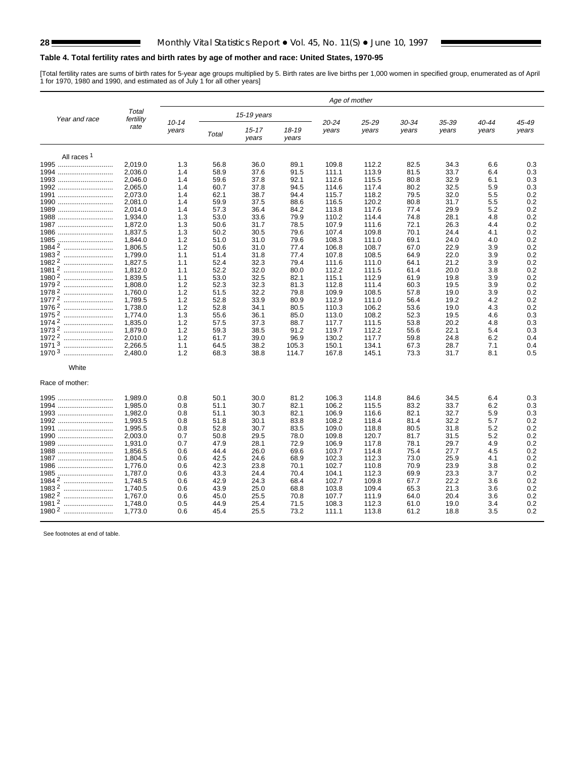### Table 4. Total fertility rates and birth rates by age of mother and race: United States, 1970-95

[Total fertility rates are sums of birth rates for 5-year age groups multiplied by 5. Birth rates are live births per 1,000 women in specified group, enumerated as of April 1 for 1970, 1980 and 1990, and estimated as of July 1 for all other years]

| Year and race | Total fertility rate | Age of mother | | | | | | | | | |
|---|---|---|---|---|---|---|---|---|---|---|---|
| | | 10-14 years | 15-19 years | | | 20-24 years | 25-29 years | 30-34 years | 35-39 years | 40-44 years | 45-49 years |
| | | | Total | 15-17 years | 18-19 years | | | | | | |
| **All races [1]** | | | | | | | | | | | |
| 1995 | 2,019.0 | 1.3 | 56.8 | 36.0 | 89.1 | 109.8 | 112.2 | 82.5 | 34.3 | 6.6 | 0.3 |
| 1994 | 2,036.0 | 1.4 | 58.9 | 37.6 | 91.5 | 111.1 | 113.9 | 81.5 | 33.7 | 6.4 | 0.3 |
| 1993 | 2,046.0 | 1.4 | 59.6 | 37.8 | 92.1 | 112.6 | 115.5 | 80.8 | 32.9 | 6.1 | 0.3 |
| 1992 | 2,065.0 | 1.4 | 60.7 | 37.8 | 94.5 | 114.6 | 117.4 | 80.2 | 32.5 | 5.9 | 0.3 |
| 1991 | 2,073.0 | 1.4 | 62.1 | 38.7 | 94.4 | 115.7 | 118.2 | 79.5 | 32.0 | 5.5 | 0.2 |
| 1990 | 2,081.0 | 1.4 | 59.9 | 37.5 | 88.6 | 116.5 | 120.2 | 80.8 | 31.7 | 5.5 | 0.2 |
| 1989 | 2,014.0 | 1.4 | 57.3 | 36.4 | 84.2 | 113.8 | 117.6 | 77.4 | 29.9 | 5.2 | 0.2 |
| 1988 | 1,934.0 | 1.3 | 53.0 | 33.6 | 79.9 | 110.2 | 114.4 | 74.8 | 28.1 | 4.8 | 0.2 |
| 1987 | 1,872.0 | 1.3 | 50.6 | 31.7 | 78.5 | 107.9 | 111.6 | 72.1 | 26.3 | 4.4 | 0.2 |
| 1986 | 1,837.5 | 1.3 | 50.2 | 30.5 | 79.6 | 107.4 | 109.8 | 70.1 | 24.4 | 4.1 | 0.2 |
| 1985 | 1,844.0 | 1.2 | 51.0 | 31.0 | 79.6 | 108.3 | 111.0 | 69.1 | 24.0 | 4.0 | 0.2 |
| 1984 [2] | 1,806.5 | 1.2 | 50.6 | 31.0 | 77.4 | 106.8 | 108.7 | 67.0 | 22.9 | 3.9 | 0.2 |
| 1983 [2] | 1,799.0 | 1.1 | 51.4 | 31.8 | 77.4 | 107.8 | 108.5 | 64.9 | 22.0 | 3.9 | 0.2 |
| 1982 [2] | 1,827.5 | 1.1 | 52.4 | 32.3 | 79.4 | 111.6 | 111.0 | 64.1 | 21.2 | 3.9 | 0.2 |
| 1981 [2] | 1,812.0 | 1.1 | 52.2 | 32.0 | 80.0 | 112.2 | 111.5 | 61.4 | 20.0 | 3.8 | 0.2 |
| 1980 [2] | 1,839.5 | 1.1 | 53.0 | 32.5 | 82.1 | 115.1 | 112.9 | 61.9 | 19.8 | 3.9 | 0.2 |
| 1979 [2] | 1,808.0 | 1.2 | 52.3 | 32.3 | 81.3 | 112.8 | 111.4 | 60.3 | 19.5 | 3.9 | 0.2 |
| 1978 [2] | 1,760.0 | 1.2 | 51.5 | 32.2 | 79.8 | 109.9 | 108.5 | 57.8 | 19.0 | 3.9 | 0.2 |
| 1977 [2] | 1,789.5 | 1.2 | 52.8 | 33.9 | 80.9 | 112.9 | 111.0 | 56.4 | 19.2 | 4.2 | 0.2 |
| 1976 [2] | 1,738.0 | 1.2 | 52.8 | 34.1 | 80.5 | 110.3 | 106.2 | 53.6 | 19.0 | 4.3 | 0.2 |
| 1975 [2] | 1,774.0 | 1.3 | 55.6 | 36.1 | 85.0 | 113.0 | 108.2 | 52.3 | 19.5 | 4.6 | 0.3 |
| 1974 [2] | 1,835.0 | 1.2 | 57.5 | 37.3 | 88.7 | 117.7 | 111.5 | 53.8 | 20.2 | 4.8 | 0.3 |
| 1973 [2] | 1,879.0 | 1.2 | 59.3 | 38.5 | 91.2 | 119.7 | 112.2 | 55.6 | 22.1 | 5.4 | 0.3 |
| 1972 [2] | 2,010.0 | 1.2 | 61.7 | 39.0 | 96.9 | 130.2 | 117.7 | 59.8 | 24.8 | 6.2 | 0.4 |
| 1971 [3] | 2,266.5 | 1.1 | 64.5 | 38.2 | 105.3 | 150.1 | 134.1 | 67.3 | 28.7 | 7.1 | 0.4 |
| 1970 [3] | 2,480.0 | 1.2 | 68.3 | 38.8 | 114.7 | 167.8 | 145.1 | 73.3 | 31.7 | 8.1 | 0.5 |
| **White** | | | | | | | | | | | |
| Race of mother: | | | | | | | | | | | |
| 1995 | 1,989.0 | 0.8 | 50.1 | 30.0 | 81.2 | 106.3 | 114.8 | 84.6 | 34.5 | 6.4 | 0.3 |
| 1994 | 1,985.0 | 0.8 | 51.1 | 30.7 | 82.1 | 106.2 | 115.5 | 83.2 | 33.7 | 6.2 | 0.3 |
| 1993 | 1,982.0 | 0.8 | 51.1 | 30.3 | 82.1 | 106.9 | 116.6 | 82.1 | 32.7 | 5.9 | 0.3 |
| 1992 | 1,993.5 | 0.8 | 51.8 | 30.1 | 83.8 | 108.2 | 118.4 | 81.4 | 32.2 | 5.7 | 0.2 |
| 1991 | 1,995.5 | 0.8 | 52.8 | 30.7 | 83.5 | 109.0 | 118.8 | 80.5 | 31.8 | 5.2 | 0.2 |
| 1990 | 2,003.0 | 0.7 | 50.8 | 29.5 | 78.0 | 109.8 | 120.7 | 81.7 | 31.5 | 5.2 | 0.2 |
| 1989 | 1,931.0 | 0.7 | 47.9 | 28.1 | 72.9 | 106.9 | 117.8 | 78.1 | 29.7 | 4.9 | 0.2 |
| 1988 | 1,856.5 | 0.6 | 44.4 | 26.0 | 69.6 | 103.7 | 114.8 | 75.4 | 27.7 | 4.5 | 0.2 |
| 1987 | 1,804.5 | 0.6 | 42.5 | 24.6 | 68.9 | 102.3 | 112.3 | 73.0 | 25.9 | 4.1 | 0.2 |
| 1986 | 1,776.0 | 0.6 | 42.3 | 23.8 | 70.1 | 102.7 | 110.8 | 70.9 | 23.9 | 3.8 | 0.2 |
| 1985 | 1,787.0 | 0.6 | 43.3 | 24.4 | 70.4 | 104.1 | 112.3 | 69.9 | 23.3 | 3.7 | 0.2 |
| 1984 [2] | 1,748.5 | 0.6 | 42.9 | 24.3 | 68.4 | 102.7 | 109.8 | 67.7 | 22.2 | 3.6 | 0.2 |
| 1983 [2] | 1,740.5 | 0.6 | 43.9 | 25.0 | 68.8 | 103.8 | 109.4 | 65.3 | 21.3 | 3.6 | 0.2 |
| 1982 [2] | 1,767.0 | 0.6 | 45.0 | 25.5 | 70.8 | 107.7 | 111.9 | 64.0 | 20.4 | 3.6 | 0.2 |
| 1981 [2] | 1,748.0 | 0.5 | 44.9 | 25.4 | 71.5 | 108.3 | 112.3 | 61.0 | 19.0 | 3.4 | 0.2 |
| 1980 [2] | 1,773.0 | 0.6 | 45.4 | 25.5 | 73.2 | 111.1 | 113.8 | 61.2 | 18.8 | 3.5 | 0.2 |

See footnotes at end of table.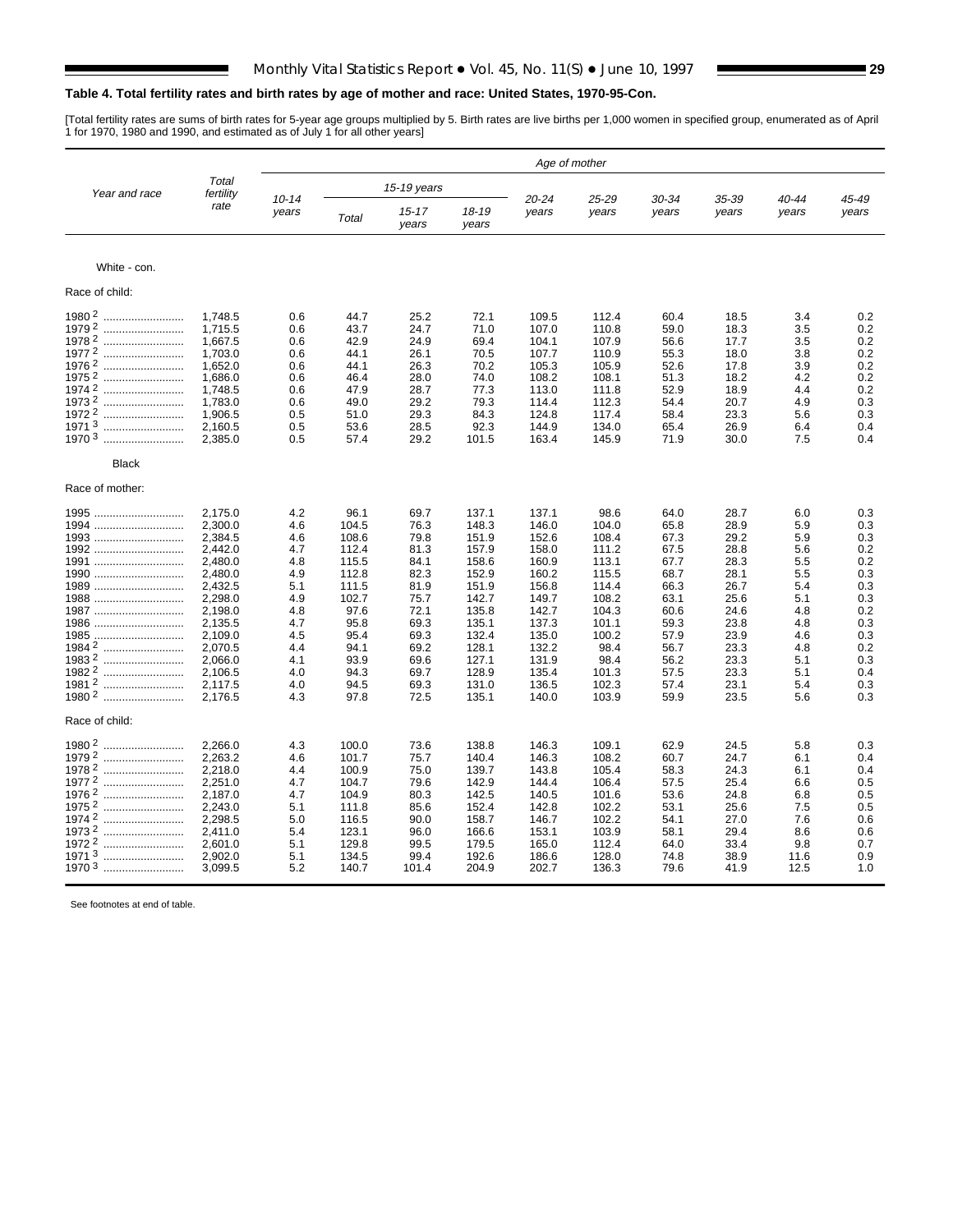## Table 4. Total fertility rates and birth rates by age of mother and race: United States, 1970-95-Con.

[Total fertility rates are sums of birth rates for 5-year age groups multiplied by 5. Birth rates are live births per 1,000 women in specified group, enumerated as of April 1 for 1970, 1980 and 1990, and estimated as of July 1 for all other years]

| Year and race | Total fertility rate | Age of mother | | | | | | | | | |
|---|---|---|---|---|---|---|---|---|---|---|---|
| | | 10-14 years | 15-19 years | | | 20-24 years | 25-29 years | 30-34 years | 35-39 years | 40-44 years | 45-49 years |
| | | | Total | 15-17 years | 18-19 years | | | | | | |
| White - con. | | | | | | | | | | | |
| Race of child: | | | | | | | | | | | |
| 1980 [2] | 1,748.5 | 0.6 | 44.7 | 25.2 | 72.1 | 109.5 | 112.4 | 60.4 | 18.5 | 3.4 | 0.2 |
| 1979 [2] | 1,715.5 | 0.6 | 43.7 | 24.7 | 71.0 | 107.0 | 110.8 | 59.0 | 18.3 | 3.5 | 0.2 |
| 1978 [2] | 1,667.5 | 0.6 | 42.9 | 24.9 | 69.4 | 104.1 | 107.9 | 56.6 | 17.7 | 3.5 | 0.2 |
| 1977 [2] | 1,703.0 | 0.6 | 44.1 | 26.1 | 70.5 | 107.7 | 110.9 | 55.3 | 18.0 | 3.8 | 0.2 |
| 1976 [2] | 1,652.0 | 0.6 | 44.1 | 26.3 | 70.2 | 105.3 | 105.9 | 52.6 | 17.8 | 3.9 | 0.2 |
| 1975 [2] | 1,686.0 | 0.6 | 46.4 | 28.0 | 74.0 | 108.2 | 108.1 | 51.3 | 18.2 | 4.2 | 0.2 |
| 1974 [2] | 1,748.5 | 0.6 | 47.9 | 28.7 | 77.3 | 113.0 | 111.8 | 52.9 | 18.9 | 4.4 | 0.2 |
| 1973 [2] | 1,783.0 | 0.6 | 49.0 | 29.2 | 79.3 | 114.4 | 112.3 | 54.4 | 20.7 | 4.9 | 0.3 |
| 1972 [2] | 1,906.5 | 0.5 | 51.0 | 29.3 | 84.3 | 124.8 | 117.4 | 58.4 | 23.3 | 5.6 | 0.3 |
| 1971 [3] | 2,160.5 | 0.5 | 53.6 | 28.5 | 92.3 | 144.9 | 134.0 | 65.4 | 26.9 | 6.4 | 0.4 |
| 1970 [3] | 2,385.0 | 0.5 | 57.4 | 29.2 | 101.5 | 163.4 | 145.9 | 71.9 | 30.0 | 7.5 | 0.4 |
| Black | | | | | | | | | | | |
| Race of mother: | | | | | | | | | | | |
| 1995 | 2,175.0 | 4.2 | 96.1 | 69.7 | 137.1 | 137.1 | 98.6 | 64.0 | 28.7 | 6.0 | 0.3 |
| 1994 | 2,300.0 | 4.6 | 104.5 | 76.3 | 148.3 | 146.0 | 104.0 | 65.8 | 28.9 | 5.9 | 0.3 |
| 1993 | 2,384.5 | 4.6 | 108.6 | 79.8 | 151.9 | 152.6 | 108.4 | 67.3 | 29.2 | 5.9 | 0.3 |
| 1992 | 2,442.0 | 4.7 | 112.4 | 81.3 | 157.9 | 158.0 | 111.2 | 67.5 | 28.8 | 5.6 | 0.2 |
| 1991 | 2,480.0 | 4.8 | 115.5 | 84.1 | 158.6 | 160.9 | 113.1 | 67.7 | 28.3 | 5.5 | 0.2 |
| 1990 | 2,480.0 | 4.9 | 112.8 | 82.3 | 152.9 | 160.2 | 115.5 | 68.7 | 28.1 | 5.5 | 0.3 |
| 1989 | 2,432.5 | 5.1 | 111.5 | 81.9 | 151.9 | 156.8 | 114.4 | 66.3 | 26.7 | 5.4 | 0.3 |
| 1988 | 2,298.0 | 4.9 | 102.7 | 75.7 | 142.7 | 149.7 | 108.2 | 63.1 | 25.6 | 5.1 | 0.3 |
| 1987 | 2,198.0 | 4.8 | 97.6 | 72.1 | 135.8 | 142.7 | 104.3 | 60.6 | 24.6 | 4.8 | 0.2 |
| 1986 | 2,135.5 | 4.7 | 95.8 | 69.3 | 135.1 | 137.3 | 101.1 | 59.3 | 23.8 | 4.8 | 0.3 |
| 1985 | 2,109.0 | 4.5 | 95.4 | 69.3 | 132.4 | 135.0 | 100.2 | 57.9 | 23.9 | 4.6 | 0.3 |
| 1984 [2] | 2,070.5 | 4.4 | 94.1 | 69.2 | 128.1 | 132.2 | 98.4 | 56.7 | 23.3 | 4.8 | 0.2 |
| 1983 [2] | 2,066.0 | 4.1 | 93.9 | 69.6 | 127.1 | 131.9 | 98.4 | 56.2 | 23.3 | 5.1 | 0.3 |
| 1982 [2] | 2,106.5 | 4.0 | 94.3 | 69.7 | 128.9 | 135.4 | 101.3 | 57.5 | 23.3 | 5.1 | 0.4 |
| 1981 [2] | 2,117.5 | 4.0 | 94.5 | 69.3 | 131.0 | 136.5 | 102.3 | 57.4 | 23.1 | 5.4 | 0.3 |
| 1980 [2] | 2,176.5 | 4.3 | 97.8 | 72.5 | 135.1 | 140.0 | 103.9 | 59.9 | 23.5 | 5.6 | 0.3 |
| Race of child: | | | | | | | | | | | |
| 1980 [2] | 2,266.0 | 4.3 | 100.0 | 73.6 | 138.8 | 146.3 | 109.1 | 62.9 | 24.5 | 5.8 | 0.3 |
| 1979 [2] | 2,263.2 | 4.6 | 101.7 | 75.7 | 140.4 | 146.3 | 108.2 | 60.7 | 24.7 | 6.1 | 0.4 |
| 1978 [2] | 2,218.0 | 4.4 | 100.9 | 75.0 | 139.7 | 143.8 | 105.4 | 58.3 | 24.3 | 6.1 | 0.4 |
| 1977 [2] | 2,251.0 | 4.7 | 104.7 | 79.6 | 142.9 | 144.4 | 106.4 | 57.5 | 25.4 | 6.6 | 0.5 |
| 1976 [2] | 2,187.0 | 4.7 | 104.9 | 80.3 | 142.5 | 140.5 | 101.6 | 53.6 | 24.8 | 6.8 | 0.5 |
| 1975 [2] | 2,243.0 | 5.1 | 111.8 | 85.6 | 152.4 | 142.8 | 102.2 | 53.1 | 25.6 | 7.5 | 0.5 |
| 1974 [2] | 2,298.5 | 5.0 | 116.5 | 90.0 | 158.7 | 146.7 | 102.2 | 54.1 | 27.0 | 7.6 | 0.6 |
| 1973 [2] | 2,411.0 | 5.4 | 123.1 | 96.0 | 166.6 | 153.1 | 103.9 | 58.1 | 29.4 | 8.6 | 0.6 |
| 1972 [2] | 2,601.0 | 5.1 | 129.8 | 99.5 | 179.5 | 165.0 | 112.4 | 64.0 | 33.4 | 9.8 | 0.7 |
| 1971 [3] | 2,902.0 | 5.1 | 134.5 | 99.4 | 192.6 | 186.6 | 128.0 | 74.8 | 38.9 | 11.6 | 0.9 |
| 1970 [3] | 3,099.5 | 5.2 | 140.7 | 101.4 | 204.9 | 202.7 | 136.3 | 79.6 | 41.9 | 12.5 | 1.0 |

See footnotes at end of table.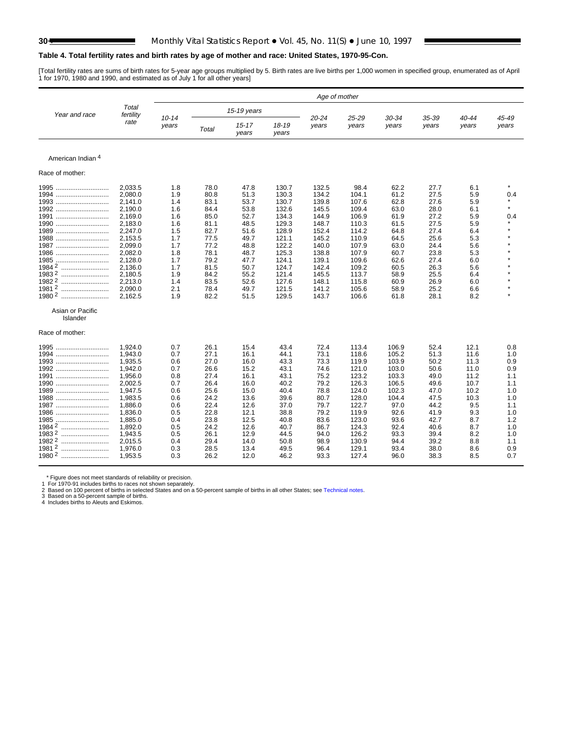## Table 4. Total fertility rates and birth rates by age of mother and race: United States, 1970-95-Con.

[Total fertility rates are sums of birth rates for 5-year age groups multiplied by 5. Birth rates are live births per 1,000 women in specified group, enumerated as of April 1 for 1970, 1980 and 1990, and estimated as of July 1 for all other years]

| Year and race | Total fertility rate | Age of mother | | | | | | | | | |
|---|---|---|---|---|---|---|---|---|---|---|---|
| | | 10-14 years | 15-19 years | | | 20-24 years | 25-29 years | 30-34 years | 35-39 years | 40-44 years | 45-49 years |
| | | | Total | 15-17 years | 18-19 years | | | | | | |
| **American Indian [4]** | | | | | | | | | | | |
| Race of mother: | | | | | | | | | | | |
| 1995 | 2,033.5 | 1.8 | 78.0 | 47.8 | 130.7 | 132.5 | 98.4 | 62.2 | 27.7 | 6.1 | * |
| 1994 | 2,080.0 | 1.9 | 80.8 | 51.3 | 130.3 | 134.2 | 104.1 | 61.2 | 27.5 | 5.9 | 0.4 |
| 1993 | 2,141.0 | 1.4 | 83.1 | 53.7 | 130.7 | 139.8 | 107.6 | 62.8 | 27.6 | 5.9 | * |
| 1992 | 2,190.0 | 1.6 | 84.4 | 53.8 | 132.6 | 145.5 | 109.4 | 63.0 | 28.0 | 6.1 | * |
| 1991 | 2,169.0 | 1.6 | 85.0 | 52.7 | 134.3 | 144.9 | 106.9 | 61.9 | 27.2 | 5.9 | 0.4 |
| 1990 | 2,183.0 | 1.6 | 81.1 | 48.5 | 129.3 | 148.7 | 110.3 | 61.5 | 27.5 | 5.9 | * |
| 1989 | 2,247.0 | 1.5 | 82.7 | 51.6 | 128.9 | 152.4 | 114.2 | 64.8 | 27.4 | 6.4 | * |
| 1988 | 2,153.5 | 1.7 | 77.5 | 49.7 | 121.1 | 145.2 | 110.9 | 64.5 | 25.6 | 5.3 | * |
| 1987 | 2,099.0 | 1.7 | 77.2 | 48.8 | 122.2 | 140.0 | 107.9 | 63.0 | 24.4 | 5.6 | * |
| 1986 | 2,082.0 | 1.8 | 78.1 | 48.7 | 125.3 | 138.8 | 107.9 | 60.7 | 23.8 | 5.3 | * |
| 1985 | 2,128.0 | 1.7 | 79.2 | 47.7 | 124.1 | 139.1 | 109.6 | 62.6 | 27.4 | 6.0 | * |
| 1984 [2] | 2,136.0 | 1.7 | 81.5 | 50.7 | 124.7 | 142.4 | 109.2 | 60.5 | 26.3 | 5.6 | * |
| 1983 [2] | 2,180.5 | 1.9 | 84.2 | 55.2 | 121.4 | 145.5 | 113.7 | 58.9 | 25.5 | 6.4 | * |
| 1982 [2] | 2,213.0 | 1.4 | 83.5 | 52.6 | 127.6 | 148.1 | 115.8 | 60.9 | 26.9 | 6.0 | * |
| 1981 [2] | 2,090.0 | 2.1 | 78.4 | 49.7 | 121.5 | 141.2 | 105.6 | 58.9 | 25.2 | 6.6 | * |
| 1980 [2] | 2,162.5 | 1.9 | 82.2 | 51.5 | 129.5 | 143.7 | 106.6 | 61.8 | 28.1 | 8.2 | * |
| **Asian or Pacific Islander** | | | | | | | | | | | |
| Race of mother: | | | | | | | | | | | |
| 1995 | 1,924.0 | 0.7 | 26.1 | 15.4 | 43.4 | 72.4 | 113.4 | 106.9 | 52.4 | 12.1 | 0.8 |
| 1994 | 1,943.0 | 0.7 | 27.1 | 16.1 | 44.1 | 73.1 | 118.6 | 105.2 | 51.3 | 11.6 | 1.0 |
| 1993 | 1,935.5 | 0.6 | 27.0 | 16.0 | 43.3 | 73.3 | 119.9 | 103.9 | 50.2 | 11.3 | 0.9 |
| 1992 | 1,942.0 | 0.7 | 26.6 | 15.2 | 43.1 | 74.6 | 121.0 | 103.0 | 50.6 | 11.0 | 0.9 |
| 1991 | 1,956.0 | 0.8 | 27.4 | 16.1 | 43.1 | 75.2 | 123.2 | 103.3 | 49.0 | 11.2 | 1.1 |
| 1990 | 2,002.5 | 0.7 | 26.4 | 16.0 | 40.2 | 79.2 | 126.3 | 106.5 | 49.6 | 10.7 | 1.1 |
| 1989 | 1,947.5 | 0.6 | 25.6 | 15.0 | 40.4 | 78.8 | 124.0 | 102.3 | 47.0 | 10.2 | 1.0 |
| 1988 | 1,983.5 | 0.6 | 24.2 | 13.6 | 39.6 | 80.7 | 128.0 | 104.4 | 47.5 | 10.3 | 1.0 |
| 1987 | 1,886.0 | 0.6 | 22.4 | 12.6 | 37.0 | 79.7 | 122.7 | 97.0 | 44.2 | 9.5 | 1.1 |
| 1986 | 1,836.0 | 0.5 | 22.8 | 12.1 | 38.8 | 79.2 | 119.9 | 92.6 | 41.9 | 9.3 | 1.0 |
| 1985 | 1,885.0 | 0.4 | 23.8 | 12.5 | 40.8 | 83.6 | 123.0 | 93.6 | 42.7 | 8.7 | 1.2 |
| 1984 [2] | 1,892.0 | 0.5 | 24.2 | 12.6 | 40.7 | 86.7 | 124.3 | 92.4 | 40.6 | 8.7 | 1.0 |
| 1983 [2] | 1,943.5 | 0.5 | 26.1 | 12.9 | 44.5 | 94.0 | 126.2 | 93.3 | 39.4 | 8.2 | 1.0 |
| 1982 [2] | 2,015.5 | 0.4 | 29.4 | 14.0 | 50.8 | 98.9 | 130.9 | 94.4 | 39.2 | 8.8 | 1.1 |
| 1981 [2] | 1,976.0 | 0.3 | 28.5 | 13.4 | 49.5 | 96.4 | 129.1 | 93.4 | 38.0 | 8.6 | 0.9 |
| 1980 [2] | 1,953.5 | 0.3 | 26.2 | 12.0 | 46.2 | 93.3 | 127.4 | 96.0 | 38.3 | 8.5 | 0.7 |

\* Figure does not meet standards of reliability or precision.
1 For 1970-91 includes births to races not shown separately.
2 Based on 100 percent of births in selected States and on a 50-percent sample of births in all other States; see Technical notes.
3 Based on a 50-percent sample of births.
4 Includes births to Aleuts and Eskimos.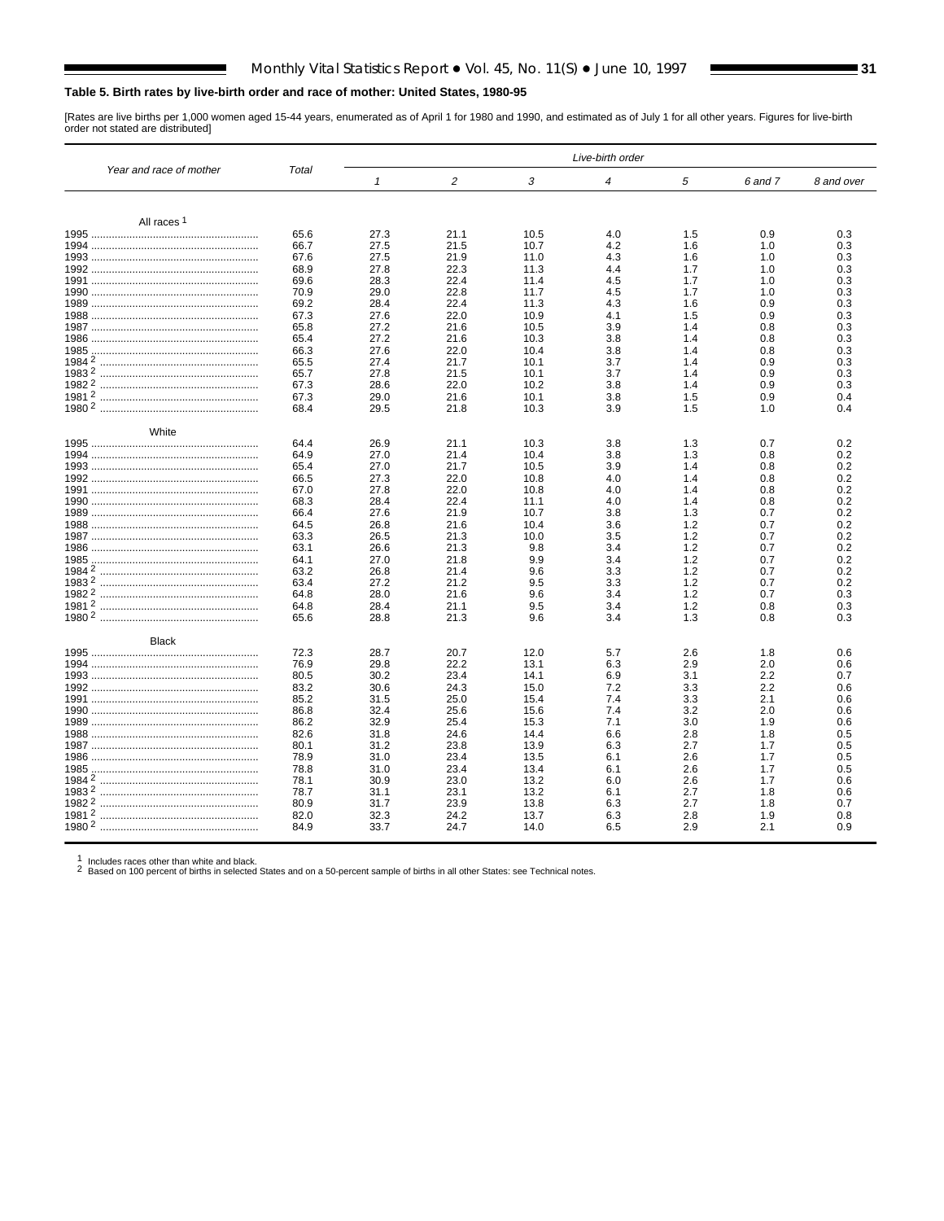**Table 5. Birth rates by live-birth order and race of mother: United States, 1980-95**

[Rates are live births per 1,000 women aged 15-44 years, enumerated as of April 1 for 1980 and 1990, and estimated as of July 1 for all other years. Figures for live-birth order not stated are distributed]

| Year and race of mother | Total | Live-birth order | | | | | | |
|---|---|---|---|---|---|---|---|---|
| | | 1 | 2 | 3 | 4 | 5 | 6 and 7 | 8 and over |
| **All races [1]** | | | | | | | | |
| 1995 | 65.6 | 27.3 | 21.1 | 10.5 | 4.0 | 1.5 | 0.9 | 0.3 |
| 1994 | 66.7 | 27.5 | 21.5 | 10.7 | 4.2 | 1.6 | 1.0 | 0.3 |
| 1993 | 67.6 | 27.5 | 21.9 | 11.0 | 4.3 | 1.6 | 1.0 | 0.3 |
| 1992 | 68.9 | 27.8 | 22.3 | 11.3 | 4.4 | 1.7 | 1.0 | 0.3 |
| 1991 | 69.6 | 28.3 | 22.4 | 11.4 | 4.5 | 1.7 | 1.0 | 0.3 |
| 1990 | 70.9 | 29.0 | 22.8 | 11.7 | 4.5 | 1.7 | 1.0 | 0.3 |
| 1989 | 69.2 | 28.4 | 22.4 | 11.3 | 4.3 | 1.6 | 0.9 | 0.3 |
| 1988 | 67.3 | 27.6 | 22.0 | 10.9 | 4.1 | 1.5 | 0.9 | 0.3 |
| 1987 | 65.8 | 27.2 | 21.6 | 10.5 | 3.9 | 1.4 | 0.8 | 0.3 |
| 1986 | 65.4 | 27.2 | 21.6 | 10.3 | 3.8 | 1.4 | 0.8 | 0.3 |
| 1985 | 66.3 | 27.6 | 22.0 | 10.4 | 3.8 | 1.4 | 0.8 | 0.3 |
| 1984 [2] | 65.5 | 27.4 | 21.7 | 10.1 | 3.7 | 1.4 | 0.9 | 0.3 |
| 1983 [2] | 65.7 | 27.8 | 21.5 | 10.1 | 3.7 | 1.4 | 0.9 | 0.3 |
| 1982 [2] | 67.3 | 28.6 | 22.0 | 10.2 | 3.8 | 1.4 | 0.9 | 0.3 |
| 1981 [2] | 67.3 | 29.0 | 21.6 | 10.1 | 3.8 | 1.5 | 0.9 | 0.4 |
| 1980 [2] | 68.4 | 29.5 | 21.8 | 10.3 | 3.9 | 1.5 | 1.0 | 0.4 |
| **White** | | | | | | | | |
| 1995 | 64.4 | 26.9 | 21.1 | 10.3 | 3.8 | 1.3 | 0.7 | 0.2 |
| 1994 | 64.9 | 27.0 | 21.4 | 10.4 | 3.8 | 1.3 | 0.8 | 0.2 |
| 1993 | 65.4 | 27.0 | 21.7 | 10.5 | 3.9 | 1.4 | 0.8 | 0.2 |
| 1992 | 66.5 | 27.3 | 22.0 | 10.8 | 4.0 | 1.4 | 0.8 | 0.2 |
| 1991 | 67.0 | 27.8 | 22.0 | 10.8 | 4.0 | 1.4 | 0.8 | 0.2 |
| 1990 | 68.3 | 28.4 | 22.4 | 11.1 | 4.0 | 1.4 | 0.8 | 0.2 |
| 1989 | 66.4 | 27.6 | 21.9 | 10.7 | 3.8 | 1.3 | 0.7 | 0.2 |
| 1988 | 64.5 | 26.8 | 21.6 | 10.4 | 3.6 | 1.2 | 0.7 | 0.2 |
| 1987 | 63.3 | 26.5 | 21.3 | 10.0 | 3.5 | 1.2 | 0.7 | 0.2 |
| 1986 | 63.1 | 26.6 | 21.3 | 9.8 | 3.4 | 1.2 | 0.7 | 0.2 |
| 1985 | 64.1 | 27.0 | 21.8 | 9.9 | 3.4 | 1.2 | 0.7 | 0.2 |
| 1984 [2] | 63.2 | 26.8 | 21.4 | 9.6 | 3.3 | 1.2 | 0.7 | 0.2 |
| 1983 [2] | 63.4 | 27.2 | 21.2 | 9.5 | 3.3 | 1.2 | 0.7 | 0.2 |
| 1982 [2] | 64.8 | 28.0 | 21.6 | 9.6 | 3.4 | 1.2 | 0.7 | 0.3 |
| 1981 [2] | 64.8 | 28.4 | 21.1 | 9.5 | 3.4 | 1.2 | 0.8 | 0.3 |
| 1980 [2] | 65.6 | 28.8 | 21.3 | 9.6 | 3.4 | 1.3 | 0.8 | 0.3 |
| **Black** | | | | | | | | |
| 1995 | 72.3 | 28.7 | 20.7 | 12.0 | 5.7 | 2.6 | 1.8 | 0.6 |
| 1994 | 76.9 | 29.8 | 22.2 | 13.1 | 6.3 | 2.9 | 2.0 | 0.6 |
| 1993 | 80.5 | 30.2 | 23.4 | 14.1 | 6.9 | 3.1 | 2.2 | 0.7 |
| 1992 | 83.2 | 30.6 | 24.3 | 15.0 | 7.2 | 3.3 | 2.2 | 0.6 |
| 1991 | 85.2 | 31.5 | 25.0 | 15.4 | 7.4 | 3.3 | 2.1 | 0.6 |
| 1990 | 86.8 | 32.4 | 25.6 | 15.6 | 7.4 | 3.2 | 2.0 | 0.6 |
| 1989 | 86.2 | 32.9 | 25.4 | 15.3 | 7.1 | 3.0 | 1.9 | 0.6 |
| 1988 | 82.6 | 31.8 | 24.6 | 14.4 | 6.6 | 2.8 | 1.8 | 0.5 |
| 1987 | 80.1 | 31.2 | 23.8 | 13.9 | 6.3 | 2.7 | 1.7 | 0.5 |
| 1986 | 78.9 | 31.0 | 23.4 | 13.5 | 6.1 | 2.6 | 1.7 | 0.5 |
| 1985 | 78.8 | 31.0 | 23.4 | 13.4 | 6.1 | 2.6 | 1.7 | 0.5 |
| 1984 [2] | 78.1 | 30.9 | 23.0 | 13.2 | 6.0 | 2.6 | 1.7 | 0.6 |
| 1983 [2] | 78.7 | 31.1 | 23.1 | 13.2 | 6.1 | 2.7 | 1.8 | 0.6 |
| 1982 [2] | 80.9 | 31.7 | 23.9 | 13.8 | 6.3 | 2.7 | 1.8 | 0.7 |
| 1981 [2] | 82.0 | 32.3 | 24.2 | 13.7 | 6.3 | 2.8 | 1.9 | 0.8 |
| 1980 [2] | 84.9 | 33.7 | 24.7 | 14.0 | 6.5 | 2.9 | 2.1 | 0.9 |

[1] Includes races other than white and black.
[2] Based on 100 percent of births in selected States and on a 50-percent sample of births in all other States: see Technical notes.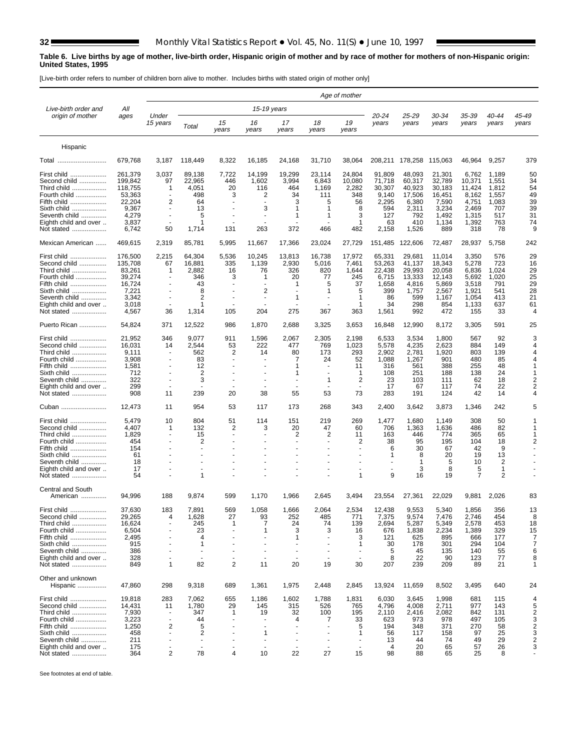**Table 6. Live births by age of mother, live-birth order, Hispanic origin of mother and by race of mother for mothers of non-Hispanic origin: United States, 1995**

[Live-birth order refers to number of children born alive to mother. Includes births with stated origin of mother only]

| Live-birth order and origin of mother | All ages | Age of mother | | | | | | | | | | | | | |
|---|---|---|---|---|---|---|---|---|---|---|---|---|---|---|---|
| | | Under 15 years | 15-19 years | | | | | | 20-24 years | 25-29 years | 30-34 years | 35-39 years | 40-44 years | 45-49 years |
| | | | Total | 15 years | 16 years | 17 years | 18 years | 19 years | | | | | | |
| **Hispanic** | | | | | | | | | | | | | | |
| Total | 679,768 | 3,187 | 118,449 | 8,322 | 16,185 | 24,168 | 31,710 | 38,064 | 208,211 | 178,258 | 115,063 | 46,964 | 9,257 | 379 |
| First child | 261,379 | 3,037 | 89,138 | 7,722 | 14,199 | 19,299 | 23,114 | 24,804 | 91,809 | 48,093 | 21,301 | 6,762 | 1,189 | 50 |
| Second child | 199,842 | 97 | 22,965 | 446 | 1,602 | 3,994 | 6,843 | 10,080 | 71,718 | 60,317 | 32,789 | 10,371 | 1,551 | 34 |
| Third child | 118,755 | 1 | 4,051 | 20 | 116 | 464 | 1,169 | 2,282 | 30,307 | 40,923 | 30,183 | 11,424 | 1,812 | 54 |
| Fourth child | 53,363 | - | 498 | 3 | 2 | 34 | 111 | 348 | 9,140 | 17,506 | 16,451 | 8,162 | 1,557 | 49 |
| Fifth child | 22,204 | 2 | 64 | - | - | 3 | 5 | 56 | 2,295 | 6,380 | 7,590 | 4,751 | 1,083 | 39 |
| Sixth child | 9,367 | - | 13 | - | 3 | 1 | 1 | 8 | 594 | 2,311 | 3,234 | 2,469 | 707 | 39 |
| Seventh child | 4,279 | - | 5 | - | - | 1 | 1 | 3 | 127 | 792 | 1,492 | 1,315 | 517 | 31 |
| Eighth child and over | 3,837 | - | 1 | - | - | - | - | 1 | 63 | 410 | 1,134 | 1,392 | 763 | 74 |
| Not stated | 6,742 | 50 | 1,714 | 131 | 263 | 372 | 466 | 482 | 2,158 | 1,526 | 889 | 318 | 78 | 9 |
| Mexican American | 469,615 | 2,319 | 85,781 | 5,995 | 11,667 | 17,366 | 23,024 | 27,729 | 151,485 | 122,606 | 72,487 | 28,937 | 5,758 | 242 |
| First child | 176,500 | 2,215 | 64,304 | 5,536 | 10,245 | 13,813 | 16,738 | 17,972 | 65,331 | 29,681 | 11,014 | 3,350 | 576 | 29 |
| Second child | 135,708 | 67 | 16,881 | 335 | 1,139 | 2,930 | 5,016 | 7,461 | 53,263 | 41,137 | 18,343 | 5,278 | 723 | 16 |
| Third child | 83,261 | 1 | 2,882 | 16 | 76 | 326 | 820 | 1,644 | 22,438 | 29,993 | 20,058 | 6,836 | 1,024 | 29 |
| Fourth child | 39,274 | - | 346 | 3 | 1 | 20 | 77 | 245 | 6,715 | 13,333 | 12,143 | 5,692 | 1,020 | 25 |
| Fifth child | 16,724 | - | 43 | - | - | 1 | 5 | 37 | 1,658 | 4,816 | 5,869 | 3,518 | 791 | 29 |
| Sixth child | 7,221 | - | 8 | - | 2 | - | 1 | 5 | 399 | 1,757 | 2,567 | 1,921 | 541 | 28 |
| Seventh child | 3,342 | - | 2 | - | - | 1 | - | 1 | 86 | 599 | 1,167 | 1,054 | 413 | 21 |
| Eighth child and over | 3,018 | - | 1 | - | - | - | - | 1 | 34 | 298 | 854 | 1,133 | 637 | 61 |
| Not stated | 4,567 | 36 | 1,314 | 105 | 204 | 275 | 367 | 363 | 1,561 | 992 | 472 | 155 | 33 | 4 |
| Puerto Rican | 54,824 | 371 | 12,522 | 986 | 1,870 | 2,688 | 3,325 | 3,653 | 16,848 | 12,990 | 8,172 | 3,305 | 591 | 25 |
| First child | 21,952 | 346 | 9,077 | 911 | 1,596 | 2,067 | 2,305 | 2,198 | 6,533 | 3,534 | 1,800 | 567 | 92 | 3 |
| Second child | 16,031 | 14 | 2,544 | 53 | 222 | 477 | 769 | 1,023 | 5,578 | 4,235 | 2,623 | 884 | 149 | 4 |
| Third child | 9,111 | - | 562 | 2 | 14 | 80 | 173 | 293 | 2,902 | 2,781 | 1,920 | 803 | 139 | 4 |
| Fourth child | 3,908 | - | 83 | - | - | 7 | 24 | 52 | 1,088 | 1,267 | 901 | 480 | 85 | 4 |
| Fifth child | 1,581 | - | 12 | - | - | 1 | - | 11 | 316 | 561 | 388 | 255 | 48 | 1 |
| Sixth child | 712 | - | 2 | - | - | 1 | - | 1 | 108 | 251 | 188 | 138 | 24 | 1 |
| Seventh child | 322 | - | 3 | - | - | - | 1 | 2 | 23 | 103 | 111 | 62 | 18 | 2 |
| Eighth child and over | 299 | - | - | - | - | - | - | - | 17 | 67 | 117 | 74 | 22 | 2 |
| Not stated | 908 | 11 | 239 | 20 | 38 | 55 | 53 | 73 | 283 | 191 | 124 | 42 | 14 | 4 |
| Cuban | 12,473 | 11 | 954 | 53 | 117 | 173 | 268 | 343 | 2,400 | 3,642 | 3,873 | 1,346 | 242 | 5 |
| First child | 5,479 | 10 | 804 | 51 | 114 | 151 | 219 | 269 | 1,477 | 1,680 | 1,149 | 308 | 50 | 1 |
| Second child | 4,407 | 1 | 132 | 2 | 3 | 20 | 47 | 60 | 706 | 1,363 | 1,636 | 486 | 82 | 1 |
| Third child | 1,829 | - | 15 | - | - | 2 | 2 | 11 | 163 | 446 | 774 | 365 | 65 | 1 |
| Fourth child | 454 | - | 2 | - | - | - | - | 2 | 38 | 95 | 195 | 104 | 18 | 2 |
| Fifth child | 154 | - | - | - | - | - | - | - | 6 | 30 | 67 | 42 | 9 | - |
| Sixth child | 61 | - | - | - | - | - | - | - | 1 | 8 | 20 | 19 | 13 | - |
| Seventh child | 18 | - | - | - | - | - | - | - | - | 1 | 5 | 10 | 2 | - |
| Eighth child and over | 17 | - | - | - | - | - | - | - | - | 3 | 8 | 5 | 1 | - |
| Not stated | 54 | - | 1 | - | - | - | - | 1 | 9 | 16 | 19 | 7 | 2 | - |
| Central and South American | 94,996 | 188 | 9,874 | 599 | 1,170 | 1,966 | 2,645 | 3,494 | 23,554 | 27,361 | 22,029 | 9,881 | 2,026 | 83 |
| First child | 37,630 | 183 | 7,891 | 569 | 1,058 | 1,666 | 2,064 | 2,534 | 12,438 | 9,553 | 5,340 | 1,856 | 356 | 13 |
| Second child | 29,265 | 4 | 1,628 | 27 | 93 | 252 | 485 | 771 | 7,375 | 9,574 | 7,476 | 2,746 | 454 | 8 |
| Third child | 16,624 | - | 245 | 1 | 7 | 24 | 74 | 139 | 2,694 | 5,287 | 5,349 | 2,578 | 453 | 18 |
| Fourth child | 6,504 | - | 23 | - | 1 | 3 | 3 | 16 | 676 | 1,838 | 2,234 | 1,389 | 329 | 15 |
| Fifth child | 2,495 | - | 4 | - | - | 1 | - | 3 | 121 | 625 | 895 | 666 | 177 | 7 |
| Sixth child | 915 | - | 1 | - | - | - | - | 1 | 30 | 178 | 301 | 294 | 104 | 7 |
| Seventh child | 386 | - | - | - | - | - | - | - | 5 | 45 | 135 | 140 | 55 | 6 |
| Eighth child and over | 328 | - | - | - | - | - | - | - | 8 | 22 | 90 | 123 | 77 | 8 |
| Not stated | 849 | 1 | 82 | 2 | 11 | 20 | 19 | 30 | 207 | 239 | 209 | 89 | 21 | 1 |
| Other and unknown Hispanic | 47,860 | 298 | 9,318 | 689 | 1,361 | 1,975 | 2,448 | 2,845 | 13,924 | 11,659 | 8,502 | 3,495 | 640 | 24 |
| First child | 19,818 | 283 | 7,062 | 655 | 1,186 | 1,602 | 1,788 | 1,831 | 6,030 | 3,645 | 1,998 | 681 | 115 | 4 |
| Second child | 14,431 | 11 | 1,780 | 29 | 145 | 315 | 526 | 765 | 4,796 | 4,008 | 2,711 | 977 | 143 | 5 |
| Third child | 7,930 | - | 347 | 1 | 19 | 32 | 100 | 195 | 2,110 | 2,416 | 2,082 | 842 | 131 | 2 |
| Fourth child | 3,223 | - | 44 | - | - | 4 | 7 | 33 | 623 | 973 | 978 | 497 | 105 | 3 |
| Fifth child | 1,250 | 2 | 5 | - | - | - | - | 5 | 194 | 348 | 371 | 270 | 58 | 2 |
| Sixth child | 458 | - | 2 | - | 1 | - | - | 1 | 56 | 117 | 158 | 97 | 25 | 3 |
| Seventh child | 211 | - | - | - | - | - | - | - | 13 | 44 | 74 | 49 | 29 | 2 |
| Eighth child and over | 175 | - | - | - | - | - | - | - | 4 | 20 | 65 | 57 | 26 | 3 |
| Not stated | 364 | 2 | 78 | 4 | 10 | 22 | 27 | 15 | 98 | 88 | 65 | 25 | 8 | - |

See footnotes at end of table.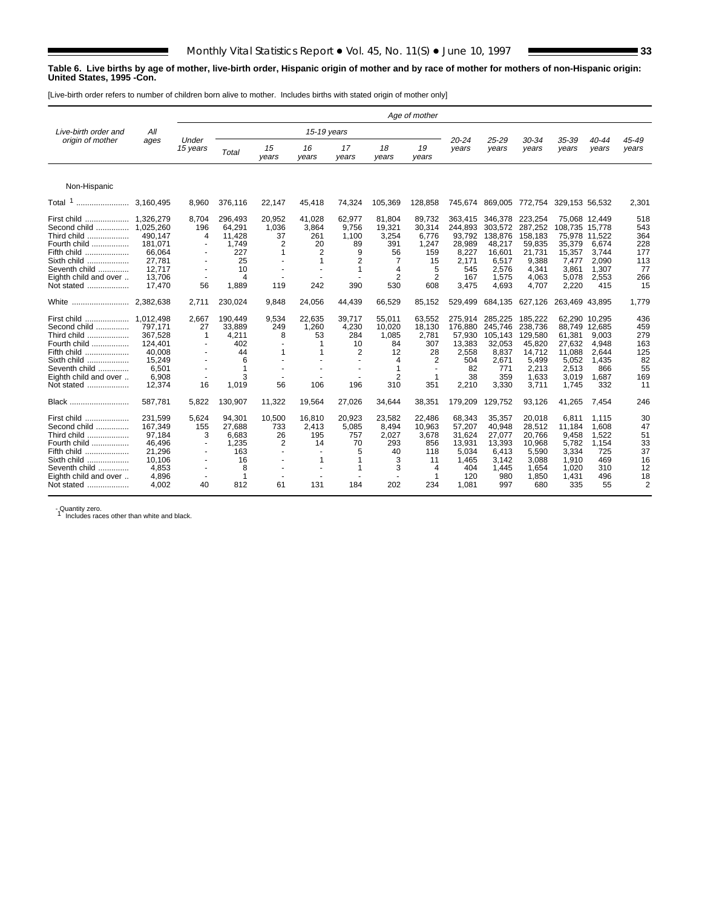**Table 6. Live births by age of mother, live-birth order, Hispanic origin of mother and by race of mother for mothers of non-Hispanic origin: United States, 1995 -Con.**

[Live-birth order refers to number of children born alive to mother. Includes births with stated origin of mother only]

| Live-birth order and origin of mother | All ages | Age of mother | | | | | | | | | | | | | |
|---|---|---|---|---|---|---|---|---|---|---|---|---|---|---|---|
| | | Under 15 years | 15-19 years | | | | | | 20-24 years | 25-29 years | 30-34 years | 35-39 years | 40-44 years | 45-49 years |
| | | | Total | 15 years | 16 years | 17 years | 18 years | 19 years | | | | | | |
| **Non-Hispanic** | | | | | | | | | | | | | | |
| Total [1] | 3,160,495 | 8,960 | 376,116 | 22,147 | 45,418 | 74,324 | 105,369 | 128,858 | 745,674 | 869,005 | 772,754 | 329,153 | 56,532 | 2,301 |
| First child | 1,326,279 | 8,704 | 296,493 | 20,952 | 41,028 | 62,977 | 81,804 | 89,732 | 363,415 | 346,378 | 223,254 | 75,068 | 12,449 | 518 |
| Second child | 1,025,260 | 196 | 64,291 | 1,036 | 3,864 | 9,756 | 19,321 | 30,314 | 244,893 | 303,572 | 287,252 | 108,735 | 15,778 | 543 |
| Third child | 490,147 | 4 | 11,428 | 37 | 261 | 1,100 | 3,254 | 6,776 | 93,792 | 138,876 | 158,183 | 75,978 | 11,522 | 364 |
| Fourth child | 181,071 | - | 1,749 | 2 | 20 | 89 | 391 | 1,247 | 28,989 | 48,217 | 59,835 | 35,379 | 6,674 | 228 |
| Fifth child | 66,064 | - | 227 | 1 | 2 | 9 | 56 | 159 | 8,227 | 16,601 | 21,731 | 15,357 | 3,744 | 177 |
| Sixth child | 27,781 | - | 25 | - | 1 | 2 | 7 | 15 | 2,171 | 6,517 | 9,388 | 7,477 | 2,090 | 113 |
| Seventh child | 12,717 | - | 10 | - | - | 1 | 4 | 5 | 545 | 2,576 | 4,341 | 3,861 | 1,307 | 77 |
| Eighth child and over | 13,706 | - | 4 | - | - | - | 2 | 2 | 167 | 1,575 | 4,063 | 5,078 | 2,553 | 266 |
| Not stated | 17,470 | 56 | 1,889 | 119 | 242 | 390 | 530 | 608 | 3,475 | 4,693 | 4,707 | 2,220 | 415 | 15 |
| White | 2,382,638 | 2,711 | 230,024 | 9,848 | 24,056 | 44,439 | 66,529 | 85,152 | 529,499 | 684,135 | 627,126 | 263,469 | 43,895 | 1,779 |
| First child | 1,012,498 | 2,667 | 190,449 | 9,534 | 22,635 | 39,717 | 55,011 | 63,552 | 275,914 | 285,225 | 185,222 | 62,290 | 10,295 | 436 |
| Second child | 797,171 | 27 | 33,889 | 249 | 1,260 | 4,230 | 10,020 | 18,130 | 176,880 | 245,746 | 238,736 | 88,749 | 12,685 | 459 |
| Third child | 367,528 | 1 | 4,211 | 8 | 53 | 284 | 1,085 | 2,781 | 57,930 | 105,143 | 129,580 | 61,381 | 9,003 | 279 |
| Fourth child | 124,401 | - | 402 | - | 1 | 10 | 84 | 307 | 13,383 | 32,053 | 45,820 | 27,632 | 4,948 | 163 |
| Fifth child | 40,008 | - | 44 | 1 | 1 | 2 | 12 | 28 | 2,558 | 8,837 | 14,712 | 11,088 | 2,644 | 125 |
| Sixth child | 15,249 | - | 6 | - | - | - | 4 | 2 | 504 | 2,671 | 5,499 | 5,052 | 1,435 | 82 |
| Seventh child | 6,501 | - | 1 | - | - | - | 1 | - | 82 | 771 | 2,213 | 2,513 | 866 | 55 |
| Eighth child and over | 6,908 | - | 3 | - | - | - | 2 | 1 | 38 | 359 | 1,633 | 3,019 | 1,687 | 169 |
| Not stated | 12,374 | 16 | 1,019 | 56 | 106 | 196 | 310 | 351 | 2,210 | 3,330 | 3,711 | 1,745 | 332 | 11 |
| Black | 587,781 | 5,822 | 130,907 | 11,322 | 19,564 | 27,026 | 34,644 | 38,351 | 179,209 | 129,752 | 93,126 | 41,265 | 7,454 | 246 |
| First child | 231,599 | 5,624 | 94,301 | 10,500 | 16,810 | 20,923 | 23,582 | 22,486 | 68,343 | 35,357 | 20,018 | 6,811 | 1,115 | 30 |
| Second child | 167,349 | 155 | 27,688 | 733 | 2,413 | 5,085 | 8,494 | 10,963 | 57,207 | 40,948 | 28,512 | 11,184 | 1,608 | 47 |
| Third child | 97,184 | 3 | 6,683 | 26 | 195 | 757 | 2,027 | 3,678 | 31,624 | 27,077 | 20,766 | 9,458 | 1,522 | 51 |
| Fourth child | 46,496 | - | 1,235 | 2 | 14 | 70 | 293 | 856 | 13,931 | 13,393 | 10,968 | 5,782 | 1,154 | 33 |
| Fifth child | 21,296 | - | 163 | - | - | 5 | 40 | 118 | 5,034 | 6,413 | 5,590 | 3,334 | 725 | 37 |
| Sixth child | 10,106 | - | 16 | - | 1 | 1 | 3 | 11 | 1,465 | 3,142 | 3,088 | 1,910 | 469 | 16 |
| Seventh child | 4,853 | - | 8 | - | - | 1 | 3 | 4 | 404 | 1,445 | 1,654 | 1,020 | 310 | 12 |
| Eighth child and over | 4,896 | - | 1 | - | - | - | - | 1 | 120 | 980 | 1,850 | 1,431 | 496 | 18 |
| Not stated | 4,002 | 40 | 812 | 61 | 131 | 184 | 202 | 234 | 1,081 | 997 | 680 | 335 | 55 | 2 |

- Quantity zero.
[1] Includes races other than white and black.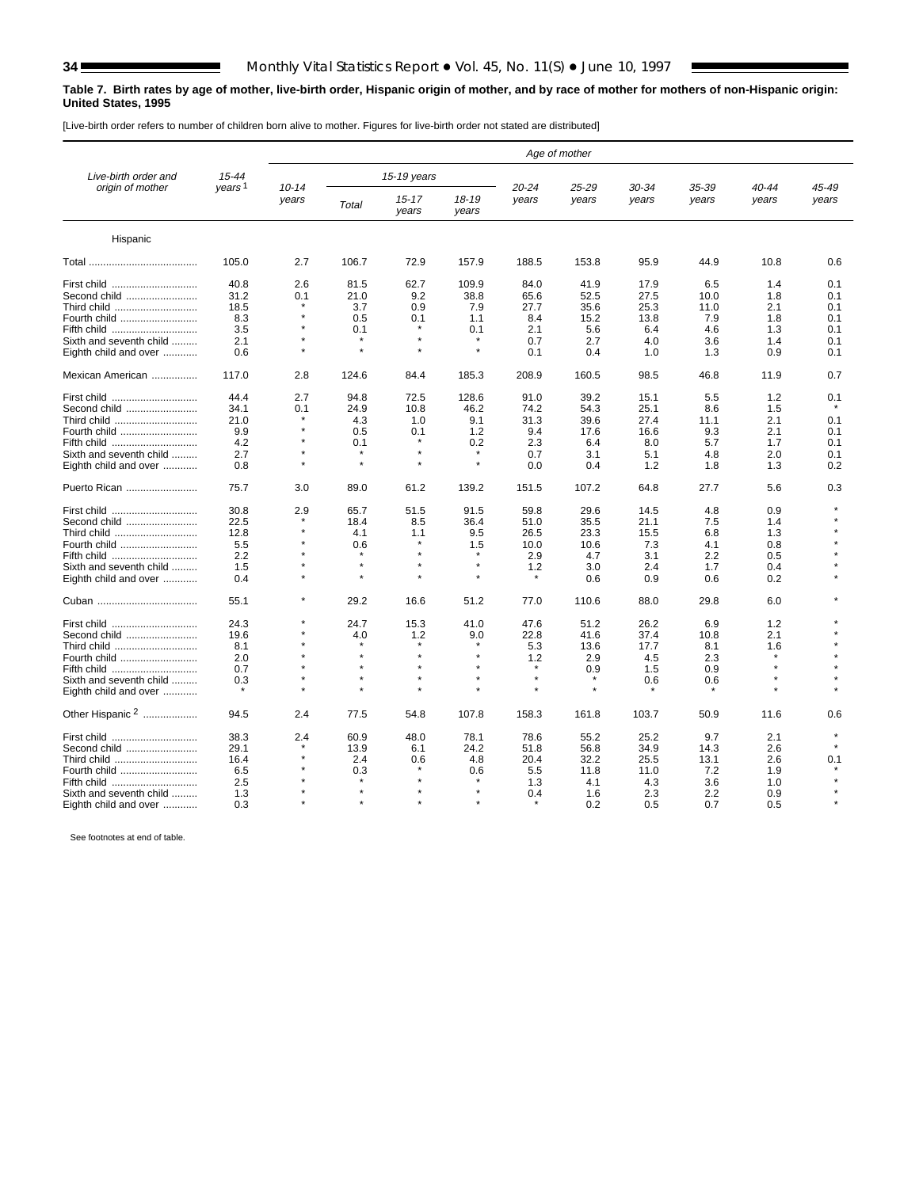**Table 7. Birth rates by age of mother, live-birth order, Hispanic origin of mother, and by race of mother for mothers of non-Hispanic origin: United States, 1995**

[Live-birth order refers to number of children born alive to mother. Figures for live-birth order not stated are distributed]

| Live-birth order and origin of mother | 15-44 years[1] | Age of mother | | | | | | | | | |
|---|---|---|---|---|---|---|---|---|---|---|---|
| | | 10-14 years | 15-19 years | | | 20-24 years | 25-29 years | 30-34 years | 35-39 years | 40-44 years | 45-49 years |
| | | | Total | 15-17 years | 18-19 years | | | | | | |
| Hispanic | | | | | | | | | | | |
| Total | 105.0 | 2.7 | 106.7 | 72.9 | 157.9 | 188.5 | 153.8 | 95.9 | 44.9 | 10.8 | 0.6 |
| First child | 40.8 | 2.6 | 81.5 | 62.7 | 109.9 | 84.0 | 41.9 | 17.9 | 6.5 | 1.4 | 0.1 |
| Second child | 31.2 | 0.1 | 21.0 | 9.2 | 38.8 | 65.6 | 52.5 | 27.5 | 10.0 | 1.8 | 0.1 |
| Third child | 18.5 | * | 3.7 | 0.9 | 7.9 | 27.7 | 35.6 | 25.3 | 11.0 | 2.1 | 0.1 |
| Fourth child | 8.3 | * | 0.5 | 0.1 | 1.1 | 8.4 | 15.2 | 13.8 | 7.9 | 1.8 | 0.1 |
| Fifth child | 3.5 | * | 0.1 | * | 0.1 | 2.1 | 5.6 | 6.4 | 4.6 | 1.3 | 0.1 |
| Sixth and seventh child | 2.1 | * | * | * | * | 0.7 | 2.7 | 4.0 | 3.6 | 1.4 | 0.1 |
| Eighth child and over | 0.6 | * | * | * | * | 0.1 | 0.4 | 1.0 | 1.3 | 0.9 | 0.1 |
| Mexican American | 117.0 | 2.8 | 124.6 | 84.4 | 185.3 | 208.9 | 160.5 | 98.5 | 46.8 | 11.9 | 0.7 |
| First child | 44.4 | 2.7 | 94.8 | 72.5 | 128.6 | 91.0 | 39.2 | 15.1 | 5.5 | 1.2 | 0.1 |
| Second child | 34.1 | 0.1 | 24.9 | 10.8 | 46.2 | 74.2 | 54.3 | 25.1 | 8.6 | 1.5 | * |
| Third child | 21.0 | * | 4.3 | 1.0 | 9.1 | 31.3 | 39.6 | 27.4 | 11.1 | 2.1 | 0.1 |
| Fourth child | 9.9 | * | 0.5 | 0.1 | 1.2 | 9.4 | 17.6 | 16.6 | 9.3 | 2.1 | 0.1 |
| Fifth child | 4.2 | * | 0.1 | * | 0.2 | 2.3 | 6.4 | 8.0 | 5.7 | 1.7 | 0.1 |
| Sixth and seventh child | 2.7 | * | * | * | * | 0.7 | 3.1 | 5.1 | 4.8 | 2.0 | 0.1 |
| Eighth child and over | 0.8 | * | * | * | * | 0.0 | 0.4 | 1.2 | 1.8 | 1.3 | 0.2 |
| Puerto Rican | 75.7 | 3.0 | 89.0 | 61.2 | 139.2 | 151.5 | 107.2 | 64.8 | 27.7 | 5.6 | 0.3 |
| First child | 30.8 | 2.9 | 65.7 | 51.5 | 91.5 | 59.8 | 29.6 | 14.5 | 4.8 | 0.9 | * |
| Second child | 22.5 | * | 18.4 | 8.5 | 36.4 | 51.0 | 35.5 | 21.1 | 7.5 | 1.4 | * |
| Third child | 12.8 | * | 4.1 | 1.1 | 9.5 | 26.5 | 23.3 | 15.5 | 6.8 | 1.3 | * |
| Fourth child | 5.5 | * | 0.6 | * | 1.5 | 10.0 | 10.6 | 7.3 | 4.1 | 0.8 | * |
| Fifth child | 2.2 | * | * | * | * | 2.9 | 4.7 | 3.1 | 2.2 | 0.5 | * |
| Sixth and seventh child | 1.5 | * | * | * | * | 1.2 | 3.0 | 2.4 | 1.7 | 0.4 | * |
| Eighth child and over | 0.4 | * | * | * | * | * | 0.6 | 0.9 | 0.6 | 0.2 | * |
| Cuban | 55.1 | * | 29.2 | 16.6 | 51.2 | 77.0 | 110.6 | 88.0 | 29.8 | 6.0 | * |
| First child | 24.3 | * | 24.7 | 15.3 | 41.0 | 47.6 | 51.2 | 26.2 | 6.9 | 1.2 | * |
| Second child | 19.6 | * | 4.0 | 1.2 | 9.0 | 22.8 | 41.6 | 37.4 | 10.8 | 2.1 | * |
| Third child | 8.1 | * | * | * | * | 5.3 | 13.6 | 17.7 | 8.1 | 1.6 | * |
| Fourth child | 2.0 | * | * | * | * | 1.2 | 2.9 | 4.5 | 2.3 | * | * |
| Fifth child | 0.7 | * | * | * | * | * | 0.9 | 1.5 | 0.9 | * | * |
| Sixth and seventh child | 0.3 | * | * | * | * | * | * | 0.6 | 0.6 | * | * |
| Eighth child and over | * | * | * | * | * | * | * | * | * | * | * |
| Other Hispanic[2] | 94.5 | 2.4 | 77.5 | 54.8 | 107.8 | 158.3 | 161.8 | 103.7 | 50.9 | 11.6 | 0.6 |
| First child | 38.3 | 2.4 | 60.9 | 48.0 | 78.1 | 78.6 | 55.2 | 25.2 | 9.7 | 2.1 | * |
| Second child | 29.1 | * | 13.9 | 6.1 | 24.2 | 51.8 | 56.8 | 34.9 | 14.3 | 2.6 | * |
| Third child | 16.4 | * | 2.4 | 0.6 | 4.8 | 20.4 | 32.2 | 25.5 | 13.1 | 2.6 | 0.1 |
| Fourth child | 6.5 | * | 0.3 | * | 0.6 | 5.5 | 11.8 | 11.0 | 7.2 | 1.9 | * |
| Fifth child | 2.5 | * | * | * | * | 1.3 | 4.1 | 4.3 | 3.6 | 1.0 | * |
| Sixth and seventh child | 1.3 | * | * | * | * | 0.4 | 1.6 | 2.3 | 2.2 | 0.9 | * |
| Eighth child and over | 0.3 | * | * | * | * | * | 0.2 | 0.5 | 0.7 | 0.5 | * |

See footnotes at end of table.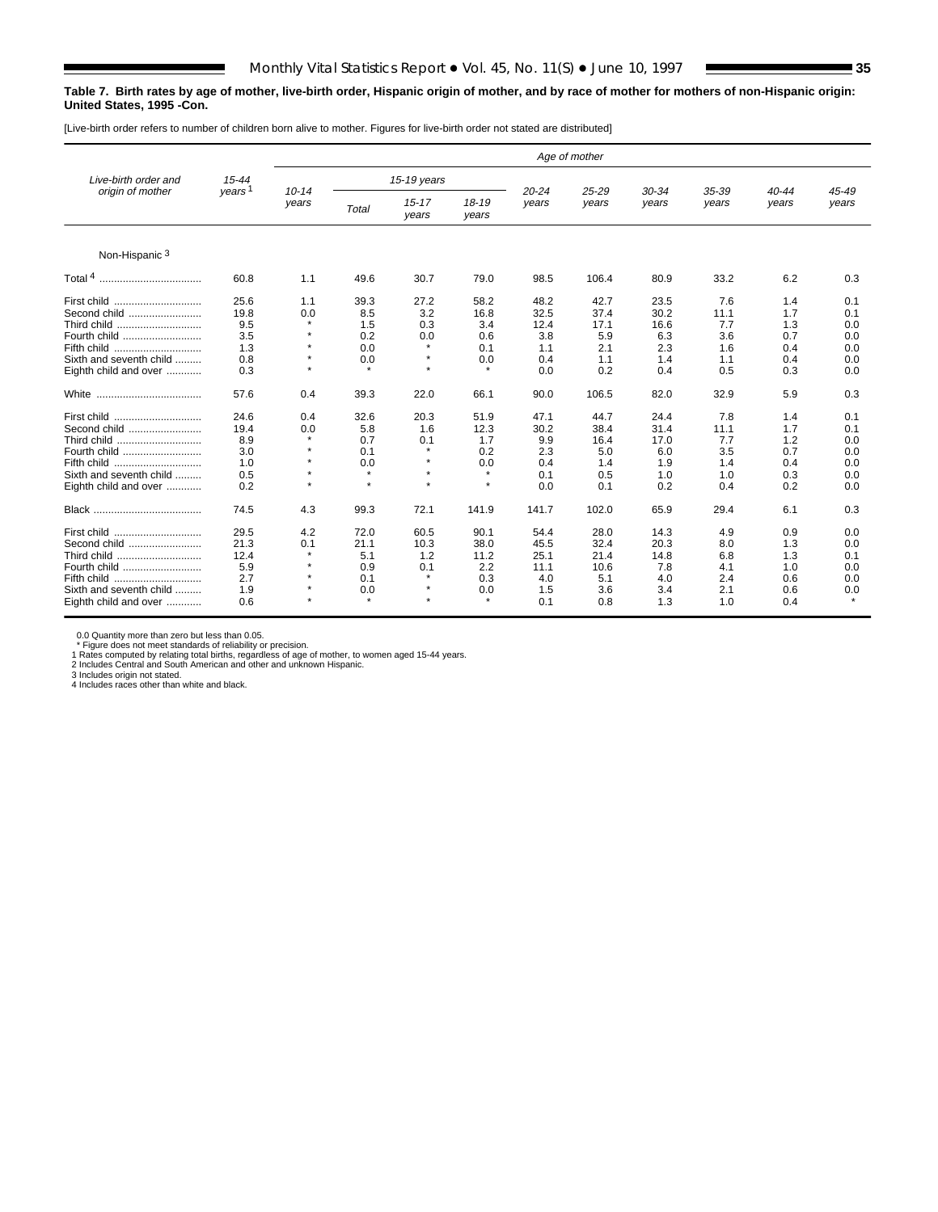**Table 7. Birth rates by age of mother, live-birth order, Hispanic origin of mother, and by race of mother for mothers of non-Hispanic origin: United States, 1995 -Con.**

[Live-birth order refers to number of children born alive to mother. Figures for live-birth order not stated are distributed]

| Live-birth order and origin of mother | 15-44 years [1] | Age of mother | | | | | | | | | |
|---|---|---|---|---|---|---|---|---|---|---|---|
| | | 10-14 years | 15-19 years | | | 20-24 years | 25-29 years | 30-34 years | 35-39 years | 40-44 years | 45-49 years |
| | | | Total | 15-17 years | 18-19 years | | | | | | |
| Non-Hispanic [3] | | | | | | | | | | | |
| Total [4] | 60.8 | 1.1 | 49.6 | 30.7 | 79.0 | 98.5 | 106.4 | 80.9 | 33.2 | 6.2 | 0.3 |
| First child | 25.6 | 1.1 | 39.3 | 27.2 | 58.2 | 48.2 | 42.7 | 23.5 | 7.6 | 1.4 | 0.1 |
| Second child | 19.8 | 0.0 | 8.5 | 3.2 | 16.8 | 32.5 | 37.4 | 30.2 | 11.1 | 1.7 | 0.1 |
| Third child | 9.5 | * | 1.5 | 0.3 | 3.4 | 12.4 | 17.1 | 16.6 | 7.7 | 1.3 | 0.0 |
| Fourth child | 3.5 | * | 0.2 | 0.0 | 0.6 | 3.8 | 5.9 | 6.3 | 3.6 | 0.7 | 0.0 |
| Fifth child | 1.3 | * | 0.0 | * | 0.1 | 1.1 | 2.1 | 2.3 | 1.6 | 0.4 | 0.0 |
| Sixth and seventh child | 0.8 | * | 0.0 | * | 0.0 | 0.4 | 1.1 | 1.4 | 1.1 | 0.4 | 0.0 |
| Eighth child and over | 0.3 | * | * | * | * | 0.0 | 0.2 | 0.4 | 0.5 | 0.3 | 0.0 |
| White | 57.6 | 0.4 | 39.3 | 22.0 | 66.1 | 90.0 | 106.5 | 82.0 | 32.9 | 5.9 | 0.3 |
| First child | 24.6 | 0.4 | 32.6 | 20.3 | 51.9 | 47.1 | 44.7 | 24.4 | 7.8 | 1.4 | 0.1 |
| Second child | 19.4 | 0.0 | 5.8 | 1.6 | 12.3 | 30.2 | 38.4 | 31.4 | 11.1 | 1.7 | 0.1 |
| Third child | 8.9 | * | 0.7 | 0.1 | 1.7 | 9.9 | 16.4 | 17.0 | 7.7 | 1.2 | 0.0 |
| Fourth child | 3.0 | * | 0.1 | * | 0.2 | 2.3 | 5.0 | 6.0 | 3.5 | 0.7 | 0.0 |
| Fifth child | 1.0 | * | 0.0 | * | 0.0 | 0.4 | 1.4 | 1.9 | 1.4 | 0.4 | 0.0 |
| Sixth and seventh child | 0.5 | * | * | * | * | 0.1 | 0.5 | 1.0 | 1.0 | 0.3 | 0.0 |
| Eighth child and over | 0.2 | * | * | * | * | 0.0 | 0.1 | 0.2 | 0.4 | 0.2 | 0.0 |
| Black | 74.5 | 4.3 | 99.3 | 72.1 | 141.9 | 141.7 | 102.0 | 65.9 | 29.4 | 6.1 | 0.3 |
| First child | 29.5 | 4.2 | 72.0 | 60.5 | 90.1 | 54.4 | 28.0 | 14.3 | 4.9 | 0.9 | 0.0 |
| Second child | 21.3 | 0.1 | 21.1 | 10.3 | 38.0 | 45.5 | 32.4 | 20.3 | 8.0 | 1.3 | 0.0 |
| Third child | 12.4 | * | 5.1 | 1.2 | 11.2 | 25.1 | 21.4 | 14.8 | 6.8 | 1.3 | 0.1 |
| Fourth child | 5.9 | * | 0.9 | 0.1 | 2.2 | 11.1 | 10.6 | 7.8 | 4.1 | 1.0 | 0.0 |
| Fifth child | 2.7 | * | 0.1 | * | 0.3 | 4.0 | 5.1 | 4.0 | 2.4 | 0.6 | 0.0 |
| Sixth and seventh child | 1.9 | * | 0.0 | * | 0.0 | 1.5 | 3.6 | 3.4 | 2.1 | 0.6 | 0.0 |
| Eighth child and over | 0.6 | * | * | * | * | 0.1 | 0.8 | 1.3 | 1.0 | 0.4 | * |

0.0 Quantity more than zero but less than 0.05.
* Figure does not meet standards of reliability or precision.
1 Rates computed by relating total births, regardless of age of mother, to women aged 15-44 years.
2 Includes Central and South American and other and unknown Hispanic.
3 Includes origin not stated.
4 Includes races other than white and black.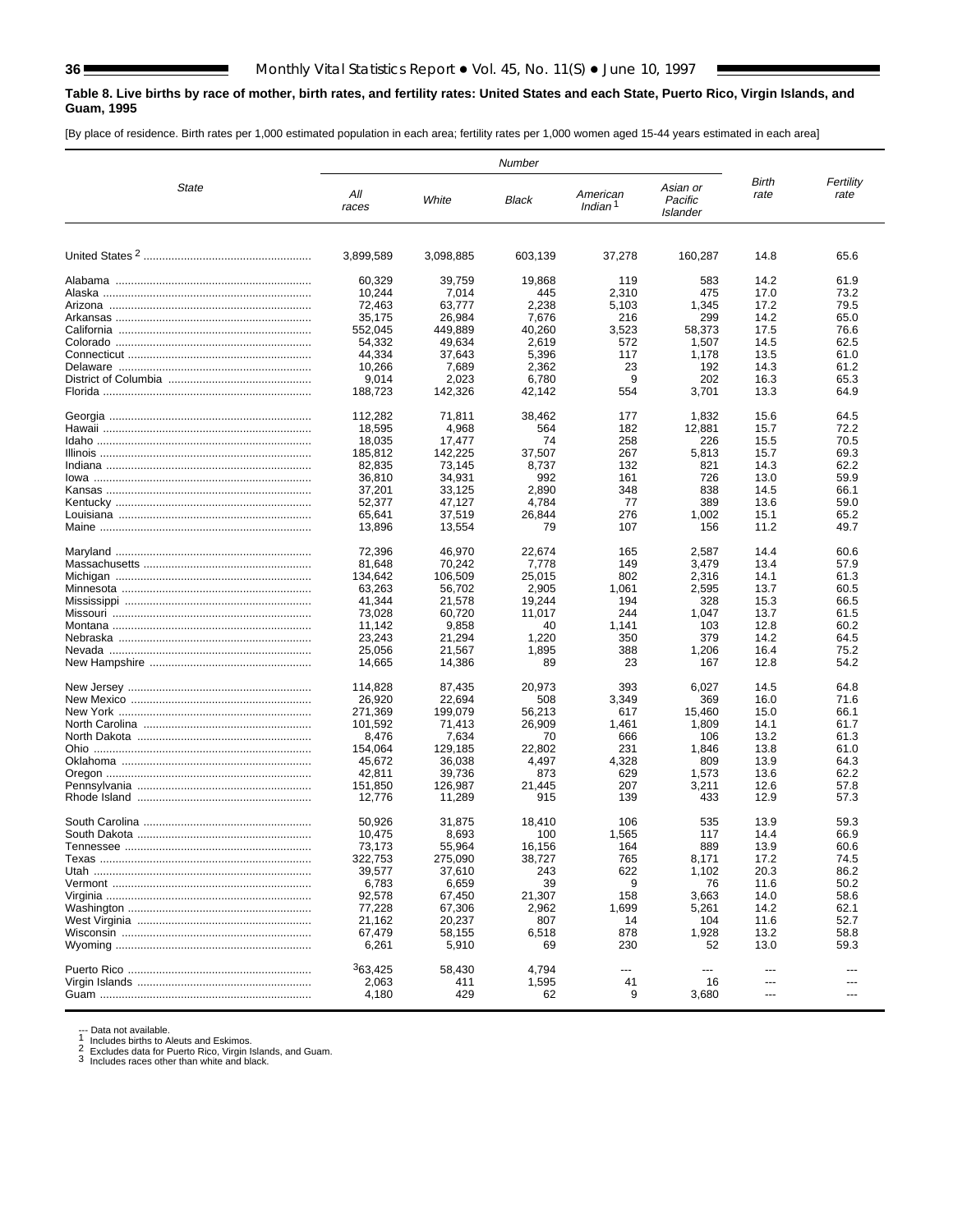**Table 8. Live births by race of mother, birth rates, and fertility rates: United States and each State, Puerto Rico, Virgin Islands, and Guam, 1995**

[By place of residence. Birth rates per 1,000 estimated population in each area; fertility rates per 1,000 women aged 15-44 years estimated in each area]

| State | Number | | | | | Birth rate | Fertility rate |
|---|---|---|---|---|---|---|---|
| | All races | White | Black | American Indian [1] | Asian or Pacific Islander | | |
| United States [2] | 3,899,589 | 3,098,885 | 603,139 | 37,278 | 160,287 | 14.8 | 65.6 |
| Alabama | 60,329 | 39,759 | 19,868 | 119 | 583 | 14.2 | 61.9 |
| Alaska | 10,244 | 7,014 | 445 | 2,310 | 475 | 17.0 | 73.2 |
| Arizona | 72,463 | 63,777 | 2,238 | 5,103 | 1,345 | 17.2 | 79.5 |
| Arkansas | 35,175 | 26,984 | 7,676 | 216 | 299 | 14.2 | 65.0 |
| California | 552,045 | 449,889 | 40,260 | 3,523 | 58,373 | 17.5 | 76.6 |
| Colorado | 54,332 | 49,634 | 2,619 | 572 | 1,507 | 14.5 | 62.5 |
| Connecticut | 44,334 | 37,643 | 5,396 | 117 | 1,178 | 13.5 | 61.0 |
| Delaware | 10,266 | 7,689 | 2,362 | 23 | 192 | 14.3 | 61.2 |
| District of Columbia | 9,014 | 2,023 | 6,780 | 9 | 202 | 16.3 | 65.3 |
| Florida | 188,723 | 142,326 | 42,142 | 554 | 3,701 | 13.3 | 64.9 |
| Georgia | 112,282 | 71,811 | 38,462 | 177 | 1,832 | 15.6 | 64.5 |
| Hawaii | 18,595 | 4,968 | 564 | 182 | 12,881 | 15.7 | 72.2 |
| Idaho | 18,035 | 17,477 | 74 | 258 | 226 | 15.5 | 70.5 |
| Illinois | 185,812 | 142,225 | 37,507 | 267 | 5,813 | 15.7 | 69.3 |
| Indiana | 82,835 | 73,145 | 8,737 | 132 | 821 | 14.3 | 62.2 |
| Iowa | 36,810 | 34,931 | 992 | 161 | 726 | 13.0 | 59.9 |
| Kansas | 37,201 | 33,125 | 2,890 | 348 | 838 | 14.5 | 66.1 |
| Kentucky | 52,377 | 47,127 | 4,784 | 77 | 389 | 13.6 | 59.0 |
| Louisiana | 65,641 | 37,519 | 26,844 | 276 | 1,002 | 15.1 | 65.2 |
| Maine | 13,896 | 13,554 | 79 | 107 | 156 | 11.2 | 49.7 |
| Maryland | 72,396 | 46,970 | 22,674 | 165 | 2,587 | 14.4 | 60.6 |
| Massachusetts | 81,648 | 70,242 | 7,778 | 149 | 3,479 | 13.4 | 57.9 |
| Michigan | 134,642 | 106,509 | 25,015 | 802 | 2,316 | 14.1 | 61.3 |
| Minnesota | 63,263 | 56,702 | 2,905 | 1,061 | 2,595 | 13.7 | 60.5 |
| Mississippi | 41,344 | 21,578 | 19,244 | 194 | 328 | 15.3 | 66.5 |
| Missouri | 73,028 | 60,720 | 11,017 | 244 | 1,047 | 13.7 | 61.5 |
| Montana | 11,142 | 9,858 | 40 | 1,141 | 103 | 12.8 | 60.2 |
| Nebraska | 23,243 | 21,294 | 1,220 | 350 | 379 | 14.2 | 64.5 |
| Nevada | 25,056 | 21,567 | 1,895 | 388 | 1,206 | 16.4 | 75.2 |
| New Hampshire | 14,665 | 14,386 | 89 | 23 | 167 | 12.8 | 54.2 |
| New Jersey | 114,828 | 87,435 | 20,973 | 393 | 6,027 | 14.5 | 64.8 |
| New Mexico | 26,920 | 22,694 | 508 | 3,349 | 369 | 16.0 | 71.6 |
| New York | 271,369 | 199,079 | 56,213 | 617 | 15,460 | 15.0 | 66.1 |
| North Carolina | 101,592 | 71,413 | 26,909 | 1,461 | 1,809 | 14.1 | 61.7 |
| North Dakota | 8,476 | 7,634 | 70 | 666 | 106 | 13.2 | 61.3 |
| Ohio | 154,064 | 129,185 | 22,802 | 231 | 1,846 | 13.8 | 61.0 |
| Oklahoma | 45,672 | 36,038 | 4,497 | 4,328 | 809 | 13.9 | 64.3 |
| Oregon | 42,811 | 39,736 | 873 | 629 | 1,573 | 13.6 | 62.2 |
| Pennsylvania | 151,850 | 126,987 | 21,445 | 207 | 3,211 | 12.6 | 57.8 |
| Rhode Island | 12,776 | 11,289 | 915 | 139 | 433 | 12.9 | 57.3 |
| South Carolina | 50,926 | 31,875 | 18,410 | 106 | 535 | 13.9 | 59.3 |
| South Dakota | 10,475 | 8,693 | 100 | 1,565 | 117 | 14.4 | 66.9 |
| Tennessee | 73,173 | 55,964 | 16,156 | 164 | 889 | 13.9 | 60.6 |
| Texas | 322,753 | 275,090 | 38,727 | 765 | 8,171 | 17.2 | 74.5 |
| Utah | 39,577 | 37,610 | 243 | 622 | 1,102 | 20.3 | 86.2 |
| Vermont | 6,783 | 6,659 | 39 | 9 | 76 | 11.6 | 50.2 |
| Virginia | 92,578 | 67,450 | 21,307 | 158 | 3,663 | 14.0 | 58.6 |
| Washington | 77,228 | 67,306 | 2,962 | 1,699 | 5,261 | 14.2 | 62.1 |
| West Virginia | 21,162 | 20,237 | 807 | 14 | 104 | 11.6 | 52.7 |
| Wisconsin | 67,479 | 58,155 | 6,518 | 878 | 1,928 | 13.2 | 58.8 |
| Wyoming | 6,261 | 5,910 | 69 | 230 | 52 | 13.0 | 59.3 |
| Puerto Rico | [3]63,425 | 58,430 | 4,794 | --- | --- | --- | --- |
| Virgin Islands | 2,063 | 411 | 1,595 | 41 | 16 | --- | --- |
| Guam | 4,180 | 429 | 62 | 9 | 3,680 | --- | --- |

--- Data not available.
[1] Includes births to Aleuts and Eskimos.
[2] Excludes data for Puerto Rico, Virgin Islands, and Guam.
[3] Includes races other than white and black.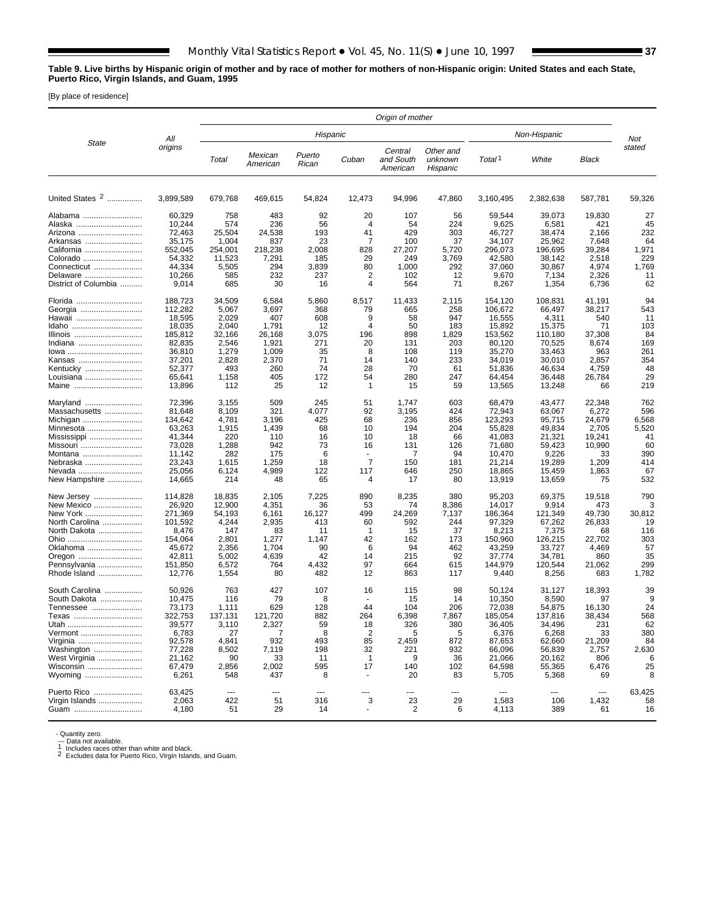**Table 9. Live births by Hispanic origin of mother and by race of mother for mothers of non-Hispanic origin: United States and each State, Puerto Rico, Virgin Islands, and Guam, 1995**

[By place of residence]

| State | All origins | Origin of mother | | | | | | | | | Not stated |
|---|---|---|---|---|---|---|---|---|---|---|---|
| | | Hispanic | | | | | | Non-Hispanic | | | |
| | | Total | Mexican American | Puerto Rican | Cuban | Central and South American | Other and unknown Hispanic | Total [1] | White | Black | |
| United States [2] | 3,899,589 | 679,768 | 469,615 | 54,824 | 12,473 | 94,996 | 47,860 | 3,160,495 | 2,382,638 | 587,781 | 59,326 |
| Alabama | 60,329 | 758 | 483 | 92 | 20 | 107 | 56 | 59,544 | 39,073 | 19,830 | 27 |
| Alaska | 10,244 | 574 | 236 | 56 | 4 | 54 | 224 | 9,625 | 6,581 | 421 | 45 |
| Arizona | 72,463 | 25,504 | 24,538 | 193 | 41 | 429 | 303 | 46,727 | 38,474 | 2,166 | 232 |
| Arkansas | 35,175 | 1,004 | 837 | 23 | 7 | 100 | 37 | 34,107 | 25,962 | 7,648 | 64 |
| California | 552,045 | 254,001 | 218,238 | 2,008 | 828 | 27,207 | 5,720 | 296,073 | 196,695 | 39,284 | 1,971 |
| Colorado | 54,332 | 11,523 | 7,291 | 185 | 29 | 249 | 3,769 | 42,580 | 38,142 | 2,518 | 229 |
| Connecticut | 44,334 | 5,505 | 294 | 3,839 | 80 | 1,000 | 292 | 37,060 | 30,867 | 4,974 | 1,769 |
| Delaware | 10,266 | 585 | 232 | 237 | 2 | 102 | 12 | 9,670 | 7,134 | 2,326 | 11 |
| District of Columbia | 9,014 | 685 | 30 | 16 | 4 | 564 | 71 | 8,267 | 1,354 | 6,736 | 62 |
| Florida | 188,723 | 34,509 | 6,584 | 5,860 | 8,517 | 11,433 | 2,115 | 154,120 | 108,831 | 41,191 | 94 |
| Georgia | 112,282 | 5,067 | 3,697 | 368 | 79 | 665 | 258 | 106,672 | 66,497 | 38,217 | 543 |
| Hawaii | 18,595 | 2,029 | 407 | 608 | 9 | 58 | 947 | 16,555 | 4,311 | 540 | 11 |
| Idaho | 18,035 | 2,040 | 1,791 | 12 | 4 | 50 | 183 | 15,892 | 15,375 | 71 | 103 |
| Illinois | 185,812 | 32,166 | 26,168 | 3,075 | 196 | 898 | 1,829 | 153,562 | 110,180 | 37,308 | 84 |
| Indiana | 82,835 | 2,546 | 1,921 | 271 | 20 | 131 | 203 | 80,120 | 70,525 | 8,674 | 169 |
| Iowa | 36,810 | 1,279 | 1,009 | 35 | 8 | 108 | 119 | 35,270 | 33,463 | 963 | 261 |
| Kansas | 37,201 | 2,828 | 2,370 | 71 | 14 | 140 | 233 | 34,019 | 30,010 | 2,857 | 354 |
| Kentucky | 52,377 | 493 | 260 | 74 | 28 | 70 | 61 | 51,836 | 46,634 | 4,759 | 48 |
| Louisiana | 65,641 | 1,158 | 405 | 172 | 54 | 280 | 247 | 64,454 | 36,448 | 26,784 | 29 |
| Maine | 13,896 | 112 | 25 | 12 | 1 | 15 | 59 | 13,565 | 13,248 | 66 | 219 |
| Maryland | 72,396 | 3,155 | 509 | 245 | 51 | 1,747 | 603 | 68,479 | 43,477 | 22,348 | 762 |
| Massachusetts | 81,648 | 8,109 | 321 | 4,077 | 92 | 3,195 | 424 | 72,943 | 63,067 | 6,272 | 596 |
| Michigan | 134,642 | 4,781 | 3,196 | 425 | 68 | 236 | 856 | 123,293 | 95,715 | 24,679 | 6,568 |
| Minnesota | 63,263 | 1,915 | 1,439 | 68 | 10 | 194 | 204 | 55,828 | 49,834 | 2,705 | 5,520 |
| Mississippi | 41,344 | 220 | 110 | 16 | 10 | 18 | 66 | 41,083 | 21,321 | 19,241 | 41 |
| Missouri | 73,028 | 1,288 | 942 | 73 | 16 | 131 | 126 | 71,680 | 59,423 | 10,990 | 60 |
| Montana | 11,142 | 282 | 175 | 6 | - | 7 | 94 | 10,470 | 9,226 | 33 | 390 |
| Nebraska | 23,243 | 1,615 | 1,259 | 18 | 7 | 150 | 181 | 21,214 | 19,289 | 1,209 | 414 |
| Nevada | 25,056 | 6,124 | 4,989 | 122 | 117 | 646 | 250 | 18,865 | 15,459 | 1,863 | 67 |
| New Hampshire | 14,665 | 214 | 48 | 65 | 4 | 17 | 80 | 13,919 | 13,659 | 75 | 532 |
| New Jersey | 114,828 | 18,835 | 2,105 | 7,225 | 890 | 8,235 | 380 | 95,203 | 69,375 | 19,518 | 790 |
| New Mexico | 26,920 | 12,900 | 4,351 | 36 | 53 | 74 | 8,386 | 14,017 | 9,914 | 473 | 3 |
| New York | 271,369 | 54,193 | 6,161 | 16,127 | 499 | 24,269 | 7,137 | 186,364 | 121,349 | 49,730 | 30,812 |
| North Carolina | 101,592 | 4,244 | 2,935 | 413 | 60 | 592 | 244 | 97,329 | 67,262 | 26,833 | 19 |
| North Dakota | 8,476 | 147 | 83 | 11 | 1 | 15 | 37 | 8,213 | 7,375 | 68 | 116 |
| Ohio | 154,064 | 2,801 | 1,277 | 1,147 | 42 | 162 | 173 | 150,960 | 126,215 | 22,702 | 303 |
| Oklahoma | 45,672 | 2,356 | 1,704 | 90 | 6 | 94 | 462 | 43,259 | 33,727 | 4,469 | 57 |
| Oregon | 42,811 | 5,002 | 4,639 | 42 | 14 | 215 | 92 | 37,774 | 34,781 | 860 | 35 |
| Pennsylvania | 151,850 | 6,572 | 764 | 4,432 | 97 | 664 | 615 | 144,979 | 120,544 | 21,062 | 299 |
| Rhode Island | 12,776 | 1,554 | 80 | 482 | 12 | 863 | 117 | 9,440 | 8,256 | 683 | 1,782 |
| South Carolina | 50,926 | 763 | 427 | 107 | 16 | 115 | 98 | 50,124 | 31,127 | 18,393 | 39 |
| South Dakota | 10,475 | 116 | 79 | 8 | - | 15 | 14 | 10,350 | 8,590 | 97 | 9 |
| Tennessee | 73,173 | 1,111 | 629 | 128 | 44 | 104 | 206 | 72,038 | 54,875 | 16,130 | 24 |
| Texas | 322,753 | 137,131 | 121,720 | 882 | 264 | 6,398 | 7,867 | 185,054 | 137,816 | 38,434 | 568 |
| Utah | 39,577 | 3,110 | 2,327 | 59 | 18 | 326 | 380 | 36,405 | 34,496 | 231 | 62 |
| Vermont | 6,783 | 27 | 7 | 8 | 2 | 5 | 5 | 6,376 | 6,268 | 33 | 380 |
| Virginia | 92,578 | 4,841 | 932 | 493 | 85 | 2,459 | 872 | 87,653 | 62,660 | 21,209 | 84 |
| Washington | 77,228 | 8,502 | 7,119 | 198 | 32 | 221 | 932 | 66,096 | 56,839 | 2,757 | 2,630 |
| West Virginia | 21,162 | 90 | 33 | 11 | 1 | 9 | 36 | 21,066 | 20,162 | 806 | 6 |
| Wisconsin | 67,479 | 2,856 | 2,002 | 595 | 17 | 140 | 102 | 64,598 | 55,365 | 6,476 | 25 |
| Wyoming | 6,261 | 548 | 437 | 8 | - | 20 | 83 | 5,705 | 5,368 | 69 | 8 |
| Puerto Rico | 63,425 | --- | --- | --- | --- | --- | --- | --- | --- | --- | 63,425 |
| Virgin Islands | 2,063 | 422 | 51 | 316 | 3 | 23 | 29 | 1,583 | 106 | 1,432 | 58 |
| Guam | 4,180 | 51 | 29 | 14 | - | 2 | 6 | 4,113 | 389 | 61 | 16 |

- Quantity zero.

--- Data not available.

[1] Includes races other than white and black.

[2] Excludes data for Puerto Rico, Virgin Islands, and Guam.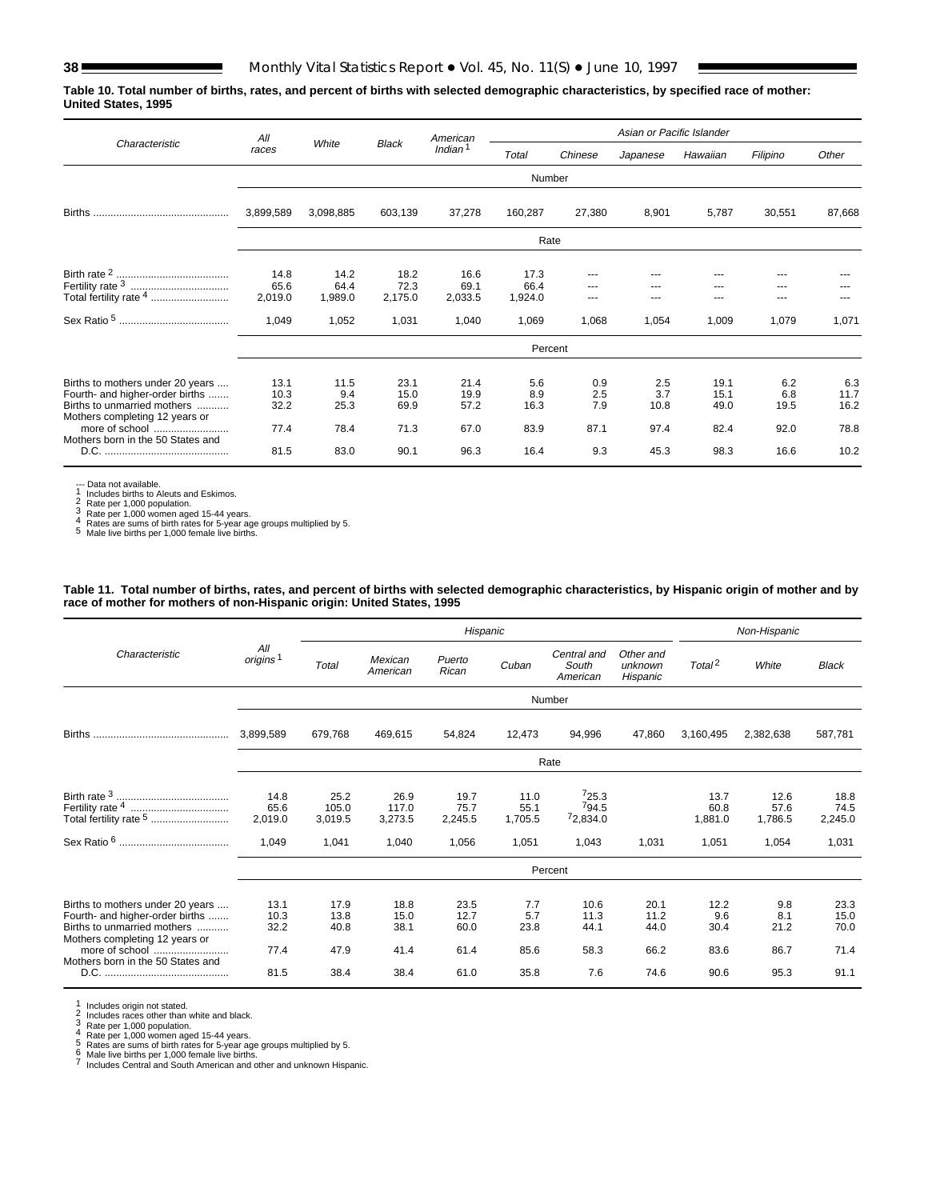**Table 10. Total number of births, rates, and percent of births with selected demographic characteristics, by specified race of mother: United States, 1995**

| Characteristic | All races | White | Black | American Indian [1] | Asian or Pacific Islander | | | | | |
|---|---|---|---|---|---|---|---|---|---|---|
| | | | | | Total | Chinese | Japanese | Hawaiian | Filipino | Other |
| | Number | | | | | | | | | |
| Births | 3,899,589 | 3,098,885 | 603,139 | 37,278 | 160,287 | 27,380 | 8,901 | 5,787 | 30,551 | 87,668 |
| | Rate | | | | | | | | | |
| Birth rate [2] | 14.8 | 14.2 | 18.2 | 16.6 | 17.3 | --- | --- | --- | --- | --- |
| Fertility rate [3] | 65.6 | 64.4 | 72.3 | 69.1 | 66.4 | --- | --- | --- | --- | --- |
| Total fertility rate [4] | 2,019.0 | 1,989.0 | 2,175.0 | 2,033.5 | 1,924.0 | --- | --- | --- | --- | --- |
| Sex Ratio [5] | 1,049 | 1,052 | 1,031 | 1,040 | 1,069 | 1,068 | 1,054 | 1,009 | 1,079 | 1,071 |
| | Percent | | | | | | | | | |
| Births to mothers under 20 years | 13.1 | 11.5 | 23.1 | 21.4 | 5.6 | 0.9 | 2.5 | 19.1 | 6.2 | 6.3 |
| Fourth- and higher-order births | 10.3 | 9.4 | 15.0 | 19.9 | 8.9 | 2.5 | 3.7 | 15.1 | 6.8 | 11.7 |
| Births to unmarried mothers | 32.2 | 25.3 | 69.9 | 57.2 | 16.3 | 7.9 | 10.8 | 49.0 | 19.5 | 16.2 |
| Mothers completing 12 years or more of school | 77.4 | 78.4 | 71.3 | 67.0 | 83.9 | 87.1 | 97.4 | 82.4 | 92.0 | 78.8 |
| Mothers born in the 50 States and D.C. | 81.5 | 83.0 | 90.1 | 96.3 | 16.4 | 9.3 | 45.3 | 98.3 | 16.6 | 10.2 |

--- Data not available.
[1] Includes births to Aleuts and Eskimos.
[2] Rate per 1,000 population.
[3] Rate per 1,000 women aged 15-44 years.
[4] Rates are sums of birth rates for 5-year age groups multiplied by 5.
[5] Male live births per 1,000 female live births.

**Table 11. Total number of births, rates, and percent of births with selected demographic characteristics, by Hispanic origin of mother and by race of mother for mothers of non-Hispanic origin: United States, 1995**

| Characteristic | All origins [1] | Hispanic | | | | | | Non-Hispanic | | |
|---|---|---|---|---|---|---|---|---|---|---|
| | | Total | Mexican American | Puerto Rican | Cuban | Central and South American | Other and unknown Hispanic | Total [2] | White | Black |
| | Number | | | | | | | | | |
| Births | 3,899,589 | 679,768 | 469,615 | 54,824 | 12,473 | 94,996 | 47,860 | 3,160,495 | 2,382,638 | 587,781 |
| | Rate | | | | | | | | | |
| Birth rate [3] | 14.8 | 25.2 | 26.9 | 19.7 | 11.0 | [7]25.3 | | 13.7 | 12.6 | 18.8 |
| Fertility rate [4] | 65.6 | 105.0 | 117.0 | 75.7 | 55.1 | [7]94.5 | | 60.8 | 57.6 | 74.5 |
| Total fertility rate [5] | 2,019.0 | 3,019.5 | 3,273.5 | 2,245.5 | 1,705.5 | [7]2,834.0 | | 1,881.0 | 1,786.5 | 2,245.0 |
| Sex Ratio [6] | 1,049 | 1,041 | 1,040 | 1,056 | 1,051 | 1,043 | 1,031 | 1,051 | 1,054 | 1,031 |
| | Percent | | | | | | | | | |
| Births to mothers under 20 years | 13.1 | 17.9 | 18.8 | 23.5 | 7.7 | 10.6 | 20.1 | 12.2 | 9.8 | 23.3 |
| Fourth- and higher-order births | 10.3 | 13.8 | 15.0 | 12.7 | 5.7 | 11.3 | 11.2 | 9.6 | 8.1 | 15.0 |
| Births to unmarried mothers | 32.2 | 40.8 | 38.1 | 60.0 | 23.8 | 44.1 | 44.0 | 30.4 | 21.2 | 70.0 |
| Mothers completing 12 years or more of school | 77.4 | 47.9 | 41.4 | 61.4 | 85.6 | 58.3 | 66.2 | 83.6 | 86.7 | 71.4 |
| Mothers born in the 50 States and D.C. | 81.5 | 38.4 | 38.4 | 61.0 | 35.8 | 7.6 | 74.6 | 90.6 | 95.3 | 91.1 |

[1] Includes origin not stated.
[2] Includes races other than white and black.
[3] Rate per 1,000 population.
[4] Rate per 1,000 women aged 15-44 years.
[5] Rates are sums of birth rates for 5-year age groups multiplied by 5.
[6] Male live births per 1,000 female live births.
[7] Includes Central and South American and other and unknown Hispanic.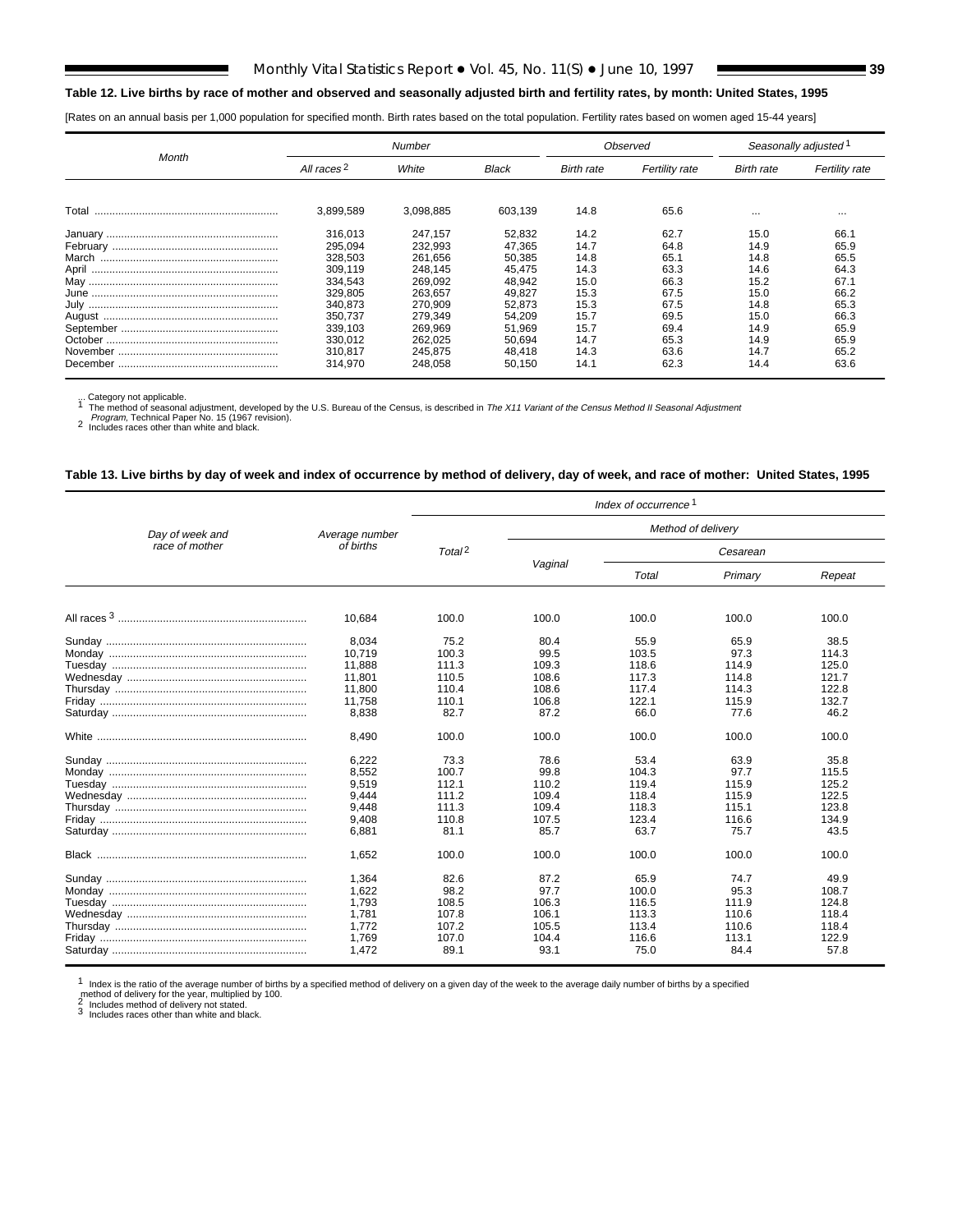## Table 12. Live births by race of mother and observed and seasonally adjusted birth and fertility rates, by month: United States, 1995

[Rates on an annual basis per 1,000 population for specified month. Birth rates based on the total population. Fertility rates based on women aged 15-44 years]

| Month | Number | | | Observed | | Seasonally adjusted [1] | |
|---|---|---|---|---|---|---|---|
| | All races [2] | White | Black | Birth rate | Fertility rate | Birth rate | Fertility rate |
| Total | 3,899,589 | 3,098,885 | 603,139 | 14.8 | 65.6 | ... | ... |
| January | 316,013 | 247,157 | 52,832 | 14.2 | 62.7 | 15.0 | 66.1 |
| February | 295,094 | 232,993 | 47,365 | 14.7 | 64.8 | 14.9 | 65.9 |
| March | 328,503 | 261,656 | 50,385 | 14.8 | 65.1 | 14.8 | 65.5 |
| April | 309,119 | 248,145 | 45,475 | 14.3 | 63.3 | 14.6 | 64.3 |
| May | 334,543 | 269,092 | 48,942 | 15.0 | 66.3 | 15.2 | 67.1 |
| June | 329,805 | 263,657 | 49,827 | 15.3 | 67.5 | 15.0 | 66.2 |
| July | 340,873 | 270,909 | 52,873 | 15.3 | 67.5 | 14.8 | 65.3 |
| August | 350,737 | 279,349 | 54,209 | 15.7 | 69.5 | 15.0 | 66.3 |
| September | 339,103 | 269,969 | 51,969 | 15.7 | 69.4 | 14.9 | 65.9 |
| October | 330,012 | 262,025 | 50,694 | 14.7 | 65.3 | 14.9 | 65.9 |
| November | 310,817 | 245,875 | 48,418 | 14.3 | 63.6 | 14.7 | 65.2 |
| December | 314,970 | 248,058 | 50,150 | 14.1 | 62.3 | 14.4 | 63.6 |

... Category not applicable.
[1] The method of seasonal adjustment, developed by the U.S. Bureau of the Census, is described in *The X11 Variant of the Census Method II Seasonal Adjustment Program*, Technical Paper No. 15 (1967 revision).
[2] Includes races other than white and black.

## Table 13. Live births by day of week and index of occurrence by method of delivery, day of week, and race of mother: United States, 1995

| Day of week and race of mother | Average number of births | Index of occurrence [1] | | | | |
|---|---|---|---|---|---|---|
| | | Total [2] | Method of delivery | | | |
| | | | Vaginal | Cesarean | | |
| | | | | Total | Primary | Repeat |
| All races [3] | 10,684 | 100.0 | 100.0 | 100.0 | 100.0 | 100.0 |
| Sunday | 8,034 | 75.2 | 80.4 | 55.9 | 65.9 | 38.5 |
| Monday | 10,719 | 100.3 | 99.5 | 103.5 | 97.3 | 114.3 |
| Tuesday | 11,888 | 111.3 | 109.3 | 118.6 | 114.9 | 125.0 |
| Wednesday | 11,801 | 110.5 | 108.6 | 117.3 | 114.8 | 121.7 |
| Thursday | 11,800 | 110.4 | 108.6 | 117.4 | 114.3 | 122.8 |
| Friday | 11,758 | 110.1 | 106.8 | 122.1 | 115.9 | 132.7 |
| Saturday | 8,838 | 82.7 | 87.2 | 66.0 | 77.6 | 46.2 |
| White | 8,490 | 100.0 | 100.0 | 100.0 | 100.0 | 100.0 |
| Sunday | 6,222 | 73.3 | 78.6 | 53.4 | 63.9 | 35.8 |
| Monday | 8,552 | 100.7 | 99.8 | 104.3 | 97.7 | 115.5 |
| Tuesday | 9,519 | 112.1 | 110.2 | 119.4 | 115.9 | 125.2 |
| Wednesday | 9,444 | 111.2 | 109.4 | 118.4 | 115.9 | 122.5 |
| Thursday | 9,448 | 111.3 | 109.4 | 118.3 | 115.1 | 123.8 |
| Friday | 9,408 | 110.8 | 107.5 | 123.4 | 116.6 | 134.9 |
| Saturday | 6,881 | 81.1 | 85.7 | 63.7 | 75.7 | 43.5 |
| Black | 1,652 | 100.0 | 100.0 | 100.0 | 100.0 | 100.0 |
| Sunday | 1,364 | 82.6 | 87.2 | 65.9 | 74.7 | 49.9 |
| Monday | 1,622 | 98.2 | 97.7 | 100.0 | 95.3 | 108.7 |
| Tuesday | 1,793 | 108.5 | 106.3 | 116.5 | 111.9 | 124.8 |
| Wednesday | 1,781 | 107.8 | 106.1 | 113.3 | 110.6 | 118.4 |
| Thursday | 1,772 | 107.2 | 105.5 | 113.4 | 110.6 | 118.4 |
| Friday | 1,769 | 107.0 | 104.4 | 116.6 | 113.1 | 122.9 |
| Saturday | 1,472 | 89.1 | 93.1 | 75.0 | 84.4 | 57.8 |

[1] Index is the ratio of the average number of births by a specified method of delivery on a given day of the week to the average daily number of births by a specified method of delivery for the year, multiplied by 100.
[2] Includes method of delivery not stated.
[3] Includes races other than white and black.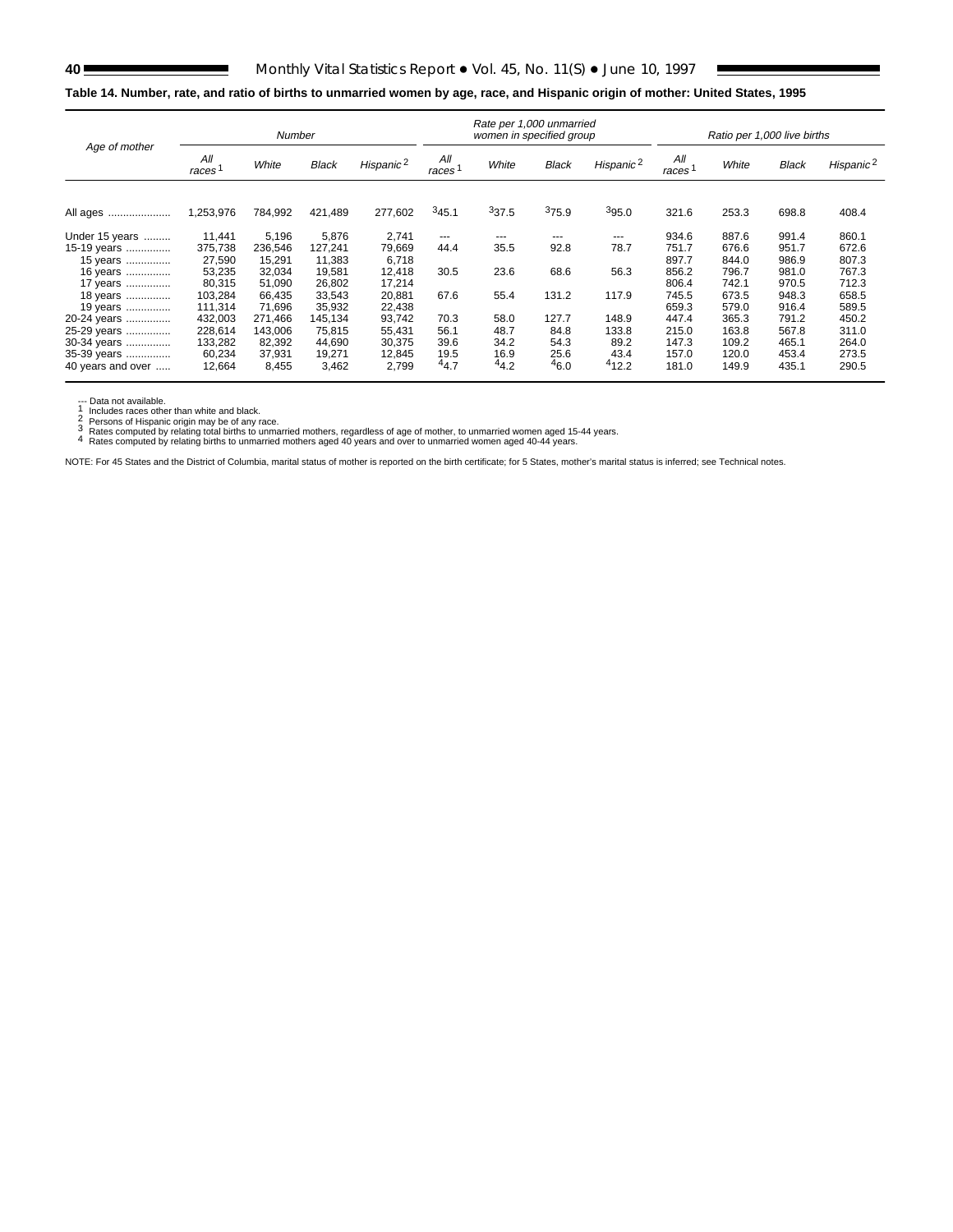**Table 14. Number, rate, and ratio of births to unmarried women by age, race, and Hispanic origin of mother: United States, 1995**

| Age of mother | Number | | | | Rate per 1,000 unmarried women in specified group | | | | Ratio per 1,000 live births | | | |
|---|---|---|---|---|---|---|---|---|---|---|---|---|
| | All races[1] | White | Black | Hispanic[2] | All races[1] | White | Black | Hispanic[2] | All races[1] | White | Black | Hispanic[2] |
| All ages | 1,253,976 | 784,992 | 421,489 | 277,602 | [3]45.1 | [3]37.5 | [3]75.9 | [3]95.0 | 321.6 | 253.3 | 698.8 | 408.4 |
| Under 15 years | 11,441 | 5,196 | 5,876 | 2,741 | --- | --- | --- | --- | 934.6 | 887.6 | 991.4 | 860.1 |
| 15-19 years | 375,738 | 236,546 | 127,241 | 79,669 | 44.4 | 35.5 | 92.8 | 78.7 | 751.7 | 676.6 | 951.7 | 672.6 |
| 15 years | 27,590 | 15,291 | 11,383 | 6,718 | | | | | 897.7 | 844.0 | 986.9 | 807.3 |
| 16 years | 53,235 | 32,034 | 19,581 | 12,418 | 30.5 | 23.6 | 68.6 | 56.3 | 856.2 | 796.7 | 981.0 | 767.3 |
| 17 years | 80,315 | 51,090 | 26,802 | 17,214 | | | | | 806.4 | 742.1 | 970.5 | 712.3 |
| 18 years | 103,284 | 66,435 | 33,543 | 20,881 | 67.6 | 55.4 | 131.2 | 117.9 | 745.5 | 673.5 | 948.3 | 658.5 |
| 19 years | 111,314 | 71,696 | 35,932 | 22,438 | | | | | 659.3 | 579.0 | 916.4 | 589.5 |
| 20-24 years | 432,003 | 271,466 | 145,134 | 93,742 | 70.3 | 58.0 | 127.7 | 148.9 | 447.4 | 365.3 | 791.2 | 450.2 |
| 25-29 years | 228,614 | 143,006 | 75,815 | 55,431 | 56.1 | 48.7 | 84.8 | 133.8 | 215.0 | 163.8 | 567.8 | 311.0 |
| 30-34 years | 133,282 | 82,392 | 44,690 | 30,375 | 39.6 | 34.2 | 54.3 | 89.2 | 147.3 | 109.2 | 465.1 | 264.0 |
| 35-39 years | 60,234 | 37,931 | 19,271 | 12,845 | 19.5 | 16.9 | 25.6 | 43.4 | 157.0 | 120.0 | 453.4 | 273.5 |
| 40 years and over | 12,664 | 8,455 | 3,462 | 2,799 | [4]4.7 | [4]4.2 | [4]6.0 | [4]12.2 | 181.0 | 149.9 | 435.1 | 290.5 |

--- Data not available.
[1] Includes races other than white and black.
[2] Persons of Hispanic origin may be of any race.
[3] Rates computed by relating total births to unmarried mothers, regardless of age of mother, to unmarried women aged 15-44 years.
[4] Rates computed by relating births to unmarried mothers aged 40 years and over to unmarried women aged 40-44 years.

NOTE: For 45 States and the District of Columbia, marital status of mother is reported on the birth certificate; for 5 States, mother's marital status is inferred; see Technical notes.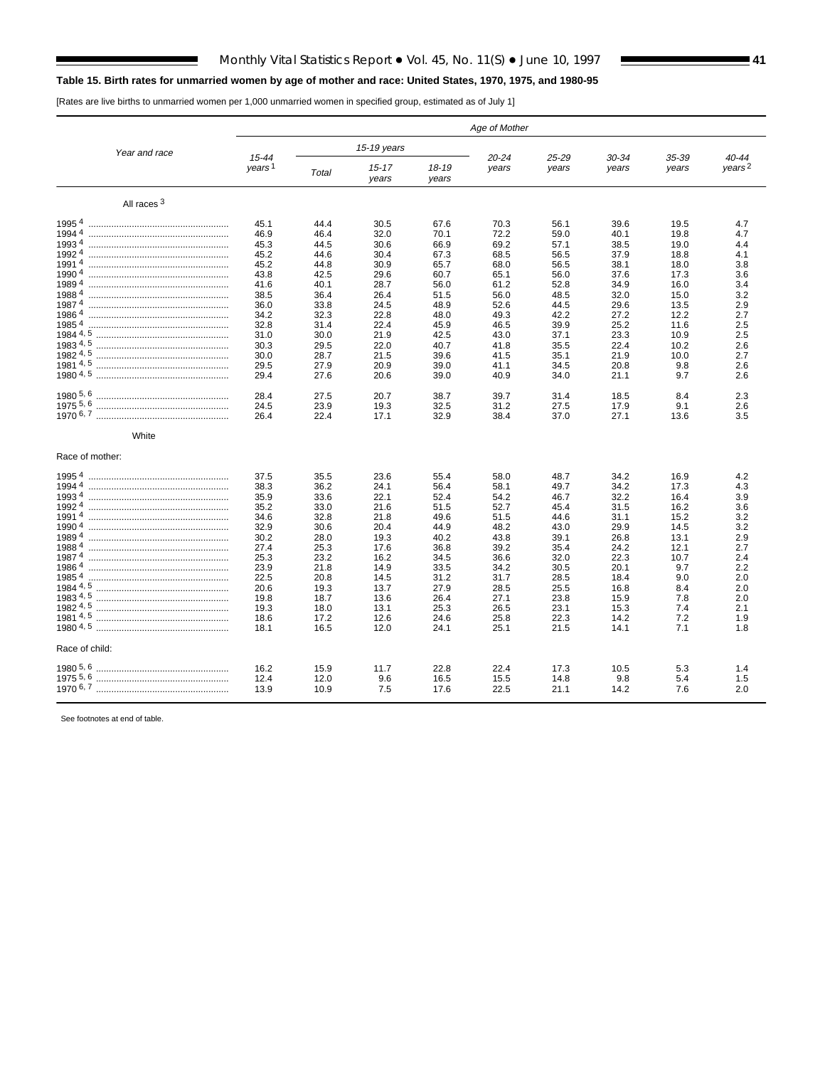**Table 15. Birth rates for unmarried women by age of mother and race: United States, 1970, 1975, and 1980-95**

[Rates are live births to unmarried women per 1,000 unmarried women in specified group, estimated as of July 1]

| Year and race | Age of Mother | | | | | | | | |
|---|---|---|---|---|---|---|---|---|---|
| | 15-44 years [1] | 15-19 years | | | 20-24 years | 25-29 years | 30-34 years | 35-39 years | 40-44 years [2] |
| | | Total | 15-17 years | 18-19 years | | | | | |
| All races [3] | | | | | | | | | |
| 1995 [4] | 45.1 | 44.4 | 30.5 | 67.6 | 70.3 | 56.1 | 39.6 | 19.5 | 4.7 |
| 1994 [4] | 46.9 | 46.4 | 32.0 | 70.1 | 72.2 | 59.0 | 40.1 | 19.8 | 4.7 |
| 1993 [4] | 45.3 | 44.5 | 30.6 | 66.9 | 69.2 | 57.1 | 38.5 | 19.0 | 4.4 |
| 1992 [4] | 45.2 | 44.6 | 30.4 | 67.3 | 68.5 | 56.5 | 37.9 | 18.8 | 4.1 |
| 1991 [4] | 45.2 | 44.8 | 30.9 | 65.7 | 68.0 | 56.5 | 38.1 | 18.0 | 3.8 |
| 1990 [4] | 43.8 | 42.5 | 29.6 | 60.7 | 65.1 | 56.0 | 37.6 | 17.3 | 3.6 |
| 1989 [4] | 41.6 | 40.1 | 28.7 | 56.0 | 61.2 | 52.8 | 34.9 | 16.0 | 3.4 |
| 1988 [4] | 38.5 | 36.4 | 26.4 | 51.5 | 56.0 | 48.5 | 32.0 | 15.0 | 3.2 |
| 1987 [4] | 36.0 | 33.8 | 24.5 | 48.9 | 52.6 | 44.5 | 29.6 | 13.5 | 2.9 |
| 1986 [4] | 34.2 | 32.3 | 22.8 | 48.0 | 49.3 | 42.2 | 27.2 | 12.2 | 2.7 |
| 1985 [4] | 32.8 | 31.4 | 22.4 | 45.9 | 46.5 | 39.9 | 25.2 | 11.6 | 2.5 |
| 1984 [4, 5] | 31.0 | 30.0 | 21.9 | 42.5 | 43.0 | 37.1 | 23.3 | 10.9 | 2.5 |
| 1983 [4, 5] | 30.3 | 29.5 | 22.0 | 40.7 | 41.8 | 35.5 | 22.4 | 10.2 | 2.6 |
| 1982 [4, 5] | 30.0 | 28.7 | 21.5 | 39.6 | 41.5 | 35.1 | 21.9 | 10.0 | 2.7 |
| 1981 [4, 5] | 29.5 | 27.9 | 20.9 | 39.0 | 41.1 | 34.5 | 20.8 | 9.8 | 2.6 |
| 1980 [4, 5] | 29.4 | 27.6 | 20.6 | 39.0 | 40.9 | 34.0 | 21.1 | 9.7 | 2.6 |
| 1980 [5, 6] | 28.4 | 27.5 | 20.7 | 38.7 | 39.7 | 31.4 | 18.5 | 8.4 | 2.3 |
| 1975 [5, 6] | 24.5 | 23.9 | 19.3 | 32.5 | 31.2 | 27.5 | 17.9 | 9.1 | 2.6 |
| 1970 [6, 7] | 26.4 | 22.4 | 17.1 | 32.9 | 38.4 | 37.0 | 27.1 | 13.6 | 3.5 |
| White | | | | | | | | | |
| Race of mother: | | | | | | | | | |
| 1995 [4] | 37.5 | 35.5 | 23.6 | 55.4 | 58.0 | 48.7 | 34.2 | 16.9 | 4.2 |
| 1994 [4] | 38.3 | 36.2 | 24.1 | 56.4 | 58.1 | 49.7 | 34.2 | 17.3 | 4.3 |
| 1993 [4] | 35.9 | 33.6 | 22.1 | 52.4 | 54.2 | 46.7 | 32.2 | 16.4 | 3.9 |
| 1992 [4] | 35.2 | 33.0 | 21.6 | 51.5 | 52.7 | 45.4 | 31.5 | 16.2 | 3.6 |
| 1991 [4] | 34.6 | 32.8 | 21.8 | 49.6 | 51.5 | 44.6 | 31.1 | 15.2 | 3.2 |
| 1990 [4] | 32.9 | 30.6 | 20.4 | 44.9 | 48.2 | 43.0 | 29.9 | 14.5 | 3.2 |
| 1989 [4] | 30.2 | 28.0 | 19.3 | 40.2 | 43.8 | 39.1 | 26.8 | 13.1 | 2.9 |
| 1988 [4] | 27.4 | 25.3 | 17.6 | 36.8 | 39.2 | 35.4 | 24.2 | 12.1 | 2.7 |
| 1987 [4] | 25.3 | 23.2 | 16.2 | 34.5 | 36.6 | 32.0 | 22.3 | 10.7 | 2.4 |
| 1986 [4] | 23.9 | 21.8 | 14.9 | 33.5 | 34.2 | 30.5 | 20.1 | 9.7 | 2.2 |
| 1985 [4] | 22.5 | 20.8 | 14.5 | 31.2 | 31.7 | 28.5 | 18.4 | 9.0 | 2.0 |
| 1984 [4, 5] | 20.6 | 19.3 | 13.7 | 27.9 | 28.5 | 25.5 | 16.8 | 8.4 | 2.0 |
| 1983 [4, 5] | 19.8 | 18.7 | 13.6 | 26.4 | 27.1 | 23.8 | 15.9 | 7.8 | 2.0 |
| 1982 [4, 5] | 19.3 | 18.0 | 13.1 | 25.3 | 26.5 | 23.1 | 15.3 | 7.4 | 2.1 |
| 1981 [4, 5] | 18.6 | 17.2 | 12.6 | 24.6 | 25.8 | 22.3 | 14.2 | 7.2 | 1.9 |
| 1980 [4, 5] | 18.1 | 16.5 | 12.0 | 24.1 | 25.1 | 21.5 | 14.1 | 7.1 | 1.8 |
| Race of child: | | | | | | | | | |
| 1980 [5, 6] | 16.2 | 15.9 | 11.7 | 22.8 | 22.4 | 17.3 | 10.5 | 5.3 | 1.4 |
| 1975 [5, 6] | 12.4 | 12.0 | 9.6 | 16.5 | 15.5 | 14.8 | 9.8 | 5.4 | 1.5 |
| 1970 [6, 7] | 13.9 | 10.9 | 7.5 | 17.6 | 22.5 | 21.1 | 14.2 | 7.6 | 2.0 |

See footnotes at end of table.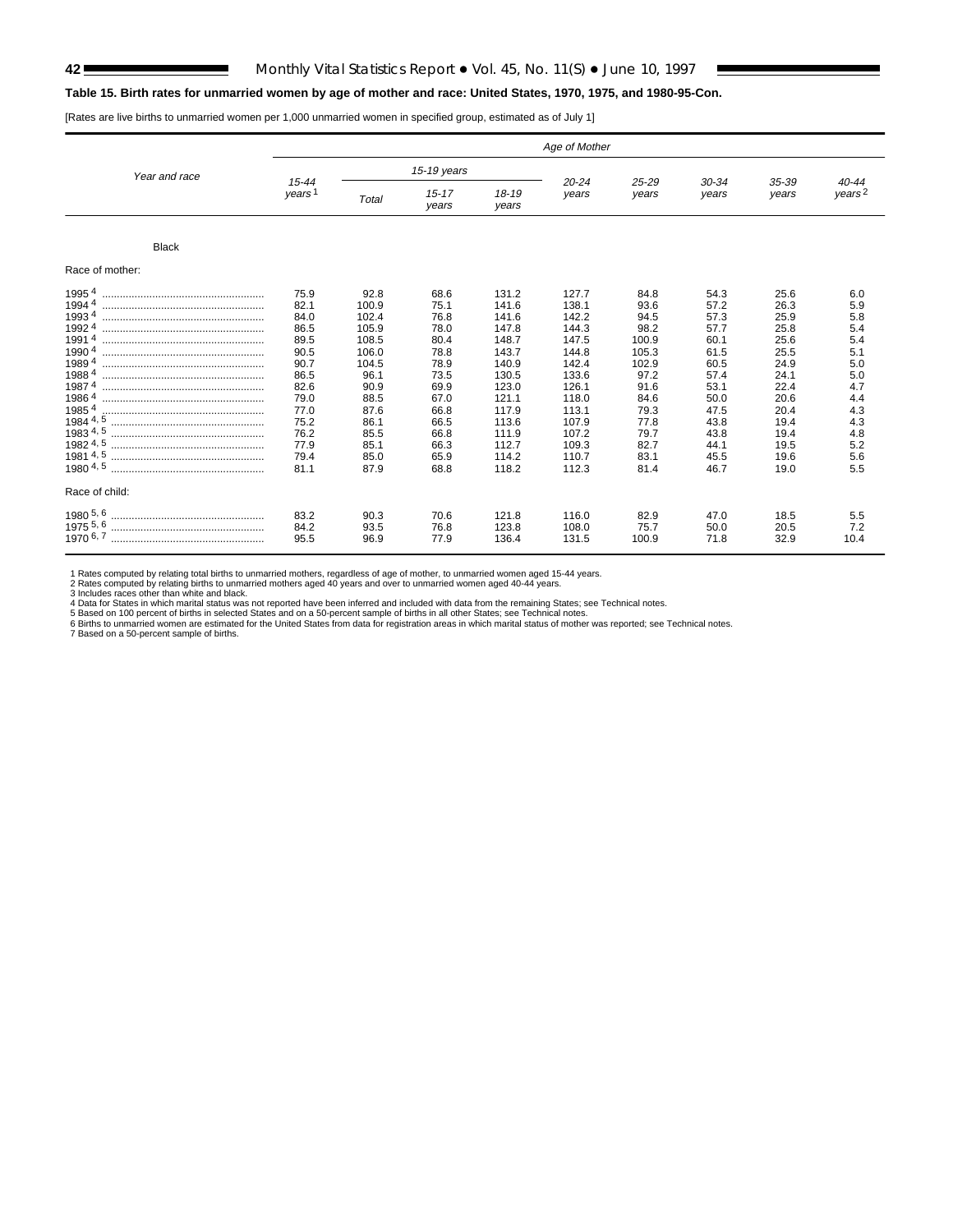**Table 15. Birth rates for unmarried women by age of mother and race: United States, 1970, 1975, and 1980-95-Con.**

[Rates are live births to unmarried women per 1,000 unmarried women in specified group, estimated as of July 1]

| Year and race | Age of Mother | | | | | | | | |
|---|---|---|---|---|---|---|---|---|---|
| | 15-44 years[1] | 15-19 years | | | 20-24 years | 25-29 years | 30-34 years | 35-39 years | 40-44 years[2] |
| | | Total | 15-17 years | 18-19 years | | | | | |
| **Black** | | | | | | | | | |
| Race of mother: | | | | | | | | | |
| 1995[4] | 75.9 | 92.8 | 68.6 | 131.2 | 127.7 | 84.8 | 54.3 | 25.6 | 6.0 |
| 1994[4] | 82.1 | 100.9 | 75.1 | 141.6 | 138.1 | 93.6 | 57.2 | 26.3 | 5.9 |
| 1993[4] | 84.0 | 102.4 | 76.8 | 141.6 | 142.2 | 94.5 | 57.3 | 25.9 | 5.8 |
| 1992[4] | 86.5 | 105.9 | 78.0 | 147.8 | 144.3 | 98.2 | 57.7 | 25.8 | 5.4 |
| 1991[4] | 89.5 | 108.5 | 80.4 | 148.7 | 147.5 | 100.9 | 60.1 | 25.6 | 5.4 |
| 1990[4] | 90.5 | 106.0 | 78.8 | 143.7 | 144.8 | 105.3 | 61.5 | 25.5 | 5.1 |
| 1989[4] | 90.7 | 104.5 | 78.9 | 140.9 | 142.4 | 102.9 | 60.5 | 24.9 | 5.0 |
| 1988[4] | 86.5 | 96.1 | 73.5 | 130.5 | 133.6 | 97.2 | 57.4 | 24.1 | 5.0 |
| 1987[4] | 82.6 | 90.9 | 69.9 | 123.0 | 126.1 | 91.6 | 53.1 | 22.4 | 4.7 |
| 1986[4] | 79.0 | 88.5 | 67.0 | 121.1 | 118.0 | 84.6 | 50.0 | 20.6 | 4.4 |
| 1985[4] | 77.0 | 87.6 | 66.8 | 117.9 | 113.1 | 79.3 | 47.5 | 20.4 | 4.3 |
| 1984[4,5] | 75.2 | 86.1 | 66.5 | 113.6 | 107.9 | 77.8 | 43.8 | 19.4 | 4.3 |
| 1983[4,5] | 76.2 | 85.5 | 66.8 | 111.9 | 107.2 | 79.7 | 43.8 | 19.4 | 4.8 |
| 1982[4,5] | 77.9 | 85.1 | 66.3 | 112.7 | 109.3 | 82.7 | 44.1 | 19.5 | 5.2 |
| 1981[4,5] | 79.4 | 85.0 | 65.9 | 114.2 | 110.7 | 83.1 | 45.5 | 19.6 | 5.6 |
| 1980[4,5] | 81.1 | 87.9 | 68.8 | 118.2 | 112.3 | 81.4 | 46.7 | 19.0 | 5.5 |
| Race of child: | | | | | | | | | |
| 1980[5,6] | 83.2 | 90.3 | 70.6 | 121.8 | 116.0 | 82.9 | 47.0 | 18.5 | 5.5 |
| 1975[5,6] | 84.2 | 93.5 | 76.8 | 123.8 | 108.0 | 75.7 | 50.0 | 20.5 | 7.2 |
| 1970[6,7] | 95.5 | 96.9 | 77.9 | 136.4 | 131.5 | 100.9 | 71.8 | 32.9 | 10.4 |

1 Rates computed by relating total births to unmarried mothers, regardless of age of mother, to unmarried women aged 15-44 years.
2 Rates computed by relating births to unmarried mothers aged 40 years and over to unmarried women aged 40-44 years.
3 Includes races other than white and black.
4 Data for States in which marital status was not reported have been inferred and included with data from the remaining States; see Technical notes.
5 Based on 100 percent of births in selected States and on a 50-percent sample of births in all other States; see Technical notes.
6 Births to unmarried women are estimated for the United States from data for registration areas in which marital status of mother was reported; see Technical notes.
7 Based on a 50-percent sample of births.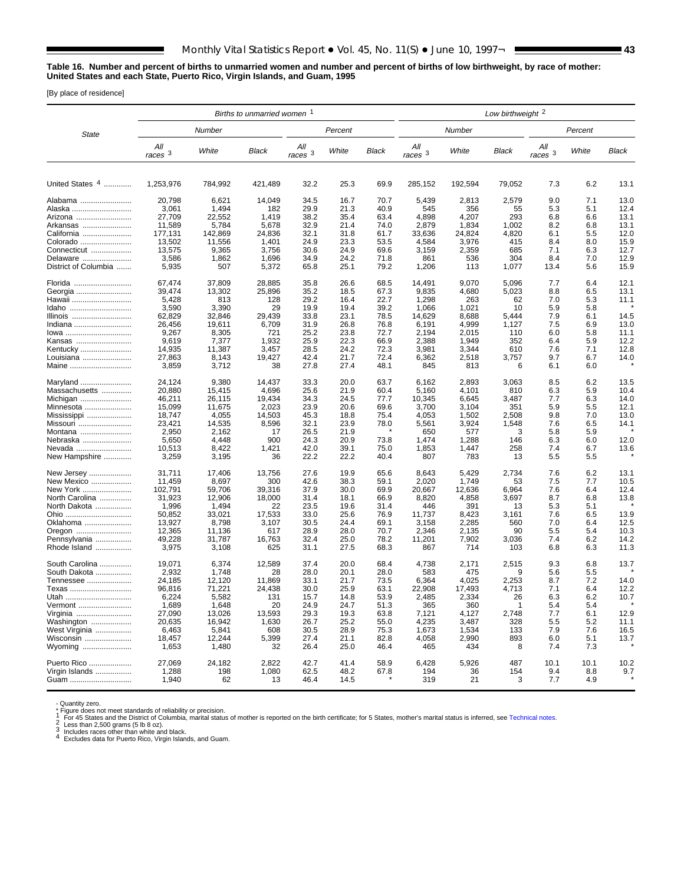**Table 16. Number and percent of births to unmarried women and number and percent of births of low birthweight, by race of mother: United States and each State, Puerto Rico, Virgin Islands, and Guam, 1995**

[By place of residence]

| State | *Births to unmarried women* [1] | | | | | | *Low birthweight* [2] | | | | | |
|---|---|---|---|---|---|---|---|---|---|---|---|---|
| | *Number* | | | *Percent* | | | *Number* | | | *Percent* | | |
| | *All races* [3] | *White* | *Black* | *All races* [3] | *White* | *Black* | *All races* [3] | *White* | *Black* | *All races* [3] | *White* | *Black* |
| United States [4] | 1,253,976 | 784,992 | 421,489 | 32.2 | 25.3 | 69.9 | 285,152 | 192,594 | 79,052 | 7.3 | 6.2 | 13.1 |
| Alabama | 20,798 | 6,621 | 14,049 | 34.5 | 16.7 | 70.7 | 5,439 | 2,813 | 2,579 | 9.0 | 7.1 | 13.0 |
| Alaska | 3,061 | 1,494 | 182 | 29.9 | 21.3 | 40.9 | 545 | 356 | 55 | 5.3 | 5.1 | 12.4 |
| Arizona | 27,709 | 22,552 | 1,419 | 38.2 | 35.4 | 63.4 | 4,898 | 4,207 | 293 | 6.8 | 6.6 | 13.1 |
| Arkansas | 11,589 | 5,784 | 5,678 | 32.9 | 21.4 | 74.0 | 2,879 | 1,834 | 1,002 | 8.2 | 6.8 | 13.1 |
| California | 177,131 | 142,869 | 24,836 | 32.1 | 31.8 | 61.7 | 33,636 | 24,824 | 4,820 | 6.1 | 5.5 | 12.0 |
| Colorado | 13,502 | 11,556 | 1,401 | 24.9 | 23.3 | 53.5 | 4,584 | 3,976 | 415 | 8.4 | 8.0 | 15.9 |
| Connecticut | 13,575 | 9,365 | 3,756 | 30.6 | 24.9 | 69.6 | 3,159 | 2,359 | 685 | 7.1 | 6.3 | 12.7 |
| Delaware | 3,586 | 1,862 | 1,696 | 34.9 | 24.2 | 71.8 | 861 | 536 | 304 | 8.4 | 7.0 | 12.9 |
| District of Columbia | 5,935 | 507 | 5,372 | 65.8 | 25.1 | 79.2 | 1,206 | 113 | 1,077 | 13.4 | 5.6 | 15.9 |
| Florida | 67,474 | 37,809 | 28,885 | 35.8 | 26.6 | 68.5 | 14,491 | 9,070 | 5,096 | 7.7 | 6.4 | 12.1 |
| Georgia | 39,474 | 13,302 | 25,896 | 35.2 | 18.5 | 67.3 | 9,835 | 4,680 | 5,023 | 8.8 | 6.5 | 13.1 |
| Hawaii | 5,428 | 813 | 128 | 29.2 | 16.4 | 22.7 | 1,298 | 263 | 62 | 7.0 | 5.3 | 11.1 |
| Idaho | 3,590 | 3,390 | 29 | 19.9 | 19.4 | 39.2 | 1,066 | 1,021 | 10 | 5.9 | 5.8 | * |
| Illinois | 62,829 | 32,846 | 29,439 | 33.8 | 23.1 | 78.5 | 14,629 | 8,688 | 5,444 | 7.9 | 6.1 | 14.5 |
| Indiana | 26,456 | 19,611 | 6,709 | 31.9 | 26.8 | 76.8 | 6,191 | 4,999 | 1,127 | 7.5 | 6.9 | 13.0 |
| Iowa | 9,267 | 8,305 | 721 | 25.2 | 23.8 | 72.7 | 2,194 | 2,015 | 110 | 6.0 | 5.8 | 11.1 |
| Kansas | 9,619 | 7,377 | 1,932 | 25.9 | 22.3 | 66.9 | 2,388 | 1,949 | 352 | 6.4 | 5.9 | 12.2 |
| Kentucky | 14,935 | 11,387 | 3,457 | 28.5 | 24.2 | 72.3 | 3,981 | 3,344 | 610 | 7.6 | 7.1 | 12.8 |
| Louisiana | 27,863 | 8,143 | 19,427 | 42.4 | 21.7 | 72.4 | 6,362 | 2,518 | 3,757 | 9.7 | 6.7 | 14.0 |
| Maine | 3,859 | 3,712 | 38 | 27.8 | 27.4 | 48.1 | 845 | 813 | 6 | 6.1 | 6.0 | * |
| Maryland | 24,124 | 9,380 | 14,437 | 33.3 | 20.0 | 63.7 | 6,162 | 2,893 | 3,063 | 8.5 | 6.2 | 13.5 |
| Massachusetts | 20,880 | 15,415 | 4,696 | 25.6 | 21.9 | 60.4 | 5,160 | 4,101 | 810 | 6.3 | 5.9 | 10.4 |
| Michigan | 46,211 | 26,115 | 19,434 | 34.3 | 24.5 | 77.7 | 10,345 | 6,645 | 3,487 | 7.7 | 6.3 | 14.0 |
| Minnesota | 15,099 | 11,675 | 2,023 | 23.9 | 20.6 | 69.6 | 3,700 | 3,104 | 351 | 5.9 | 5.5 | 12.1 |
| Mississippi | 18,747 | 4,055 | 14,503 | 45.3 | 18.8 | 75.4 | 4,053 | 1,502 | 2,508 | 9.8 | 7.0 | 13.0 |
| Missouri | 23,421 | 14,535 | 8,596 | 32.1 | 23.9 | 78.0 | 5,561 | 3,924 | 1,548 | 7.6 | 6.5 | 14.1 |
| Montana | 2,950 | 2,162 | 17 | 26.5 | 21.9 | * | 650 | 577 | 3 | 5.8 | 5.9 | * |
| Nebraska | 5,650 | 4,448 | 900 | 24.3 | 20.9 | 73.8 | 1,474 | 1,288 | 146 | 6.3 | 6.0 | 12.0 |
| Nevada | 10,513 | 8,422 | 1,421 | 42.0 | 39.1 | 75.0 | 1,853 | 1,447 | 258 | 7.4 | 6.7 | 13.6 |
| New Hampshire | 3,259 | 3,195 | 36 | 22.2 | 22.2 | 40.4 | 807 | 783 | 13 | 5.5 | 5.5 | * |
| New Jersey | 31,711 | 17,406 | 13,756 | 27.6 | 19.9 | 65.6 | 8,643 | 5,429 | 2,734 | 7.6 | 6.2 | 13.1 |
| New Mexico | 11,459 | 8,697 | 300 | 42.6 | 38.3 | 59.1 | 2,020 | 1,749 | 53 | 7.5 | 7.7 | 10.5 |
| New York | 102,791 | 59,706 | 39,316 | 37.9 | 30.0 | 69.9 | 20,667 | 12,636 | 6,964 | 7.6 | 6.4 | 12.4 |
| North Carolina | 31,923 | 12,906 | 18,000 | 31.4 | 18.1 | 66.9 | 8,820 | 4,858 | 3,697 | 8.7 | 6.8 | 13.8 |
| North Dakota | 1,996 | 1,494 | 22 | 23.5 | 19.6 | 31.4 | 446 | 391 | 13 | 5.3 | 5.1 | * |
| Ohio | 50,852 | 33,021 | 17,533 | 33.0 | 25.6 | 76.9 | 11,737 | 8,423 | 3,161 | 7.6 | 6.5 | 13.9 |
| Oklahoma | 13,927 | 8,798 | 3,107 | 30.5 | 24.4 | 69.1 | 3,158 | 2,285 | 560 | 7.0 | 6.4 | 12.5 |
| Oregon | 12,365 | 11,136 | 617 | 28.9 | 28.0 | 70.7 | 2,346 | 2,135 | 90 | 5.5 | 5.4 | 10.3 |
| Pennsylvania | 49,228 | 31,787 | 16,763 | 32.4 | 25.0 | 78.2 | 11,201 | 7,902 | 3,036 | 7.4 | 6.2 | 14.2 |
| Rhode Island | 3,975 | 3,108 | 625 | 31.1 | 27.5 | 68.3 | 867 | 714 | 103 | 6.8 | 6.3 | 11.3 |
| South Carolina | 19,071 | 6,374 | 12,589 | 37.4 | 20.0 | 68.4 | 4,738 | 2,171 | 2,515 | 9.3 | 6.8 | 13.7 |
| South Dakota | 2,932 | 1,748 | 28 | 28.0 | 20.1 | 28.0 | 583 | 475 | 9 | 5.6 | 5.5 | * |
| Tennessee | 24,185 | 12,120 | 11,869 | 33.1 | 21.7 | 73.5 | 6,364 | 4,025 | 2,253 | 8.7 | 7.2 | 14.0 |
| Texas | 96,816 | 71,221 | 24,438 | 30.0 | 25.9 | 63.1 | 22,908 | 17,493 | 4,713 | 7.1 | 6.4 | 12.2 |
| Utah | 6,224 | 5,582 | 131 | 15.7 | 14.8 | 53.9 | 2,485 | 2,334 | 26 | 6.3 | 6.2 | 10.7 |
| Vermont | 1,689 | 1,648 | 20 | 24.9 | 24.7 | 51.3 | 365 | 360 | 1 | 5.4 | 5.4 | * |
| Virginia | 27,090 | 13,026 | 13,593 | 29.3 | 19.3 | 63.8 | 7,121 | 4,127 | 2,748 | 7.7 | 6.1 | 12.9 |
| Washington | 20,635 | 16,942 | 1,630 | 26.7 | 25.2 | 55.0 | 4,235 | 3,487 | 328 | 5.5 | 5.2 | 11.1 |
| West Virginia | 6,463 | 5,841 | 608 | 30.5 | 28.9 | 75.3 | 1,673 | 1,534 | 133 | 7.9 | 7.6 | 16.5 |
| Wisconsin | 18,457 | 12,244 | 5,399 | 27.4 | 21.1 | 82.8 | 4,058 | 2,990 | 893 | 6.0 | 5.1 | 13.7 |
| Wyoming | 1,653 | 1,480 | 32 | 26.4 | 25.0 | 46.4 | 465 | 434 | 8 | 7.4 | 7.3 | * |
| Puerto Rico | 27,069 | 24,182 | 2,822 | 42.7 | 41.4 | 58.9 | 6,428 | 5,926 | 487 | 10.1 | 10.1 | 10.2 |
| Virgin Islands | 1,288 | 198 | 1,080 | 62.5 | 48.2 | 67.8 | 194 | 36 | 154 | 9.4 | 8.8 | 9.7 |
| Guam | 1,940 | 62 | 13 | 46.4 | 14.5 | * | 319 | 21 | 3 | 7.7 | 4.9 | * |

- Quantity zero.
\* Figure does not meet standards of reliability or precision.
[1] For 45 States and the District of Columbia, marital status of mother is reported on the birth certificate; for 5 States, mother's marital status is inferred, see Technical notes.
[2] Less than 2,500 grams (5 lb 8 oz).
[3] Includes races other than white and black.
[4] Excludes data for Puerto Rico, Virgin Islands, and Guam.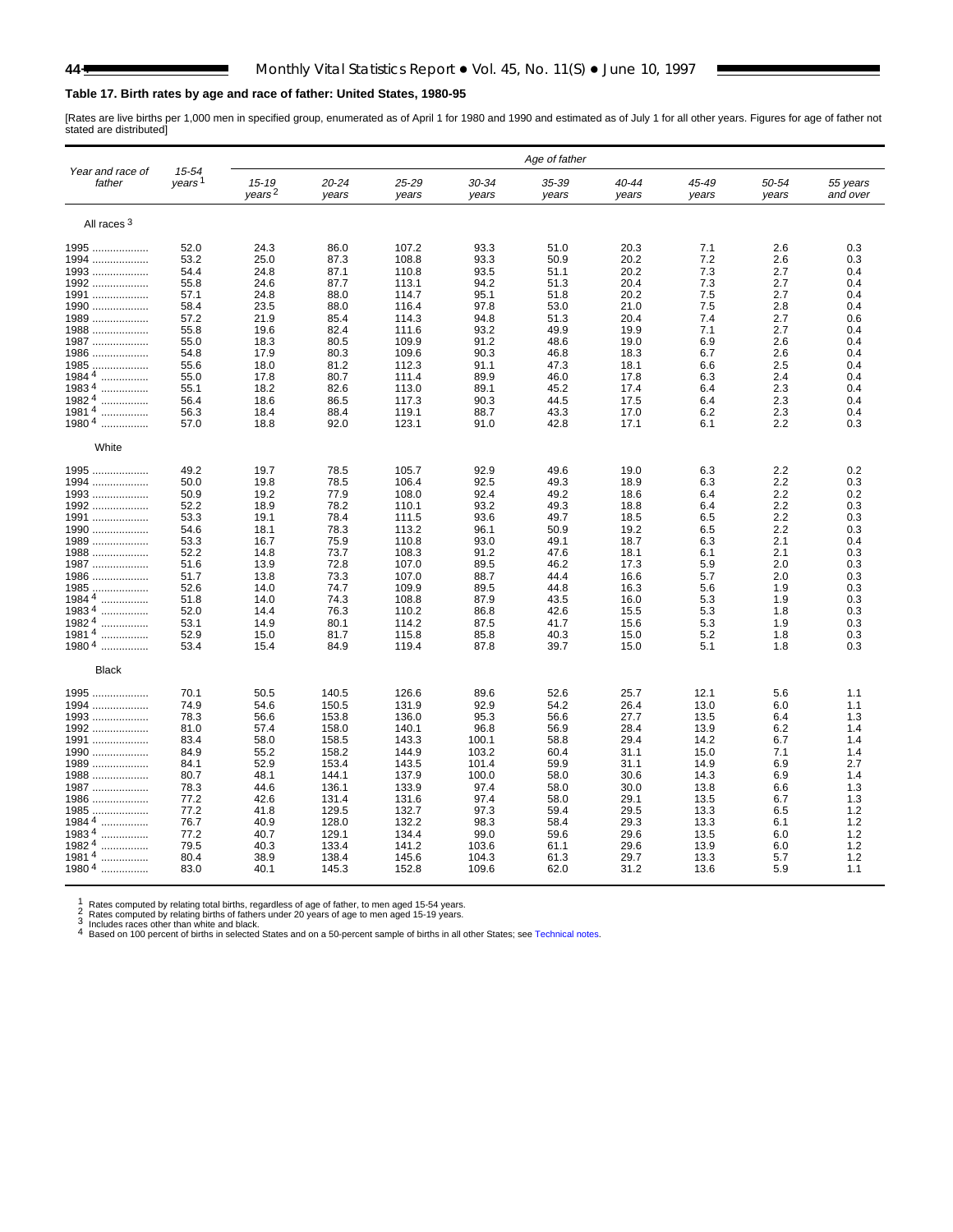## Table 17. Birth rates by age and race of father: United States, 1980-95

[Rates are live births per 1,000 men in specified group, enumerated as of April 1 for 1980 and 1990 and estimated as of July 1 for all other years. Figures for age of father not stated are distributed]

| Year and race of father | 15-54 years[1] | Age of father | | | | | | | | |
|---|---|---|---|---|---|---|---|---|---|---|
| | | 15-19 years[2] | 20-24 years | 25-29 years | 30-34 years | 35-39 years | 40-44 years | 45-49 years | 50-54 years | 55 years and over |
| **All races[3]** | | | | | | | | | | |
| 1995 | 52.0 | 24.3 | 86.0 | 107.2 | 93.3 | 51.0 | 20.3 | 7.1 | 2.6 | 0.3 |
| 1994 | 53.2 | 25.0 | 87.3 | 108.8 | 93.3 | 50.9 | 20.2 | 7.2 | 2.6 | 0.3 |
| 1993 | 54.4 | 24.8 | 87.1 | 110.8 | 93.5 | 51.1 | 20.2 | 7.3 | 2.7 | 0.4 |
| 1992 | 55.8 | 24.6 | 87.7 | 113.1 | 94.2 | 51.3 | 20.4 | 7.3 | 2.7 | 0.4 |
| 1991 | 57.1 | 24.8 | 88.0 | 114.7 | 95.1 | 51.8 | 20.2 | 7.5 | 2.7 | 0.4 |
| 1990 | 58.4 | 23.5 | 88.0 | 116.4 | 97.8 | 53.0 | 21.0 | 7.5 | 2.8 | 0.4 |
| 1989 | 57.2 | 21.9 | 85.4 | 114.3 | 94.8 | 51.3 | 20.4 | 7.4 | 2.7 | 0.6 |
| 1988 | 55.8 | 19.6 | 82.4 | 111.6 | 93.2 | 49.9 | 19.9 | 7.1 | 2.7 | 0.4 |
| 1987 | 55.0 | 18.3 | 80.5 | 109.9 | 91.2 | 48.6 | 19.0 | 6.9 | 2.6 | 0.4 |
| 1986 | 54.8 | 17.9 | 80.3 | 109.6 | 90.3 | 46.8 | 18.3 | 6.7 | 2.6 | 0.4 |
| 1985 | 55.6 | 18.0 | 81.2 | 112.3 | 91.1 | 47.3 | 18.1 | 6.6 | 2.5 | 0.4 |
| 1984[4] | 55.0 | 17.8 | 80.7 | 111.4 | 89.9 | 46.0 | 17.8 | 6.3 | 2.4 | 0.4 |
| 1983[4] | 55.1 | 18.2 | 82.6 | 113.0 | 89.1 | 45.2 | 17.4 | 6.4 | 2.3 | 0.4 |
| 1982[4] | 56.4 | 18.6 | 86.5 | 117.3 | 90.3 | 44.5 | 17.5 | 6.4 | 2.3 | 0.4 |
| 1981[4] | 56.3 | 18.4 | 88.4 | 119.1 | 88.7 | 43.3 | 17.0 | 6.2 | 2.3 | 0.4 |
| 1980[4] | 57.0 | 18.8 | 92.0 | 123.1 | 91.0 | 42.8 | 17.1 | 6.1 | 2.2 | 0.3 |
| **White** | | | | | | | | | | |
| 1995 | 49.2 | 19.7 | 78.5 | 105.7 | 92.9 | 49.6 | 19.0 | 6.3 | 2.2 | 0.2 |
| 1994 | 50.0 | 19.8 | 78.5 | 106.4 | 92.5 | 49.3 | 18.9 | 6.3 | 2.2 | 0.3 |
| 1993 | 50.9 | 19.2 | 77.9 | 108.0 | 92.4 | 49.2 | 18.6 | 6.4 | 2.2 | 0.2 |
| 1992 | 52.2 | 18.9 | 78.2 | 110.1 | 93.2 | 49.3 | 18.8 | 6.4 | 2.2 | 0.3 |
| 1991 | 53.3 | 19.1 | 78.4 | 111.5 | 93.6 | 49.7 | 18.5 | 6.5 | 2.2 | 0.3 |
| 1990 | 54.6 | 18.1 | 78.3 | 113.2 | 96.1 | 50.9 | 19.2 | 6.5 | 2.2 | 0.3 |
| 1989 | 53.3 | 16.7 | 75.9 | 110.8 | 93.0 | 49.1 | 18.7 | 6.3 | 2.1 | 0.4 |
| 1988 | 52.2 | 14.8 | 73.7 | 108.3 | 91.2 | 47.6 | 18.1 | 6.1 | 2.1 | 0.3 |
| 1987 | 51.6 | 13.9 | 72.8 | 107.0 | 89.5 | 46.2 | 17.3 | 5.9 | 2.0 | 0.3 |
| 1986 | 51.7 | 13.8 | 73.3 | 107.0 | 88.7 | 44.4 | 16.6 | 5.7 | 2.0 | 0.3 |
| 1985 | 52.6 | 14.0 | 74.7 | 109.9 | 89.5 | 44.8 | 16.3 | 5.6 | 1.9 | 0.3 |
| 1984[4] | 51.8 | 14.0 | 74.3 | 108.8 | 87.9 | 43.5 | 16.0 | 5.3 | 1.9 | 0.3 |
| 1983[4] | 52.0 | 14.4 | 76.3 | 110.2 | 86.8 | 42.6 | 15.5 | 5.3 | 1.8 | 0.3 |
| 1982[4] | 53.1 | 14.9 | 80.1 | 114.2 | 87.5 | 41.7 | 15.6 | 5.3 | 1.9 | 0.3 |
| 1981[4] | 52.9 | 15.0 | 81.7 | 115.8 | 85.8 | 40.3 | 15.0 | 5.2 | 1.8 | 0.3 |
| 1980[4] | 53.4 | 15.4 | 84.9 | 119.4 | 87.8 | 39.7 | 15.0 | 5.1 | 1.8 | 0.3 |
| **Black** | | | | | | | | | | |
| 1995 | 70.1 | 50.5 | 140.5 | 126.6 | 89.6 | 52.6 | 25.7 | 12.1 | 5.6 | 1.1 |
| 1994 | 74.9 | 54.6 | 150.5 | 131.9 | 92.9 | 54.2 | 26.4 | 13.0 | 6.0 | 1.1 |
| 1993 | 78.3 | 56.6 | 153.8 | 136.0 | 95.3 | 56.6 | 27.7 | 13.5 | 6.4 | 1.3 |
| 1992 | 81.0 | 57.4 | 158.0 | 140.1 | 96.8 | 56.9 | 28.4 | 13.9 | 6.2 | 1.4 |
| 1991 | 83.4 | 58.0 | 158.5 | 143.3 | 100.1 | 58.8 | 29.4 | 14.2 | 6.7 | 1.4 |
| 1990 | 84.9 | 55.2 | 158.2 | 144.9 | 103.2 | 60.4 | 31.1 | 15.0 | 7.1 | 1.4 |
| 1989 | 84.1 | 52.9 | 153.4 | 143.5 | 101.4 | 59.9 | 31.1 | 14.9 | 6.9 | 2.7 |
| 1988 | 80.7 | 48.1 | 144.1 | 137.9 | 100.0 | 58.0 | 30.6 | 14.3 | 6.9 | 1.4 |
| 1987 | 78.3 | 44.6 | 136.1 | 133.9 | 97.4 | 58.0 | 30.0 | 13.8 | 6.6 | 1.3 |
| 1986 | 77.2 | 42.6 | 131.4 | 131.6 | 97.4 | 58.0 | 29.1 | 13.5 | 6.7 | 1.3 |
| 1985 | 77.2 | 41.8 | 129.5 | 132.7 | 97.3 | 59.4 | 29.5 | 13.3 | 6.5 | 1.2 |
| 1984[4] | 76.7 | 40.9 | 128.0 | 132.2 | 98.3 | 58.4 | 29.3 | 13.3 | 6.1 | 1.2 |
| 1983[4] | 77.2 | 40.7 | 129.1 | 134.4 | 99.0 | 59.6 | 29.6 | 13.5 | 6.0 | 1.2 |
| 1982[4] | 79.5 | 40.3 | 133.4 | 141.2 | 103.6 | 61.1 | 29.6 | 13.9 | 6.0 | 1.2 |
| 1981[4] | 80.4 | 38.9 | 138.4 | 145.6 | 104.3 | 61.3 | 29.7 | 13.3 | 5.7 | 1.2 |
| 1980[4] | 83.0 | 40.1 | 145.3 | 152.8 | 109.6 | 62.0 | 31.2 | 13.6 | 5.9 | 1.1 |

[1] Rates computed by relating total births, regardless of age of father, to men aged 15-54 years.
[2] Rates computed by relating births of fathers under 20 years of age to men aged 15-19 years.
[3] Includes races other than white and black.
[4] Based on 100 percent of births in selected States and on a 50-percent sample of births in all other States; see Technical notes.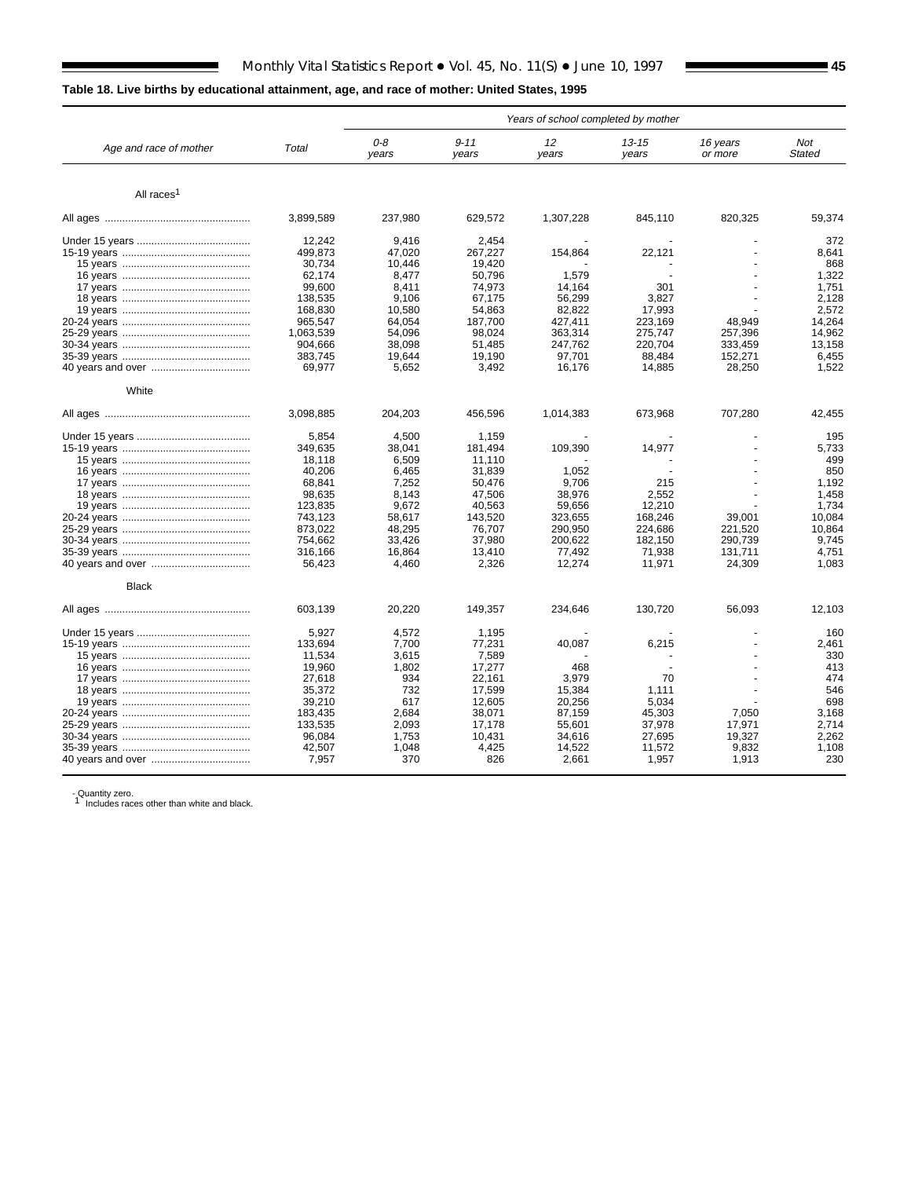**Table 18. Live births by educational attainment, age, and race of mother: United States, 1995**

| Age and race of mother | Total | Years of school completed by mother | | | | | |
|---|---|---|---|---|---|---|---|
| | | 0-8 years | 9-11 years | 12 years | 13-15 years | 16 years or more | Not Stated |
| **All races[1]** | | | | | | | |
| All ages | 3,899,589 | 237,980 | 629,572 | 1,307,228 | 845,110 | 820,325 | 59,374 |
| Under 15 years | 12,242 | 9,416 | 2,454 | - | - | - | 372 |
| 15-19 years | 499,873 | 47,020 | 267,227 | 154,864 | 22,121 | - | 8,641 |
| 15 years | 30,734 | 10,446 | 19,420 | - | - | - | 868 |
| 16 years | 62,174 | 8,477 | 50,796 | 1,579 | - | - | 1,322 |
| 17 years | 99,600 | 8,411 | 74,973 | 14,164 | 301 | - | 1,751 |
| 18 years | 138,535 | 9,106 | 67,175 | 56,299 | 3,827 | - | 2,128 |
| 19 years | 168,830 | 10,580 | 54,863 | 82,822 | 17,993 | - | 2,572 |
| 20-24 years | 965,547 | 64,054 | 187,700 | 427,411 | 223,169 | 48,949 | 14,264 |
| 25-29 years | 1,063,539 | 54,096 | 98,024 | 363,314 | 275,747 | 257,396 | 14,962 |
| 30-34 years | 904,666 | 38,098 | 51,485 | 247,762 | 220,704 | 333,459 | 13,158 |
| 35-39 years | 383,745 | 19,644 | 19,190 | 97,701 | 88,484 | 152,271 | 6,455 |
| 40 years and over | 69,977 | 5,652 | 3,492 | 16,176 | 14,885 | 28,250 | 1,522 |
| **White** | | | | | | | |
| All ages | 3,098,885 | 204,203 | 456,596 | 1,014,383 | 673,968 | 707,280 | 42,455 |
| Under 15 years | 5,854 | 4,500 | 1,159 | - | - | - | 195 |
| 15-19 years | 349,635 | 38,041 | 181,494 | 109,390 | 14,977 | - | 5,733 |
| 15 years | 18,118 | 6,509 | 11,110 | - | - | - | 499 |
| 16 years | 40,206 | 6,465 | 31,839 | 1,052 | - | - | 850 |
| 17 years | 68,841 | 7,252 | 50,476 | 9,706 | 215 | - | 1,192 |
| 18 years | 98,635 | 8,143 | 47,506 | 38,976 | 2,552 | - | 1,458 |
| 19 years | 123,835 | 9,672 | 40,563 | 59,656 | 12,210 | - | 1,734 |
| 20-24 years | 743,123 | 58,617 | 143,520 | 323,655 | 168,246 | 39,001 | 10,084 |
| 25-29 years | 873,022 | 48,295 | 76,707 | 290,950 | 224,686 | 221,520 | 10,864 |
| 30-34 years | 754,662 | 33,426 | 37,980 | 200,622 | 182,150 | 290,739 | 9,745 |
| 35-39 years | 316,166 | 16,864 | 13,410 | 77,492 | 71,938 | 131,711 | 4,751 |
| 40 years and over | 56,423 | 4,460 | 2,326 | 12,274 | 11,971 | 24,309 | 1,083 |
| **Black** | | | | | | | |
| All ages | 603,139 | 20,220 | 149,357 | 234,646 | 130,720 | 56,093 | 12,103 |
| Under 15 years | 5,927 | 4,572 | 1,195 | - | - | - | 160 |
| 15-19 years | 133,694 | 7,700 | 77,231 | 40,087 | 6,215 | - | 2,461 |
| 15 years | 11,534 | 3,615 | 7,589 | - | - | - | 330 |
| 16 years | 19,960 | 1,802 | 17,277 | 468 | - | - | 413 |
| 17 years | 27,618 | 934 | 22,161 | 3,979 | 70 | - | 474 |
| 18 years | 35,372 | 732 | 17,599 | 15,384 | 1,111 | - | 546 |
| 19 years | 39,210 | 617 | 12,605 | 20,256 | 5,034 | - | 698 |
| 20-24 years | 183,435 | 2,684 | 38,071 | 87,159 | 45,303 | 7,050 | 3,168 |
| 25-29 years | 133,535 | 2,093 | 17,178 | 55,601 | 37,978 | 17,971 | 2,714 |
| 30-34 years | 96,084 | 1,753 | 10,431 | 34,616 | 27,695 | 19,327 | 2,262 |
| 35-39 years | 42,507 | 1,048 | 4,425 | 14,522 | 11,572 | 9,832 | 1,108 |
| 40 years and over | 7,957 | 370 | 826 | 2,661 | 1,957 | 1,913 | 230 |

- Quantity zero.
[1] Includes races other than white and black.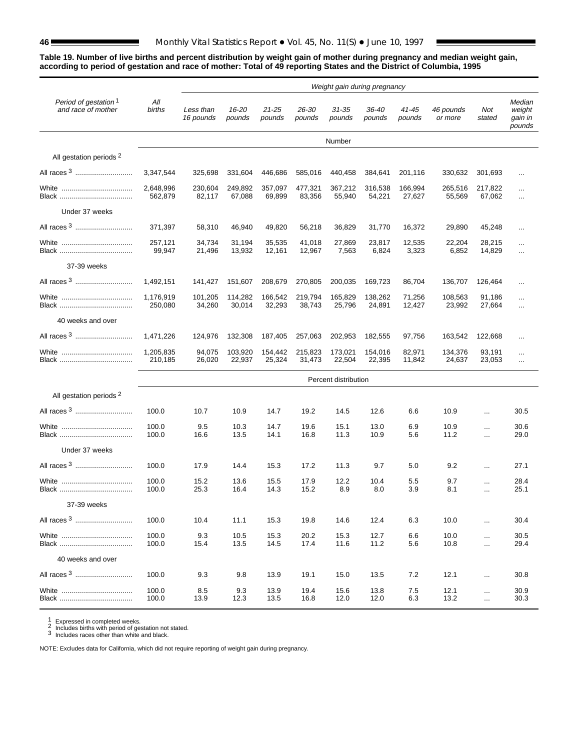**Table 19. Number of live births and percent distribution by weight gain of mother during pregnancy and median weight gain, according to period of gestation and race of mother: Total of 49 reporting States and the District of Columbia, 1995**

| Period of gestation [1] and race of mother | All births | Weight gain during pregnancy | | | | | | | | | |
|---|---|---|---|---|---|---|---|---|---|---|---|
| | | Less than 16 pounds | 16-20 pounds | 21-25 pounds | 26-30 pounds | 31-35 pounds | 36-40 pounds | 41-45 pounds | 46 pounds or more | Not stated | Median weight gain in pounds |
| | Number | | | | | | | | | | |
| **All gestation periods [2]** | | | | | | | | | | | |
| All races [3] | 3,347,544 | 325,698 | 331,604 | 446,686 | 585,016 | 440,458 | 384,641 | 201,116 | 330,632 | 301,693 | ... |
| White | 2,648,996 | 230,604 | 249,892 | 357,097 | 477,321 | 367,212 | 316,538 | 166,994 | 265,516 | 217,822 | ... |
| Black | 562,879 | 82,117 | 67,088 | 69,899 | 83,356 | 55,940 | 54,221 | 27,627 | 55,569 | 67,062 | ... |
| **Under 37 weeks** | | | | | | | | | | | |
| All races [3] | 371,397 | 58,310 | 46,940 | 49,820 | 56,218 | 36,829 | 31,770 | 16,372 | 29,890 | 45,248 | ... |
| White | 257,121 | 34,734 | 31,194 | 35,535 | 41,018 | 27,869 | 23,817 | 12,535 | 22,204 | 28,215 | ... |
| Black | 99,947 | 21,496 | 13,932 | 12,161 | 12,967 | 7,563 | 6,824 | 3,323 | 6,852 | 14,829 | ... |
| **37-39 weeks** | | | | | | | | | | | |
| All races [3] | 1,492,151 | 141,427 | 151,607 | 208,679 | 270,805 | 200,035 | 169,723 | 86,704 | 136,707 | 126,464 | ... |
| White | 1,176,919 | 101,205 | 114,282 | 166,542 | 219,794 | 165,829 | 138,262 | 71,256 | 108,563 | 91,186 | ... |
| Black | 250,080 | 34,260 | 30,014 | 32,293 | 38,743 | 25,796 | 24,891 | 12,427 | 23,992 | 27,664 | ... |
| **40 weeks and over** | | | | | | | | | | | |
| All races [3] | 1,471,226 | 124,976 | 132,308 | 187,405 | 257,063 | 202,953 | 182,555 | 97,756 | 163,542 | 122,668 | ... |
| White | 1,205,835 | 94,075 | 103,920 | 154,442 | 215,823 | 173,021 | 154,016 | 82,971 | 134,376 | 93,191 | ... |
| Black | 210,185 | 26,020 | 22,937 | 25,324 | 31,473 | 22,504 | 22,395 | 11,842 | 24,637 | 23,053 | ... |
| | Percent distribution | | | | | | | | | | |
| **All gestation periods [2]** | | | | | | | | | | | |
| All races [3] | 100.0 | 10.7 | 10.9 | 14.7 | 19.2 | 14.5 | 12.6 | 6.6 | 10.9 | ... | 30.5 |
| White | 100.0 | 9.5 | 10.3 | 14.7 | 19.6 | 15.1 | 13.0 | 6.9 | 10.9 | ... | 30.6 |
| Black | 100.0 | 16.6 | 13.5 | 14.1 | 16.8 | 11.3 | 10.9 | 5.6 | 11.2 | ... | 29.0 |
| **Under 37 weeks** | | | | | | | | | | | |
| All races [3] | 100.0 | 17.9 | 14.4 | 15.3 | 17.2 | 11.3 | 9.7 | 5.0 | 9.2 | ... | 27.1 |
| White | 100.0 | 15.2 | 13.6 | 15.5 | 17.9 | 12.2 | 10.4 | 5.5 | 9.7 | ... | 28.4 |
| Black | 100.0 | 25.3 | 16.4 | 14.3 | 15.2 | 8.9 | 8.0 | 3.9 | 8.1 | ... | 25.1 |
| **37-39 weeks** | | | | | | | | | | | |
| All races [3] | 100.0 | 10.4 | 11.1 | 15.3 | 19.8 | 14.6 | 12.4 | 6.3 | 10.0 | ... | 30.4 |
| White | 100.0 | 9.3 | 10.5 | 15.3 | 20.2 | 15.3 | 12.7 | 6.6 | 10.0 | ... | 30.5 |
| Black | 100.0 | 15.4 | 13.5 | 14.5 | 17.4 | 11.6 | 11.2 | 5.6 | 10.8 | ... | 29.4 |
| **40 weeks and over** | | | | | | | | | | | |
| All races [3] | 100.0 | 9.3 | 9.8 | 13.9 | 19.1 | 15.0 | 13.5 | 7.2 | 12.1 | ... | 30.8 |
| White | 100.0 | 8.5 | 9.3 | 13.9 | 19.4 | 15.6 | 13.8 | 7.5 | 12.1 | ... | 30.9 |
| Black | 100.0 | 13.9 | 12.3 | 13.5 | 16.8 | 12.0 | 12.0 | 6.3 | 13.2 | ... | 30.3 |

[1] Expressed in completed weeks.
[2] Includes births with period of gestation not stated.
[3] Includes races other than white and black.

NOTE: Excludes data for California, which did not require reporting of weight gain during pregnancy.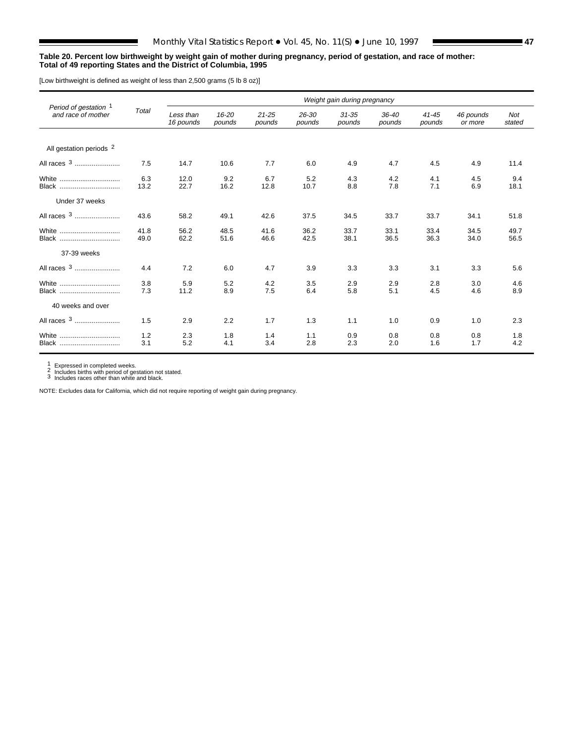**Table 20. Percent low birthweight by weight gain of mother during pregnancy, period of gestation, and race of mother: Total of 49 reporting States and the District of Columbia, 1995**

[Low birthweight is defined as weight of less than 2,500 grams (5 lb 8 oz)]

| Period of gestation [1] and race of mother | Total | Weight gain during pregnancy | | | | | | | | |
|---|---|---|---|---|---|---|---|---|---|---|
| | | Less than 16 pounds | 16-20 pounds | 21-25 pounds | 26-30 pounds | 31-35 pounds | 36-40 pounds | 41-45 pounds | 46 pounds or more | Not stated |
| All gestation periods [2] | | | | | | | | | | |
| All races [3] | 7.5 | 14.7 | 10.6 | 7.7 | 6.0 | 4.9 | 4.7 | 4.5 | 4.9 | 11.4 |
| White | 6.3 | 12.0 | 9.2 | 6.7 | 5.2 | 4.3 | 4.2 | 4.1 | 4.5 | 9.4 |
| Black | 13.2 | 22.7 | 16.2 | 12.8 | 10.7 | 8.8 | 7.8 | 7.1 | 6.9 | 18.1 |
| Under 37 weeks | | | | | | | | | | |
| All races [3] | 43.6 | 58.2 | 49.1 | 42.6 | 37.5 | 34.5 | 33.7 | 33.7 | 34.1 | 51.8 |
| White | 41.8 | 56.2 | 48.5 | 41.6 | 36.2 | 33.7 | 33.1 | 33.4 | 34.5 | 49.7 |
| Black | 49.0 | 62.2 | 51.6 | 46.6 | 42.5 | 38.1 | 36.5 | 36.3 | 34.0 | 56.5 |
| 37-39 weeks | | | | | | | | | | |
| All races [3] | 4.4 | 7.2 | 6.0 | 4.7 | 3.9 | 3.3 | 3.3 | 3.1 | 3.3 | 5.6 |
| White | 3.8 | 5.9 | 5.2 | 4.2 | 3.5 | 2.9 | 2.9 | 2.8 | 3.0 | 4.6 |
| Black | 7.3 | 11.2 | 8.9 | 7.5 | 6.4 | 5.8 | 5.1 | 4.5 | 4.6 | 8.9 |
| 40 weeks and over | | | | | | | | | | |
| All races [3] | 1.5 | 2.9 | 2.2 | 1.7 | 1.3 | 1.1 | 1.0 | 0.9 | 1.0 | 2.3 |
| White | 1.2 | 2.3 | 1.8 | 1.4 | 1.1 | 0.9 | 0.8 | 0.8 | 0.8 | 1.8 |
| Black | 3.1 | 5.2 | 4.1 | 3.4 | 2.8 | 2.3 | 2.0 | 1.6 | 1.7 | 4.2 |

[1] Expressed in completed weeks.
[2] Includes births with period of gestation not stated.
[3] Includes races other than white and black.

NOTE: Excludes data for California, which did not require reporting of weight gain during pregnancy.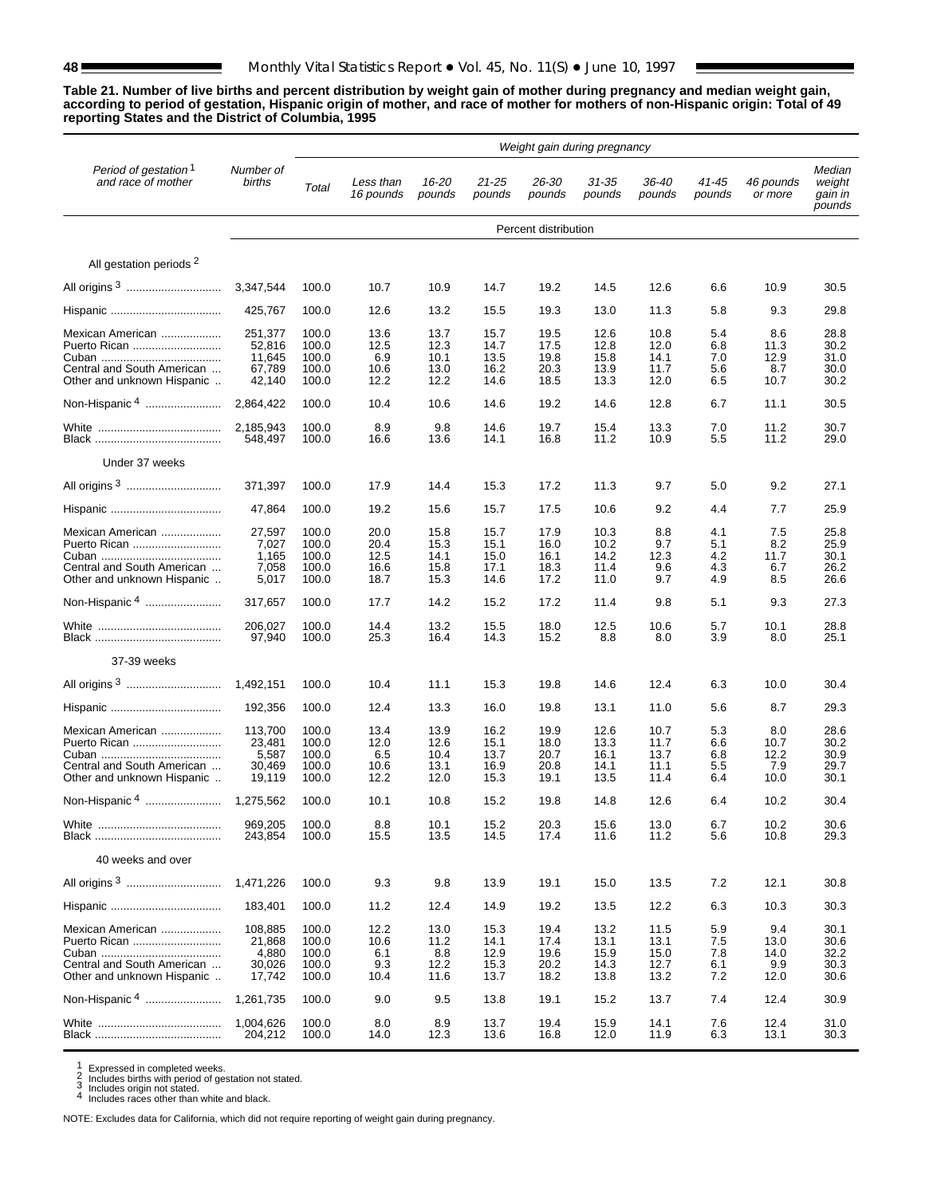**Table 21. Number of live births and percent distribution by weight gain of mother during pregnancy and median weight gain, according to period of gestation, Hispanic origin of mother, and race of mother for mothers of non-Hispanic origin: Total of 49 reporting States and the District of Columbia, 1995**

| Period of gestation[1] and race of mother | Number of births | Weight gain during pregnancy | | | | | | | | | |
|---|---|---|---|---|---|---|---|---|---|---|---|
| | | Total | Less than 16 pounds | 16-20 pounds | 21-25 pounds | 26-30 pounds | 31-35 pounds | 36-40 pounds | 41-45 pounds | 46 pounds or more | Median weight gain in pounds |
| | | Percent distribution | | | | | | | | | |
| **All gestation periods[2]** | | | | | | | | | | | |
| All origins[3] | 3,347,544 | 100.0 | 10.7 | 10.9 | 14.7 | 19.2 | 14.5 | 12.6 | 6.6 | 10.9 | 30.5 |
| Hispanic | 425,767 | 100.0 | 12.6 | 13.2 | 15.5 | 19.3 | 13.0 | 11.3 | 5.8 | 9.3 | 29.8 |
| Mexican American | 251,377 | 100.0 | 13.6 | 13.7 | 15.7 | 19.5 | 12.6 | 10.8 | 5.4 | 8.6 | 28.8 |
| Puerto Rican | 52,816 | 100.0 | 12.5 | 12.3 | 14.7 | 17.5 | 12.8 | 12.0 | 6.8 | 11.3 | 30.2 |
| Cuban | 11,645 | 100.0 | 6.9 | 10.1 | 13.5 | 19.8 | 15.8 | 14.1 | 7.0 | 12.9 | 31.0 |
| Central and South American | 67,789 | 100.0 | 10.6 | 13.0 | 16.2 | 20.3 | 13.9 | 11.7 | 5.6 | 8.7 | 30.0 |
| Other and unknown Hispanic | 42,140 | 100.0 | 12.2 | 12.2 | 14.6 | 18.5 | 13.3 | 12.0 | 6.5 | 10.7 | 30.2 |
| Non-Hispanic[4] | 2,864,422 | 100.0 | 10.4 | 10.6 | 14.6 | 19.2 | 14.6 | 12.8 | 6.7 | 11.1 | 30.5 |
| White | 2,185,943 | 100.0 | 8.9 | 9.8 | 14.6 | 19.7 | 15.4 | 13.3 | 7.0 | 11.2 | 30.7 |
| Black | 548,497 | 100.0 | 16.6 | 13.6 | 14.1 | 16.8 | 11.2 | 10.9 | 5.5 | 11.2 | 29.0 |
| **Under 37 weeks** | | | | | | | | | | | |
| All origins[3] | 371,397 | 100.0 | 17.9 | 14.4 | 15.3 | 17.2 | 11.3 | 9.7 | 5.0 | 9.2 | 27.1 |
| Hispanic | 47,864 | 100.0 | 19.2 | 15.6 | 15.7 | 17.5 | 10.6 | 9.2 | 4.4 | 7.7 | 25.9 |
| Mexican American | 27,597 | 100.0 | 20.0 | 15.8 | 15.7 | 17.9 | 10.3 | 8.8 | 4.1 | 7.5 | 25.8 |
| Puerto Rican | 7,027 | 100.0 | 20.4 | 15.3 | 15.1 | 16.0 | 10.2 | 9.7 | 5.1 | 8.2 | 25.9 |
| Cuban | 1,165 | 100.0 | 12.5 | 14.1 | 15.0 | 16.1 | 14.2 | 12.3 | 4.2 | 11.7 | 30.1 |
| Central and South American | 7,058 | 100.0 | 16.6 | 15.8 | 17.1 | 18.3 | 11.4 | 9.6 | 4.3 | 6.7 | 26.2 |
| Other and unknown Hispanic | 5,017 | 100.0 | 18.7 | 15.3 | 14.6 | 17.2 | 11.0 | 9.7 | 4.9 | 8.5 | 26.6 |
| Non-Hispanic[4] | 317,657 | 100.0 | 17.7 | 14.2 | 15.2 | 17.2 | 11.4 | 9.8 | 5.1 | 9.3 | 27.3 |
| White | 206,027 | 100.0 | 14.4 | 13.2 | 15.5 | 18.0 | 12.5 | 10.6 | 5.7 | 10.1 | 28.8 |
| Black | 97,940 | 100.0 | 25.3 | 16.4 | 14.3 | 15.2 | 8.8 | 8.0 | 3.9 | 8.0 | 25.1 |
| **37-39 weeks** | | | | | | | | | | | |
| All origins[3] | 1,492,151 | 100.0 | 10.4 | 11.1 | 15.3 | 19.8 | 14.6 | 12.4 | 6.3 | 10.0 | 30.4 |
| Hispanic | 192,356 | 100.0 | 12.4 | 13.3 | 16.0 | 19.8 | 13.1 | 11.0 | 5.6 | 8.7 | 29.3 |
| Mexican American | 113,700 | 100.0 | 13.4 | 13.9 | 16.2 | 19.9 | 12.6 | 10.7 | 5.3 | 8.0 | 28.6 |
| Puerto Rican | 23,481 | 100.0 | 12.0 | 12.6 | 15.1 | 18.0 | 13.3 | 11.7 | 6.6 | 10.7 | 30.2 |
| Cuban | 5,587 | 100.0 | 6.5 | 10.4 | 13.7 | 20.7 | 16.1 | 13.7 | 6.8 | 12.2 | 30.9 |
| Central and South American | 30,469 | 100.0 | 10.6 | 13.1 | 16.9 | 20.8 | 14.1 | 11.1 | 5.5 | 7.9 | 29.7 |
| Other and unknown Hispanic | 19,119 | 100.0 | 12.2 | 12.0 | 15.3 | 19.1 | 13.5 | 11.4 | 6.4 | 10.0 | 30.1 |
| Non-Hispanic[4] | 1,275,562 | 100.0 | 10.1 | 10.8 | 15.2 | 19.8 | 14.8 | 12.6 | 6.4 | 10.2 | 30.4 |
| White | 969,205 | 100.0 | 8.8 | 10.1 | 15.2 | 20.3 | 15.6 | 13.0 | 6.7 | 10.2 | 30.6 |
| Black | 243,854 | 100.0 | 15.5 | 13.5 | 14.5 | 17.4 | 11.6 | 11.2 | 5.6 | 10.8 | 29.3 |
| **40 weeks and over** | | | | | | | | | | | |
| All origins[3] | 1,471,226 | 100.0 | 9.3 | 9.8 | 13.9 | 19.1 | 15.0 | 13.5 | 7.2 | 12.1 | 30.8 |
| Hispanic | 183,401 | 100.0 | 11.2 | 12.4 | 14.9 | 19.2 | 13.5 | 12.2 | 6.3 | 10.3 | 30.3 |
| Mexican American | 108,885 | 100.0 | 12.2 | 13.0 | 15.3 | 19.4 | 13.2 | 11.5 | 5.9 | 9.4 | 30.1 |
| Puerto Rican | 21,868 | 100.0 | 10.6 | 11.2 | 14.1 | 17.4 | 13.1 | 13.1 | 7.5 | 13.0 | 30.6 |
| Cuban | 4,880 | 100.0 | 6.1 | 8.8 | 12.9 | 19.6 | 15.9 | 15.0 | 7.8 | 14.0 | 32.2 |
| Central and South American | 30,026 | 100.0 | 9.3 | 12.2 | 15.3 | 20.2 | 14.3 | 12.7 | 6.1 | 9.9 | 30.3 |
| Other and unknown Hispanic | 17,742 | 100.0 | 10.4 | 11.6 | 13.7 | 18.2 | 13.8 | 13.2 | 7.2 | 12.0 | 30.6 |
| Non-Hispanic[4] | 1,261,735 | 100.0 | 9.0 | 9.5 | 13.8 | 19.1 | 15.2 | 13.7 | 7.4 | 12.4 | 30.9 |
| White | 1,004,626 | 100.0 | 8.0 | 8.9 | 13.7 | 19.4 | 15.9 | 14.1 | 7.6 | 12.4 | 31.0 |
| Black | 204,212 | 100.0 | 14.0 | 12.3 | 13.6 | 16.8 | 12.0 | 11.9 | 6.3 | 13.1 | 30.3 |

[1] Expressed in completed weeks.
[2] Includes births with period of gestation not stated.
[3] Includes origin not stated.
[4] Includes races other than white and black.

NOTE: Excludes data for California, which did not require reporting of weight gain during pregnancy.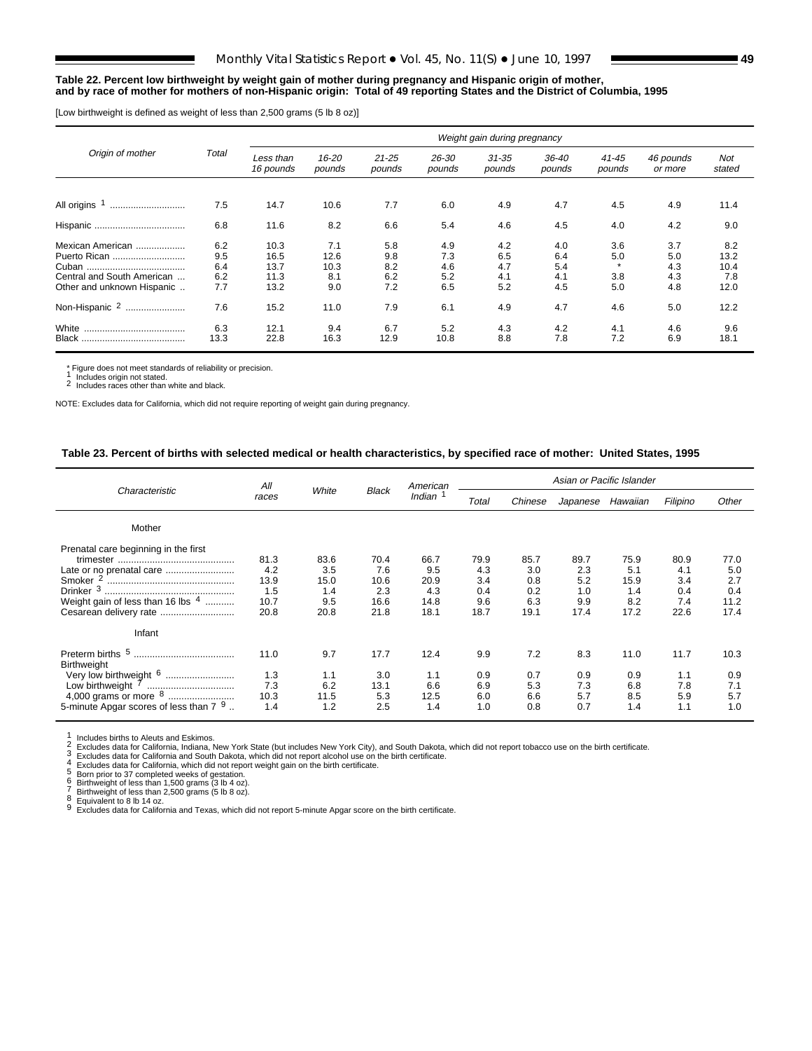**Table 22. Percent low birthweight by weight gain of mother during pregnancy and Hispanic origin of mother, and by race of mother for mothers of non-Hispanic origin: Total of 49 reporting States and the District of Columbia, 1995**

[Low birthweight is defined as weight of less than 2,500 grams (5 lb 8 oz)]

| Origin of mother | Total | Weight gain during pregnancy | | | | | | | | |
|---|---|---|---|---|---|---|---|---|---|---|
| | | Less than 16 pounds | 16-20 pounds | 21-25 pounds | 26-30 pounds | 31-35 pounds | 36-40 pounds | 41-45 pounds | 46 pounds or more | Not stated |
| All origins [1] | 7.5 | 14.7 | 10.6 | 7.7 | 6.0 | 4.9 | 4.7 | 4.5 | 4.9 | 11.4 |
| Hispanic | 6.8 | 11.6 | 8.2 | 6.6 | 5.4 | 4.6 | 4.5 | 4.0 | 4.2 | 9.0 |
| Mexican American | 6.2 | 10.3 | 7.1 | 5.8 | 4.9 | 4.2 | 4.0 | 3.6 | 3.7 | 8.2 |
| Puerto Rican | 9.5 | 16.5 | 12.6 | 9.8 | 7.3 | 6.5 | 6.4 | 5.0 | 5.0 | 13.2 |
| Cuban | 6.4 | 13.7 | 10.3 | 8.2 | 4.6 | 4.7 | 5.4 | * | 4.3 | 10.4 |
| Central and South American | 6.2 | 11.3 | 8.1 | 6.2 | 5.2 | 4.1 | 4.1 | 3.8 | 4.3 | 7.8 |
| Other and unknown Hispanic | 7.7 | 13.2 | 9.0 | 7.2 | 6.5 | 5.2 | 4.5 | 5.0 | 4.8 | 12.0 |
| Non-Hispanic [2] | 7.6 | 15.2 | 11.0 | 7.9 | 6.1 | 4.9 | 4.7 | 4.6 | 5.0 | 12.2 |
| White | 6.3 | 12.1 | 9.4 | 6.7 | 5.2 | 4.3 | 4.2 | 4.1 | 4.6 | 9.6 |
| Black | 13.3 | 22.8 | 16.3 | 12.9 | 10.8 | 8.8 | 7.8 | 7.2 | 6.9 | 18.1 |

* Figure does not meet standards of reliability or precision.
[1] Includes origin not stated.
[2] Includes races other than white and black.

NOTE: Excludes data for California, which did not require reporting of weight gain during pregnancy.

**Table 23. Percent of births with selected medical or health characteristics, by specified race of mother: United States, 1995**

| Characteristic | All races | White | Black | American Indian [1] | Asian or Pacific Islander | | | | | |
|---|---|---|---|---|---|---|---|---|---|---|
| | | | | | Total | Chinese | Japanese | Hawaiian | Filipino | Other |
| **Mother** | | | | | | | | | | |
| Prenatal care beginning in the first trimester | 81.3 | 83.6 | 70.4 | 66.7 | 79.9 | 85.7 | 89.7 | 75.9 | 80.9 | 77.0 |
| Late or no prenatal care | 4.2 | 3.5 | 7.6 | 9.5 | 4.3 | 3.0 | 2.3 | 5.1 | 4.1 | 5.0 |
| Smoker [2] | 13.9 | 15.0 | 10.6 | 20.9 | 3.4 | 0.8 | 5.2 | 15.9 | 3.4 | 2.7 |
| Drinker [3] | 1.5 | 1.4 | 2.3 | 4.3 | 0.4 | 0.2 | 1.0 | 1.4 | 0.4 | 0.4 |
| Weight gain of less than 16 lbs [4] | 10.7 | 9.5 | 16.6 | 14.8 | 9.6 | 6.3 | 9.9 | 8.2 | 7.4 | 11.2 |
| Cesarean delivery rate | 20.8 | 20.8 | 21.8 | 18.1 | 18.7 | 19.1 | 17.4 | 17.2 | 22.6 | 17.4 |
| **Infant** | | | | | | | | | | |
| Preterm births [5] | 11.0 | 9.7 | 17.7 | 12.4 | 9.9 | 7.2 | 8.3 | 11.0 | 11.7 | 10.3 |
| Birthweight | | | | | | | | | | |
| Very low birthweight [6] | 1.3 | 1.1 | 3.0 | 1.1 | 0.9 | 0.7 | 0.9 | 0.9 | 1.1 | 0.9 |
| Low birthweight [7] | 7.3 | 6.2 | 13.1 | 6.6 | 6.9 | 5.3 | 7.3 | 6.8 | 7.8 | 7.1 |
| 4,000 grams or more [8] | 10.3 | 11.5 | 5.3 | 12.5 | 6.0 | 6.6 | 5.7 | 8.5 | 5.9 | 5.7 |
| 5-minute Apgar scores of less than 7 [9] | 1.4 | 1.2 | 2.5 | 1.4 | 1.0 | 0.8 | 0.7 | 1.4 | 1.1 | 1.0 |

[1] Includes births to Aleuts and Eskimos.
[2] Excludes data for California, Indiana, New York State (but includes New York City), and South Dakota, which did not report tobacco use on the birth certificate.
[3] Excludes data for California and South Dakota, which did not report alcohol use on the birth certificate.
[4] Excludes data for California, which did not report weight gain on the birth certificate.
[5] Born prior to 37 completed weeks of gestation.
[6] Birthweight of less than 1,500 grams (3 lb 4 oz).
[7] Birthweight of less than 2,500 grams (5 lb 8 oz).
[8] Equivalent to 8 lb 14 oz.
[9] Excludes data for California and Texas, which did not report 5-minute Apgar score on the birth certificate.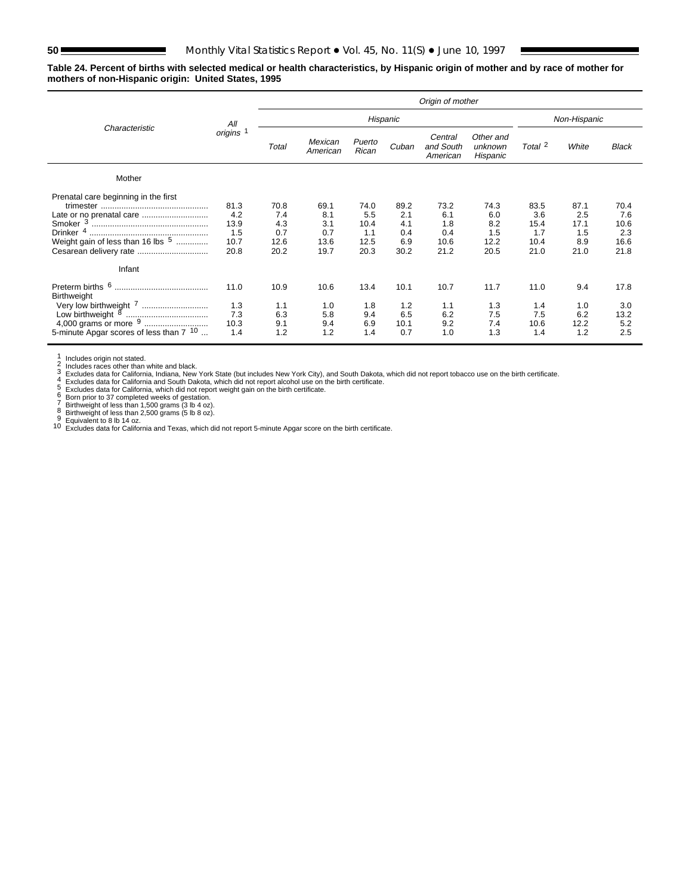**Table 24. Percent of births with selected medical or health characteristics, by Hispanic origin of mother and by race of mother for mothers of non-Hispanic origin: United States, 1995**

| Characteristic | All origins [1] | Origin of mother | | | | | | | | |
|---|---|---|---|---|---|---|---|---|---|---|
| | | Hispanic | | | | | | Non-Hispanic | | |
| | | Total | Mexican American | Puerto Rican | Cuban | Central and South American | Other and unknown Hispanic | Total [2] | White | Black |
| Mother | | | | | | | | | | |
| Prenatal care beginning in the first trimester | 81.3 | 70.8 | 69.1 | 74.0 | 89.2 | 73.2 | 74.3 | 83.5 | 87.1 | 70.4 |
| Late or no prenatal care | 4.2 | 7.4 | 8.1 | 5.5 | 2.1 | 6.1 | 6.0 | 3.6 | 2.5 | 7.6 |
| Smoker [3] | 13.9 | 4.3 | 3.1 | 10.4 | 4.1 | 1.8 | 8.2 | 15.4 | 17.1 | 10.6 |
| Drinker [4] | 1.5 | 0.7 | 0.7 | 1.1 | 0.4 | 0.4 | 1.5 | 1.7 | 1.5 | 2.3 |
| Weight gain of less than 16 lbs [5] | 10.7 | 12.6 | 13.6 | 12.5 | 6.9 | 10.6 | 12.2 | 10.4 | 8.9 | 16.6 |
| Cesarean delivery rate | 20.8 | 20.2 | 19.7 | 20.3 | 30.2 | 21.2 | 20.5 | 21.0 | 21.0 | 21.8 |
| Infant | | | | | | | | | | |
| Preterm births [6] | 11.0 | 10.9 | 10.6 | 13.4 | 10.1 | 10.7 | 11.7 | 11.0 | 9.4 | 17.8 |
| Birthweight | | | | | | | | | | |
| Very low birthweight [7] | 1.3 | 1.1 | 1.0 | 1.8 | 1.2 | 1.1 | 1.3 | 1.4 | 1.0 | 3.0 |
| Low birthweight [8] | 7.3 | 6.3 | 5.8 | 9.4 | 6.5 | 6.2 | 7.5 | 7.5 | 6.2 | 13.2 |
| 4,000 grams or more [9] | 10.3 | 9.1 | 9.4 | 6.9 | 10.1 | 9.2 | 7.4 | 10.6 | 12.2 | 5.2 |
| 5-minute Apgar scores of less than 7 [10] | 1.4 | 1.2 | 1.2 | 1.4 | 0.7 | 1.0 | 1.3 | 1.4 | 1.2 | 2.5 |

[1] Includes origin not stated.
[2] Includes races other than white and black.
[3] Excludes data for California, Indiana, New York State (but includes New York City), and South Dakota, which did not report tobacco use on the birth certificate.
[4] Excludes data for California and South Dakota, which did not report alcohol use on the birth certificate.
[5] Excludes data for California, which did not report weight gain on the birth certificate.
[6] Born prior to 37 completed weeks of gestation.
[7] Birthweight of less than 1,500 grams (3 lb 4 oz).
[8] Birthweight of less than 2,500 grams (5 lb 8 oz).
[9] Equivalent to 8 lb 14 oz.
[10] Excludes data for California and Texas, which did not report 5-minute Apgar score on the birth certificate.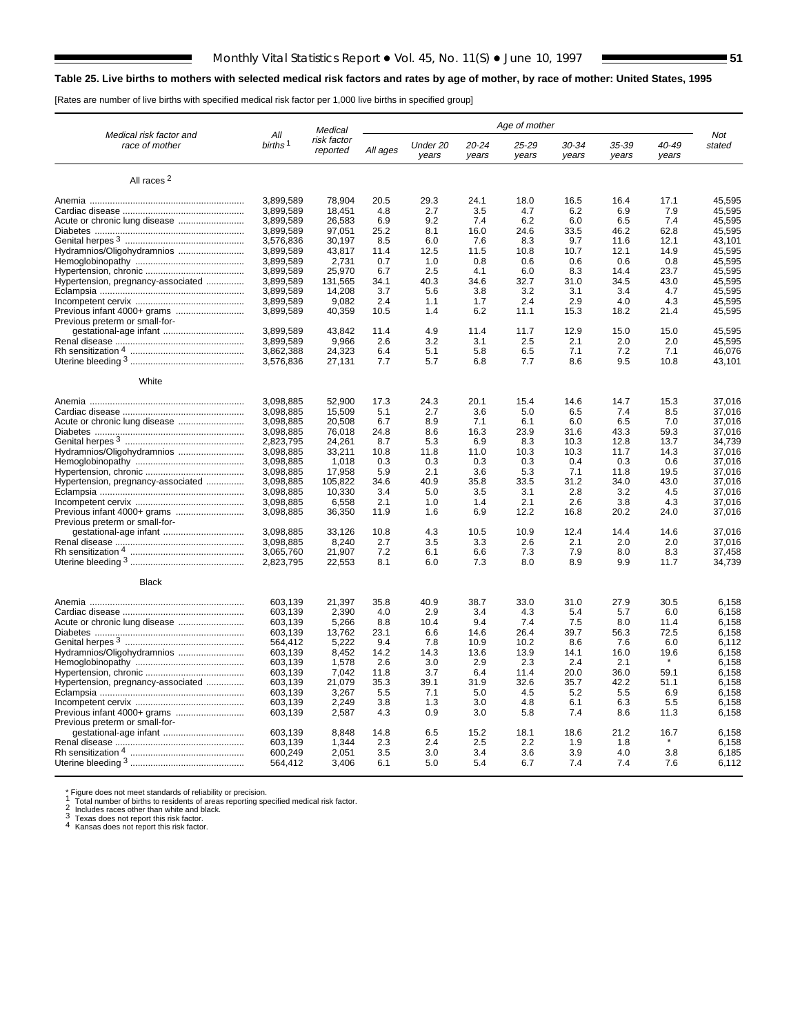**Table 25. Live births to mothers with selected medical risk factors and rates by age of mother, by race of mother: United States, 1995**

[Rates are number of live births with specified medical risk factor per 1,000 live births in specified group]

| Medical risk factor and race of mother | All births [1] | Medical risk factor reported | Age of mother | | | | | | | | Not stated |
|---|---|---|---|---|---|---|---|---|---|---|---|
| | | | All ages | Under 20 years | 20-24 years | 25-29 years | 30-34 years | 35-39 years | 40-49 years | | |
| **All races [2]** | | | | | | | | | | | |
| Anemia | 3,899,589 | 78,904 | 20.5 | 29.3 | 24.1 | 18.0 | 16.5 | 16.4 | 17.1 | | 45,595 |
| Cardiac disease | 3,899,589 | 18,451 | 4.8 | 2.7 | 3.5 | 4.7 | 6.2 | 6.9 | 7.9 | | 45,595 |
| Acute or chronic lung disease | 3,899,589 | 26,583 | 6.9 | 9.2 | 7.4 | 6.2 | 6.0 | 6.5 | 7.4 | | 45,595 |
| Diabetes | 3,899,589 | 97,051 | 25.2 | 8.1 | 16.0 | 24.6 | 33.5 | 46.2 | 62.8 | | 45,595 |
| Genital herpes [3] | 3,576,836 | 30,197 | 8.5 | 6.0 | 7.6 | 8.3 | 9.7 | 11.6 | 12.1 | | 43,101 |
| Hydramnios/Oligohydramnios | 3,899,589 | 43,817 | 11.4 | 12.5 | 11.5 | 10.8 | 10.7 | 12.1 | 14.9 | | 45,595 |
| Hemoglobinopathy | 3,899,589 | 2,731 | 0.7 | 1.0 | 0.8 | 0.6 | 0.6 | 0.6 | 0.8 | | 45,595 |
| Hypertension, chronic | 3,899,589 | 25,970 | 6.7 | 2.5 | 4.1 | 6.0 | 8.3 | 14.4 | 23.7 | | 45,595 |
| Hypertension, pregnancy-associated | 3,899,589 | 131,565 | 34.1 | 40.3 | 34.6 | 32.7 | 31.0 | 34.5 | 43.0 | | 45,595 |
| Eclampsia | 3,899,589 | 14,208 | 3.7 | 5.6 | 3.8 | 3.2 | 3.1 | 3.4 | 4.7 | | 45,595 |
| Incompetent cervix | 3,899,589 | 9,082 | 2.4 | 1.1 | 1.7 | 2.4 | 2.9 | 4.0 | 4.3 | | 45,595 |
| Previous infant 4000+ grams | 3,899,589 | 40,359 | 10.5 | 1.4 | 6.2 | 11.1 | 15.3 | 18.2 | 21.4 | | 45,595 |
| Previous preterm or small-for-gestational-age infant | 3,899,589 | 43,842 | 11.4 | 4.9 | 11.4 | 11.7 | 12.9 | 15.0 | 15.0 | | 45,595 |
| Renal disease | 3,899,589 | 9,966 | 2.6 | 3.2 | 3.1 | 2.5 | 2.1 | 2.0 | 2.0 | | 45,595 |
| Rh sensitization [4] | 3,862,388 | 24,323 | 6.4 | 5.1 | 5.8 | 6.5 | 7.1 | 7.2 | 7.1 | | 46,076 |
| Uterine bleeding [3] | 3,576,836 | 27,131 | 7.7 | 5.7 | 6.8 | 7.7 | 8.6 | 9.5 | 10.8 | | 43,101 |
| **White** | | | | | | | | | | | |
| Anemia | 3,098,885 | 52,900 | 17.3 | 24.3 | 20.1 | 15.4 | 14.6 | 14.7 | 15.3 | | 37,016 |
| Cardiac disease | 3,098,885 | 15,509 | 5.1 | 2.7 | 3.6 | 5.0 | 6.5 | 7.4 | 8.5 | | 37,016 |
| Acute or chronic lung disease | 3,098,885 | 20,508 | 6.7 | 8.9 | 7.1 | 6.1 | 6.0 | 6.5 | 7.0 | | 37,016 |
| Diabetes | 3,098,885 | 76,018 | 24.8 | 8.6 | 16.3 | 23.9 | 31.6 | 43.3 | 59.3 | | 37,016 |
| Genital herpes [3] | 2,823,795 | 24,261 | 8.7 | 5.3 | 6.9 | 8.3 | 10.3 | 12.8 | 13.7 | | 34,739 |
| Hydramnios/Oligohydramnios | 3,098,885 | 33,211 | 10.8 | 11.8 | 11.0 | 10.3 | 10.3 | 11.7 | 14.3 | | 37,016 |
| Hemoglobinopathy | 3,098,885 | 1,018 | 0.3 | 0.3 | 0.3 | 0.3 | 0.4 | 0.3 | 0.6 | | 37,016 |
| Hypertension, chronic | 3,098,885 | 17,958 | 5.9 | 2.1 | 3.6 | 5.3 | 7.1 | 11.8 | 19.5 | | 37,016 |
| Hypertension, pregnancy-associated | 3,098,885 | 105,822 | 34.6 | 40.9 | 35.8 | 33.5 | 31.2 | 34.0 | 43.0 | | 37,016 |
| Eclampsia | 3,098,885 | 10,330 | 3.4 | 5.0 | 3.5 | 3.1 | 2.8 | 3.2 | 4.5 | | 37,016 |
| Incompetent cervix | 3,098,885 | 6,558 | 2.1 | 1.0 | 1.4 | 2.1 | 2.6 | 3.8 | 4.3 | | 37,016 |
| Previous infant 4000+ grams | 3,098,885 | 36,350 | 11.9 | 1.6 | 6.9 | 12.2 | 16.8 | 20.2 | 24.0 | | 37,016 |
| Previous preterm or small-for-gestational-age infant | 3,098,885 | 33,126 | 10.8 | 4.3 | 10.5 | 10.9 | 12.4 | 14.4 | 14.6 | | 37,016 |
| Renal disease | 3,098,885 | 8,240 | 2.7 | 3.5 | 3.3 | 2.6 | 2.1 | 2.0 | 2.0 | | 37,016 |
| Rh sensitization [4] | 3,065,760 | 21,907 | 7.2 | 6.1 | 6.6 | 7.3 | 7.9 | 8.0 | 8.3 | | 37,458 |
| Uterine bleeding [3] | 2,823,795 | 22,553 | 8.1 | 6.0 | 7.3 | 8.0 | 8.9 | 9.9 | 11.7 | | 34,739 |
| **Black** | | | | | | | | | | | |
| Anemia | 603,139 | 21,397 | 35.8 | 40.9 | 38.7 | 33.0 | 31.0 | 27.9 | 30.5 | | 6,158 |
| Cardiac disease | 603,139 | 2,390 | 4.0 | 2.9 | 3.4 | 4.3 | 5.4 | 5.7 | 6.0 | | 6,158 |
| Acute or chronic lung disease | 603,139 | 5,266 | 8.8 | 10.4 | 9.4 | 7.4 | 7.5 | 8.0 | 11.4 | | 6,158 |
| Diabetes | 603,139 | 13,762 | 23.1 | 6.6 | 14.6 | 26.4 | 39.7 | 56.3 | 72.5 | | 6,158 |
| Genital herpes [3] | 564,412 | 5,222 | 9.4 | 7.8 | 10.9 | 10.2 | 8.6 | 7.6 | 6.0 | | 6,112 |
| Hydramnios/Oligohydramnios | 603,139 | 8,452 | 14.2 | 14.3 | 13.6 | 13.9 | 14.1 | 16.0 | 19.6 | | 6,158 |
| Hemoglobinopathy | 603,139 | 1,578 | 2.6 | 3.0 | 2.9 | 2.3 | 2.4 | 2.1 | * | | 6,158 |
| Hypertension, chronic | 603,139 | 7,042 | 11.8 | 3.7 | 6.4 | 11.4 | 20.0 | 36.0 | 59.1 | | 6,158 |
| Hypertension, pregnancy-associated | 603,139 | 21,079 | 35.3 | 39.1 | 31.9 | 32.6 | 35.7 | 42.2 | 51.1 | | 6,158 |
| Eclampsia | 603,139 | 3,267 | 5.5 | 7.1 | 5.0 | 4.5 | 5.2 | 5.5 | 6.9 | | 6,158 |
| Incompetent cervix | 603,139 | 2,249 | 3.8 | 1.3 | 3.0 | 4.8 | 6.1 | 6.3 | 5.5 | | 6,158 |
| Previous infant 4000+ grams | 603,139 | 2,587 | 4.3 | 0.9 | 3.0 | 5.8 | 7.4 | 8.6 | 11.3 | | 6,158 |
| Previous preterm or small-for-gestational-age infant | 603,139 | 8,848 | 14.8 | 6.5 | 15.2 | 18.1 | 18.6 | 21.2 | 16.7 | | 6,158 |
| Renal disease | 603,139 | 1,344 | 2.3 | 2.4 | 2.5 | 2.2 | 1.9 | 1.8 | * | | 6,158 |
| Rh sensitization [4] | 600,249 | 2,051 | 3.5 | 3.0 | 3.4 | 3.6 | 3.9 | 4.0 | 3.8 | | 6,185 |
| Uterine bleeding [3] | 564,412 | 3,406 | 6.1 | 5.0 | 5.4 | 6.7 | 7.4 | 7.4 | 7.6 | | 6,112 |

\* Figure does not meet standards of reliability or precision.
[1] Total number of births to residents of areas reporting specified medical risk factor.
[2] Includes races other than white and black.
[3] Texas does not report this risk factor.
[4] Kansas does not report this risk factor.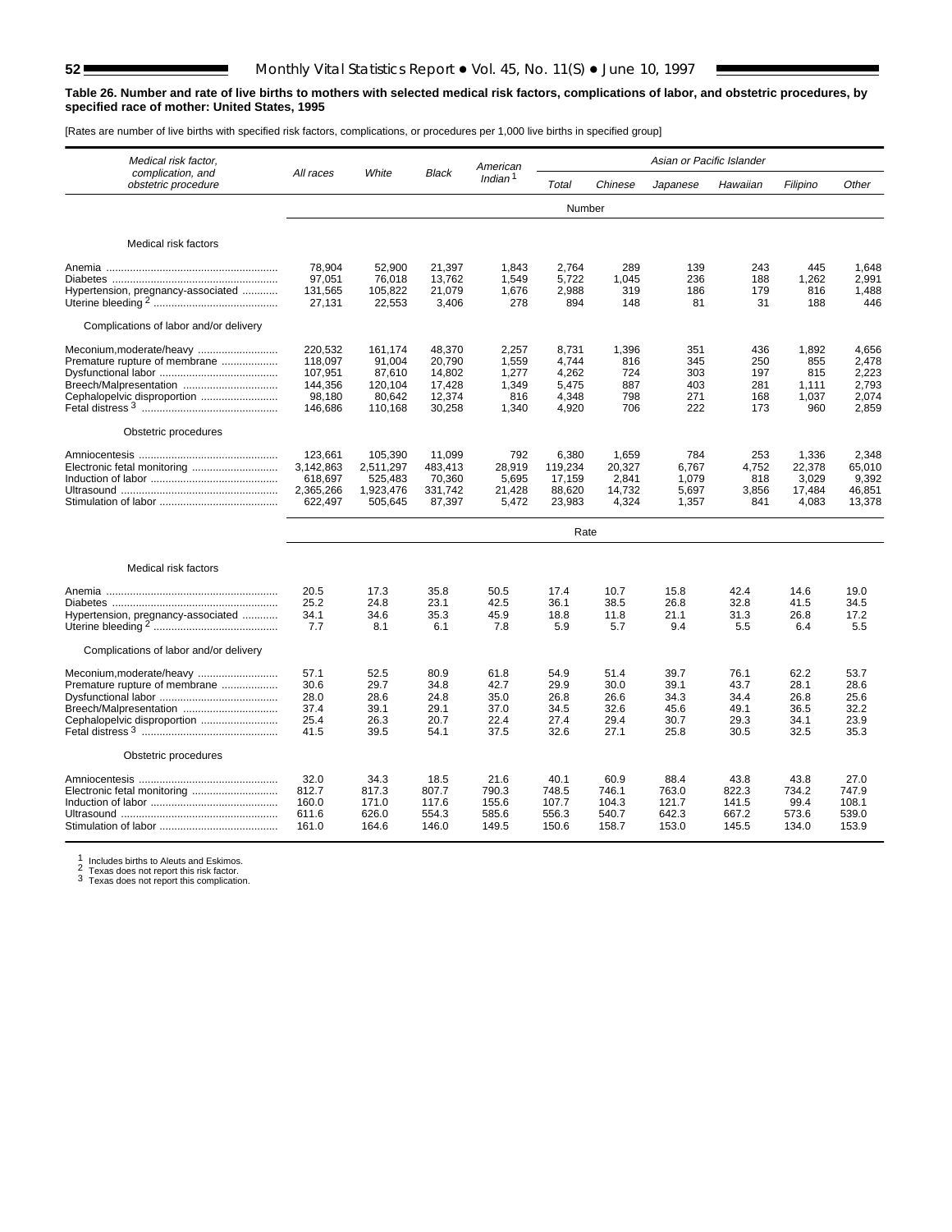**Table 26. Number and rate of live births to mothers with selected medical risk factors, complications of labor, and obstetric procedures, by specified race of mother: United States, 1995**

[Rates are number of live births with specified risk factors, complications, or procedures per 1,000 live births in specified group]

| Medical risk factor, complication, and obstetric procedure | All races | White | Black | American Indian [1] | Asian or Pacific Islander | | | | | |
|---|---|---|---|---|---|---|---|---|---|---|
| | | | | | Total | Chinese | Japanese | Hawaiian | Filipino | Other |
| | **Number** | | | | | | | | | |
| **Medical risk factors** | | | | | | | | | | |
| Anemia | 78,904 | 52,900 | 21,397 | 1,843 | 2,764 | 289 | 139 | 243 | 445 | 1,648 |
| Diabetes | 97,051 | 76,018 | 13,762 | 1,549 | 5,722 | 1,045 | 236 | 188 | 1,262 | 2,991 |
| Hypertension, pregnancy-associated | 131,565 | 105,822 | 21,079 | 1,676 | 2,988 | 319 | 186 | 179 | 816 | 1,488 |
| Uterine bleeding [2] | 27,131 | 22,553 | 3,406 | 278 | 894 | 148 | 81 | 31 | 188 | 446 |
| **Complications of labor and/or delivery** | | | | | | | | | | |
| Meconium,moderate/heavy | 220,532 | 161,174 | 48,370 | 2,257 | 8,731 | 1,396 | 351 | 436 | 1,892 | 4,656 |
| Premature rupture of membrane | 118,097 | 91,004 | 20,790 | 1,559 | 4,744 | 816 | 345 | 250 | 855 | 2,478 |
| Dysfunctional labor | 107,951 | 87,610 | 14,802 | 1,277 | 4,262 | 724 | 303 | 197 | 815 | 2,223 |
| Breech/Malpresentation | 144,356 | 120,104 | 17,428 | 1,349 | 5,475 | 887 | 403 | 281 | 1,111 | 2,793 |
| Cephalopelvic disproportion | 98,180 | 80,642 | 12,374 | 816 | 4,348 | 798 | 271 | 168 | 1,037 | 2,074 |
| Fetal distress [3] | 146,686 | 110,168 | 30,258 | 1,340 | 4,920 | 706 | 222 | 173 | 960 | 2,859 |
| **Obstetric procedures** | | | | | | | | | | |
| Amniocentesis | 123,661 | 105,390 | 11,099 | 792 | 6,380 | 1,659 | 784 | 253 | 1,336 | 2,348 |
| Electronic fetal monitoring | 3,142,863 | 2,511,297 | 483,413 | 28,919 | 119,234 | 20,327 | 6,767 | 4,752 | 22,378 | 65,010 |
| Induction of labor | 618,697 | 525,483 | 70,360 | 5,695 | 17,159 | 2,841 | 1,079 | 818 | 3,029 | 9,392 |
| Ultrasound | 2,365,266 | 1,923,476 | 331,742 | 21,428 | 88,620 | 14,732 | 5,697 | 3,856 | 17,484 | 46,851 |
| Stimulation of labor | 622,497 | 505,645 | 87,397 | 5,472 | 23,983 | 4,324 | 1,357 | 841 | 4,083 | 13,378 |
| | **Rate** | | | | | | | | | |
| **Medical risk factors** | | | | | | | | | | |
| Anemia | 20.5 | 17.3 | 35.8 | 50.5 | 17.4 | 10.7 | 15.8 | 42.4 | 14.6 | 19.0 |
| Diabetes | 25.2 | 24.8 | 23.1 | 42.5 | 36.1 | 38.5 | 26.8 | 32.8 | 41.5 | 34.5 |
| Hypertension, pregnancy-associated | 34.1 | 34.6 | 35.3 | 45.9 | 18.8 | 11.8 | 21.1 | 31.3 | 26.8 | 17.2 |
| Uterine bleeding [2] | 7.7 | 8.1 | 6.1 | 7.8 | 5.9 | 5.7 | 9.4 | 5.5 | 6.4 | 5.5 |
| **Complications of labor and/or delivery** | | | | | | | | | | |
| Meconium,moderate/heavy | 57.1 | 52.5 | 80.9 | 61.8 | 54.9 | 51.4 | 39.7 | 76.1 | 62.2 | 53.7 |
| Premature rupture of membrane | 30.6 | 29.7 | 34.8 | 42.7 | 29.9 | 30.0 | 39.1 | 43.7 | 28.1 | 28.6 |
| Dysfunctional labor | 28.0 | 28.6 | 24.8 | 35.0 | 26.8 | 26.6 | 34.3 | 34.4 | 26.8 | 25.6 |
| Breech/Malpresentation | 37.4 | 39.1 | 29.1 | 37.0 | 34.5 | 32.6 | 45.6 | 49.1 | 36.5 | 32.2 |
| Cephalopelvic disproportion | 25.4 | 26.3 | 20.7 | 22.4 | 27.4 | 29.4 | 30.7 | 29.3 | 34.1 | 23.9 |
| Fetal distress [3] | 41.5 | 39.5 | 54.1 | 37.5 | 32.6 | 27.1 | 25.8 | 30.5 | 32.5 | 35.3 |
| **Obstetric procedures** | | | | | | | | | | |
| Amniocentesis | 32.0 | 34.3 | 18.5 | 21.6 | 40.1 | 60.9 | 88.4 | 43.8 | 43.8 | 27.0 |
| Electronic fetal monitoring | 812.7 | 817.3 | 807.7 | 790.3 | 748.5 | 746.1 | 763.0 | 822.3 | 734.2 | 747.9 |
| Induction of labor | 160.0 | 171.0 | 117.6 | 155.6 | 107.7 | 104.3 | 121.7 | 141.5 | 99.4 | 108.1 |
| Ultrasound | 611.6 | 626.0 | 554.3 | 585.6 | 556.3 | 540.7 | 642.3 | 667.2 | 573.6 | 539.0 |
| Stimulation of labor | 161.0 | 164.6 | 146.0 | 149.5 | 150.6 | 158.7 | 153.0 | 145.5 | 134.0 | 153.9 |

[1] Includes births to Aleuts and Eskimos.
[2] Texas does not report this risk factor.
[3] Texas does not report this complication.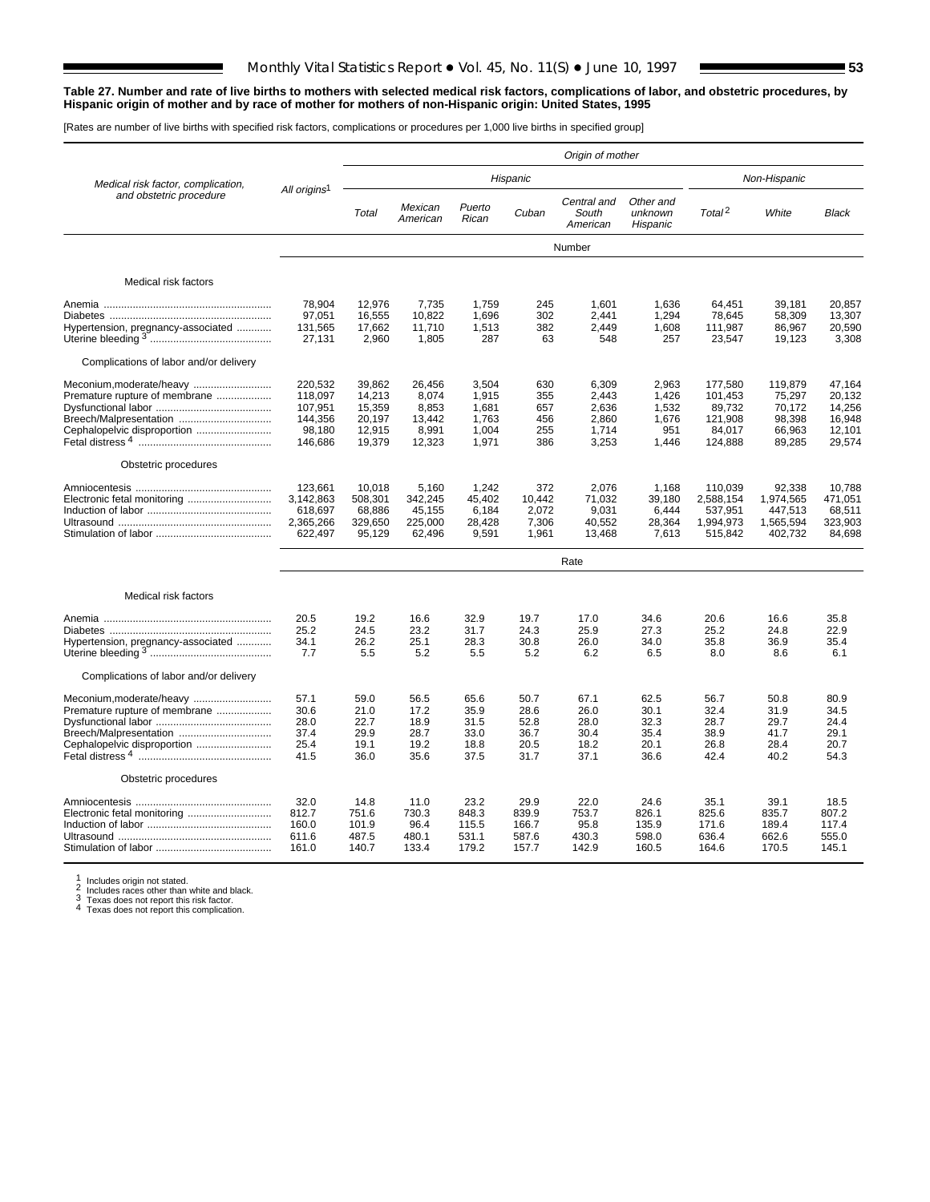**Table 27. Number and rate of live births to mothers with selected medical risk factors, complications of labor, and obstetric procedures, by Hispanic origin of mother and by race of mother for mothers of non-Hispanic origin: United States, 1995**

[Rates are number of live births with specified risk factors, complications or procedures per 1,000 live births in specified group]

| Medical risk factor, complication, and obstetric procedure | All origins[1] | Origin of mother | | | | | | | | |
|---|---|---|---|---|---|---|---|---|---|---|
| | | Hispanic | | | | | | Non-Hispanic | | |
| | | Total | Mexican American | Puerto Rican | Cuban | Central and South American | Other and unknown Hispanic | Total[2] | White | Black |
| | Number | | | | | | | | | |
| **Medical risk factors** | | | | | | | | | | |
| Anemia | 78,904 | 12,976 | 7,735 | 1,759 | 245 | 1,601 | 1,636 | 64,451 | 39,181 | 20,857 |
| Diabetes | 97,051 | 16,555 | 10,822 | 1,696 | 302 | 2,441 | 1,294 | 78,645 | 58,309 | 13,307 |
| Hypertension, pregnancy-associated | 131,565 | 17,662 | 11,710 | 1,513 | 382 | 2,449 | 1,608 | 111,987 | 86,967 | 20,590 |
| Uterine bleeding[3] | 27,131 | 2,960 | 1,805 | 287 | 63 | 548 | 257 | 23,547 | 19,123 | 3,308 |
| **Complications of labor and/or delivery** | | | | | | | | | | |
| Meconium, moderate/heavy | 220,532 | 39,862 | 26,456 | 3,504 | 630 | 6,309 | 2,963 | 177,580 | 119,879 | 47,164 |
| Premature rupture of membrane | 118,097 | 14,213 | 8,074 | 1,915 | 355 | 2,443 | 1,426 | 101,453 | 75,297 | 20,132 |
| Dysfunctional labor | 107,951 | 15,359 | 8,853 | 1,681 | 657 | 2,636 | 1,532 | 89,732 | 70,172 | 14,256 |
| Breech/Malpresentation | 144,356 | 20,197 | 13,442 | 1,763 | 456 | 2,860 | 1,676 | 121,908 | 98,398 | 16,948 |
| Cephalopelvic disproportion | 98,180 | 12,915 | 8,991 | 1,004 | 255 | 1,714 | 951 | 84,017 | 66,963 | 12,101 |
| Fetal distress[4] | 146,686 | 19,379 | 12,323 | 1,971 | 386 | 3,253 | 1,446 | 124,888 | 89,285 | 29,574 |
| **Obstetric procedures** | | | | | | | | | | |
| Amniocentesis | 123,661 | 10,018 | 5,160 | 1,242 | 372 | 2,076 | 1,168 | 110,039 | 92,338 | 10,788 |
| Electronic fetal monitoring | 3,142,863 | 508,301 | 342,245 | 45,402 | 10,442 | 71,032 | 39,180 | 2,588,154 | 1,974,565 | 471,051 |
| Induction of labor | 618,697 | 68,886 | 45,155 | 6,184 | 2,072 | 9,031 | 6,444 | 537,951 | 447,513 | 68,511 |
| Ultrasound | 2,365,266 | 329,650 | 225,000 | 28,428 | 7,306 | 40,552 | 28,364 | 1,994,973 | 1,565,594 | 323,903 |
| Stimulation of labor | 622,497 | 95,129 | 62,496 | 9,591 | 1,961 | 13,468 | 7,613 | 515,842 | 402,732 | 84,698 |
| | Rate | | | | | | | | | |
| **Medical risk factors** | | | | | | | | | | |
| Anemia | 20.5 | 19.2 | 16.6 | 32.9 | 19.7 | 17.0 | 34.6 | 20.6 | 16.6 | 35.8 |
| Diabetes | 25.2 | 24.5 | 23.2 | 31.7 | 24.3 | 25.9 | 27.3 | 25.2 | 24.8 | 22.9 |
| Hypertension, pregnancy-associated | 34.1 | 26.2 | 25.1 | 28.3 | 30.8 | 26.0 | 34.0 | 35.8 | 36.9 | 35.4 |
| Uterine bleeding[3] | 7.7 | 5.5 | 5.2 | 5.5 | 5.2 | 6.2 | 6.5 | 8.0 | 8.6 | 6.1 |
| **Complications of labor and/or delivery** | | | | | | | | | | |
| Meconium, moderate/heavy | 57.1 | 59.0 | 56.5 | 65.6 | 50.7 | 67.1 | 62.5 | 56.7 | 50.8 | 80.9 |
| Premature rupture of membrane | 30.6 | 21.0 | 17.2 | 35.9 | 28.6 | 26.0 | 30.1 | 32.4 | 31.9 | 34.5 |
| Dysfunctional labor | 28.0 | 22.7 | 18.9 | 31.5 | 52.8 | 28.0 | 32.3 | 28.7 | 29.7 | 24.4 |
| Breech/Malpresentation | 37.4 | 29.9 | 28.7 | 33.0 | 36.7 | 30.4 | 35.4 | 38.9 | 41.7 | 29.1 |
| Cephalopelvic disproportion | 25.4 | 19.1 | 19.2 | 18.8 | 20.5 | 18.2 | 20.1 | 26.8 | 28.4 | 20.7 |
| Fetal distress[4] | 41.5 | 36.0 | 35.6 | 37.5 | 31.7 | 37.1 | 36.6 | 42.4 | 40.2 | 54.3 |
| **Obstetric procedures** | | | | | | | | | | |
| Amniocentesis | 32.0 | 14.8 | 11.0 | 23.2 | 29.9 | 22.0 | 24.6 | 35.1 | 39.1 | 18.5 |
| Electronic fetal monitoring | 812.7 | 751.6 | 730.3 | 848.3 | 839.9 | 753.7 | 826.1 | 825.6 | 835.7 | 807.2 |
| Induction of labor | 160.0 | 101.9 | 96.4 | 115.5 | 166.7 | 95.8 | 135.9 | 171.6 | 189.4 | 117.4 |
| Ultrasound | 611.6 | 487.5 | 480.1 | 531.1 | 587.6 | 430.3 | 598.0 | 636.4 | 662.6 | 555.0 |
| Stimulation of labor | 161.0 | 140.7 | 133.4 | 179.2 | 157.7 | 142.9 | 160.5 | 164.6 | 170.5 | 145.1 |

[1] Includes origin not stated.
[2] Includes races other than white and black.
[3] Texas does not report this risk factor.
[4] Texas does not report this complication.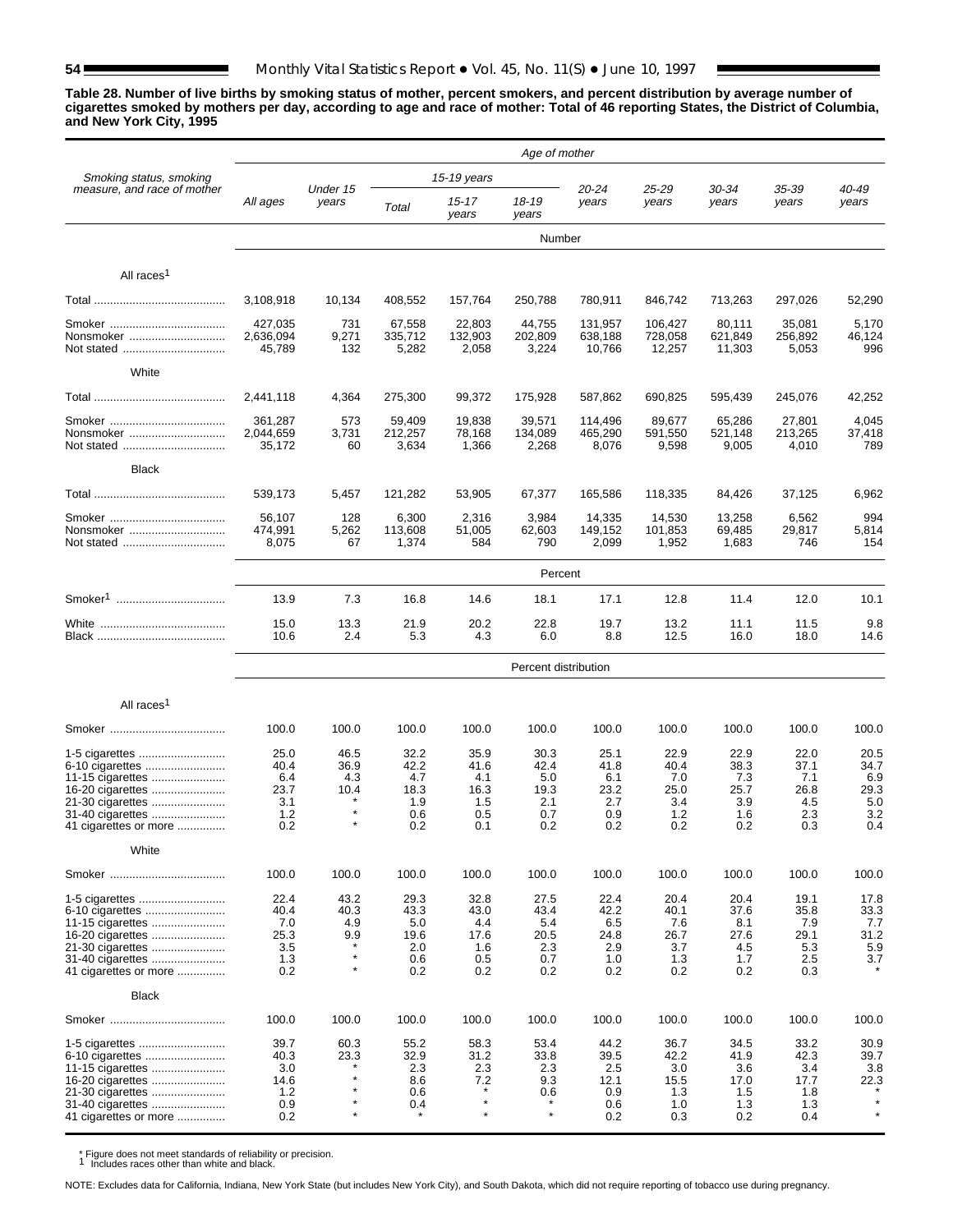**Table 28. Number of live births by smoking status of mother, percent smokers, and percent distribution by average number of cigarettes smoked by mothers per day, according to age and race of mother: Total of 46 reporting States, the District of Columbia, and New York City, 1995**

| Smoking status, smoking measure, and race of mother | Age of mother | | | | | | | | | |
|---|---|---|---|---|---|---|---|---|---|---|
| | All ages | Under 15 years | 15-19 years | | | 20-24 years | 25-29 years | 30-34 years | 35-39 years | 40-49 years |
| | | | Total | 15-17 years | 18-19 years | | | | | |
| | Number | | | | | | | | | |
| **All races[1]** | | | | | | | | | | |
| Total | 3,108,918 | 10,134 | 408,552 | 157,764 | 250,788 | 780,911 | 846,742 | 713,263 | 297,026 | 52,290 |
| Smoker | 427,035 | 731 | 67,558 | 22,803 | 44,755 | 131,957 | 106,427 | 80,111 | 35,081 | 5,170 |
| Nonsmoker | 2,636,094 | 9,271 | 335,712 | 132,903 | 202,809 | 638,188 | 728,058 | 621,849 | 256,892 | 46,124 |
| Not stated | 45,789 | 132 | 5,282 | 2,058 | 3,224 | 10,766 | 12,257 | 11,303 | 5,053 | 996 |
| **White** | | | | | | | | | | |
| Total | 2,441,118 | 4,364 | 275,300 | 99,372 | 175,928 | 587,862 | 690,825 | 595,439 | 245,076 | 42,252 |
| Smoker | 361,287 | 573 | 59,409 | 19,838 | 39,571 | 114,496 | 89,677 | 65,286 | 27,801 | 4,045 |
| Nonsmoker | 2,044,659 | 3,731 | 212,257 | 78,168 | 134,089 | 465,290 | 591,550 | 521,148 | 213,265 | 37,418 |
| Not stated | 35,172 | 60 | 3,634 | 1,366 | 2,268 | 8,076 | 9,598 | 9,005 | 4,010 | 789 |
| **Black** | | | | | | | | | | |
| Total | 539,173 | 5,457 | 121,282 | 53,905 | 67,377 | 165,586 | 118,335 | 84,426 | 37,125 | 6,962 |
| Smoker | 56,107 | 128 | 6,300 | 2,316 | 3,984 | 14,335 | 14,530 | 13,258 | 6,562 | 994 |
| Nonsmoker | 474,991 | 5,262 | 113,608 | 51,005 | 62,603 | 149,152 | 101,853 | 69,485 | 29,817 | 5,814 |
| Not stated | 8,075 | 67 | 1,374 | 584 | 790 | 2,099 | 1,952 | 1,683 | 746 | 154 |
| | Percent | | | | | | | | | |
| Smoker[1] | 13.9 | 7.3 | 16.8 | 14.6 | 18.1 | 17.1 | 12.8 | 11.4 | 12.0 | 10.1 |
| White | 15.0 | 13.3 | 21.9 | 20.2 | 22.8 | 19.7 | 13.2 | 11.1 | 11.5 | 9.8 |
| Black | 10.6 | 2.4 | 5.3 | 4.3 | 6.0 | 8.8 | 12.5 | 16.0 | 18.0 | 14.6 |
| | Percent distribution | | | | | | | | | |
| **All races[1]** | | | | | | | | | | |
| Smoker | 100.0 | 100.0 | 100.0 | 100.0 | 100.0 | 100.0 | 100.0 | 100.0 | 100.0 | 100.0 |
| 1-5 cigarettes | 25.0 | 46.5 | 32.2 | 35.9 | 30.3 | 25.1 | 22.9 | 22.9 | 22.0 | 20.5 |
| 6-10 cigarettes | 40.4 | 36.9 | 42.2 | 41.6 | 42.4 | 41.8 | 40.4 | 38.3 | 37.1 | 34.7 |
| 11-15 cigarettes | 6.4 | 4.3 | 4.7 | 4.1 | 5.0 | 6.1 | 7.0 | 7.3 | 7.1 | 6.9 |
| 16-20 cigarettes | 23.7 | 10.4 | 18.3 | 16.3 | 19.3 | 23.2 | 25.0 | 25.7 | 26.8 | 29.3 |
| 21-30 cigarettes | 3.1 | * | 1.9 | 1.5 | 2.1 | 2.7 | 3.4 | 3.9 | 4.5 | 5.0 |
| 31-40 cigarettes | 1.2 | * | 0.6 | 0.5 | 0.7 | 0.9 | 1.2 | 1.6 | 2.3 | 3.2 |
| 41 cigarettes or more | 0.2 | * | 0.2 | 0.1 | 0.2 | 0.2 | 0.2 | 0.2 | 0.3 | 0.4 |
| **White** | | | | | | | | | | |
| Smoker | 100.0 | 100.0 | 100.0 | 100.0 | 100.0 | 100.0 | 100.0 | 100.0 | 100.0 | 100.0 |
| 1-5 cigarettes | 22.4 | 43.2 | 29.3 | 32.8 | 27.5 | 22.4 | 20.4 | 20.4 | 19.1 | 17.8 |
| 6-10 cigarettes | 40.4 | 40.3 | 43.3 | 43.0 | 43.4 | 42.2 | 40.1 | 37.6 | 35.8 | 33.3 |
| 11-15 cigarettes | 7.0 | 4.9 | 5.0 | 4.4 | 5.4 | 6.5 | 7.6 | 8.1 | 7.9 | 7.7 |
| 16-20 cigarettes | 25.3 | 9.9 | 19.6 | 17.6 | 20.5 | 24.8 | 26.7 | 27.6 | 29.1 | 31.2 |
| 21-30 cigarettes | 3.5 | * | 2.0 | 1.6 | 2.3 | 2.9 | 3.7 | 4.5 | 5.3 | 5.9 |
| 31-40 cigarettes | 1.3 | * | 0.6 | 0.5 | 0.7 | 1.0 | 1.3 | 1.7 | 2.5 | 3.7 |
| 41 cigarettes or more | 0.2 | * | 0.2 | 0.2 | 0.2 | 0.2 | 0.2 | 0.2 | 0.3 | * |
| **Black** | | | | | | | | | | |
| Smoker | 100.0 | 100.0 | 100.0 | 100.0 | 100.0 | 100.0 | 100.0 | 100.0 | 100.0 | 100.0 |
| 1-5 cigarettes | 39.7 | 60.3 | 55.2 | 58.3 | 53.4 | 44.2 | 36.7 | 34.5 | 33.2 | 30.9 |
| 6-10 cigarettes | 40.3 | 23.3 | 32.9 | 31.2 | 33.8 | 39.5 | 42.2 | 41.9 | 42.3 | 39.7 |
| 11-15 cigarettes | 3.0 | * | 2.3 | 2.3 | 2.3 | 2.5 | 3.0 | 3.6 | 3.4 | 3.8 |
| 16-20 cigarettes | 14.6 | * | 8.6 | 7.2 | 9.3 | 12.1 | 15.5 | 17.0 | 17.7 | 22.3 |
| 21-30 cigarettes | 1.2 | * | 0.6 | * | 0.6 | 0.9 | 1.3 | 1.5 | 1.8 | * |
| 31-40 cigarettes | 0.9 | * | 0.4 | * | * | 0.6 | 1.0 | 1.3 | 1.3 | * |
| 41 cigarettes or more | 0.2 | * | * | * | * | 0.2 | 0.3 | 0.2 | 0.4 | * |

\* Figure does not meet standards of reliability or precision.
[1] Includes races other than white and black.

NOTE: Excludes data for California, Indiana, New York State (but includes New York City), and South Dakota, which did not require reporting of tobacco use during pregnancy.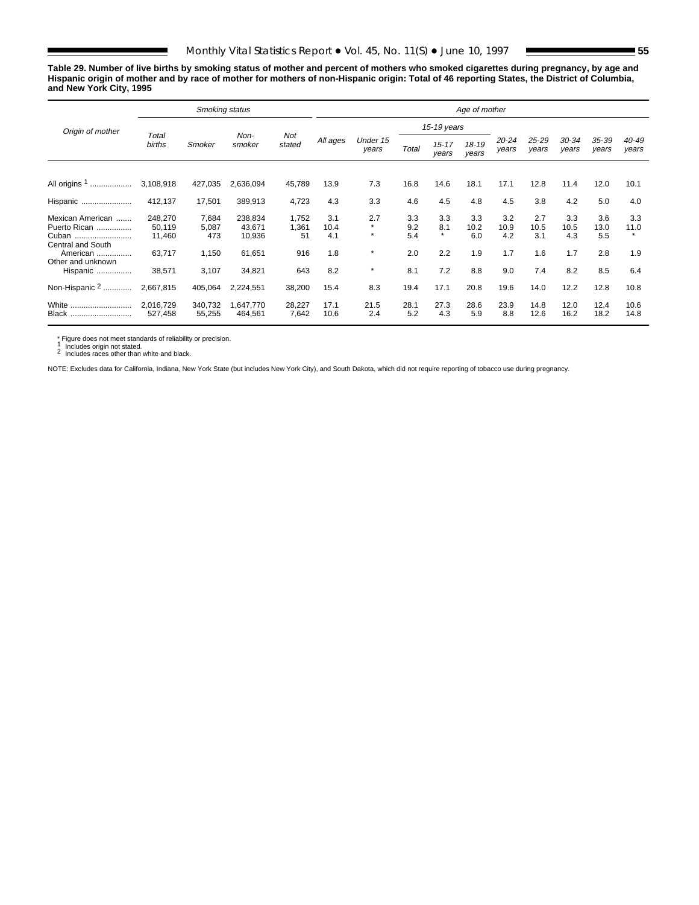**Table 29. Number of live births by smoking status of mother and percent of mothers who smoked cigarettes during pregnancy, by age and Hispanic origin of mother and by race of mother for mothers of non-Hispanic origin: Total of 46 reporting States, the District of Columbia, and New York City, 1995**

| Origin of mother | Smoking status | | | | Age of mother | | | | | | | | | |
|---|---|---|---|---|---|---|---|---|---|---|---|---|---|---|
| | Total births | Smoker | Non-smoker | Not stated | All ages | Under 15 years | 15-19 years | | | 20-24 years | 25-29 years | 30-34 years | 35-39 years | 40-49 years |
| | | | | | | | Total | 15-17 years | 18-19 years | | | | | |
| All origins [1] | 3,108,918 | 427,035 | 2,636,094 | 45,789 | 13.9 | 7.3 | 16.8 | 14.6 | 18.1 | 17.1 | 12.8 | 11.4 | 12.0 | 10.1 |
| Hispanic | 412,137 | 17,501 | 389,913 | 4,723 | 4.3 | 3.3 | 4.6 | 4.5 | 4.8 | 4.5 | 3.8 | 4.2 | 5.0 | 4.0 |
| Mexican American | 248,270 | 7,684 | 238,834 | 1,752 | 3.1 | 2.7 | 3.3 | 3.3 | 3.3 | 3.2 | 2.7 | 3.3 | 3.6 | 3.3 |
| Puerto Rican | 50,119 | 5,087 | 43,671 | 1,361 | 10.4 | * | 9.2 | 8.1 | 10.2 | 10.9 | 10.5 | 10.5 | 13.0 | 11.0 |
| Cuban | 11,460 | 473 | 10,936 | 51 | 4.1 | * | 5.4 | * | 6.0 | 4.2 | 3.1 | 4.3 | 5.5 | * |
| Central and South American | 63,717 | 1,150 | 61,651 | 916 | 1.8 | * | 2.0 | 2.2 | 1.9 | 1.7 | 1.6 | 1.7 | 2.8 | 1.9 |
| Other and unknown Hispanic | 38,571 | 3,107 | 34,821 | 643 | 8.2 | * | 8.1 | 7.2 | 8.8 | 9.0 | 7.4 | 8.2 | 8.5 | 6.4 |
| Non-Hispanic [2] | 2,667,815 | 405,064 | 2,224,551 | 38,200 | 15.4 | 8.3 | 19.4 | 17.1 | 20.8 | 19.6 | 14.0 | 12.2 | 12.8 | 10.8 |
| White | 2,016,729 | 340,732 | 1,647,770 | 28,227 | 17.1 | 21.5 | 28.1 | 27.3 | 28.6 | 23.9 | 14.8 | 12.0 | 12.4 | 10.6 |
| Black | 527,458 | 55,255 | 464,561 | 7,642 | 10.6 | 2.4 | 5.2 | 4.3 | 5.9 | 8.8 | 12.6 | 16.2 | 18.2 | 14.8 |

* Figure does not meet standards of reliability or precision.
[1] Includes origin not stated.
[2] Includes races other than white and black.

NOTE: Excludes data for California, Indiana, New York State (but includes New York City), and South Dakota, which did not require reporting of tobacco use during pregnancy.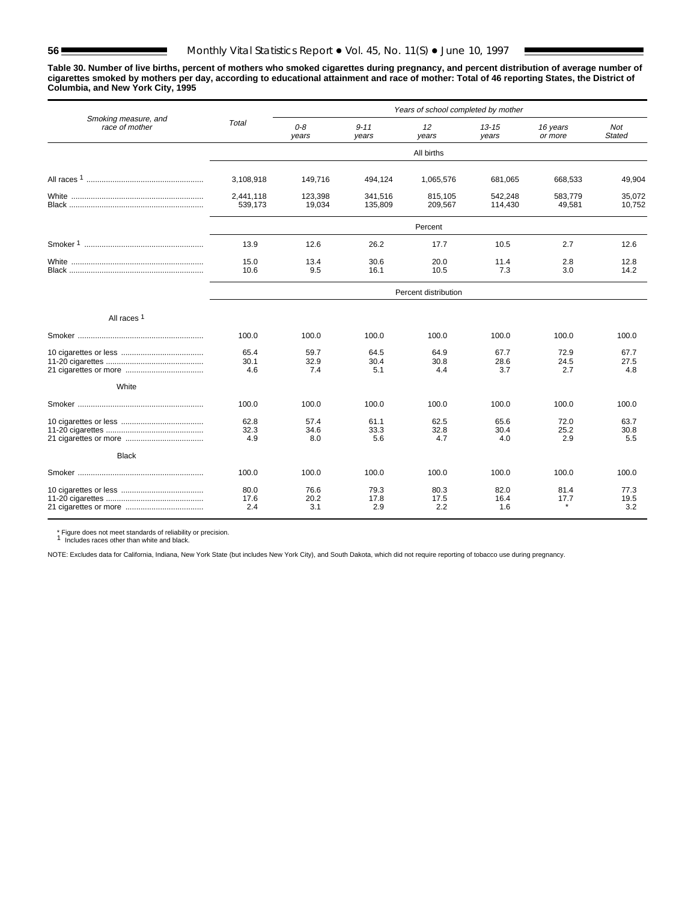**Table 30. Number of live births, percent of mothers who smoked cigarettes during pregnancy, and percent distribution of average number of cigarettes smoked by mothers per day, according to educational attainment and race of mother: Total of 46 reporting States, the District of Columbia, and New York City, 1995**

| Smoking measure, and race of mother | Total | Years of school completed by mother | | | | | |
|---|---|---|---|---|---|---|---|
| | | 0-8 years | 9-11 years | 12 years | 13-15 years | 16 years or more | Not Stated |
| | All births | | | | | | |
| All races [1] | 3,108,918 | 149,716 | 494,124 | 1,065,576 | 681,065 | 668,533 | 49,904 |
| White | 2,441,118 | 123,398 | 341,516 | 815,105 | 542,248 | 583,779 | 35,072 |
| Black | 539,173 | 19,034 | 135,809 | 209,567 | 114,430 | 49,581 | 10,752 |
| | Percent | | | | | | |
| Smoker [1] | 13.9 | 12.6 | 26.2 | 17.7 | 10.5 | 2.7 | 12.6 |
| White | 15.0 | 13.4 | 30.6 | 20.0 | 11.4 | 2.8 | 12.8 |
| Black | 10.6 | 9.5 | 16.1 | 10.5 | 7.3 | 3.0 | 14.2 |
| | Percent distribution | | | | | | |
| All races [1] | | | | | | | |
| Smoker | 100.0 | 100.0 | 100.0 | 100.0 | 100.0 | 100.0 | 100.0 |
| 10 cigarettes or less | 65.4 | 59.7 | 64.5 | 64.9 | 67.7 | 72.9 | 67.7 |
| 11-20 cigarettes | 30.1 | 32.9 | 30.4 | 30.8 | 28.6 | 24.5 | 27.5 |
| 21 cigarettes or more | 4.6 | 7.4 | 5.1 | 4.4 | 3.7 | 2.7 | 4.8 |
| White | | | | | | | |
| Smoker | 100.0 | 100.0 | 100.0 | 100.0 | 100.0 | 100.0 | 100.0 |
| 10 cigarettes or less | 62.8 | 57.4 | 61.1 | 62.5 | 65.6 | 72.0 | 63.7 |
| 11-20 cigarettes | 32.3 | 34.6 | 33.3 | 32.8 | 30.4 | 25.2 | 30.8 |
| 21 cigarettes or more | 4.9 | 8.0 | 5.6 | 4.7 | 4.0 | 2.9 | 5.5 |
| Black | | | | | | | |
| Smoker | 100.0 | 100.0 | 100.0 | 100.0 | 100.0 | 100.0 | 100.0 |
| 10 cigarettes or less | 80.0 | 76.6 | 79.3 | 80.3 | 82.0 | 81.4 | 77.3 |
| 11-20 cigarettes | 17.6 | 20.2 | 17.8 | 17.5 | 16.4 | 17.7 | 19.5 |
| 21 cigarettes or more | 2.4 | 3.1 | 2.9 | 2.2 | 1.6 | * | 3.2 |

\* Figure does not meet standards of reliability or precision.
[1] Includes races other than white and black.

NOTE: Excludes data for California, Indiana, New York State (but includes New York City), and South Dakota, which did not require reporting of tobacco use during pregnancy.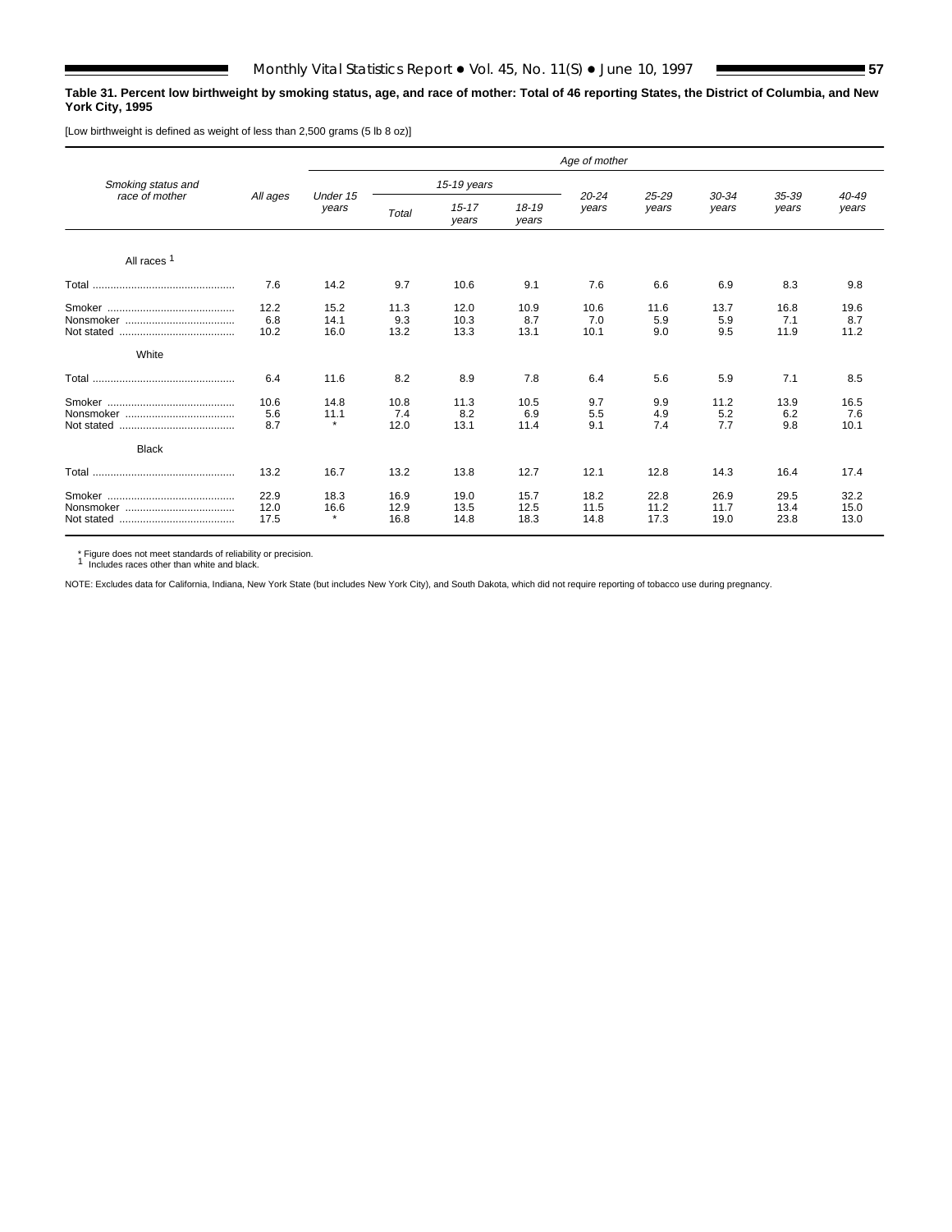**Table 31. Percent low birthweight by smoking status, age, and race of mother: Total of 46 reporting States, the District of Columbia, and New York City, 1995**

[Low birthweight is defined as weight of less than 2,500 grams (5 lb 8 oz)]

| Smoking status and race of mother | All ages | Age of mother | | | | | | | | |
|---|---|---|---|---|---|---|---|---|---|---|
| | | Under 15 years | 15-19 years | | | 20-24 years | 25-29 years | 30-34 years | 35-39 years | 40-49 years |
| | | | Total | 15-17 years | 18-19 years | | | | | |
| **All races** [1] | | | | | | | | | | |
| Total | 7.6 | 14.2 | 9.7 | 10.6 | 9.1 | 7.6 | 6.6 | 6.9 | 8.3 | 9.8 |
| Smoker | 12.2 | 15.2 | 11.3 | 12.0 | 10.9 | 10.6 | 11.6 | 13.7 | 16.8 | 19.6 |
| Nonsmoker | 6.8 | 14.1 | 9.3 | 10.3 | 8.7 | 7.0 | 5.9 | 5.9 | 7.1 | 8.7 |
| Not stated | 10.2 | 16.0 | 13.2 | 13.3 | 13.1 | 10.1 | 9.0 | 9.5 | 11.9 | 11.2 |
| **White** | | | | | | | | | | |
| Total | 6.4 | 11.6 | 8.2 | 8.9 | 7.8 | 6.4 | 5.6 | 5.9 | 7.1 | 8.5 |
| Smoker | 10.6 | 14.8 | 10.8 | 11.3 | 10.5 | 9.7 | 9.9 | 11.2 | 13.9 | 16.5 |
| Nonsmoker | 5.6 | 11.1 | 7.4 | 8.2 | 6.9 | 5.5 | 4.9 | 5.2 | 6.2 | 7.6 |
| Not stated | 8.7 | * | 12.0 | 13.1 | 11.4 | 9.1 | 7.4 | 7.7 | 9.8 | 10.1 |
| **Black** | | | | | | | | | | |
| Total | 13.2 | 16.7 | 13.2 | 13.8 | 12.7 | 12.1 | 12.8 | 14.3 | 16.4 | 17.4 |
| Smoker | 22.9 | 18.3 | 16.9 | 19.0 | 15.7 | 18.2 | 22.8 | 26.9 | 29.5 | 32.2 |
| Nonsmoker | 12.0 | 16.6 | 12.9 | 13.5 | 12.5 | 11.5 | 11.2 | 11.7 | 13.4 | 15.0 |
| Not stated | 17.5 | * | 16.8 | 14.8 | 18.3 | 14.8 | 17.3 | 19.0 | 23.8 | 13.0 |

* Figure does not meet standards of reliability or precision.
[1] Includes races other than white and black.

NOTE: Excludes data for California, Indiana, New York State (but includes New York City), and South Dakota, which did not require reporting of tobacco use during pregnancy.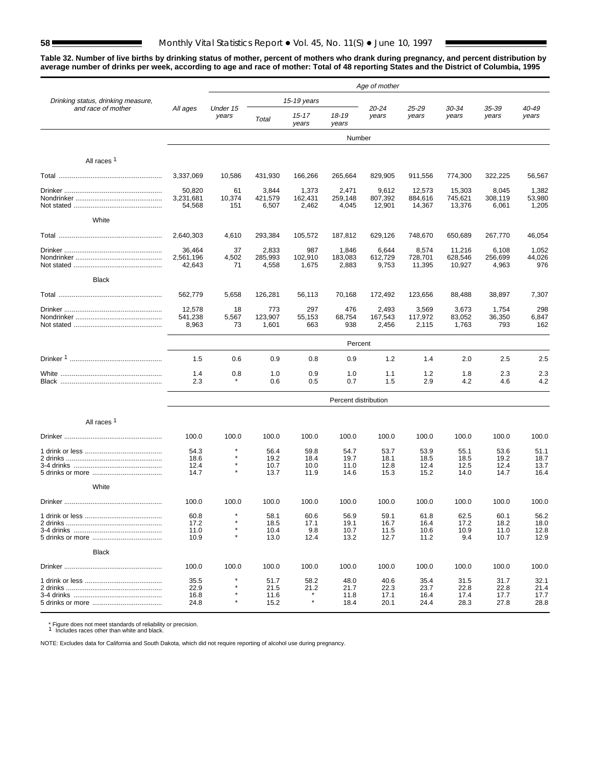**Table 32. Number of live births by drinking status of mother, percent of mothers who drank during pregnancy, and percent distribution by average number of drinks per week, according to age and race of mother: Total of 48 reporting States and the District of Columbia, 1995**

| *Drinking status, drinking measure, and race of mother* | *All ages* | *Age of mother* | | | | | | | | |
|---|---|---|---|---|---|---|---|---|---|---|
| | | *Under 15 years* | *15-19 years* | | | *20-24 years* | *25-29 years* | *30-34 years* | *35-39 years* | *40-49 years* |
| | | | *Total* | *15-17 years* | *18-19 years* | | | | | |
| | **Number** | | | | | | | | | |
| **All races [1]** | | | | | | | | | | |
| Total | 3,337,069 | 10,586 | 431,930 | 166,266 | 265,664 | 829,905 | 911,556 | 774,300 | 322,225 | 56,567 |
| Drinker | 50,820 | 61 | 3,844 | 1,373 | 2,471 | 9,612 | 12,573 | 15,303 | 8,045 | 1,382 |
| Nondrinker | 3,231,681 | 10,374 | 421,579 | 162,431 | 259,148 | 807,392 | 884,616 | 745,621 | 308,119 | 53,980 |
| Not stated | 54,568 | 151 | 6,507 | 2,462 | 4,045 | 12,901 | 14,367 | 13,376 | 6,061 | 1,205 |
| **White** | | | | | | | | | | |
| Total | 2,640,303 | 4,610 | 293,384 | 105,572 | 187,812 | 629,126 | 748,670 | 650,689 | 267,770 | 46,054 |
| Drinker | 36,464 | 37 | 2,833 | 987 | 1,846 | 6,644 | 8,574 | 11,216 | 6,108 | 1,052 |
| Nondrinker | 2,561,196 | 4,502 | 285,993 | 102,910 | 183,083 | 612,729 | 728,701 | 628,546 | 256,699 | 44,026 |
| Not stated | 42,643 | 71 | 4,558 | 1,675 | 2,883 | 9,753 | 11,395 | 10,927 | 4,963 | 976 |
| **Black** | | | | | | | | | | |
| Total | 562,779 | 5,658 | 126,281 | 56,113 | 70,168 | 172,492 | 123,656 | 88,488 | 38,897 | 7,307 |
| Drinker | 12,578 | 18 | 773 | 297 | 476 | 2,493 | 3,569 | 3,673 | 1,754 | 298 |
| Nondrinker | 541,238 | 5,567 | 123,907 | 55,153 | 68,754 | 167,543 | 117,972 | 83,052 | 36,350 | 6,847 |
| Not stated | 8,963 | 73 | 1,601 | 663 | 938 | 2,456 | 2,115 | 1,763 | 793 | 162 |
| | **Percent** | | | | | | | | | |
| Drinker [1] | 1.5 | 0.6 | 0.9 | 0.8 | 0.9 | 1.2 | 1.4 | 2.0 | 2.5 | 2.5 |
| White | 1.4 | 0.8 | 1.0 | 0.9 | 1.0 | 1.1 | 1.2 | 1.8 | 2.3 | 2.3 |
| Black | 2.3 | * | 0.6 | 0.5 | 0.7 | 1.5 | 2.9 | 4.2 | 4.6 | 4.2 |
| | **Percent distribution** | | | | | | | | | |
| **All races [1]** | | | | | | | | | | |
| Drinker | 100.0 | 100.0 | 100.0 | 100.0 | 100.0 | 100.0 | 100.0 | 100.0 | 100.0 | 100.0 |
| 1 drink or less | 54.3 | * | 56.4 | 59.8 | 54.7 | 53.7 | 53.9 | 55.1 | 53.6 | 51.1 |
| 2 drinks | 18.6 | * | 19.2 | 18.4 | 19.7 | 18.1 | 18.5 | 18.5 | 19.2 | 18.7 |
| 3-4 drinks | 12.4 | * | 10.7 | 10.0 | 11.0 | 12.8 | 12.4 | 12.5 | 12.4 | 13.7 |
| 5 drinks or more | 14.7 | * | 13.7 | 11.9 | 14.6 | 15.3 | 15.2 | 14.0 | 14.7 | 16.4 |
| **White** | | | | | | | | | | |
| Drinker | 100.0 | 100.0 | 100.0 | 100.0 | 100.0 | 100.0 | 100.0 | 100.0 | 100.0 | 100.0 |
| 1 drink or less | 60.8 | * | 58.1 | 60.6 | 56.9 | 59.1 | 61.8 | 62.5 | 60.1 | 56.2 |
| 2 drinks | 17.2 | * | 18.5 | 17.1 | 19.1 | 16.7 | 16.4 | 17.2 | 18.2 | 18.0 |
| 3-4 drinks | 11.0 | * | 10.4 | 9.8 | 10.7 | 11.5 | 10.6 | 10.9 | 11.0 | 12.8 |
| 5 drinks or more | 10.9 | * | 13.0 | 12.4 | 13.2 | 12.7 | 11.2 | 9.4 | 10.7 | 12.9 |
| **Black** | | | | | | | | | | |
| Drinker | 100.0 | 100.0 | 100.0 | 100.0 | 100.0 | 100.0 | 100.0 | 100.0 | 100.0 | 100.0 |
| 1 drink or less | 35.5 | * | 51.7 | 58.2 | 48.0 | 40.6 | 35.4 | 31.5 | 31.7 | 32.1 |
| 2 drinks | 22.9 | * | 21.5 | 21.2 | 21.7 | 22.3 | 23.7 | 22.8 | 22.8 | 21.4 |
| 3-4 drinks | 16.8 | * | 11.6 | * | 11.8 | 17.1 | 16.4 | 17.4 | 17.7 | 17.7 |
| 5 drinks or more | 24.8 | * | 15.2 | * | 18.4 | 20.1 | 24.4 | 28.3 | 27.8 | 28.8 |

\* Figure does not meet standards of reliability or precision.
[1] Includes races other than white and black.

NOTE: Excludes data for California and South Dakota, which did not require reporting of alcohol use during pregnancy.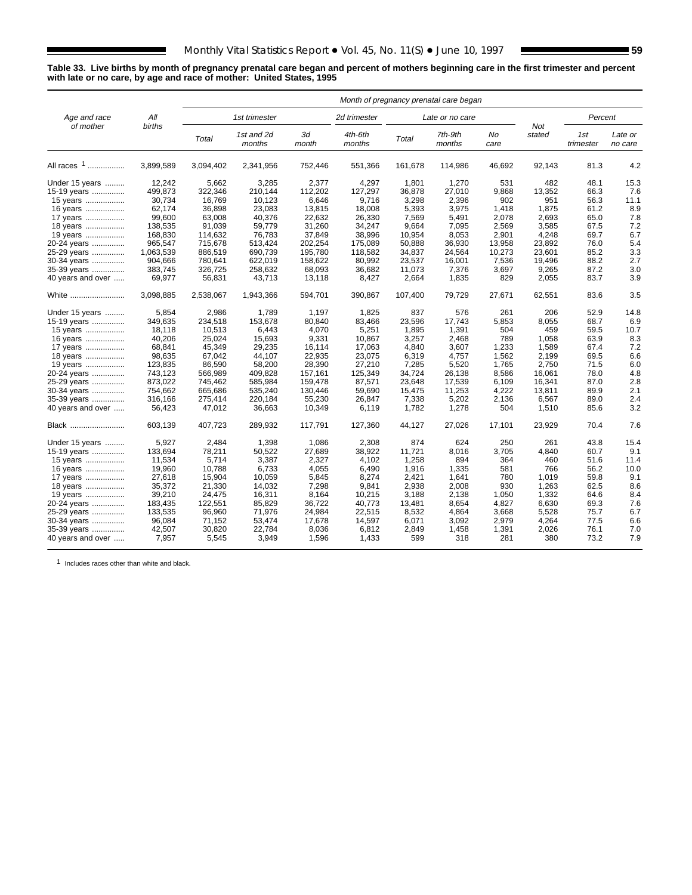**Table 33. Live births by month of pregnancy prenatal care began and percent of mothers beginning care in the first trimester and percent with late or no care, by age and race of mother: United States, 1995**

| Age and race of mother | All births | Month of pregnancy prenatal care began | | | | | | | | Percent | |
|---|---|---|---|---|---|---|---|---|---|---|---|
| | | 1st trimester | | | 2d trimester | Late or no care | | | Not stated | | |
| | | Total | 1st and 2d months | 3d month | 4th-6th months | Total | 7th-9th months | No care | | 1st trimester | Late or no care |
| All races [1] | 3,899,589 | 3,094,402 | 2,341,956 | 752,446 | 551,366 | 161,678 | 114,986 | 46,692 | 92,143 | 81.3 | 4.2 |
| Under 15 years | 12,242 | 5,662 | 3,285 | 2,377 | 4,297 | 1,801 | 1,270 | 531 | 482 | 48.1 | 15.3 |
| 15-19 years | 499,873 | 322,346 | 210,144 | 112,202 | 127,297 | 36,878 | 27,010 | 9,868 | 13,352 | 66.3 | 7.6 |
| 15 years | 30,734 | 16,769 | 10,123 | 6,646 | 9,716 | 3,298 | 2,396 | 902 | 951 | 56.3 | 11.1 |
| 16 years | 62,174 | 36,898 | 23,083 | 13,815 | 18,008 | 5,393 | 3,975 | 1,418 | 1,875 | 61.2 | 8.9 |
| 17 years | 99,600 | 63,008 | 40,376 | 22,632 | 26,330 | 7,569 | 5,491 | 2,078 | 2,693 | 65.0 | 7.8 |
| 18 years | 138,535 | 91,039 | 59,779 | 31,260 | 34,247 | 9,664 | 7,095 | 2,569 | 3,585 | 67.5 | 7.2 |
| 19 years | 168,830 | 114,632 | 76,783 | 37,849 | 38,996 | 10,954 | 8,053 | 2,901 | 4,248 | 69.7 | 6.7 |
| 20-24 years | 965,547 | 715,678 | 513,424 | 202,254 | 175,089 | 50,888 | 36,930 | 13,958 | 23,892 | 76.0 | 5.4 |
| 25-29 years | 1,063,539 | 886,519 | 690,739 | 195,780 | 118,582 | 34,837 | 24,564 | 10,273 | 23,601 | 85.2 | 3.3 |
| 30-34 years | 904,666 | 780,641 | 622,019 | 158,622 | 80,992 | 23,537 | 16,001 | 7,536 | 19,496 | 88.2 | 2.7 |
| 35-39 years | 383,745 | 326,725 | 258,632 | 68,093 | 36,682 | 11,073 | 7,376 | 3,697 | 9,265 | 87.2 | 3.0 |
| 40 years and over | 69,977 | 56,831 | 43,713 | 13,118 | 8,427 | 2,664 | 1,835 | 829 | 2,055 | 83.7 | 3.9 |
| White | 3,098,885 | 2,538,067 | 1,943,366 | 594,701 | 390,867 | 107,400 | 79,729 | 27,671 | 62,551 | 83.6 | 3.5 |
| Under 15 years | 5,854 | 2,986 | 1,789 | 1,197 | 1,825 | 837 | 576 | 261 | 206 | 52.9 | 14.8 |
| 15-19 years | 349,635 | 234,518 | 153,678 | 80,840 | 83,466 | 23,596 | 17,743 | 5,853 | 8,055 | 68.7 | 6.9 |
| 15 years | 18,118 | 10,513 | 6,443 | 4,070 | 5,251 | 1,895 | 1,391 | 504 | 459 | 59.5 | 10.7 |
| 16 years | 40,206 | 25,024 | 15,693 | 9,331 | 10,867 | 3,257 | 2,468 | 789 | 1,058 | 63.9 | 8.3 |
| 17 years | 68,841 | 45,349 | 29,235 | 16,114 | 17,063 | 4,840 | 3,607 | 1,233 | 1,589 | 67.4 | 7.2 |
| 18 years | 98,635 | 67,042 | 44,107 | 22,935 | 23,075 | 6,319 | 4,757 | 1,562 | 2,199 | 69.5 | 6.6 |
| 19 years | 123,835 | 86,590 | 58,200 | 28,390 | 27,210 | 7,285 | 5,520 | 1,765 | 2,750 | 71.5 | 6.0 |
| 20-24 years | 743,123 | 566,989 | 409,828 | 157,161 | 125,349 | 34,724 | 26,138 | 8,586 | 16,061 | 78.0 | 4.8 |
| 25-29 years | 873,022 | 745,462 | 585,984 | 159,478 | 87,571 | 23,648 | 17,539 | 6,109 | 16,341 | 87.0 | 2.8 |
| 30-34 years | 754,662 | 665,686 | 535,240 | 130,446 | 59,690 | 15,475 | 11,253 | 4,222 | 13,811 | 89.9 | 2.1 |
| 35-39 years | 316,166 | 275,414 | 220,184 | 55,230 | 26,847 | 7,338 | 5,202 | 2,136 | 6,567 | 89.0 | 2.4 |
| 40 years and over | 56,423 | 47,012 | 36,663 | 10,349 | 6,119 | 1,782 | 1,278 | 504 | 1,510 | 85.6 | 3.2 |
| Black | 603,139 | 407,723 | 289,932 | 117,791 | 127,360 | 44,127 | 27,026 | 17,101 | 23,929 | 70.4 | 7.6 |
| Under 15 years | 5,927 | 2,484 | 1,398 | 1,086 | 2,308 | 874 | 624 | 250 | 261 | 43.8 | 15.4 |
| 15-19 years | 133,694 | 78,211 | 50,522 | 27,689 | 38,922 | 11,721 | 8,016 | 3,705 | 4,840 | 60.7 | 9.1 |
| 15 years | 11,534 | 5,714 | 3,387 | 2,327 | 4,102 | 1,258 | 894 | 364 | 460 | 51.6 | 11.4 |
| 16 years | 19,960 | 10,788 | 6,733 | 4,055 | 6,490 | 1,916 | 1,335 | 581 | 766 | 56.2 | 10.0 |
| 17 years | 27,618 | 15,904 | 10,059 | 5,845 | 8,274 | 2,421 | 1,641 | 780 | 1,019 | 59.8 | 9.1 |
| 18 years | 35,372 | 21,330 | 14,032 | 7,298 | 9,841 | 2,938 | 2,008 | 930 | 1,263 | 62.5 | 8.6 |
| 19 years | 39,210 | 24,475 | 16,311 | 8,164 | 10,215 | 3,188 | 2,138 | 1,050 | 1,332 | 64.6 | 8.4 |
| 20-24 years | 183,435 | 122,551 | 85,829 | 36,722 | 40,773 | 13,481 | 8,654 | 4,827 | 6,630 | 69.3 | 7.6 |
| 25-29 years | 133,535 | 96,960 | 71,976 | 24,984 | 22,515 | 8,532 | 4,864 | 3,668 | 5,528 | 75.7 | 6.7 |
| 30-34 years | 96,084 | 71,152 | 53,474 | 17,678 | 14,597 | 6,071 | 3,092 | 2,979 | 4,264 | 77.5 | 6.6 |
| 35-39 years | 42,507 | 30,820 | 22,784 | 8,036 | 6,812 | 2,849 | 1,458 | 1,391 | 2,026 | 76.1 | 7.0 |
| 40 years and over | 7,957 | 5,545 | 3,949 | 1,596 | 1,433 | 599 | 318 | 281 | 380 | 73.2 | 7.9 |

[1] Includes races other than white and black.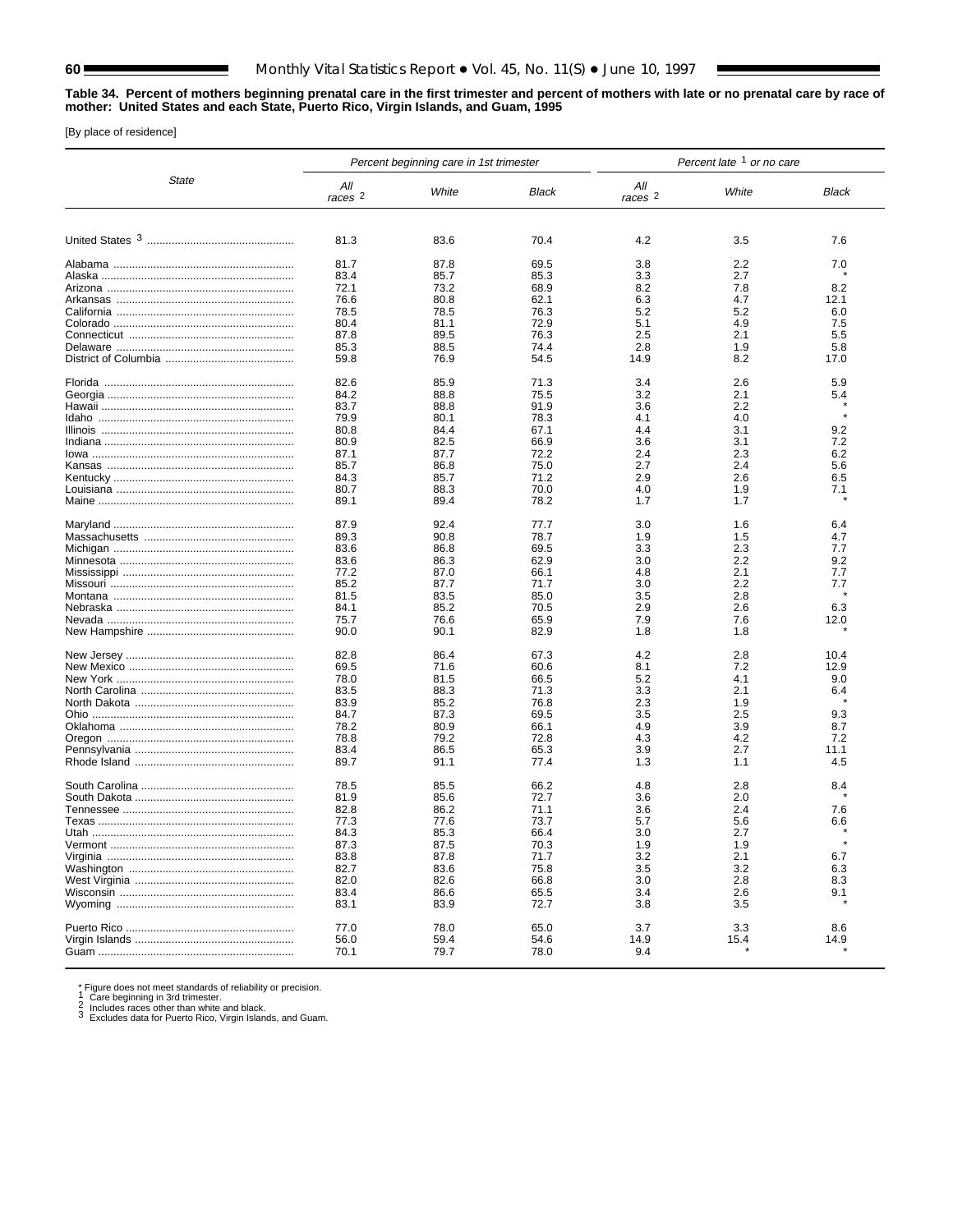**Table 34. Percent of mothers beginning prenatal care in the first trimester and percent of mothers with late or no prenatal care by race of mother: United States and each State, Puerto Rico, Virgin Islands, and Guam, 1995**

[By place of residence]

| State | *Percent beginning care in 1st trimester* | | | *Percent late [1] or no care* | | |
|---|---|---|---|---|---|---|
| | *All races [2]* | *White* | *Black* | *All races [2]* | *White* | *Black* |
| United States [3] | 81.3 | 83.6 | 70.4 | 4.2 | 3.5 | 7.6 |
| Alabama | 81.7 | 87.8 | 69.5 | 3.8 | 2.2 | 7.0 |
| Alaska | 83.4 | 85.7 | 85.3 | 3.3 | 2.7 | * |
| Arizona | 72.1 | 73.2 | 68.9 | 8.2 | 7.8 | 8.2 |
| Arkansas | 76.6 | 80.8 | 62.1 | 6.3 | 4.7 | 12.1 |
| California | 78.5 | 78.5 | 76.3 | 5.2 | 5.2 | 6.0 |
| Colorado | 80.4 | 81.1 | 72.9 | 5.1 | 4.9 | 7.5 |
| Connecticut | 87.8 | 89.5 | 76.3 | 2.5 | 2.1 | 5.5 |
| Delaware | 85.3 | 88.5 | 74.4 | 2.8 | 1.9 | 5.8 |
| District of Columbia | 59.8 | 76.9 | 54.5 | 14.9 | 8.2 | 17.0 |
| Florida | 82.6 | 85.9 | 71.3 | 3.4 | 2.6 | 5.9 |
| Georgia | 84.2 | 88.8 | 75.5 | 3.2 | 2.1 | 5.4 |
| Hawaii | 83.7 | 88.8 | 91.9 | 3.6 | 2.2 | * |
| Idaho | 79.9 | 80.1 | 78.3 | 4.1 | 4.0 | * |
| Illinois | 80.8 | 84.4 | 67.1 | 4.4 | 3.1 | 9.2 |
| Indiana | 80.9 | 82.5 | 66.9 | 3.6 | 3.1 | 7.2 |
| Iowa | 87.1 | 87.7 | 72.2 | 2.4 | 2.3 | 6.2 |
| Kansas | 85.7 | 86.8 | 75.0 | 2.7 | 2.4 | 5.6 |
| Kentucky | 84.3 | 85.7 | 71.2 | 2.9 | 2.6 | 6.5 |
| Louisiana | 80.7 | 88.3 | 70.0 | 4.0 | 1.9 | 7.1 |
| Maine | 89.1 | 89.4 | 78.2 | 1.7 | 1.7 | * |
| Maryland | 87.9 | 92.4 | 77.7 | 3.0 | 1.6 | 6.4 |
| Massachusetts | 89.3 | 90.8 | 78.7 | 1.9 | 1.5 | 4.7 |
| Michigan | 83.6 | 86.8 | 69.5 | 3.3 | 2.3 | 7.7 |
| Minnesota | 83.6 | 86.3 | 62.9 | 3.0 | 2.2 | 9.2 |
| Mississippi | 77.2 | 87.0 | 66.1 | 4.8 | 2.1 | 7.7 |
| Missouri | 85.2 | 87.7 | 71.7 | 3.0 | 2.2 | 7.7 |
| Montana | 81.5 | 83.5 | 85.0 | 3.5 | 2.8 | * |
| Nebraska | 84.1 | 85.2 | 70.5 | 2.9 | 2.6 | 6.3 |
| Nevada | 75.7 | 76.6 | 65.9 | 7.9 | 7.6 | 12.0 |
| New Hampshire | 90.0 | 90.1 | 82.9 | 1.8 | 1.8 | * |
| New Jersey | 82.8 | 86.4 | 67.3 | 4.2 | 2.8 | 10.4 |
| New Mexico | 69.5 | 71.6 | 60.6 | 8.1 | 7.2 | 12.9 |
| New York | 78.0 | 81.5 | 66.5 | 5.2 | 4.1 | 9.0 |
| North Carolina | 83.5 | 88.3 | 71.3 | 3.3 | 2.1 | 6.4 |
| North Dakota | 83.9 | 85.2 | 76.8 | 2.3 | 1.9 | * |
| Ohio | 84.7 | 87.3 | 69.5 | 3.5 | 2.5 | 9.3 |
| Oklahoma | 78.2 | 80.9 | 66.1 | 4.9 | 3.9 | 8.7 |
| Oregon | 78.8 | 79.2 | 72.8 | 4.3 | 4.2 | 7.2 |
| Pennsylvania | 83.4 | 86.5 | 65.3 | 3.9 | 2.7 | 11.1 |
| Rhode Island | 89.7 | 91.1 | 77.4 | 1.3 | 1.1 | 4.5 |
| South Carolina | 78.5 | 85.5 | 66.2 | 4.8 | 2.8 | 8.4 |
| South Dakota | 81.9 | 85.6 | 72.7 | 3.6 | 2.0 | * |
| Tennessee | 82.8 | 86.2 | 71.1 | 3.6 | 2.4 | 7.6 |
| Texas | 77.3 | 77.6 | 73.7 | 5.7 | 5.6 | 6.6 |
| Utah | 84.3 | 85.3 | 66.4 | 3.0 | 2.7 | * |
| Vermont | 87.3 | 87.5 | 70.3 | 1.9 | 1.9 | * |
| Virginia | 83.8 | 87.8 | 71.7 | 3.2 | 2.1 | 6.7 |
| Washington | 82.7 | 83.6 | 75.8 | 3.5 | 3.2 | 6.3 |
| West Virginia | 82.0 | 82.6 | 66.8 | 3.0 | 2.8 | 8.3 |
| Wisconsin | 83.4 | 86.6 | 65.5 | 3.4 | 2.6 | 9.1 |
| Wyoming | 83.1 | 83.9 | 72.7 | 3.8 | 3.5 | * |
| Puerto Rico | 77.0 | 78.0 | 65.0 | 3.7 | 3.3 | 8.6 |
| Virgin Islands | 56.0 | 59.4 | 54.6 | 14.9 | 15.4 | 14.9 |
| Guam | 70.1 | 79.7 | 78.0 | 9.4 | * | * |

\* Figure does not meet standards of reliability or precision.
[1] Care beginning in 3rd trimester.
[2] Includes races other than white and black.
[3] Excludes data for Puerto Rico, Virgin Islands, and Guam.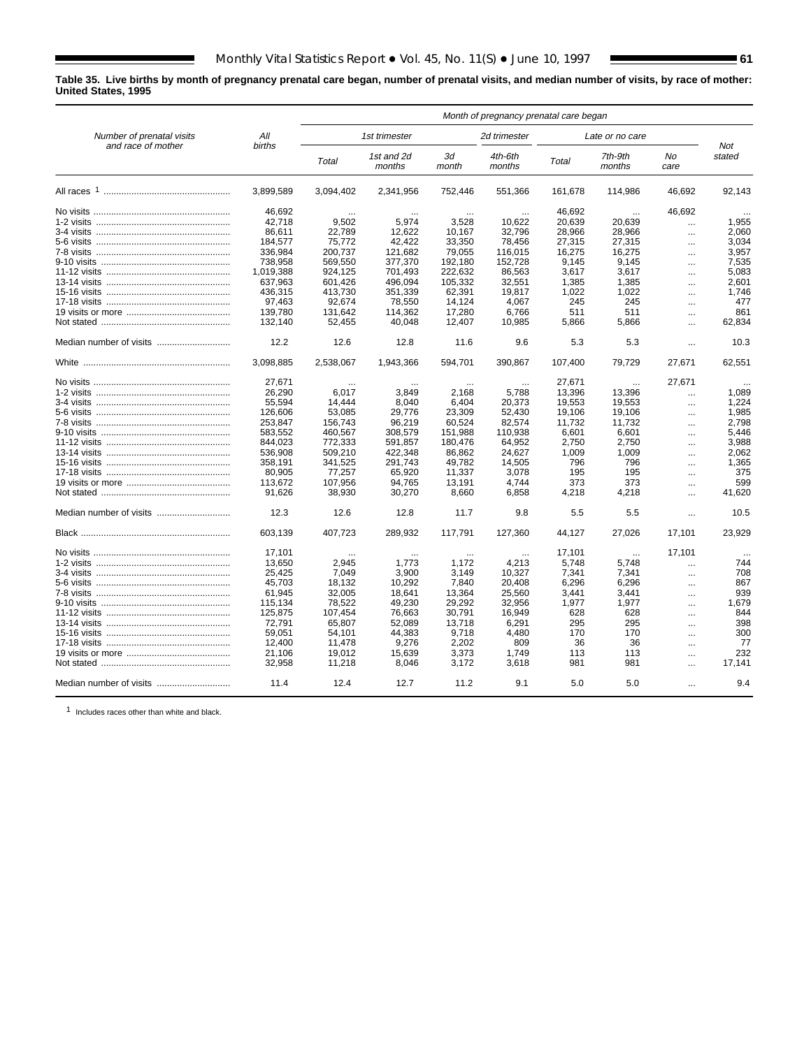**Table 35. Live births by month of pregnancy prenatal care began, number of prenatal visits, and median number of visits, by race of mother: United States, 1995**

| Number of prenatal visits and race of mother | All births | Month of pregnancy prenatal care began | | | | | | | Not stated |
|---|---|---|---|---|---|---|---|---|---|
| | | 1st trimester | | | 2d trimester | Late or no care | | | |
| | | Total | 1st and 2d months | 3d month | 4th-6th months | Total | 7th-9th months | No care | |
| All races [1] | 3,899,589 | 3,094,402 | 2,341,956 | 752,446 | 551,366 | 161,678 | 114,986 | 46,692 | 92,143 |
| No visits | 46,692 | ... | ... | ... | ... | 46,692 | ... | 46,692 | ... |
| 1-2 visits | 42,718 | 9,502 | 5,974 | 3,528 | 10,622 | 20,639 | 20,639 | ... | 1,955 |
| 3-4 visits | 86,611 | 22,789 | 12,622 | 10,167 | 32,796 | 28,966 | 28,966 | ... | 2,060 |
| 5-6 visits | 184,577 | 75,772 | 42,422 | 33,350 | 78,456 | 27,315 | 27,315 | ... | 3,034 |
| 7-8 visits | 336,984 | 200,737 | 121,682 | 79,055 | 116,015 | 16,275 | 16,275 | ... | 3,957 |
| 9-10 visits | 738,958 | 569,550 | 377,370 | 192,180 | 152,728 | 9,145 | 9,145 | ... | 7,535 |
| 11-12 visits | 1,019,388 | 924,125 | 701,493 | 222,632 | 86,563 | 3,617 | 3,617 | ... | 5,083 |
| 13-14 visits | 637,963 | 601,426 | 496,094 | 105,332 | 32,551 | 1,385 | 1,385 | ... | 2,601 |
| 15-16 visits | 436,315 | 413,730 | 351,339 | 62,391 | 19,817 | 1,022 | 1,022 | ... | 1,746 |
| 17-18 visits | 97,463 | 92,674 | 78,550 | 14,124 | 4,067 | 245 | 245 | ... | 477 |
| 19 visits or more | 139,780 | 131,642 | 114,362 | 17,280 | 6,766 | 511 | 511 | ... | 861 |
| Not stated | 132,140 | 52,455 | 40,048 | 12,407 | 10,985 | 5,866 | 5,866 | ... | 62,834 |
| Median number of visits | 12.2 | 12.6 | 12.8 | 11.6 | 9.6 | 5.3 | 5.3 | ... | 10.3 |
| White | 3,098,885 | 2,538,067 | 1,943,366 | 594,701 | 390,867 | 107,400 | 79,729 | 27,671 | 62,551 |
| No visits | 27,671 | ... | ... | ... | ... | 27,671 | ... | 27,671 | ... |
| 1-2 visits | 26,290 | 6,017 | 3,849 | 2,168 | 5,788 | 13,396 | 13,396 | ... | 1,089 |
| 3-4 visits | 55,594 | 14,444 | 8,040 | 6,404 | 20,373 | 19,553 | 19,553 | ... | 1,224 |
| 5-6 visits | 126,606 | 53,085 | 29,776 | 23,309 | 52,430 | 19,106 | 19,106 | ... | 1,985 |
| 7-8 visits | 253,847 | 156,743 | 96,219 | 60,524 | 82,574 | 11,732 | 11,732 | ... | 2,798 |
| 9-10 visits | 583,552 | 460,567 | 308,579 | 151,988 | 110,938 | 6,601 | 6,601 | ... | 5,446 |
| 11-12 visits | 844,023 | 772,333 | 591,857 | 180,476 | 64,952 | 2,750 | 2,750 | ... | 3,988 |
| 13-14 visits | 536,908 | 509,210 | 422,348 | 86,862 | 24,627 | 1,009 | 1,009 | ... | 2,062 |
| 15-16 visits | 358,191 | 341,525 | 291,743 | 49,782 | 14,505 | 796 | 796 | ... | 1,365 |
| 17-18 visits | 80,905 | 77,257 | 65,920 | 11,337 | 3,078 | 195 | 195 | ... | 375 |
| 19 visits or more | 113,672 | 107,956 | 94,765 | 13,191 | 4,744 | 373 | 373 | ... | 599 |
| Not stated | 91,626 | 38,930 | 30,270 | 8,660 | 6,858 | 4,218 | 4,218 | ... | 41,620 |
| Median number of visits | 12.3 | 12.6 | 12.8 | 11.7 | 9.8 | 5.5 | 5.5 | ... | 10.5 |
| Black | 603,139 | 407,723 | 289,932 | 117,791 | 127,360 | 44,127 | 27,026 | 17,101 | 23,929 |
| No visits | 17,101 | ... | ... | ... | ... | 17,101 | ... | 17,101 | ... |
| 1-2 visits | 13,650 | 2,945 | 1,773 | 1,172 | 4,213 | 5,748 | 5,748 | ... | 744 |
| 3-4 visits | 25,425 | 7,049 | 3,900 | 3,149 | 10,327 | 7,341 | 7,341 | ... | 708 |
| 5-6 visits | 45,703 | 18,132 | 10,292 | 7,840 | 20,408 | 6,296 | 6,296 | ... | 867 |
| 7-8 visits | 61,945 | 32,005 | 18,641 | 13,364 | 25,560 | 3,441 | 3,441 | ... | 939 |
| 9-10 visits | 115,134 | 78,522 | 49,230 | 29,292 | 32,956 | 1,977 | 1,977 | ... | 1,679 |
| 11-12 visits | 125,875 | 107,454 | 76,663 | 30,791 | 16,949 | 628 | 628 | ... | 844 |
| 13-14 visits | 72,791 | 65,807 | 52,089 | 13,718 | 6,291 | 295 | 295 | ... | 398 |
| 15-16 visits | 59,051 | 54,101 | 44,383 | 9,718 | 4,480 | 170 | 170 | ... | 300 |
| 17-18 visits | 12,400 | 11,478 | 9,276 | 2,202 | 809 | 36 | 36 | ... | 77 |
| 19 visits or more | 21,106 | 19,012 | 15,639 | 3,373 | 1,749 | 113 | 113 | ... | 232 |
| Not stated | 32,958 | 11,218 | 8,046 | 3,172 | 3,618 | 981 | 981 | ... | 17,141 |
| Median number of visits | 11.4 | 12.4 | 12.7 | 11.2 | 9.1 | 5.0 | 5.0 | ... | 9.4 |

[1] Includes races other than white and black.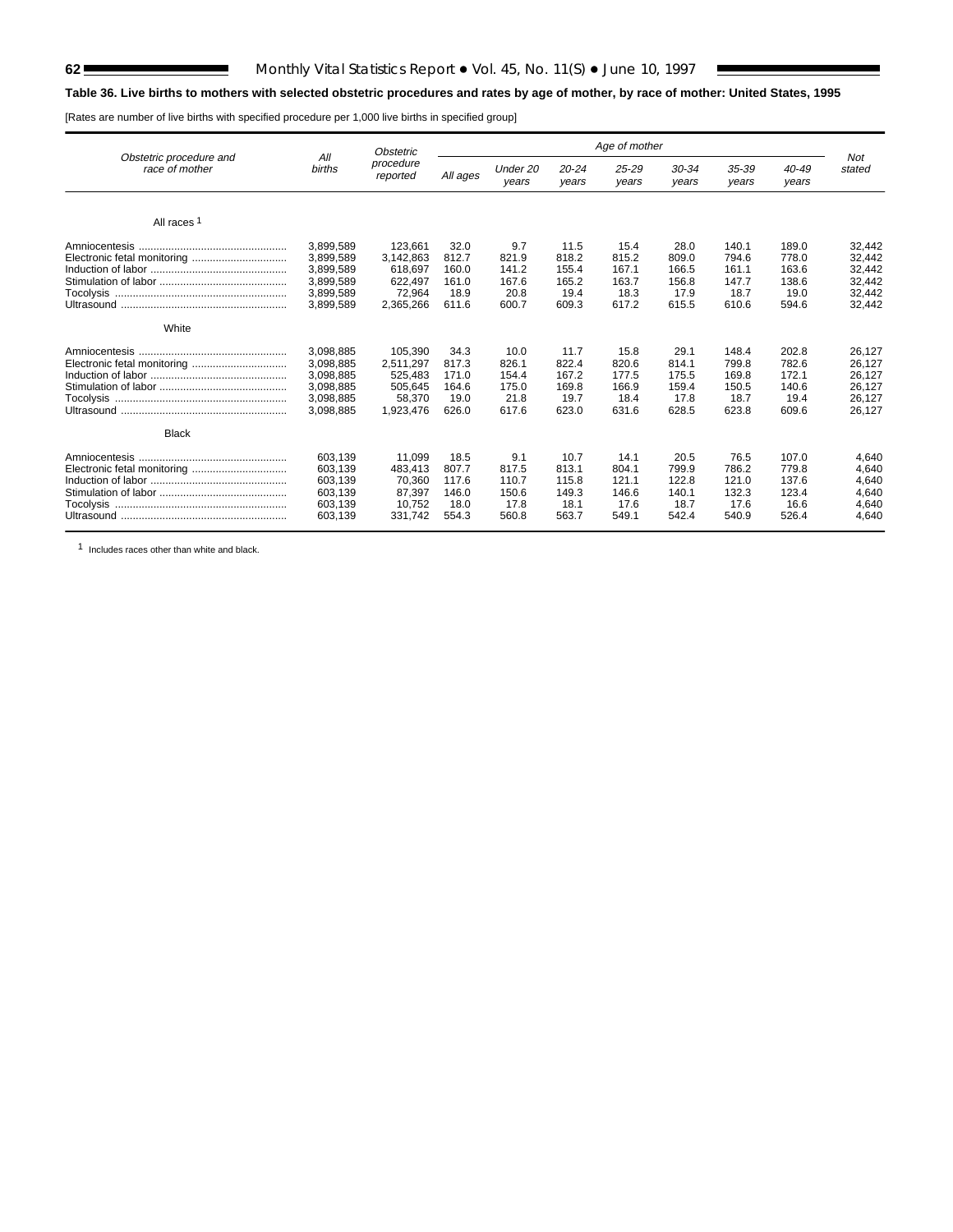**Table 36. Live births to mothers with selected obstetric procedures and rates by age of mother, by race of mother: United States, 1995**

[Rates are number of live births with specified procedure per 1,000 live births in specified group]

| Obstetric procedure and race of mother | All births | Obstetric procedure reported | Age of mother | | | | | | | | Not stated |
|---|---|---|---|---|---|---|---|---|---|---|---|
| | | | All ages | Under 20 years | 20-24 years | 25-29 years | 30-34 years | 35-39 years | 40-49 years | | |
| **All races [1]** | | | | | | | | | | | |
| Amniocentesis | 3,899,589 | 123,661 | 32.0 | 9.7 | 11.5 | 15.4 | 28.0 | 140.1 | 189.0 | | 32,442 |
| Electronic fetal monitoring | 3,899,589 | 3,142,863 | 812.7 | 821.9 | 818.2 | 815.2 | 809.0 | 794.6 | 778.0 | | 32,442 |
| Induction of labor | 3,899,589 | 618,697 | 160.0 | 141.2 | 155.4 | 167.1 | 166.5 | 161.1 | 163.6 | | 32,442 |
| Stimulation of labor | 3,899,589 | 622,497 | 161.0 | 167.6 | 165.2 | 163.7 | 156.8 | 147.7 | 138.6 | | 32,442 |
| Tocolysis | 3,899,589 | 72,964 | 18.9 | 20.8 | 19.4 | 18.3 | 17.9 | 18.7 | 19.0 | | 32,442 |
| Ultrasound | 3,899,589 | 2,365,266 | 611.6 | 600.7 | 609.3 | 617.2 | 615.5 | 610.6 | 594.6 | | 32,442 |
| **White** | | | | | | | | | | | |
| Amniocentesis | 3,098,885 | 105,390 | 34.3 | 10.0 | 11.7 | 15.8 | 29.1 | 148.4 | 202.8 | | 26,127 |
| Electronic fetal monitoring | 3,098,885 | 2,511,297 | 817.3 | 826.1 | 822.4 | 820.6 | 814.1 | 799.8 | 782.6 | | 26,127 |
| Induction of labor | 3,098,885 | 525,483 | 171.0 | 154.4 | 167.2 | 177.5 | 175.5 | 169.8 | 172.1 | | 26,127 |
| Stimulation of labor | 3,098,885 | 505,645 | 164.6 | 175.0 | 169.8 | 166.9 | 159.4 | 150.5 | 140.6 | | 26,127 |
| Tocolysis | 3,098,885 | 58,370 | 19.0 | 21.8 | 19.7 | 18.4 | 17.8 | 18.7 | 19.4 | | 26,127 |
| Ultrasound | 3,098,885 | 1,923,476 | 626.0 | 617.6 | 623.0 | 631.6 | 628.5 | 623.8 | 609.6 | | 26,127 |
| **Black** | | | | | | | | | | | |
| Amniocentesis | 603,139 | 11,099 | 18.5 | 9.1 | 10.7 | 14.1 | 20.5 | 76.5 | 107.0 | | 4,640 |
| Electronic fetal monitoring | 603,139 | 483,413 | 807.7 | 817.5 | 813.1 | 804.1 | 799.9 | 786.2 | 779.8 | | 4,640 |
| Induction of labor | 603,139 | 70,360 | 117.6 | 110.7 | 115.8 | 121.1 | 122.8 | 121.0 | 137.6 | | 4,640 |
| Stimulation of labor | 603,139 | 87,397 | 146.0 | 150.6 | 149.3 | 146.6 | 140.1 | 132.3 | 123.4 | | 4,640 |
| Tocolysis | 603,139 | 10,752 | 18.0 | 17.8 | 18.1 | 17.6 | 18.7 | 17.6 | 16.6 | | 4,640 |
| Ultrasound | 603,139 | 331,742 | 554.3 | 560.8 | 563.7 | 549.1 | 542.4 | 540.9 | 526.4 | | 4,640 |

[1] Includes races other than white and black.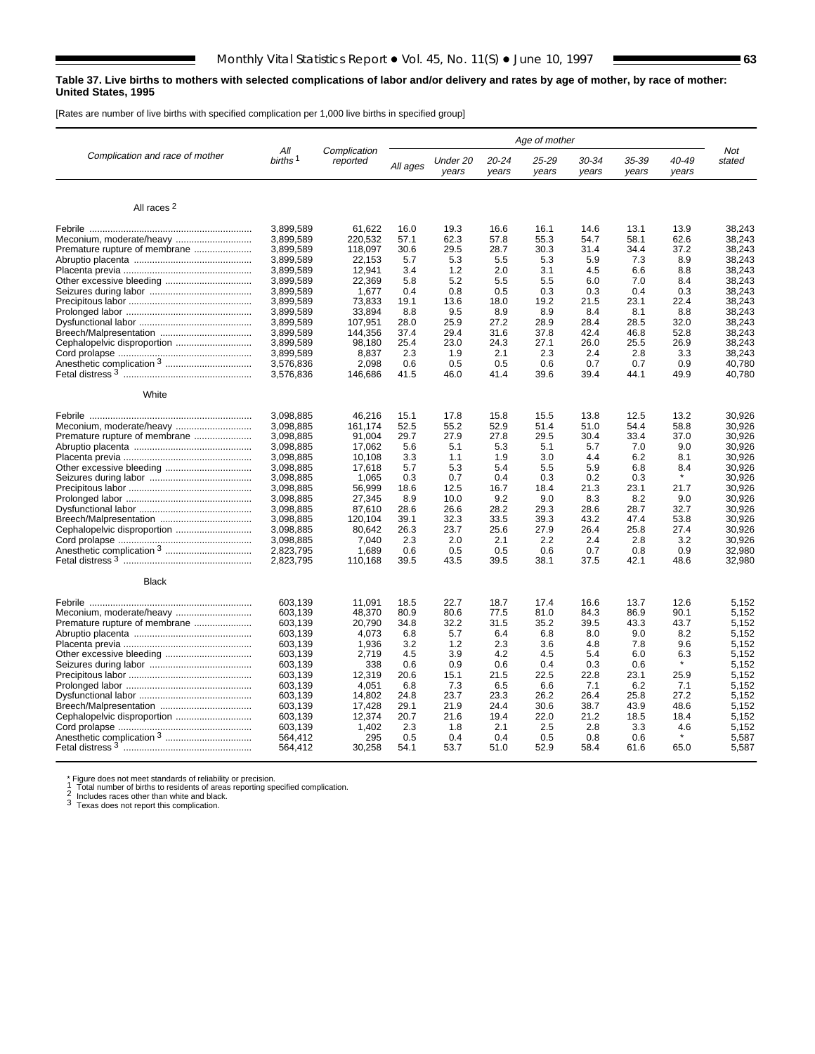**Table 37. Live births to mothers with selected complications of labor and/or delivery and rates by age of mother, by race of mother: United States, 1995**

[Rates are number of live births with specified complication per 1,000 live births in specified group]

| Complication and race of mother | All births [1] | Complication reported | Age of mother | | | | | | | | Not stated |
|---|---|---|---|---|---|---|---|---|---|---|---|
| | | | All ages | Under 20 years | 20-24 years | 25-29 years | 30-34 years | 35-39 years | 40-49 years | | |
| **All races [2]** | | | | | | | | | | | |
| Febrile | 3,899,589 | 61,622 | 16.0 | 19.3 | 16.6 | 16.1 | 14.6 | 13.1 | 13.9 | | 38,243 |
| Meconium, moderate/heavy | 3,899,589 | 220,532 | 57.1 | 62.3 | 57.8 | 55.3 | 54.7 | 58.1 | 62.6 | | 38,243 |
| Premature rupture of membrane | 3,899,589 | 118,097 | 30.6 | 29.5 | 28.7 | 30.3 | 31.4 | 34.4 | 37.2 | | 38,243 |
| Abruptio placenta | 3,899,589 | 22,153 | 5.7 | 5.3 | 5.5 | 5.3 | 5.9 | 7.3 | 8.9 | | 38,243 |
| Placenta previa | 3,899,589 | 12,941 | 3.4 | 1.2 | 2.0 | 3.1 | 4.5 | 6.6 | 8.8 | | 38,243 |
| Other excessive bleeding | 3,899,589 | 22,369 | 5.8 | 5.2 | 5.5 | 5.5 | 6.0 | 7.0 | 8.4 | | 38,243 |
| Seizures during labor | 3,899,589 | 1,677 | 0.4 | 0.8 | 0.5 | 0.3 | 0.3 | 0.4 | 0.3 | | 38,243 |
| Precipitous labor | 3,899,589 | 73,833 | 19.1 | 13.6 | 18.0 | 19.2 | 21.5 | 23.1 | 22.4 | | 38,243 |
| Prolonged labor | 3,899,589 | 33,894 | 8.8 | 9.5 | 8.9 | 8.9 | 8.4 | 8.1 | 8.8 | | 38,243 |
| Dysfunctional labor | 3,899,589 | 107,951 | 28.0 | 25.9 | 27.2 | 28.9 | 28.4 | 28.5 | 32.0 | | 38,243 |
| Breech/Malpresentation | 3,899,589 | 144,356 | 37.4 | 29.4 | 31.6 | 37.8 | 42.4 | 46.8 | 52.8 | | 38,243 |
| Cephalopelvic disproportion | 3,899,589 | 98,180 | 25.4 | 23.0 | 24.3 | 27.1 | 26.0 | 25.5 | 26.9 | | 38,243 |
| Cord prolapse | 3,899,589 | 8,837 | 2.3 | 1.9 | 2.1 | 2.3 | 2.4 | 2.8 | 3.3 | | 38,243 |
| Anesthetic complication [3] | 3,576,836 | 2,098 | 0.6 | 0.5 | 0.5 | 0.6 | 0.7 | 0.7 | 0.9 | | 40,780 |
| Fetal distress [3] | 3,576,836 | 146,686 | 41.5 | 46.0 | 41.4 | 39.6 | 39.4 | 44.1 | 49.9 | | 40,780 |
| **White** | | | | | | | | | | | |
| Febrile | 3,098,885 | 46,216 | 15.1 | 17.8 | 15.8 | 15.5 | 13.8 | 12.5 | 13.2 | | 30,926 |
| Meconium, moderate/heavy | 3,098,885 | 161,174 | 52.5 | 55.2 | 52.9 | 51.4 | 51.0 | 54.4 | 58.8 | | 30,926 |
| Premature rupture of membrane | 3,098,885 | 91,004 | 29.7 | 27.9 | 27.8 | 29.5 | 30.4 | 33.4 | 37.0 | | 30,926 |
| Abruptio placenta | 3,098,885 | 17,062 | 5.6 | 5.1 | 5.3 | 5.1 | 5.7 | 7.0 | 9.0 | | 30,926 |
| Placenta previa | 3,098,885 | 10,108 | 3.3 | 1.1 | 1.9 | 3.0 | 4.4 | 6.2 | 8.1 | | 30,926 |
| Other excessive bleeding | 3,098,885 | 17,618 | 5.7 | 5.3 | 5.4 | 5.5 | 5.9 | 6.8 | 8.4 | | 30,926 |
| Seizures during labor | 3,098,885 | 1,065 | 0.3 | 0.7 | 0.4 | 0.3 | 0.2 | 0.3 | * | | 30,926 |
| Precipitous labor | 3,098,885 | 56,999 | 18.6 | 12.5 | 16.7 | 18.4 | 21.3 | 23.1 | 21.7 | | 30,926 |
| Prolonged labor | 3,098,885 | 27,345 | 8.9 | 10.0 | 9.2 | 9.0 | 8.3 | 8.2 | 9.0 | | 30,926 |
| Dysfunctional labor | 3,098,885 | 87,610 | 28.6 | 26.6 | 28.2 | 29.3 | 28.6 | 28.7 | 32.7 | | 30,926 |
| Breech/Malpresentation | 3,098,885 | 120,104 | 39.1 | 32.3 | 33.5 | 39.3 | 43.2 | 47.4 | 53.8 | | 30,926 |
| Cephalopelvic disproportion | 3,098,885 | 80,642 | 26.3 | 23.7 | 25.6 | 27.9 | 26.4 | 25.8 | 27.4 | | 30,926 |
| Cord prolapse | 3,098,885 | 7,040 | 2.3 | 2.0 | 2.1 | 2.2 | 2.4 | 2.8 | 3.2 | | 30,926 |
| Anesthetic complication [3] | 2,823,795 | 1,689 | 0.6 | 0.5 | 0.5 | 0.6 | 0.7 | 0.8 | 0.9 | | 32,980 |
| Fetal distress [3] | 2,823,795 | 110,168 | 39.5 | 43.5 | 39.5 | 38.1 | 37.5 | 42.1 | 48.6 | | 32,980 |
| **Black** | | | | | | | | | | | |
| Febrile | 603,139 | 11,091 | 18.5 | 22.7 | 18.7 | 17.4 | 16.6 | 13.7 | 12.6 | | 5,152 |
| Meconium, moderate/heavy | 603,139 | 48,370 | 80.9 | 80.6 | 77.5 | 81.0 | 84.3 | 86.9 | 90.1 | | 5,152 |
| Premature rupture of membrane | 603,139 | 20,790 | 34.8 | 32.2 | 31.5 | 35.2 | 39.5 | 43.3 | 43.7 | | 5,152 |
| Abruptio placenta | 603,139 | 4,073 | 6.8 | 5.7 | 6.4 | 6.8 | 8.0 | 9.0 | 8.2 | | 5,152 |
| Placenta previa | 603,139 | 1,936 | 3.2 | 1.2 | 2.3 | 3.6 | 4.8 | 7.8 | 9.6 | | 5,152 |
| Other excessive bleeding | 603,139 | 2,719 | 4.5 | 3.9 | 4.2 | 4.5 | 5.4 | 6.0 | 6.3 | | 5,152 |
| Seizures during labor | 603,139 | 338 | 0.6 | 0.9 | 0.6 | 0.4 | 0.3 | 0.6 | * | | 5,152 |
| Precipitous labor | 603,139 | 12,319 | 20.6 | 15.1 | 21.5 | 22.5 | 22.8 | 23.1 | 25.9 | | 5,152 |
| Prolonged labor | 603,139 | 4,051 | 6.8 | 7.3 | 6.5 | 6.6 | 7.1 | 6.2 | 7.1 | | 5,152 |
| Dysfunctional labor | 603,139 | 14,802 | 24.8 | 23.7 | 23.3 | 26.2 | 26.4 | 25.8 | 27.2 | | 5,152 |
| Breech/Malpresentation | 603,139 | 17,428 | 29.1 | 21.9 | 24.4 | 30.6 | 38.7 | 43.9 | 48.6 | | 5,152 |
| Cephalopelvic disproportion | 603,139 | 12,374 | 20.7 | 21.6 | 19.4 | 22.0 | 21.2 | 18.5 | 18.4 | | 5,152 |
| Cord prolapse | 603,139 | 1,402 | 2.3 | 1.8 | 2.1 | 2.5 | 2.8 | 3.3 | 4.6 | | 5,152 |
| Anesthetic complication [3] | 564,412 | 295 | 0.5 | 0.4 | 0.4 | 0.5 | 0.8 | 0.6 | * | | 5,587 |
| Fetal distress [3] | 564,412 | 30,258 | 54.1 | 53.7 | 51.0 | 52.9 | 58.4 | 61.6 | 65.0 | | 5,587 |

\* Figure does not meet standards of reliability or precision.
[1] Total number of births to residents of areas reporting specified complication.
[2] Includes races other than white and black.
[3] Texas does not report this complication.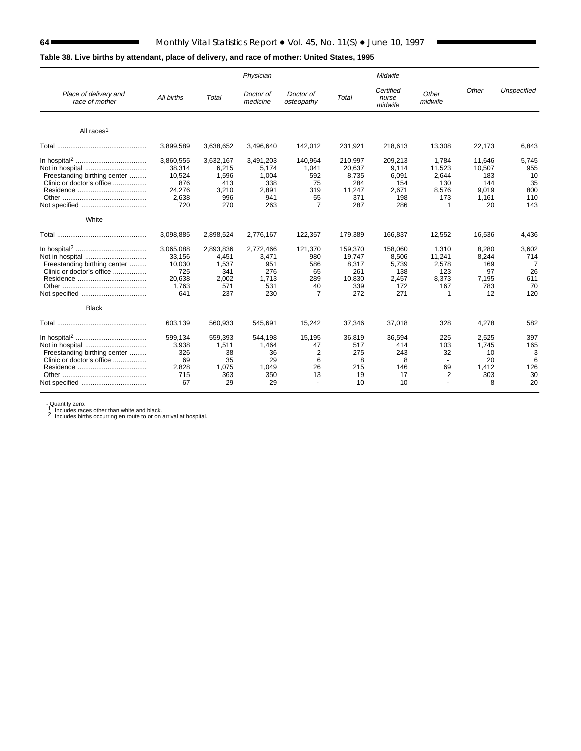**Table 38. Live births by attendant, place of delivery, and race of mother: United States, 1995**

| Place of delivery and race of mother | All births | Physician | | | Midwife | | | Other | Unspecified |
|---|---|---|---|---|---|---|---|---|---|
| | | Total | Doctor of medicine | Doctor of osteopathy | Total | Certified nurse midwife | Other midwife | | |
| **All races[1]** | | | | | | | | | |
| Total | 3,899,589 | 3,638,652 | 3,496,640 | 142,012 | 231,921 | 218,613 | 13,308 | 22,173 | 6,843 |
| In hospital[2] | 3,860,555 | 3,632,167 | 3,491,203 | 140,964 | 210,997 | 209,213 | 1,784 | 11,646 | 5,745 |
| Not in hospital | 38,314 | 6,215 | 5,174 | 1,041 | 20,637 | 9,114 | 11,523 | 10,507 | 955 |
| Freestanding birthing center | 10,524 | 1,596 | 1,004 | 592 | 8,735 | 6,091 | 2,644 | 183 | 10 |
| Clinic or doctor's office | 876 | 413 | 338 | 75 | 284 | 154 | 130 | 144 | 35 |
| Residence | 24,276 | 3,210 | 2,891 | 319 | 11,247 | 2,671 | 8,576 | 9,019 | 800 |
| Other | 2,638 | 996 | 941 | 55 | 371 | 198 | 173 | 1,161 | 110 |
| Not specified | 720 | 270 | 263 | 7 | 287 | 286 | 1 | 20 | 143 |
| **White** | | | | | | | | | |
| Total | 3,098,885 | 2,898,524 | 2,776,167 | 122,357 | 179,389 | 166,837 | 12,552 | 16,536 | 4,436 |
| In hospital[2] | 3,065,088 | 2,893,836 | 2,772,466 | 121,370 | 159,370 | 158,060 | 1,310 | 8,280 | 3,602 |
| Not in hospital | 33,156 | 4,451 | 3,471 | 980 | 19,747 | 8,506 | 11,241 | 8,244 | 714 |
| Freestanding birthing center | 10,030 | 1,537 | 951 | 586 | 8,317 | 5,739 | 2,578 | 169 | 7 |
| Clinic or doctor's office | 725 | 341 | 276 | 65 | 261 | 138 | 123 | 97 | 26 |
| Residence | 20,638 | 2,002 | 1,713 | 289 | 10,830 | 2,457 | 8,373 | 7,195 | 611 |
| Other | 1,763 | 571 | 531 | 40 | 339 | 172 | 167 | 783 | 70 |
| Not specified | 641 | 237 | 230 | 7 | 272 | 271 | 1 | 12 | 120 |
| **Black** | | | | | | | | | |
| Total | 603,139 | 560,933 | 545,691 | 15,242 | 37,346 | 37,018 | 328 | 4,278 | 582 |
| In hospital[2] | 599,134 | 559,393 | 544,198 | 15,195 | 36,819 | 36,594 | 225 | 2,525 | 397 |
| Not in hospital | 3,938 | 1,511 | 1,464 | 47 | 517 | 414 | 103 | 1,745 | 165 |
| Freestanding birthing center | 326 | 38 | 36 | 2 | 275 | 243 | 32 | 10 | 3 |
| Clinic or doctor's office | 69 | 35 | 29 | 6 | 8 | 8 | - | 20 | 6 |
| Residence | 2,828 | 1,075 | 1,049 | 26 | 215 | 146 | 69 | 1,412 | 126 |
| Other | 715 | 363 | 350 | 13 | 19 | 17 | 2 | 303 | 30 |
| Not specified | 67 | 29 | 29 | - | 10 | 10 | - | 8 | 20 |

- Quantity zero.
[1] Includes races other than white and black.
[2] Includes births occurring en route to or on arrival at hospital.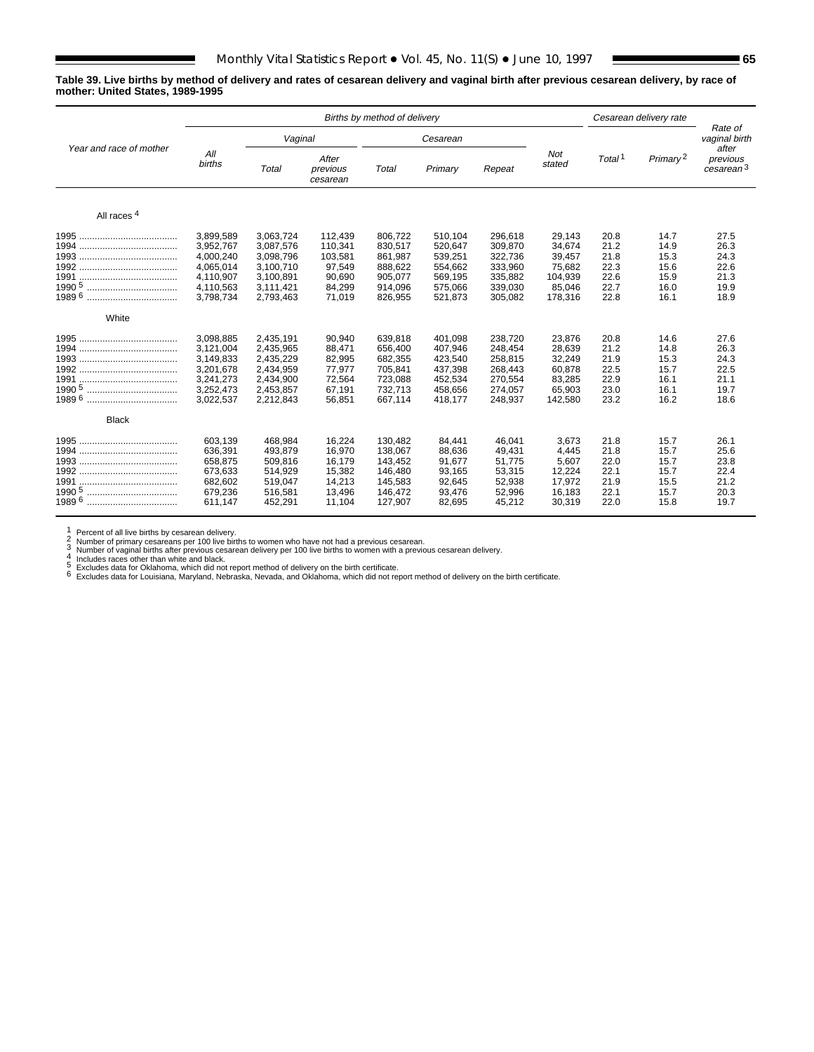**Table 39. Live births by method of delivery and rates of cesarean delivery and vaginal birth after previous cesarean delivery, by race of mother: United States, 1989-1995**

| Year and race of mother | Births by method of delivery | | | | | | | Cesarean delivery rate | | Rate of vaginal birth after previous cesarean[3] |
|---|---|---|---|---|---|---|---|---|---|---|
| | All births | Vaginal | | Cesarean | | | Not stated | Total[1] | Primary[2] | |
| | | Total | After previous cesarean | Total | Primary | Repeat | | | | |
| **All races[4]** | | | | | | | | | | |
| 1995 | 3,899,589 | 3,063,724 | 112,439 | 806,722 | 510,104 | 296,618 | 29,143 | 20.8 | 14.7 | 27.5 |
| 1994 | 3,952,767 | 3,087,576 | 110,341 | 830,517 | 520,647 | 309,870 | 34,674 | 21.2 | 14.9 | 26.3 |
| 1993 | 4,000,240 | 3,098,796 | 103,581 | 861,987 | 539,251 | 322,736 | 39,457 | 21.8 | 15.3 | 24.3 |
| 1992 | 4,065,014 | 3,100,710 | 97,549 | 888,622 | 554,662 | 333,960 | 75,682 | 22.3 | 15.6 | 22.6 |
| 1991 | 4,110,907 | 3,100,891 | 90,690 | 905,077 | 569,195 | 335,882 | 104,939 | 22.6 | 15.9 | 21.3 |
| 1990[5] | 4,110,563 | 3,111,421 | 84,299 | 914,096 | 575,066 | 339,030 | 85,046 | 22.7 | 16.0 | 19.9 |
| 1989[6] | 3,798,734 | 2,793,463 | 71,019 | 826,955 | 521,873 | 305,082 | 178,316 | 22.8 | 16.1 | 18.9 |
| **White** | | | | | | | | | | |
| 1995 | 3,098,885 | 2,435,191 | 90,940 | 639,818 | 401,098 | 238,720 | 23,876 | 20.8 | 14.6 | 27.6 |
| 1994 | 3,121,004 | 2,435,965 | 88,471 | 656,400 | 407,946 | 248,454 | 28,639 | 21.2 | 14.8 | 26.3 |
| 1993 | 3,149,833 | 2,435,229 | 82,995 | 682,355 | 423,540 | 258,815 | 32,249 | 21.9 | 15.3 | 24.3 |
| 1992 | 3,201,678 | 2,434,959 | 77,977 | 705,841 | 437,398 | 268,443 | 60,878 | 22.5 | 15.7 | 22.5 |
| 1991 | 3,241,273 | 2,434,900 | 72,564 | 723,088 | 452,534 | 270,554 | 83,285 | 22.9 | 16.1 | 21.1 |
| 1990[5] | 3,252,473 | 2,453,857 | 67,191 | 732,713 | 458,656 | 274,057 | 65,903 | 23.0 | 16.1 | 19.7 |
| 1989[6] | 3,022,537 | 2,212,843 | 56,851 | 667,114 | 418,177 | 248,937 | 142,580 | 23.2 | 16.2 | 18.6 |
| **Black** | | | | | | | | | | |
| 1995 | 603,139 | 468,984 | 16,224 | 130,482 | 84,441 | 46,041 | 3,673 | 21.8 | 15.7 | 26.1 |
| 1994 | 636,391 | 493,879 | 16,970 | 138,067 | 88,636 | 49,431 | 4,445 | 21.8 | 15.7 | 25.6 |
| 1993 | 658,875 | 509,816 | 16,179 | 143,452 | 91,677 | 51,775 | 5,607 | 22.0 | 15.7 | 23.8 |
| 1992 | 673,633 | 514,929 | 15,382 | 146,480 | 93,165 | 53,315 | 12,224 | 22.1 | 15.7 | 22.4 |
| 1991 | 682,602 | 519,047 | 14,213 | 145,583 | 92,645 | 52,938 | 17,972 | 21.9 | 15.5 | 21.2 |
| 1990[5] | 679,236 | 516,581 | 13,496 | 146,472 | 93,476 | 52,996 | 16,183 | 22.1 | 15.7 | 20.3 |
| 1989[6] | 611,147 | 452,291 | 11,104 | 127,907 | 82,695 | 45,212 | 30,319 | 22.0 | 15.8 | 19.7 |

[1] Percent of all live births by cesarean delivery.
[2] Number of primary cesareans per 100 live births to women who have not had a previous cesarean.
[3] Number of vaginal births after previous cesarean delivery per 100 live births to women with a previous cesarean delivery.
[4] Includes races other than white and black.
[5] Excludes data for Oklahoma, which did not report method of delivery on the birth certificate.
[6] Excludes data for Louisiana, Maryland, Nebraska, Nevada, and Oklahoma, which did not report method of delivery on the birth certificate.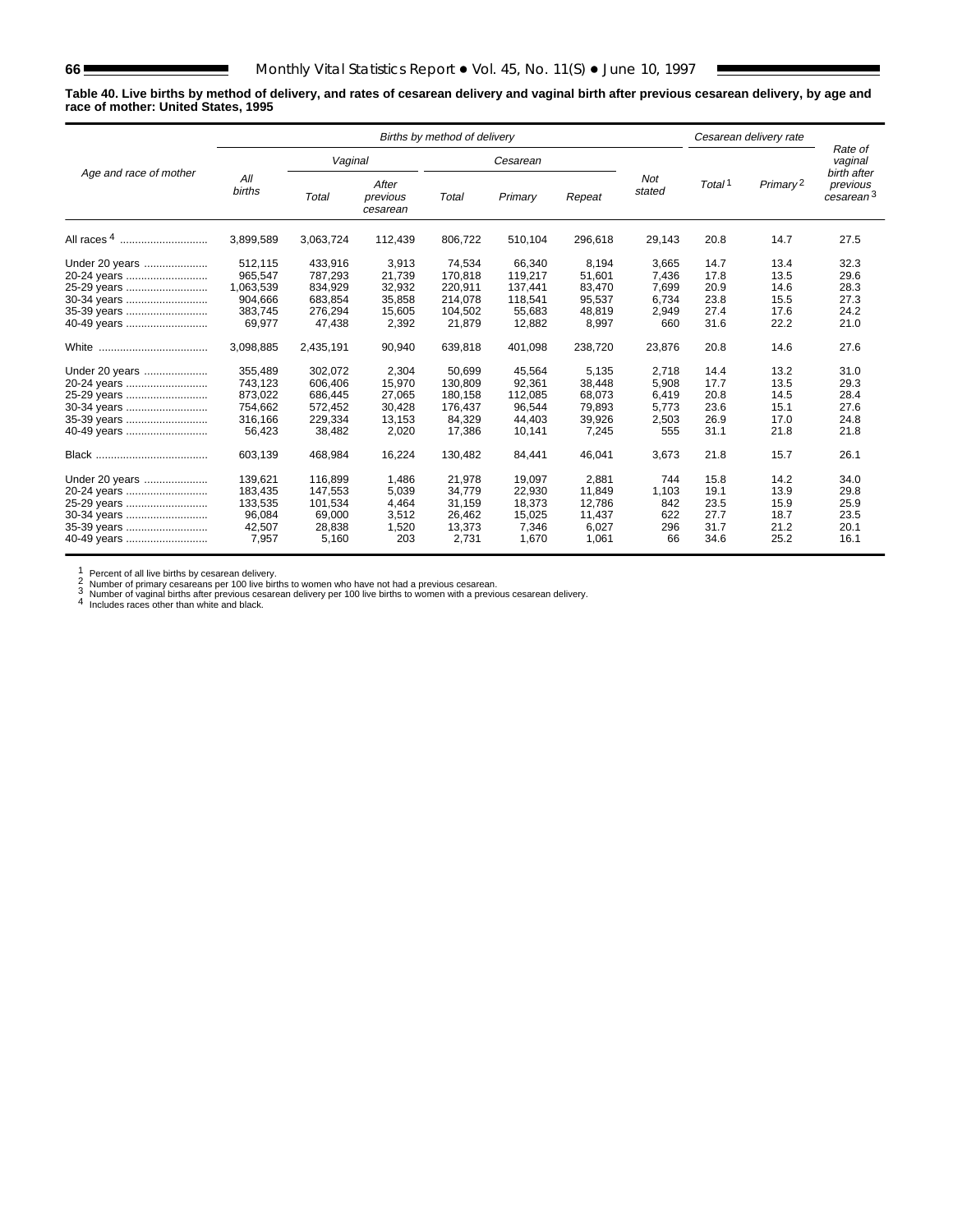**Table 40. Live births by method of delivery, and rates of cesarean delivery and vaginal birth after previous cesarean delivery, by age and race of mother: United States, 1995**

| Age and race of mother | Births by method of delivery | | | | | | | Cesarean delivery rate | | Rate of vaginal birth after previous cesarean[3] |
|---|---|---|---|---|---|---|---|---|---|---|
| | All births | Vaginal | | Cesarean | | | Not stated | Total[1] | Primary[2] | |
| | | Total | After previous cesarean | Total | Primary | Repeat | | | | |
| All races[4] | 3,899,589 | 3,063,724 | 112,439 | 806,722 | 510,104 | 296,618 | 29,143 | 20.8 | 14.7 | 27.5 |
| Under 20 years | 512,115 | 433,916 | 3,913 | 74,534 | 66,340 | 8,194 | 3,665 | 14.7 | 13.4 | 32.3 |
| 20-24 years | 965,547 | 787,293 | 21,739 | 170,818 | 119,217 | 51,601 | 7,436 | 17.8 | 13.5 | 29.6 |
| 25-29 years | 1,063,539 | 834,929 | 32,932 | 220,911 | 137,441 | 83,470 | 7,699 | 20.9 | 14.6 | 28.3 |
| 30-34 years | 904,666 | 683,854 | 35,858 | 214,078 | 118,541 | 95,537 | 6,734 | 23.8 | 15.5 | 27.3 |
| 35-39 years | 383,745 | 276,294 | 15,605 | 104,502 | 55,683 | 48,819 | 2,949 | 27.4 | 17.6 | 24.2 |
| 40-49 years | 69,977 | 47,438 | 2,392 | 21,879 | 12,882 | 8,997 | 660 | 31.6 | 22.2 | 21.0 |
| White | 3,098,885 | 2,435,191 | 90,940 | 639,818 | 401,098 | 238,720 | 23,876 | 20.8 | 14.6 | 27.6 |
| Under 20 years | 355,489 | 302,072 | 2,304 | 50,699 | 45,564 | 5,135 | 2,718 | 14.4 | 13.2 | 31.0 |
| 20-24 years | 743,123 | 606,406 | 15,970 | 130,809 | 92,361 | 38,448 | 5,908 | 17.7 | 13.5 | 29.3 |
| 25-29 years | 873,022 | 686,445 | 27,065 | 180,158 | 112,085 | 68,073 | 6,419 | 20.8 | 14.5 | 28.4 |
| 30-34 years | 754,662 | 572,452 | 30,428 | 176,437 | 96,544 | 79,893 | 5,773 | 23.6 | 15.1 | 27.6 |
| 35-39 years | 316,166 | 229,334 | 13,153 | 84,329 | 44,403 | 39,926 | 2,503 | 26.9 | 17.0 | 24.8 |
| 40-49 years | 56,423 | 38,482 | 2,020 | 17,386 | 10,141 | 7,245 | 555 | 31.1 | 21.8 | 21.8 |
| Black | 603,139 | 468,984 | 16,224 | 130,482 | 84,441 | 46,041 | 3,673 | 21.8 | 15.7 | 26.1 |
| Under 20 years | 139,621 | 116,899 | 1,486 | 21,978 | 19,097 | 2,881 | 744 | 15.8 | 14.2 | 34.0 |
| 20-24 years | 183,435 | 147,553 | 5,039 | 34,779 | 22,930 | 11,849 | 1,103 | 19.1 | 13.9 | 29.8 |
| 25-29 years | 133,535 | 101,534 | 4,464 | 31,159 | 18,373 | 12,786 | 842 | 23.5 | 15.9 | 25.9 |
| 30-34 years | 96,084 | 69,000 | 3,512 | 26,462 | 15,025 | 11,437 | 622 | 27.7 | 18.7 | 23.5 |
| 35-39 years | 42,507 | 28,838 | 1,520 | 13,373 | 7,346 | 6,027 | 296 | 31.7 | 21.2 | 20.1 |
| 40-49 years | 7,957 | 5,160 | 203 | 2,731 | 1,670 | 1,061 | 66 | 34.6 | 25.2 | 16.1 |

[1] Percent of all live births by cesarean delivery.
[2] Number of primary cesareans per 100 live births to women who have not had a previous cesarean.
[3] Number of vaginal births after previous cesarean delivery per 100 live births to women with a previous cesarean delivery.
[4] Includes races other than white and black.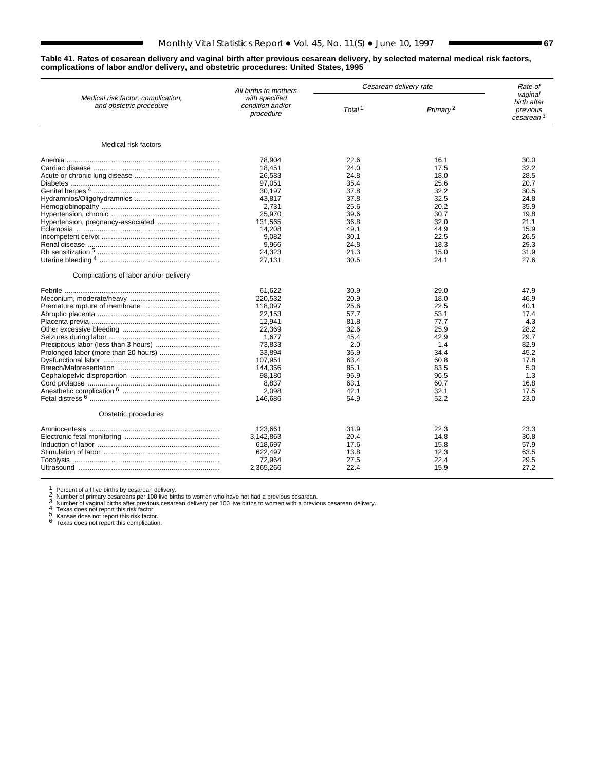**Table 41. Rates of cesarean delivery and vaginal birth after previous cesarean delivery, by selected maternal medical risk factors, complications of labor and/or delivery, and obstetric procedures: United States, 1995**

| *Medical risk factor, complication, and obstetric procedure* | *All births to mothers with specified condition and/or procedure* | *Cesarean delivery rate* | | *Rate of vaginal birth after previous cesarean*[3] |
|---|---|---|---|---|
| | | *Total*[1] | *Primary*[2] | |
| Medical risk factors | | | | |
| Anemia | 78,904 | 22.6 | 16.1 | 30.0 |
| Cardiac disease | 18,451 | 24.0 | 17.5 | 32.2 |
| Acute or chronic lung disease | 26,583 | 24.8 | 18.0 | 28.5 |
| Diabetes | 97,051 | 35.4 | 25.6 | 20.7 |
| Genital herpes [4] | 30,197 | 37.8 | 32.2 | 30.5 |
| Hydramnios/Oligohydramnios | 43,817 | 37.8 | 32.5 | 24.8 |
| Hemoglobinopathy | 2,731 | 25.6 | 20.2 | 35.9 |
| Hypertension, chronic | 25,970 | 39.6 | 30.7 | 19.8 |
| Hypertension, pregnancy-associated | 131,565 | 36.8 | 32.0 | 21.1 |
| Eclampsia | 14,208 | 49.1 | 44.9 | 15.9 |
| Incompetent cervix | 9,082 | 30.1 | 22.5 | 26.5 |
| Renal disease | 9,966 | 24.8 | 18.3 | 29.3 |
| Rh sensitization [5] | 24,323 | 21.3 | 15.0 | 31.9 |
| Uterine bleeding [4] | 27,131 | 30.5 | 24.1 | 27.6 |
| Complications of labor and/or delivery | | | | |
| Febrile | 61,622 | 30.9 | 29.0 | 47.9 |
| Meconium, moderate/heavy | 220,532 | 20.9 | 18.0 | 46.9 |
| Premature rupture of membrane | 118,097 | 25.6 | 22.5 | 40.1 |
| Abruptio placenta | 22,153 | 57.7 | 53.1 | 17.4 |
| Placenta previa | 12,941 | 81.8 | 77.7 | 4.3 |
| Other excessive bleeding | 22,369 | 32.6 | 25.9 | 28.2 |
| Seizures during labor | 1,677 | 45.4 | 42.9 | 29.7 |
| Precipitous labor (less than 3 hours) | 73,833 | 2.0 | 1.4 | 82.9 |
| Prolonged labor (more than 20 hours) | 33,894 | 35.9 | 34.4 | 45.2 |
| Dysfunctional labor | 107,951 | 63.4 | 60.8 | 17.8 |
| Breech/Malpresentation | 144,356 | 85.1 | 83.5 | 5.0 |
| Cephalopelvic disproportion | 98,180 | 96.9 | 96.5 | 1.3 |
| Cord prolapse | 8,837 | 63.1 | 60.7 | 16.8 |
| Anesthetic complication [6] | 2,098 | 42.1 | 32.1 | 17.5 |
| Fetal distress [6] | 146,686 | 54.9 | 52.2 | 23.0 |
| Obstetric procedures | | | | |
| Amniocentesis | 123,661 | 31.9 | 22.3 | 23.3 |
| Electronic fetal monitoring | 3,142,863 | 20.4 | 14.8 | 30.8 |
| Induction of labor | 618,697 | 17.6 | 15.8 | 57.9 |
| Stimulation of labor | 622,497 | 13.8 | 12.3 | 63.5 |
| Tocolysis | 72,964 | 27.5 | 22.4 | 29.5 |
| Ultrasound | 2,365,266 | 22.4 | 15.9 | 27.2 |

[1] Percent of all live births by cesarean delivery.
[2] Number of primary cesareans per 100 live births to women who have not had a previous cesarean.
[3] Number of vaginal births after previous cesarean delivery per 100 live births to women with a previous cesarean delivery.
[4] Texas does not report this risk factor.
[5] Kansas does not report this risk factor.
[6] Texas does not report this complication.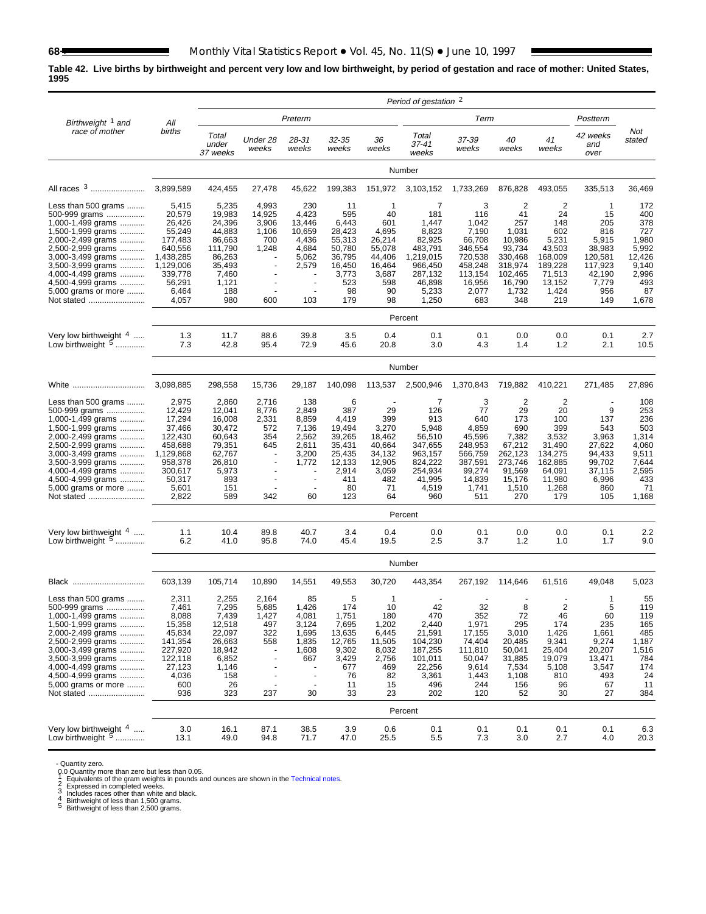**Table 42. Live births by birthweight and percent very low and low birthweight, by period of gestation and race of mother: United States, 1995**

| Birthweight [1] and race of mother | All births | Period of gestation [2] | | | | | | | | | | |
|---|---|---|---|---|---|---|---|---|---|---|---|---|
| | | Preterm | | | | | Term | | | | Postterm | |
| | | Total under 37 weeks | Under 28 weeks | 28-31 weeks | 32-35 weeks | 36 weeks | Total 37-41 weeks | 37-39 weeks | 40 weeks | 41 weeks | 42 weeks and over | Not stated |
| | Number | | | | | | | | | | | |
| All races [3] | 3,899,589 | 424,455 | 27,478 | 45,622 | 199,383 | 151,972 | 3,103,152 | 1,733,269 | 876,828 | 493,055 | 335,513 | 36,469 |
| Less than 500 grams | 5,415 | 5,235 | 4,993 | 230 | 11 | 1 | 7 | 3 | 2 | 2 | 1 | 172 |
| 500-999 grams | 20,579 | 19,983 | 14,925 | 4,423 | 595 | 40 | 181 | 116 | 41 | 24 | 15 | 400 |
| 1,000-1,499 grams | 26,426 | 24,396 | 3,906 | 13,446 | 6,443 | 601 | 1,447 | 1,042 | 257 | 148 | 205 | 378 |
| 1,500-1,999 grams | 55,249 | 44,883 | 1,106 | 10,659 | 28,423 | 4,695 | 8,823 | 7,190 | 1,031 | 602 | 816 | 727 |
| 2,000-2,499 grams | 177,483 | 86,663 | 700 | 4,436 | 55,313 | 26,214 | 82,925 | 66,708 | 10,986 | 5,231 | 5,915 | 1,980 |
| 2,500-2,999 grams | 640,556 | 111,790 | 1,248 | 4,684 | 50,780 | 55,078 | 483,791 | 346,554 | 93,734 | 43,503 | 38,983 | 5,992 |
| 3,000-3,499 grams | 1,438,285 | 86,263 | - | 5,062 | 36,795 | 44,406 | 1,219,015 | 720,538 | 330,468 | 168,009 | 120,581 | 12,426 |
| 3,500-3,999 grams | 1,129,006 | 35,493 | - | 2,579 | 16,450 | 16,464 | 966,450 | 458,248 | 318,974 | 189,228 | 117,923 | 9,140 |
| 4,000-4,499 grams | 339,778 | 7,460 | - | - | 3,773 | 3,687 | 287,132 | 113,154 | 102,465 | 71,513 | 42,190 | 2,996 |
| 4,500-4,999 grams | 56,291 | 1,121 | - | - | 523 | 598 | 46,898 | 16,956 | 16,790 | 13,152 | 7,779 | 493 |
| 5,000 grams or more | 6,464 | 188 | - | - | 98 | 90 | 5,233 | 2,077 | 1,732 | 1,424 | 956 | 87 |
| Not stated | 4,057 | 980 | 600 | 103 | 179 | 98 | 1,250 | 683 | 348 | 219 | 149 | 1,678 |
| | Percent | | | | | | | | | | | |
| Very low birthweight [4] | 1.3 | 11.7 | 88.6 | 39.8 | 3.5 | 0.4 | 0.1 | 0.1 | 0.0 | 0.0 | 0.1 | 2.7 |
| Low birthweight [5] | 7.3 | 42.8 | 95.4 | 72.9 | 45.6 | 20.8 | 3.0 | 4.3 | 1.4 | 1.2 | 2.1 | 10.5 |
| | Number | | | | | | | | | | | |
| White | 3,098,885 | 298,558 | 15,736 | 29,187 | 140,098 | 113,537 | 2,500,946 | 1,370,843 | 719,882 | 410,221 | 271,485 | 27,896 |
| Less than 500 grams | 2,975 | 2,860 | 2,716 | 138 | 6 | - | 7 | 3 | 2 | 2 | - | 108 |
| 500-999 grams | 12,429 | 12,041 | 8,776 | 2,849 | 387 | 29 | 126 | 77 | 29 | 20 | 9 | 253 |
| 1,000-1,499 grams | 17,294 | 16,008 | 2,331 | 8,859 | 4,419 | 399 | 913 | 640 | 173 | 100 | 137 | 236 |
| 1,500-1,999 grams | 37,466 | 30,472 | 572 | 7,136 | 19,494 | 3,270 | 5,948 | 4,859 | 690 | 399 | 543 | 503 |
| 2,000-2,499 grams | 122,430 | 60,643 | 354 | 2,562 | 39,265 | 18,462 | 56,510 | 45,596 | 7,382 | 3,532 | 3,963 | 1,314 |
| 2,500-2,999 grams | 458,688 | 79,351 | 645 | 2,611 | 35,431 | 40,664 | 347,655 | 248,953 | 67,212 | 31,490 | 27,622 | 4,060 |
| 3,000-3,499 grams | 1,129,868 | 62,767 | - | 3,200 | 25,435 | 34,132 | 963,157 | 566,759 | 262,123 | 134,275 | 94,433 | 9,511 |
| 3,500-3,999 grams | 958,378 | 26,810 | - | 1,772 | 12,133 | 12,905 | 824,222 | 387,591 | 273,746 | 162,885 | 99,702 | 7,644 |
| 4,000-4,499 grams | 300,617 | 5,973 | - | - | 2,914 | 3,059 | 254,934 | 99,274 | 91,569 | 64,091 | 37,115 | 2,595 |
| 4,500-4,999 grams | 50,317 | 893 | - | - | 411 | 482 | 41,995 | 14,839 | 15,176 | 11,980 | 6,996 | 433 |
| 5,000 grams or more | 5,601 | 151 | - | - | 80 | 71 | 4,519 | 1,741 | 1,510 | 1,268 | 860 | 71 |
| Not stated | 2,822 | 589 | 342 | 60 | 123 | 64 | 960 | 511 | 270 | 179 | 105 | 1,168 |
| | Percent | | | | | | | | | | | |
| Very low birthweight [4] | 1.1 | 10.4 | 89.8 | 40.7 | 3.4 | 0.4 | 0.0 | 0.1 | 0.0 | 0.0 | 0.1 | 2.2 |
| Low birthweight [5] | 6.2 | 41.0 | 95.8 | 74.0 | 45.4 | 19.5 | 2.5 | 3.7 | 1.2 | 1.0 | 1.7 | 9.0 |
| | Number | | | | | | | | | | | |
| Black | 603,139 | 105,714 | 10,890 | 14,551 | 49,553 | 30,720 | 443,354 | 267,192 | 114,646 | 61,516 | 49,048 | 5,023 |
| Less than 500 grams | 2,311 | 2,255 | 2,164 | 85 | 5 | 1 | - | - | - | - | 1 | 55 |
| 500-999 grams | 7,461 | 7,295 | 5,685 | 1,426 | 174 | 10 | 42 | 32 | 8 | 2 | 5 | 119 |
| 1,000-1,499 grams | 8,088 | 7,439 | 1,427 | 4,081 | 1,751 | 180 | 470 | 352 | 72 | 46 | 60 | 119 |
| 1,500-1,999 grams | 15,358 | 12,518 | 497 | 3,124 | 7,695 | 1,202 | 2,440 | 1,971 | 295 | 174 | 235 | 165 |
| 2,000-2,499 grams | 45,834 | 22,097 | 322 | 1,695 | 13,635 | 6,445 | 21,591 | 17,155 | 3,010 | 1,426 | 1,661 | 485 |
| 2,500-2,999 grams | 141,354 | 26,663 | 558 | 1,835 | 12,765 | 11,505 | 104,230 | 74,404 | 20,485 | 9,341 | 9,274 | 1,187 |
| 3,000-3,499 grams | 227,920 | 18,942 | - | 1,608 | 9,302 | 8,032 | 187,255 | 111,810 | 50,041 | 25,404 | 20,207 | 1,516 |
| 3,500-3,999 grams | 122,118 | 6,852 | - | 667 | 3,429 | 2,756 | 101,011 | 50,047 | 31,885 | 19,079 | 13,471 | 784 |
| 4,000-4,499 grams | 27,123 | 1,146 | - | - | 677 | 469 | 22,256 | 9,614 | 7,534 | 5,108 | 3,547 | 174 |
| 4,500-4,999 grams | 4,036 | 158 | - | - | 76 | 82 | 3,361 | 1,443 | 1,108 | 810 | 493 | 24 |
| 5,000 grams or more | 600 | 26 | - | - | 11 | 15 | 496 | 244 | 156 | 96 | 67 | 11 |
| Not stated | 936 | 323 | 237 | 30 | 33 | 23 | 202 | 120 | 52 | 30 | 27 | 384 |
| | Percent | | | | | | | | | | | |
| Very low birthweight [4] | 3.0 | 16.1 | 87.1 | 38.5 | 3.9 | 0.6 | 0.1 | 0.1 | 0.1 | 0.1 | 0.1 | 6.3 |
| Low birthweight [5] | 13.1 | 49.0 | 94.8 | 71.7 | 47.0 | 25.5 | 5.5 | 7.3 | 3.0 | 2.7 | 4.0 | 20.3 |

- Quantity zero.
0.0 Quantity more than zero but less than 0.05.
[1] Equivalents of the gram weights in pounds and ounces are shown in the Technical notes.
[2] Expressed in completed weeks.
[3] Includes races other than white and black.
[4] Birthweight of less than 1,500 grams.
[5] Birthweight of less than 2,500 grams.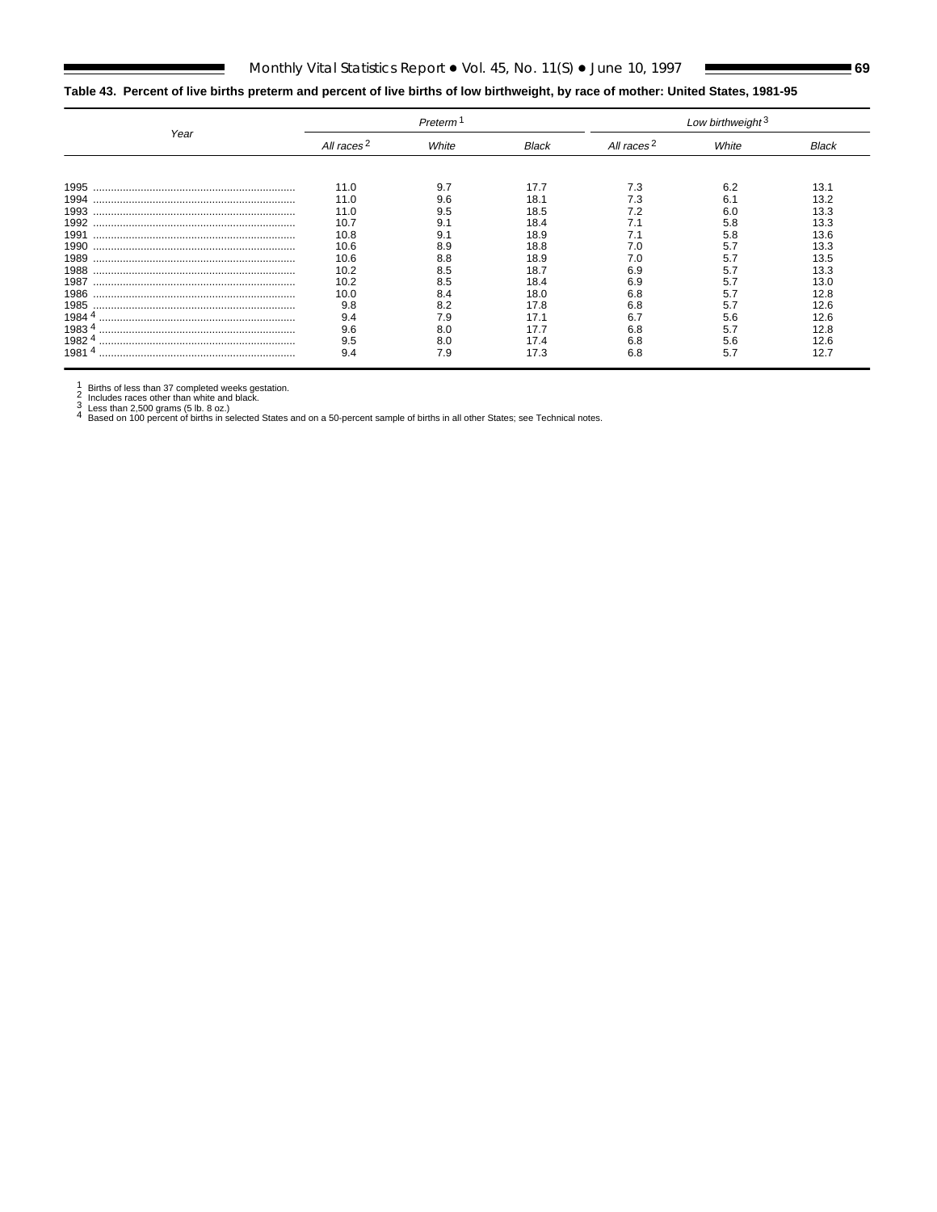**Table 43. Percent of live births preterm and percent of live births of low birthweight, by race of mother: United States, 1981-95**

| Year | Preterm [1] | | | Low birthweight [3] | | |
|---|---|---|---|---|---|---|
| | All races [2] | White | Black | All races [2] | White | Black |
| 1995 | 11.0 | 9.7 | 17.7 | 7.3 | 6.2 | 13.1 |
| 1994 | 11.0 | 9.6 | 18.1 | 7.3 | 6.1 | 13.2 |
| 1993 | 11.0 | 9.5 | 18.5 | 7.2 | 6.0 | 13.3 |
| 1992 | 10.7 | 9.1 | 18.4 | 7.1 | 5.8 | 13.3 |
| 1991 | 10.8 | 9.1 | 18.9 | 7.1 | 5.8 | 13.6 |
| 1990 | 10.6 | 8.9 | 18.8 | 7.0 | 5.7 | 13.3 |
| 1989 | 10.6 | 8.8 | 18.9 | 7.0 | 5.7 | 13.5 |
| 1988 | 10.2 | 8.5 | 18.7 | 6.9 | 5.7 | 13.3 |
| 1987 | 10.2 | 8.5 | 18.4 | 6.9 | 5.7 | 13.0 |
| 1986 | 10.0 | 8.4 | 18.0 | 6.8 | 5.7 | 12.8 |
| 1985 | 9.8 | 8.2 | 17.8 | 6.8 | 5.7 | 12.6 |
| 1984 [4] | 9.4 | 7.9 | 17.1 | 6.7 | 5.6 | 12.6 |
| 1983 [4] | 9.6 | 8.0 | 17.7 | 6.8 | 5.7 | 12.8 |
| 1982 [4] | 9.5 | 8.0 | 17.4 | 6.8 | 5.6 | 12.6 |
| 1981 [4] | 9.4 | 7.9 | 17.3 | 6.8 | 5.7 | 12.7 |

[1] Births of less than 37 completed weeks gestation.
[2] Includes races other than white and black.
[3] Less than 2,500 grams (5 lb. 8 oz.)
[4] Based on 100 percent of births in selected States and on a 50-percent sample of births in all other States; see Technical notes.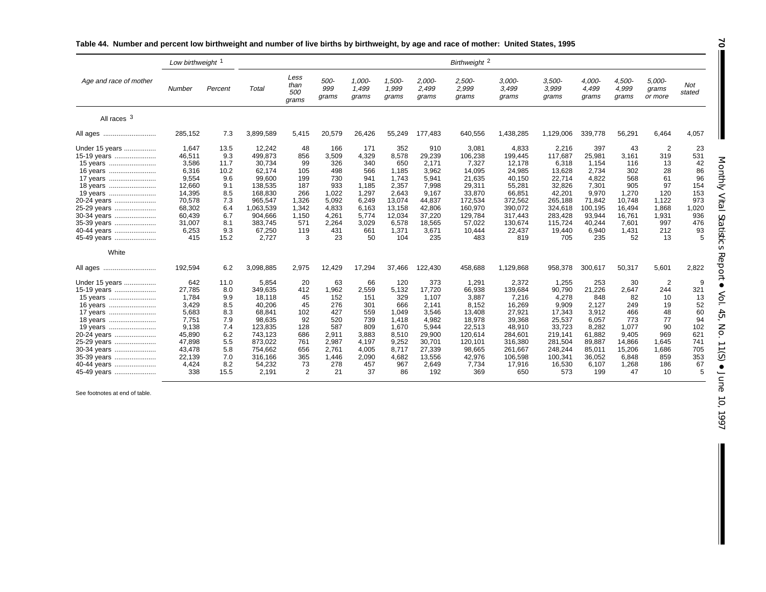**Table 44. Number and percent low birthweight and number of live births by birthweight, by age and race of mother: United States, 1995**

| Age and race of mother | Low birthweight [1] | | Birthweight [2] | | | | | | | | | | | | |
|---|---|---|---|---|---|---|---|---|---|---|---|---|---|---|---|
| | Number | Percent | Total | Less than 500 grams | 500-999 grams | 1,000-1,499 grams | 1,500-1,999 grams | 2,000-2,499 grams | 2,500-2,999 grams | 3,000-3,499 grams | 3,500-3,999 grams | 4,000-4,499 grams | 4,500-4,999 grams | 5,000-grams or more | Not stated |
| **All races [3]** | | | | | | | | | | | | | | | |
| All ages | 285,152 | 7.3 | 3,899,589 | 5,415 | 20,579 | 26,426 | 55,249 | 177,483 | 640,556 | 1,438,285 | 1,129,006 | 339,778 | 56,291 | 6,464 | 4,057 |
| Under 15 years | 1,647 | 13.5 | 12,242 | 48 | 166 | 171 | 352 | 910 | 3,081 | 4,833 | 2,216 | 397 | 43 | 2 | 23 |
| 15-19 years | 46,511 | 9.3 | 499,873 | 856 | 3,509 | 4,329 | 8,578 | 29,239 | 106,238 | 199,445 | 117,687 | 25,981 | 3,161 | 319 | 531 |
| 15 years | 3,586 | 11.7 | 30,734 | 99 | 326 | 340 | 650 | 2,171 | 7,327 | 12,178 | 6,318 | 1,154 | 116 | 13 | 42 |
| 16 years | 6,316 | 10.2 | 62,174 | 105 | 498 | 566 | 1,185 | 3,962 | 14,095 | 24,985 | 13,628 | 2,734 | 302 | 28 | 86 |
| 17 years | 9,554 | 9.6 | 99,600 | 199 | 730 | 941 | 1,743 | 5,941 | 21,635 | 40,150 | 22,714 | 4,822 | 568 | 61 | 96 |
| 18 years | 12,660 | 9.1 | 138,535 | 187 | 933 | 1,185 | 2,357 | 7,998 | 29,311 | 55,281 | 32,826 | 7,301 | 905 | 97 | 154 |
| 19 years | 14,395 | 8.5 | 168,830 | 266 | 1,022 | 1,297 | 2,643 | 9,167 | 33,870 | 66,851 | 42,201 | 9,970 | 1,270 | 120 | 153 |
| 20-24 years | 70,578 | 7.3 | 965,547 | 1,326 | 5,092 | 6,249 | 13,074 | 44,837 | 172,534 | 372,562 | 265,188 | 71,842 | 10,748 | 1,122 | 973 |
| 25-29 years | 68,302 | 6.4 | 1,063,539 | 1,342 | 4,833 | 6,163 | 13,158 | 42,806 | 160,970 | 390,072 | 324,618 | 100,195 | 16,494 | 1,868 | 1,020 |
| 30-34 years | 60,439 | 6.7 | 904,666 | 1,150 | 4,261 | 5,774 | 12,034 | 37,220 | 129,784 | 317,443 | 283,428 | 93,944 | 16,761 | 1,931 | 936 |
| 35-39 years | 31,007 | 8.1 | 383,745 | 571 | 2,264 | 3,029 | 6,578 | 18,565 | 57,022 | 130,674 | 115,724 | 40,244 | 7,601 | 997 | 476 |
| 40-44 years | 6,253 | 9.3 | 67,250 | 119 | 431 | 661 | 1,371 | 3,671 | 10,444 | 22,437 | 19,440 | 6,940 | 1,431 | 212 | 93 |
| 45-49 years | 415 | 15.2 | 2,727 | 3 | 23 | 50 | 104 | 235 | 483 | 819 | 705 | 235 | 52 | 13 | 5 |
| **White** | | | | | | | | | | | | | | | |
| All ages | 192,594 | 6.2 | 3,098,885 | 2,975 | 12,429 | 17,294 | 37,466 | 122,430 | 458,688 | 1,129,868 | 958,378 | 300,617 | 50,317 | 5,601 | 2,822 |
| Under 15 years | 642 | 11.0 | 5,854 | 20 | 63 | 66 | 120 | 373 | 1,291 | 2,372 | 1,255 | 253 | 30 | 2 | 9 |
| 15-19 years | 27,785 | 8.0 | 349,635 | 412 | 1,962 | 2,559 | 5,132 | 17,720 | 66,938 | 139,684 | 90,790 | 21,226 | 2,647 | 244 | 321 |
| 15 years | 1,784 | 9.9 | 18,118 | 45 | 152 | 151 | 329 | 1,107 | 3,887 | 7,216 | 4,278 | 848 | 82 | 10 | 13 |
| 16 years | 3,429 | 8.5 | 40,206 | 45 | 276 | 301 | 666 | 2,141 | 8,152 | 16,269 | 9,909 | 2,127 | 249 | 19 | 52 |
| 17 years | 5,683 | 8.3 | 68,841 | 102 | 427 | 559 | 1,049 | 3,546 | 13,408 | 27,921 | 17,343 | 3,912 | 466 | 48 | 60 |
| 18 years | 7,751 | 7.9 | 98,635 | 92 | 520 | 739 | 1,418 | 4,982 | 18,978 | 39,368 | 25,537 | 6,057 | 773 | 77 | 94 |
| 19 years | 9,138 | 7.4 | 123,835 | 128 | 587 | 809 | 1,670 | 5,944 | 22,513 | 48,910 | 33,723 | 8,282 | 1,077 | 90 | 102 |
| 20-24 years | 45,890 | 6.2 | 743,123 | 686 | 2,911 | 3,883 | 8,510 | 29,900 | 120,614 | 284,601 | 219,141 | 61,882 | 9,405 | 969 | 621 |
| 25-29 years | 47,898 | 5.5 | 873,022 | 761 | 2,987 | 4,197 | 9,252 | 30,701 | 120,101 | 316,380 | 281,504 | 89,887 | 14,866 | 1,645 | 741 |
| 30-34 years | 43,478 | 5.8 | 754,662 | 656 | 2,761 | 4,005 | 8,717 | 27,339 | 98,665 | 261,667 | 248,244 | 85,011 | 15,206 | 1,686 | 705 |
| 35-39 years | 22,139 | 7.0 | 316,166 | 365 | 1,446 | 2,090 | 4,682 | 13,556 | 42,976 | 106,598 | 100,341 | 36,052 | 6,848 | 859 | 353 |
| 40-44 years | 4,424 | 8.2 | 54,232 | 73 | 278 | 457 | 967 | 2,649 | 7,734 | 17,916 | 16,530 | 6,107 | 1,268 | 186 | 67 |
| 45-49 years | 338 | 15.5 | 2,191 | 2 | 21 | 37 | 86 | 192 | 369 | 650 | 573 | 199 | 47 | 10 | 5 |

See footnotes at end of table.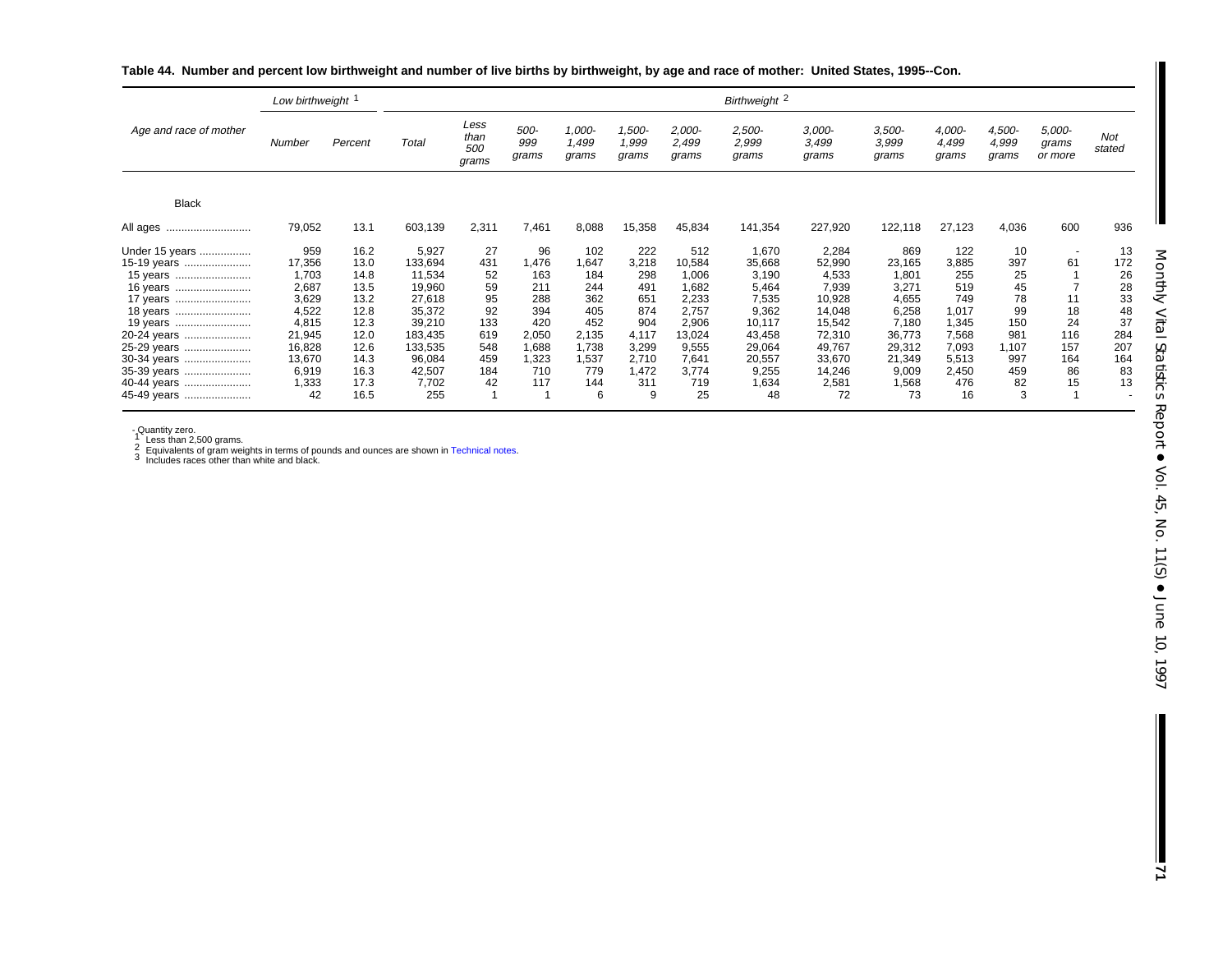**Table 44. Number and percent low birthweight and number of live births by birthweight, by age and race of mother: United States, 1995--Con.**

| Age and race of mother | Low birthweight [1] | | Birthweight [2] | | | | | | | | | | | | |
|---|---|---|---|---|---|---|---|---|---|---|---|---|---|---|---|
| | Number | Percent | Total | Less than 500 grams | 500-999 grams | 1,000-1,499 grams | 1,500-1,999 grams | 2,000-2,499 grams | 2,500-2,999 grams | 3,000-3,499 grams | 3,500-3,999 grams | 4,000-4,499 grams | 4,500-4,999 grams | 5,000 grams or more | Not stated |
| **Black** | | | | | | | | | | | | | | | |
| All ages | 79,052 | 13.1 | 603,139 | 2,311 | 7,461 | 8,088 | 15,358 | 45,834 | 141,354 | 227,920 | 122,118 | 27,123 | 4,036 | 600 | 936 |
| Under 15 years | 959 | 16.2 | 5,927 | 27 | 96 | 102 | 222 | 512 | 1,670 | 2,284 | 869 | 122 | 10 | - | 13 |
| 15-19 years | 17,356 | 13.0 | 133,694 | 431 | 1,476 | 1,647 | 3,218 | 10,584 | 35,668 | 52,990 | 23,165 | 3,885 | 397 | 61 | 172 |
| 15 years | 1,703 | 14.8 | 11,534 | 52 | 163 | 184 | 298 | 1,006 | 3,190 | 4,533 | 1,801 | 255 | 25 | 1 | 26 |
| 16 years | 2,687 | 13.5 | 19,960 | 59 | 211 | 244 | 491 | 1,682 | 5,464 | 7,939 | 3,271 | 519 | 45 | 7 | 28 |
| 17 years | 3,629 | 13.2 | 27,618 | 95 | 288 | 362 | 651 | 2,233 | 7,535 | 10,928 | 4,655 | 749 | 78 | 11 | 33 |
| 18 years | 4,522 | 12.8 | 35,372 | 92 | 394 | 405 | 874 | 2,757 | 9,362 | 14,048 | 6,258 | 1,017 | 99 | 18 | 48 |
| 19 years | 4,815 | 12.3 | 39,210 | 133 | 420 | 452 | 904 | 2,906 | 10,117 | 15,542 | 7,180 | 1,345 | 150 | 24 | 37 |
| 20-24 years | 21,945 | 12.0 | 183,435 | 619 | 2,050 | 2,135 | 4,117 | 13,024 | 43,458 | 72,310 | 36,773 | 7,568 | 981 | 116 | 284 |
| 25-29 years | 16,828 | 12.6 | 133,535 | 548 | 1,688 | 1,738 | 3,299 | 9,555 | 29,064 | 49,767 | 29,312 | 7,093 | 1,107 | 157 | 207 |
| 30-34 years | 13,670 | 14.3 | 96,084 | 459 | 1,323 | 1,537 | 2,710 | 7,641 | 20,557 | 33,670 | 21,349 | 5,513 | 997 | 164 | 164 |
| 35-39 years | 6,919 | 16.3 | 42,507 | 184 | 710 | 779 | 1,472 | 3,774 | 9,255 | 14,246 | 9,009 | 2,450 | 459 | 86 | 83 |
| 40-44 years | 1,333 | 17.3 | 7,702 | 42 | 117 | 144 | 311 | 719 | 1,634 | 2,581 | 1,568 | 476 | 82 | 15 | 13 |
| 45-49 years | 42 | 16.5 | 255 | 1 | 1 | 6 | 9 | 25 | 48 | 72 | 73 | 16 | 3 | 1 | - |

- Quantity zero.

[1] Less than 2,500 grams.

[2] Equivalents of gram weights in terms of pounds and ounces are shown in Technical notes.

[3] Includes races other than white and black.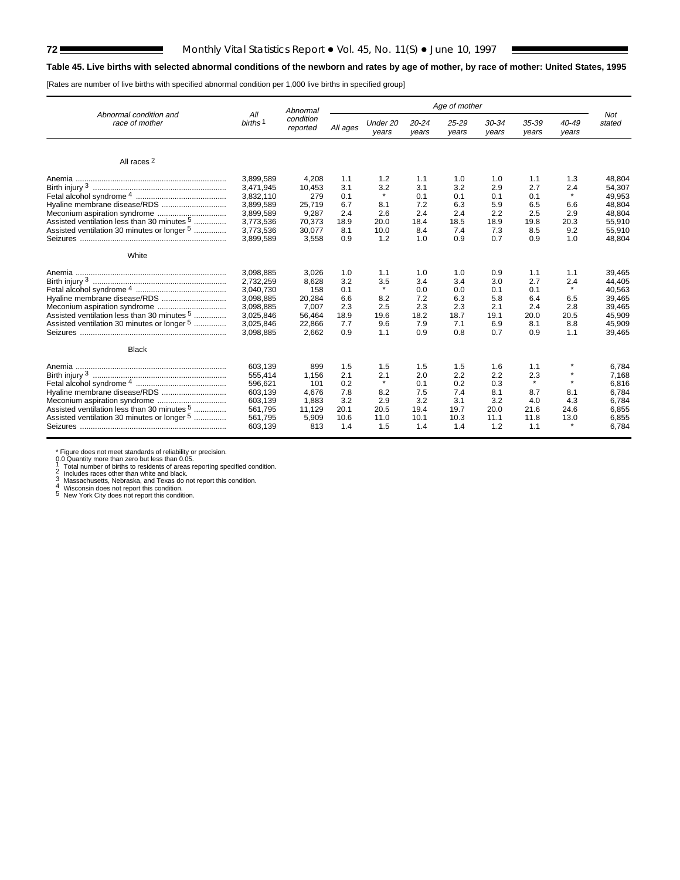**Table 45. Live births with selected abnormal conditions of the newborn and rates by age of mother, by race of mother: United States, 1995**

[Rates are number of live births with specified abnormal condition per 1,000 live births in specified group]

| Abnormal condition and race of mother | All births [1] | Abnormal condition reported | Age of mother | | | | | | | Not stated |
|---|---|---|---|---|---|---|---|---|---|---|
| | | | All ages | Under 20 years | 20-24 years | 25-29 years | 30-34 years | 35-39 years | 40-49 years | |
| **All races [2]** | | | | | | | | | | |
| Anemia | 3,899,589 | 4,208 | 1.1 | 1.2 | 1.1 | 1.0 | 1.0 | 1.1 | 1.3 | 48,804 |
| Birth injury [3] | 3,471,945 | 10,453 | 3.1 | 3.2 | 3.1 | 3.2 | 2.9 | 2.7 | 2.4 | 54,307 |
| Fetal alcohol syndrome [4] | 3,832,110 | 279 | 0.1 | * | 0.1 | 0.1 | 0.1 | 0.1 | * | 49,953 |
| Hyaline membrane disease/RDS | 3,899,589 | 25,719 | 6.7 | 8.1 | 7.2 | 6.3 | 5.9 | 6.5 | 6.6 | 48,804 |
| Meconium aspiration syndrome | 3,899,589 | 9,287 | 2.4 | 2.6 | 2.4 | 2.4 | 2.2 | 2.5 | 2.9 | 48,804 |
| Assisted ventilation less than 30 minutes [5] | 3,773,536 | 70,373 | 18.9 | 20.0 | 18.4 | 18.5 | 18.9 | 19.8 | 20.3 | 55,910 |
| Assisted ventilation 30 minutes or longer [5] | 3,773,536 | 30,077 | 8.1 | 10.0 | 8.4 | 7.4 | 7.3 | 8.5 | 9.2 | 55,910 |
| Seizures | 3,899,589 | 3,558 | 0.9 | 1.2 | 1.0 | 0.9 | 0.7 | 0.9 | 1.0 | 48,804 |
| **White** | | | | | | | | | | |
| Anemia | 3,098,885 | 3,026 | 1.0 | 1.1 | 1.0 | 1.0 | 0.9 | 1.1 | 1.1 | 39,465 |
| Birth injury [3] | 2,732,259 | 8,628 | 3.2 | 3.5 | 3.4 | 3.4 | 3.0 | 2.7 | 2.4 | 44,405 |
| Fetal alcohol syndrome [4] | 3,040,730 | 158 | 0.1 | * | 0.0 | 0.0 | 0.1 | 0.1 | * | 40,563 |
| Hyaline membrane disease/RDS | 3,098,885 | 20,284 | 6.6 | 8.2 | 7.2 | 6.3 | 5.8 | 6.4 | 6.5 | 39,465 |
| Meconium aspiration syndrome | 3,098,885 | 7,007 | 2.3 | 2.5 | 2.3 | 2.3 | 2.1 | 2.4 | 2.8 | 39,465 |
| Assisted ventilation less than 30 minutes [5] | 3,025,846 | 56,464 | 18.9 | 19.6 | 18.2 | 18.7 | 19.1 | 20.0 | 20.5 | 45,909 |
| Assisted ventilation 30 minutes or longer [5] | 3,025,846 | 22,866 | 7.7 | 9.6 | 7.9 | 7.1 | 6.9 | 8.1 | 8.8 | 45,909 |
| Seizures | 3,098,885 | 2,662 | 0.9 | 1.1 | 0.9 | 0.8 | 0.7 | 0.9 | 1.1 | 39,465 |
| **Black** | | | | | | | | | | |
| Anemia | 603,139 | 899 | 1.5 | 1.5 | 1.5 | 1.5 | 1.6 | 1.1 | * | 6,784 |
| Birth injury [3] | 555,414 | 1,156 | 2.1 | 2.1 | 2.0 | 2.2 | 2.2 | 2.3 | * | 7,168 |
| Fetal alcohol syndrome [4] | 596,621 | 101 | 0.2 | * | 0.1 | 0.2 | 0.3 | * | * | 6,816 |
| Hyaline membrane disease/RDS | 603,139 | 4,676 | 7.8 | 8.2 | 7.5 | 7.4 | 8.1 | 8.7 | 8.1 | 6,784 |
| Meconium aspiration syndrome | 603,139 | 1,883 | 3.2 | 2.9 | 3.2 | 3.1 | 3.2 | 4.0 | 4.3 | 6,784 |
| Assisted ventilation less than 30 minutes [5] | 561,795 | 11,129 | 20.1 | 20.5 | 19.4 | 19.7 | 20.0 | 21.6 | 24.6 | 6,855 |
| Assisted ventilation 30 minutes or longer [5] | 561,795 | 5,909 | 10.6 | 11.0 | 10.1 | 10.3 | 11.1 | 11.8 | 13.0 | 6,855 |
| Seizures | 603,139 | 813 | 1.4 | 1.5 | 1.4 | 1.4 | 1.2 | 1.1 | * | 6,784 |

\* Figure does not meet standards of reliability or precision.
0.0 Quantity more than zero but less than 0.05.
[1] Total number of births to residents of areas reporting specified condition.
[2] Includes races other than white and black.
[3] Massachusetts, Nebraska, and Texas do not report this condition.
[4] Wisconsin does not report this condition.
[5] New York City does not report this condition.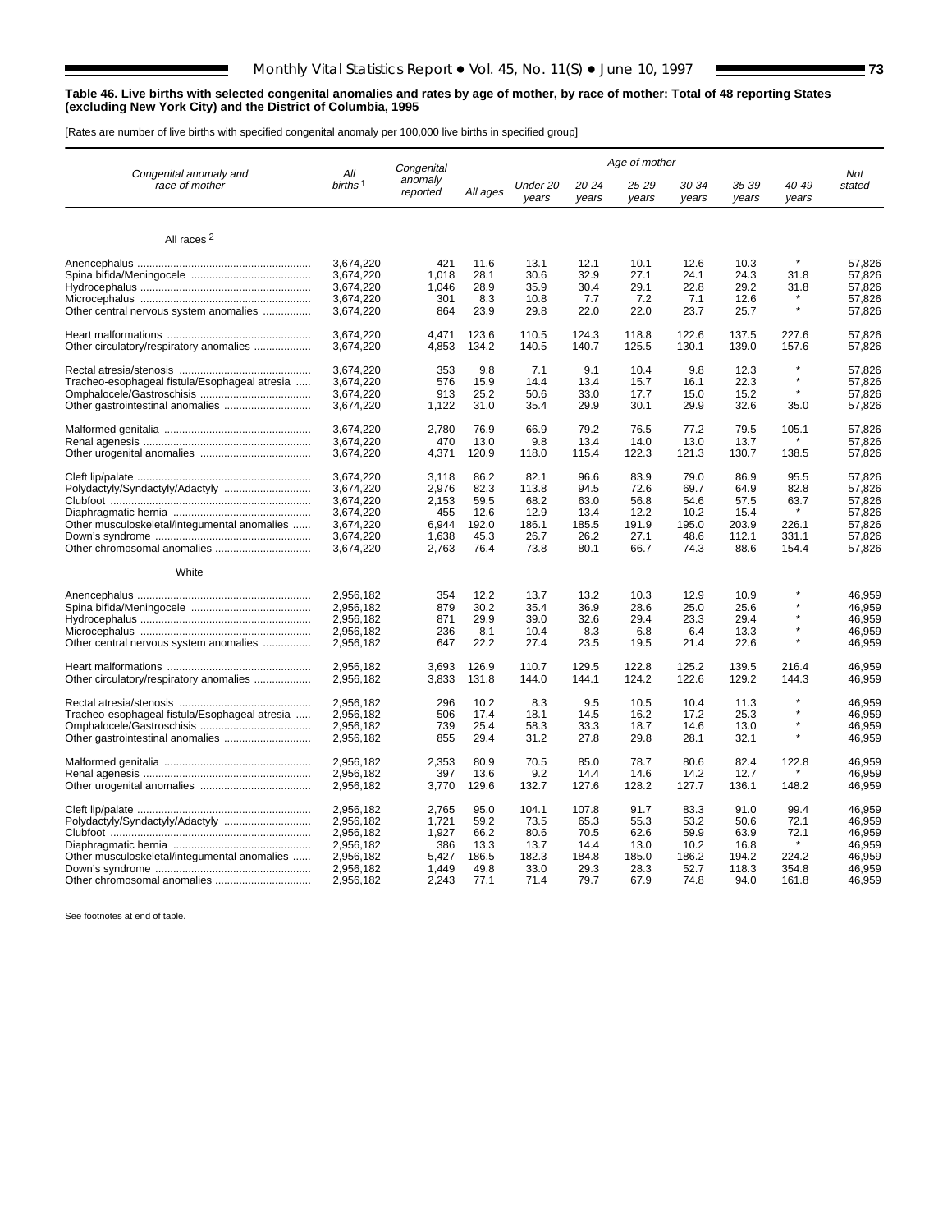**Table 46. Live births with selected congenital anomalies and rates by age of mother, by race of mother: Total of 48 reporting States (excluding New York City) and the District of Columbia, 1995**

[Rates are number of live births with specified congenital anomaly per 100,000 live births in specified group]

| Congenital anomaly and race of mother | All births [1] | Congenital anomaly reported | Age of mother | | | | | | | Not stated |
|---|---|---|---|---|---|---|---|---|---|---|
| | | | All ages | Under 20 years | 20-24 years | 25-29 years | 30-34 years | 35-39 years | 40-49 years | |
| **All races [2]** | | | | | | | | | | |
| Anencephalus | 3,674,220 | 421 | 11.6 | 13.1 | 12.1 | 10.1 | 12.6 | 10.3 | * | 57,826 |
| Spina bifida/Meningocele | 3,674,220 | 1,018 | 28.1 | 30.6 | 32.9 | 27.1 | 24.1 | 24.3 | 31.8 | 57,826 |
| Hydrocephalus | 3,674,220 | 1,046 | 28.9 | 35.9 | 30.4 | 29.1 | 22.8 | 29.2 | 31.8 | 57,826 |
| Microcephalus | 3,674,220 | 301 | 8.3 | 10.8 | 7.7 | 7.2 | 7.1 | 12.6 | * | 57,826 |
| Other central nervous system anomalies | 3,674,220 | 864 | 23.9 | 29.8 | 22.0 | 22.0 | 23.7 | 25.7 | * | 57,826 |
| Heart malformations | 3,674,220 | 4,471 | 123.6 | 110.5 | 124.3 | 118.8 | 122.6 | 137.5 | 227.6 | 57,826 |
| Other circulatory/respiratory anomalies | 3,674,220 | 4,853 | 134.2 | 140.5 | 140.7 | 125.5 | 130.1 | 139.0 | 157.6 | 57,826 |
| Rectal atresia/stenosis | 3,674,220 | 353 | 9.8 | 7.1 | 9.1 | 10.4 | 9.8 | 12.3 | * | 57,826 |
| Tracheo-esophageal fistula/Esophageal atresia | 3,674,220 | 576 | 15.9 | 14.4 | 13.4 | 15.7 | 16.1 | 22.3 | * | 57,826 |
| Omphalocele/Gastroschisis | 3,674,220 | 913 | 25.2 | 50.6 | 33.0 | 17.7 | 15.0 | 15.2 | * | 57,826 |
| Other gastrointestinal anomalies | 3,674,220 | 1,122 | 31.0 | 35.4 | 29.9 | 30.1 | 29.9 | 32.6 | 35.0 | 57,826 |
| Malformed genitalia | 3,674,220 | 2,780 | 76.9 | 66.9 | 79.2 | 76.5 | 77.2 | 79.5 | 105.1 | 57,826 |
| Renal agenesis | 3,674,220 | 470 | 13.0 | 9.8 | 13.4 | 14.0 | 13.0 | 13.7 | * | 57,826 |
| Other urogenital anomalies | 3,674,220 | 4,371 | 120.9 | 118.0 | 115.4 | 122.3 | 121.3 | 130.7 | 138.5 | 57,826 |
| Cleft lip/palate | 3,674,220 | 3,118 | 86.2 | 82.1 | 96.6 | 83.9 | 79.0 | 86.9 | 95.5 | 57,826 |
| Polydactyly/Syndactyly/Adactyly | 3,674,220 | 2,976 | 82.3 | 113.8 | 94.5 | 72.6 | 69.7 | 64.9 | 82.8 | 57,826 |
| Clubfoot | 3,674,220 | 2,153 | 59.5 | 68.2 | 63.0 | 56.8 | 54.6 | 57.5 | 63.7 | 57,826 |
| Diaphragmatic hernia | 3,674,220 | 455 | 12.6 | 12.9 | 13.4 | 12.2 | 10.2 | 15.4 | * | 57,826 |
| Other musculoskeletal/integumental anomalies | 3,674,220 | 6,944 | 192.0 | 186.1 | 185.5 | 191.9 | 195.0 | 203.9 | 226.1 | 57,826 |
| Down's syndrome | 3,674,220 | 1,638 | 45.3 | 26.7 | 26.2 | 27.1 | 48.6 | 112.1 | 331.1 | 57,826 |
| Other chromosomal anomalies | 3,674,220 | 2,763 | 76.4 | 73.8 | 80.1 | 66.7 | 74.3 | 88.6 | 154.4 | 57,826 |
| **White** | | | | | | | | | | |
| Anencephalus | 2,956,182 | 354 | 12.2 | 13.7 | 13.2 | 10.3 | 12.9 | 10.9 | * | 46,959 |
| Spina bifida/Meningocele | 2,956,182 | 879 | 30.2 | 35.4 | 36.9 | 28.6 | 25.0 | 25.6 | * | 46,959 |
| Hydrocephalus | 2,956,182 | 871 | 29.9 | 39.0 | 32.6 | 29.4 | 23.3 | 29.4 | * | 46,959 |
| Microcephalus | 2,956,182 | 236 | 8.1 | 10.4 | 8.3 | 6.8 | 6.4 | 13.3 | * | 46,959 |
| Other central nervous system anomalies | 2,956,182 | 647 | 22.2 | 27.4 | 23.5 | 19.5 | 21.4 | 22.6 | * | 46,959 |
| Heart malformations | 2,956,182 | 3,693 | 126.9 | 110.7 | 129.5 | 122.8 | 125.2 | 139.5 | 216.4 | 46,959 |
| Other circulatory/respiratory anomalies | 2,956,182 | 3,833 | 131.8 | 144.0 | 144.1 | 124.2 | 122.6 | 129.2 | 144.3 | 46,959 |
| Rectal atresia/stenosis | 2,956,182 | 296 | 10.2 | 8.3 | 9.5 | 10.5 | 10.4 | 11.3 | * | 46,959 |
| Tracheo-esophageal fistula/Esophageal atresia | 2,956,182 | 506 | 17.4 | 18.1 | 14.5 | 16.2 | 17.2 | 25.3 | * | 46,959 |
| Omphalocele/Gastroschisis | 2,956,182 | 739 | 25.4 | 58.3 | 33.3 | 18.7 | 14.6 | 13.0 | * | 46,959 |
| Other gastrointestinal anomalies | 2,956,182 | 855 | 29.4 | 31.2 | 27.8 | 29.8 | 28.1 | 32.1 | * | 46,959 |
| Malformed genitalia | 2,956,182 | 2,353 | 80.9 | 70.5 | 85.0 | 78.7 | 80.6 | 82.4 | 122.8 | 46,959 |
| Renal agenesis | 2,956,182 | 397 | 13.6 | 9.2 | 14.4 | 14.6 | 14.2 | 12.7 | * | 46,959 |
| Other urogenital anomalies | 2,956,182 | 3,770 | 129.6 | 132.7 | 127.6 | 128.2 | 127.7 | 136.1 | 148.2 | 46,959 |
| Cleft lip/palate | 2,956,182 | 2,765 | 95.0 | 104.1 | 107.8 | 91.7 | 83.3 | 91.0 | 99.4 | 46,959 |
| Polydactyly/Syndactyly/Adactyly | 2,956,182 | 1,721 | 59.2 | 73.5 | 65.3 | 55.3 | 53.2 | 50.6 | 72.1 | 46,959 |
| Clubfoot | 2,956,182 | 1,927 | 66.2 | 80.6 | 70.5 | 62.6 | 59.9 | 63.9 | 72.1 | 46,959 |
| Diaphragmatic hernia | 2,956,182 | 386 | 13.3 | 13.7 | 14.4 | 13.0 | 10.2 | 16.8 | * | 46,959 |
| Other musculoskeletal/integumental anomalies | 2,956,182 | 5,427 | 186.5 | 182.3 | 184.8 | 185.0 | 186.2 | 194.2 | 224.2 | 46,959 |
| Down's syndrome | 2,956,182 | 1,449 | 49.8 | 33.0 | 29.3 | 28.3 | 52.7 | 118.3 | 354.8 | 46,959 |
| Other chromosomal anomalies | 2,956,182 | 2,243 | 77.1 | 71.4 | 79.7 | 67.9 | 74.8 | 94.0 | 161.8 | 46,959 |

See footnotes at end of table.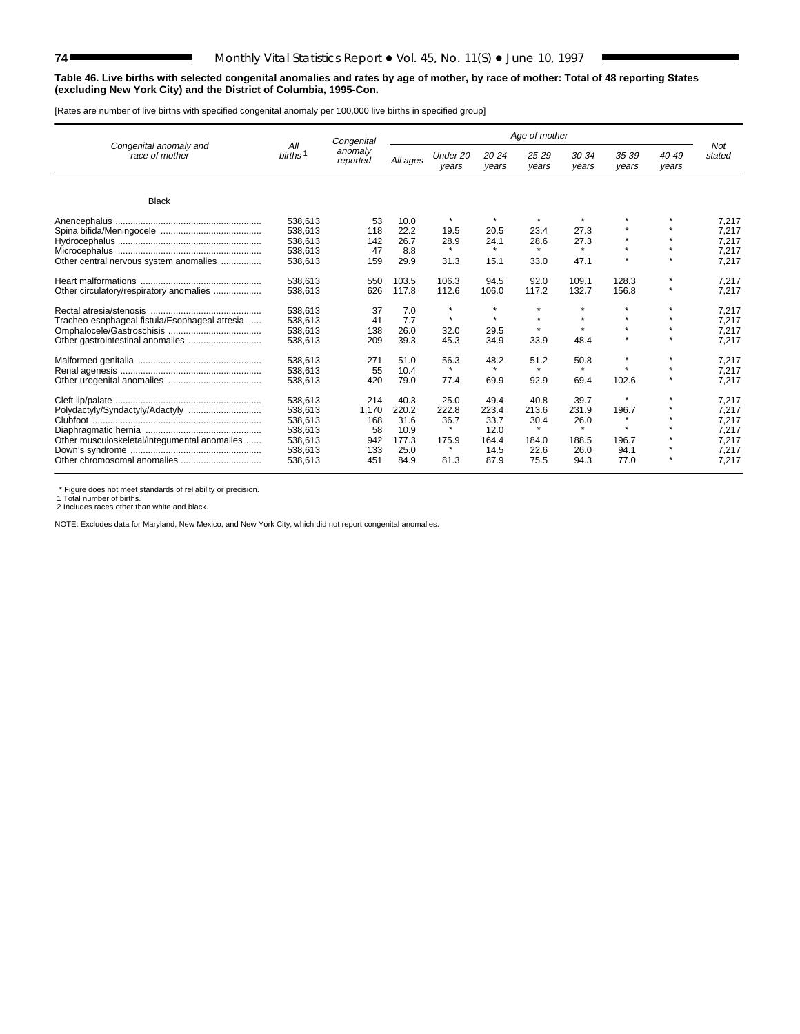**Table 46. Live births with selected congenital anomalies and rates by age of mother, by race of mother: Total of 48 reporting States (excluding New York City) and the District of Columbia, 1995-Con.**

[Rates are number of live births with specified congenital anomaly per 100,000 live births in specified group]

| Congenital anomaly and race of mother | All births[1] | Congenital anomaly reported | Age of mother | | | | | | | Not stated |
|---|---|---|---|---|---|---|---|---|---|---|
| | | | All ages | Under 20 years | 20-24 years | 25-29 years | 30-34 years | 35-39 years | 40-49 years | |
| **Black** | | | | | | | | | | |
| Anencephalus | 538,613 | 53 | 10.0 | * | * | * | * | * | * | 7,217 |
| Spina bifida/Meningocele | 538,613 | 118 | 22.2 | 19.5 | 20.5 | 23.4 | 27.3 | * | * | 7,217 |
| Hydrocephalus | 538,613 | 142 | 26.7 | 28.9 | 24.1 | 28.6 | 27.3 | * | * | 7,217 |
| Microcephalus | 538,613 | 47 | 8.8 | * | * | * | * | * | * | 7,217 |
| Other central nervous system anomalies | 538,613 | 159 | 29.9 | 31.3 | 15.1 | 33.0 | 47.1 | * | * | 7,217 |
| Heart malformations | 538,613 | 550 | 103.5 | 106.3 | 94.5 | 92.0 | 109.1 | 128.3 | * | 7,217 |
| Other circulatory/respiratory anomalies | 538,613 | 626 | 117.8 | 112.6 | 106.0 | 117.2 | 132.7 | 156.8 | * | 7,217 |
| Rectal atresia/stenosis | 538,613 | 37 | 7.0 | * | * | * | * | * | * | 7,217 |
| Tracheo-esophageal fistula/Esophageal atresia | 538,613 | 41 | 7.7 | * | * | * | * | * | * | 7,217 |
| Omphalocele/Gastroschisis | 538,613 | 138 | 26.0 | 32.0 | 29.5 | * | * | * | * | 7,217 |
| Other gastrointestinal anomalies | 538,613 | 209 | 39.3 | 45.3 | 34.9 | 33.9 | 48.4 | * | * | 7,217 |
| Malformed genitalia | 538,613 | 271 | 51.0 | 56.3 | 48.2 | 51.2 | 50.8 | * | * | 7,217 |
| Renal agenesis | 538,613 | 55 | 10.4 | * | * | * | * | * | * | 7,217 |
| Other urogenital anomalies | 538,613 | 420 | 79.0 | 77.4 | 69.9 | 92.9 | 69.4 | 102.6 | * | 7,217 |
| Cleft lip/palate | 538,613 | 214 | 40.3 | 25.0 | 49.4 | 40.8 | 39.7 | * | * | 7,217 |
| Polydactyly/Syndactyly/Adactyly | 538,613 | 1,170 | 220.2 | 222.8 | 223.4 | 213.6 | 231.9 | 196.7 | * | 7,217 |
| Clubfoot | 538,613 | 168 | 31.6 | 36.7 | 33.7 | 30.4 | 26.0 | * | * | 7,217 |
| Diaphragmatic hernia | 538,613 | 58 | 10.9 | * | 12.0 | * | * | * | * | 7,217 |
| Other musculoskeletal/integumental anomalies | 538,613 | 942 | 177.3 | 175.9 | 164.4 | 184.0 | 188.5 | 196.7 | * | 7,217 |
| Down's syndrome | 538,613 | 133 | 25.0 | * | 14.5 | 22.6 | 26.0 | 94.1 | * | 7,217 |
| Other chromosomal anomalies | 538,613 | 451 | 84.9 | 81.3 | 87.9 | 75.5 | 94.3 | 77.0 | * | 7,217 |

\* Figure does not meet standards of reliability or precision.
1 Total number of births.
2 Includes races other than white and black.

NOTE: Excludes data for Maryland, New Mexico, and New York City, which did not report congenital anomalies.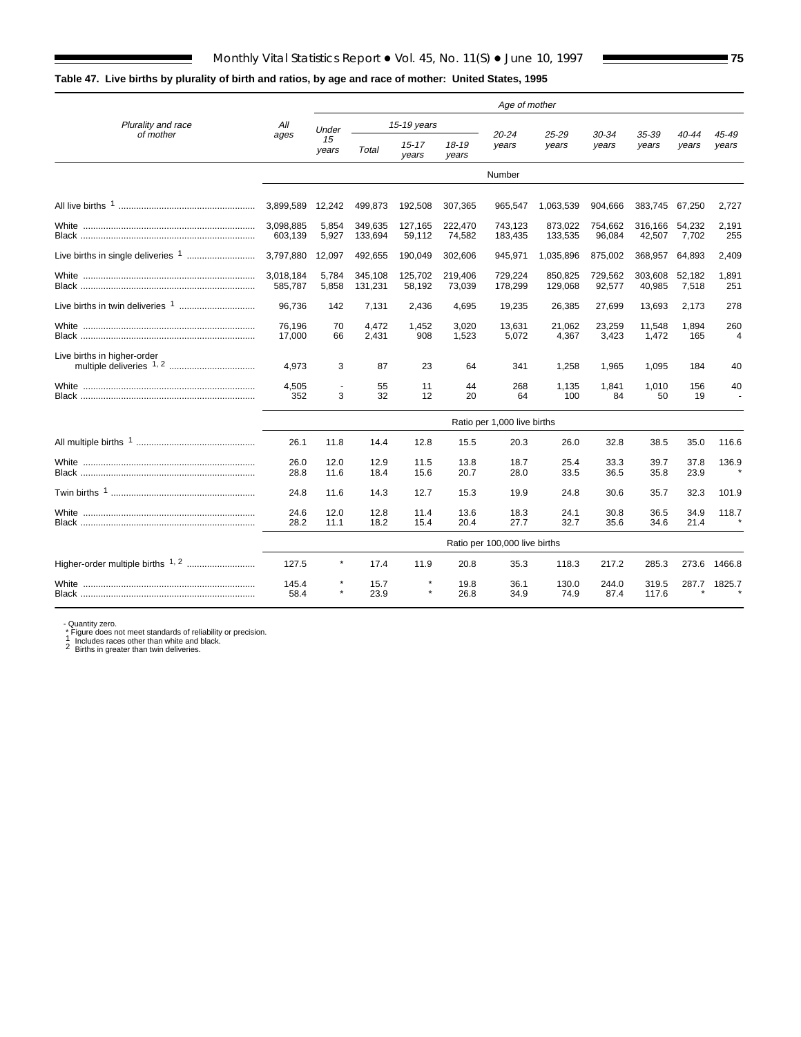**Table 47. Live births by plurality of birth and ratios, by age and race of mother: United States, 1995**

| Plurality and race of mother | All ages | Age of mother | | | | | | | | | |
|---|---|---|---|---|---|---|---|---|---|---|---|
| | | Under 15 years | 15-19 years | | | 20-24 years | 25-29 years | 30-34 years | 35-39 years | 40-44 years | 45-49 years |
| | | | Total | 15-17 years | 18-19 years | | | | | | |
| | Number | | | | | | | | | | |
| All live births [1] | 3,899,589 | 12,242 | 499,873 | 192,508 | 307,365 | 965,547 | 1,063,539 | 904,666 | 383,745 | 67,250 | 2,727 |
| White | 3,098,885 | 5,854 | 349,635 | 127,165 | 222,470 | 743,123 | 873,022 | 754,662 | 316,166 | 54,232 | 2,191 |
| Black | 603,139 | 5,927 | 133,694 | 59,112 | 74,582 | 183,435 | 133,535 | 96,084 | 42,507 | 7,702 | 255 |
| Live births in single deliveries [1] | 3,797,880 | 12,097 | 492,655 | 190,049 | 302,606 | 945,971 | 1,035,896 | 875,002 | 368,957 | 64,893 | 2,409 |
| White | 3,018,184 | 5,784 | 345,108 | 125,702 | 219,406 | 729,224 | 850,825 | 729,562 | 303,608 | 52,182 | 1,891 |
| Black | 585,787 | 5,858 | 131,231 | 58,192 | 73,039 | 178,299 | 129,068 | 92,577 | 40,985 | 7,518 | 251 |
| Live births in twin deliveries [1] | 96,736 | 142 | 7,131 | 2,436 | 4,695 | 19,235 | 26,385 | 27,699 | 13,693 | 2,173 | 278 |
| White | 76,196 | 70 | 4,472 | 1,452 | 3,020 | 13,631 | 21,062 | 23,259 | 11,548 | 1,894 | 260 |
| Black | 17,000 | 66 | 2,431 | 908 | 1,523 | 5,072 | 4,367 | 3,423 | 1,472 | 165 | 4 |
| Live births in higher-order multiple deliveries [1,2] | 4,973 | 3 | 87 | 23 | 64 | 341 | 1,258 | 1,965 | 1,095 | 184 | 40 |
| White | 4,505 | - | 55 | 11 | 44 | 268 | 1,135 | 1,841 | 1,010 | 156 | 40 |
| Black | 352 | 3 | 32 | 12 | 20 | 64 | 100 | 84 | 50 | 19 | - |
| | Ratio per 1,000 live births | | | | | | | | | | |
| All multiple births [1] | 26.1 | 11.8 | 14.4 | 12.8 | 15.5 | 20.3 | 26.0 | 32.8 | 38.5 | 35.0 | 116.6 |
| White | 26.0 | 12.0 | 12.9 | 11.5 | 13.8 | 18.7 | 25.4 | 33.3 | 39.7 | 37.8 | 136.9 |
| Black | 28.8 | 11.6 | 18.4 | 15.6 | 20.7 | 28.0 | 33.5 | 36.5 | 35.8 | 23.9 | * |
| Twin births [1] | 24.8 | 11.6 | 14.3 | 12.7 | 15.3 | 19.9 | 24.8 | 30.6 | 35.7 | 32.3 | 101.9 |
| White | 24.6 | 12.0 | 12.8 | 11.4 | 13.6 | 18.3 | 24.1 | 30.8 | 36.5 | 34.9 | 118.7 |
| Black | 28.2 | 11.1 | 18.2 | 15.4 | 20.4 | 27.7 | 32.7 | 35.6 | 34.6 | 21.4 | * |
| | Ratio per 100,000 live births | | | | | | | | | | |
| Higher-order multiple births [1,2] | 127.5 | * | 17.4 | 11.9 | 20.8 | 35.3 | 118.3 | 217.2 | 285.3 | 273.6 | 1466.8 |
| White | 145.4 | * | 15.7 | * | 19.8 | 36.1 | 130.0 | 244.0 | 319.5 | 287.7 | 1825.7 |
| Black | 58.4 | * | 23.9 | * | 26.8 | 34.9 | 74.9 | 87.4 | 117.6 | * | * |

- Quantity zero.
* Figure does not meet standards of reliability or precision.
[1] Includes races other than white and black.
[2] Births in greater than twin deliveries.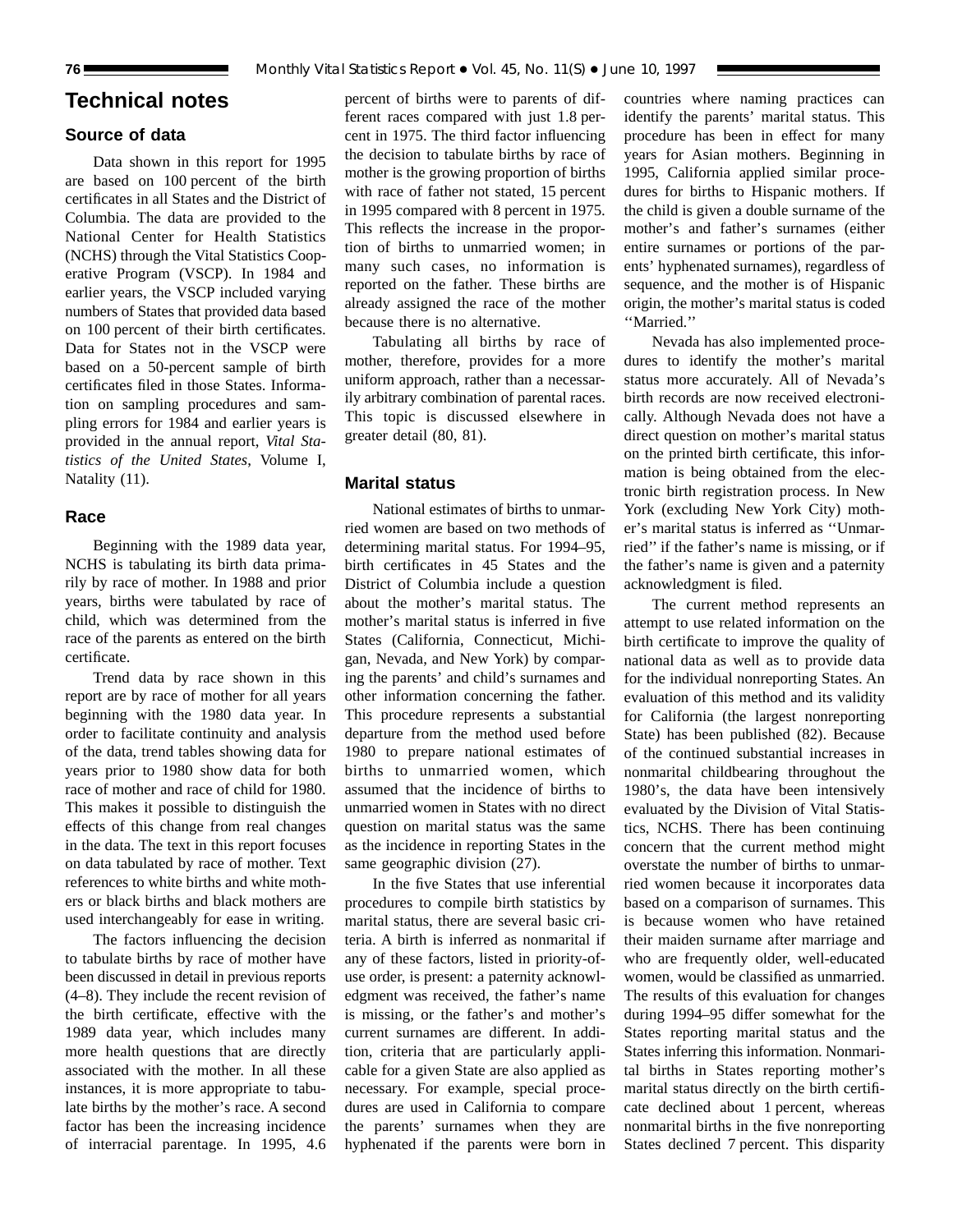# Technical notes

## Source of data

Data shown in this report for 1995 are based on 100 percent of the birth certificates in all States and the District of Columbia. The data are provided to the National Center for Health Statistics (NCHS) through the Vital Statistics Cooperative Program (VSCP). In 1984 and earlier years, the VSCP included varying numbers of States that provided data based on 100 percent of their birth certificates. Data for States not in the VSCP were based on a 50-percent sample of birth certificates filed in those States. Information on sampling procedures and sampling errors for 1984 and earlier years is provided in the annual report, *Vital Statistics of the United States*, Volume I, Natality (11).

## Race

Beginning with the 1989 data year, NCHS is tabulating its birth data primarily by race of mother. In 1988 and prior years, births were tabulated by race of child, which was determined from the race of the parents as entered on the birth certificate.

Trend data by race shown in this report are by race of mother for all years beginning with the 1980 data year. In order to facilitate continuity and analysis of the data, trend tables showing data for years prior to 1980 show data for both race of mother and race of child for 1980. This makes it possible to distinguish the effects of this change from real changes in the data. The text in this report focuses on data tabulated by race of mother. Text references to white births and white mothers or black births and black mothers are used interchangeably for ease in writing.

The factors influencing the decision to tabulate births by race of mother have been discussed in detail in previous reports (4–8). They include the recent revision of the birth certificate, effective with the 1989 data year, which includes many more health questions that are directly associated with the mother. In all these instances, it is more appropriate to tabulate births by the mother's race. A second factor has been the increasing incidence of interracial parentage. In 1995, 4.6 percent of births were to parents of different races compared with just 1.8 percent in 1975. The third factor influencing the decision to tabulate births by race of mother is the growing proportion of births with race of father not stated, 15 percent in 1995 compared with 8 percent in 1975. This reflects the increase in the proportion of births to unmarried women; in many such cases, no information is reported on the father. These births are already assigned the race of the mother because there is no alternative.

Tabulating all births by race of mother, therefore, provides for a more uniform approach, rather than a necessarily arbitrary combination of parental races. This topic is discussed elsewhere in greater detail (80, 81).

## Marital status

National estimates of births to unmarried women are based on two methods of determining marital status. For 1994–95, birth certificates in 45 States and the District of Columbia include a question about the mother's marital status. The mother's marital status is inferred in five States (California, Connecticut, Michigan, Nevada, and New York) by comparing the parents' and child's surnames and other information concerning the father. This procedure represents a substantial departure from the method used before 1980 to prepare national estimates of births to unmarried women, which assumed that the incidence of births to unmarried women in States with no direct question on marital status was the same as the incidence in reporting States in the same geographic division (27).

In the five States that use inferential procedures to compile birth statistics by marital status, there are several basic criteria. A birth is inferred as nonmarital if any of these factors, listed in priority-of-use order, is present: a paternity acknowledgment was received, the father's name is missing, or the father's and mother's current surnames are different. In addition, criteria that are particularly applicable for a given State are also applied as necessary. For example, special procedures are used in California to compare the parents' surnames when they are hyphenated if the parents were born in countries where naming practices can identify the parents' marital status. This procedure has been in effect for many years for Asian mothers. Beginning in 1995, California applied similar procedures for births to Hispanic mothers. If the child is given a double surname of the mother's and father's surnames (either entire surnames or portions of the parents' hyphenated surnames), regardless of sequence, and the mother is of Hispanic origin, the mother's marital status is coded ''Married.''

Nevada has also implemented procedures to identify the mother's marital status more accurately. All of Nevada's birth records are now received electronically. Although Nevada does not have a direct question on mother's marital status on the printed birth certificate, this information is being obtained from the electronic birth registration process. In New York (excluding New York City) mother's marital status is inferred as ''Unmarried'' if the father's name is missing, or if the father's name is given and a paternity acknowledgment is filed.

The current method represents an attempt to use related information on the birth certificate to improve the quality of national data as well as to provide data for the individual nonreporting States. An evaluation of this method and its validity for California (the largest nonreporting State) has been published (82). Because of the continued substantial increases in nonmarital childbearing throughout the 1980's, the data have been intensively evaluated by the Division of Vital Statistics, NCHS. There has been continuing concern that the current method might overstate the number of births to unmarried women because it incorporates data based on a comparison of surnames. This is because women who have retained their maiden surname after marriage and who are frequently older, well-educated women, would be classified as unmarried. The results of this evaluation for changes during 1994–95 differ somewhat for the States reporting marital status and the States inferring this information. Nonmarital births in States reporting mother's marital status directly on the birth certificate declined about 1 percent, whereas nonmarital births in the five nonreporting States declined 7 percent. This disparity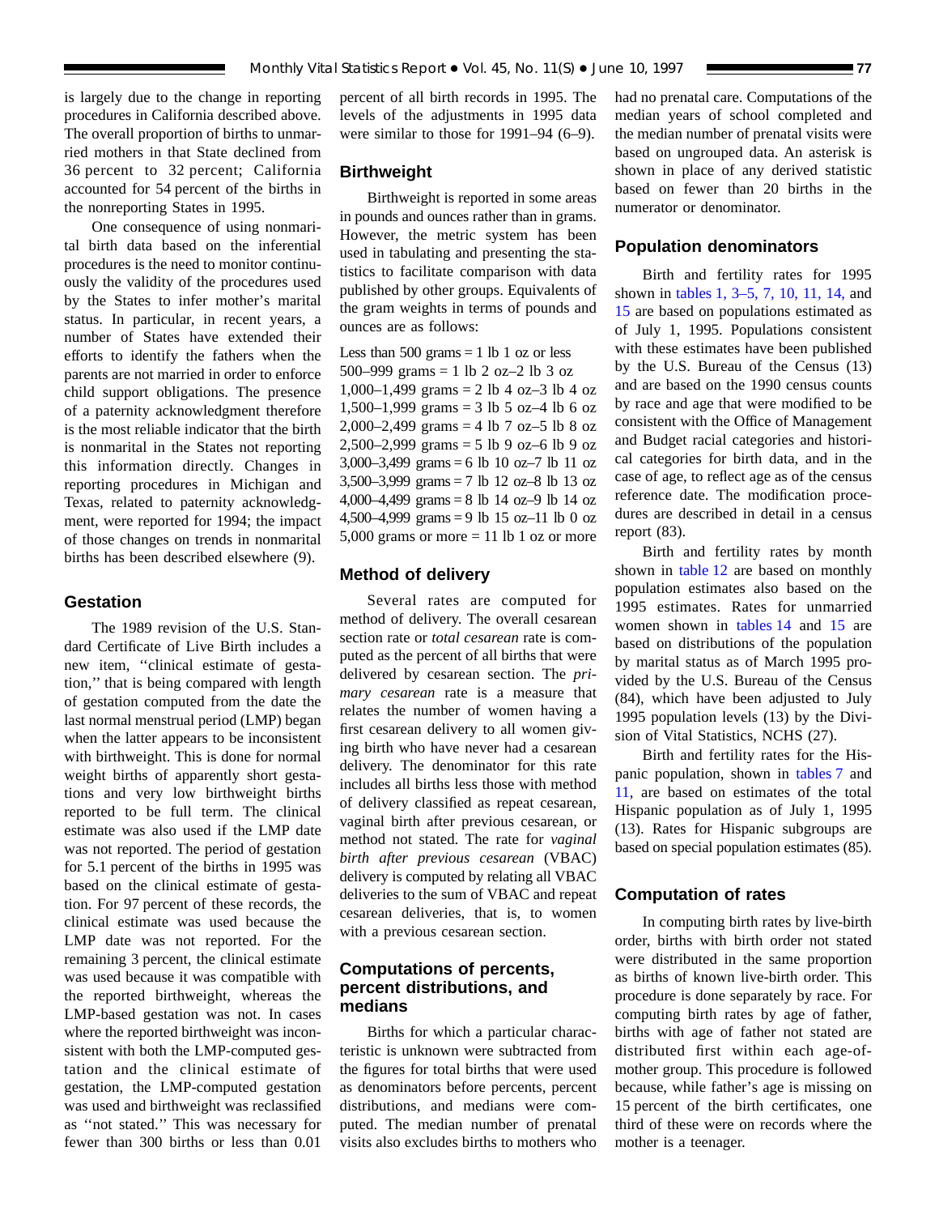is largely due to the change in reporting procedures in California described above. The overall proportion of births to unmarried mothers in that State declined from 36 percent to 32 percent; California accounted for 54 percent of the births in the nonreporting States in 1995.

One consequence of using nonmarital birth data based on the inferential procedures is the need to monitor continuously the validity of the procedures used by the States to infer mother's marital status. In particular, in recent years, a number of States have extended their efforts to identify the fathers when the parents are not married in order to enforce child support obligations. The presence of a paternity acknowledgment therefore is the most reliable indicator that the birth is nonmarital in the States not reporting this information directly. Changes in reporting procedures in Michigan and Texas, related to paternity acknowledgment, were reported for 1994; the impact of those changes on trends in nonmarital births has been described elsewhere (9).

## Gestation

The 1989 revision of the U.S. Standard Certificate of Live Birth includes a new item, ''clinical estimate of gestation,'' that is being compared with length of gestation computed from the date the last normal menstrual period (LMP) began when the latter appears to be inconsistent with birthweight. This is done for normal weight births of apparently short gestations and very low birthweight births reported to be full term. The clinical estimate was also used if the LMP date was not reported. The period of gestation for 5.1 percent of the births in 1995 was based on the clinical estimate of gestation. For 97 percent of these records, the clinical estimate was used because the LMP date was not reported. For the remaining 3 percent, the clinical estimate was used because it was compatible with the reported birthweight, whereas the LMP-based gestation was not. In cases where the reported birthweight was inconsistent with both the LMP-computed gestation and the clinical estimate of gestation, the LMP-computed gestation was used and birthweight was reclassified as ''not stated.'' This was necessary for fewer than 300 births or less than 0.01 percent of all birth records in 1995. The levels of the adjustments in 1995 data were similar to those for 1991–94 (6–9).

## Birthweight

Birthweight is reported in some areas in pounds and ounces rather than in grams. However, the metric system has been used in tabulating and presenting the statistics to facilitate comparison with data published by other groups. Equivalents of the gram weights in terms of pounds and ounces are as follows:

Less than 500 grams = 1 lb 1 oz or less
500–999 grams = 1 lb 2 oz–2 lb 3 oz
1,000–1,499 grams = 2 lb 4 oz–3 lb 4 oz
1,500–1,999 grams = 3 lb 5 oz–4 lb 6 oz
2,000–2,499 grams = 4 lb 7 oz–5 lb 8 oz
2,500–2,999 grams = 5 lb 9 oz–6 lb 9 oz
3,000–3,499 grams = 6 lb 10 oz–7 lb 11 oz
3,500–3,999 grams = 7 lb 12 oz–8 lb 13 oz
4,000–4,499 grams = 8 lb 14 oz–9 lb 14 oz
4,500–4,999 grams = 9 lb 15 oz–11 lb 0 oz
5,000 grams or more = 11 lb 1 oz or more

## Method of delivery

Several rates are computed for method of delivery. The overall cesarean section rate or *total cesarean* rate is computed as the percent of all births that were delivered by cesarean section. The *primary cesarean* rate is a measure that relates the number of women having a first cesarean delivery to all women giving birth who have never had a cesarean delivery. The denominator for this rate includes all births less those with method of delivery classified as repeat cesarean, vaginal birth after previous cesarean, or method not stated. The rate for *vaginal birth after previous cesarean* (VBAC) delivery is computed by relating all VBAC deliveries to the sum of VBAC and repeat cesarean deliveries, that is, to women with a previous cesarean section.

## Computations of percents, percent distributions, and medians

Births for which a particular characteristic is unknown were subtracted from the figures for total births that were used as denominators before percents, percent distributions, and medians were computed. The median number of prenatal visits also excludes births to mothers who had no prenatal care. Computations of the median years of school completed and the median number of prenatal visits were based on ungrouped data. An asterisk is shown in place of any derived statistic based on fewer than 20 births in the numerator or denominator.

## Population denominators

Birth and fertility rates for 1995 shown in tables 1, 3–5, 7, 10, 11, 14, and 15 are based on populations estimated as of July 1, 1995. Populations consistent with these estimates have been published by the U.S. Bureau of the Census (13) and are based on the 1990 census counts by race and age that were modified to be consistent with the Office of Management and Budget racial categories and historical categories for birth data, and in the case of age, to reflect age as of the census reference date. The modification procedures are described in detail in a census report (83).

Birth and fertility rates by month shown in table 12 are based on monthly population estimates also based on the 1995 estimates. Rates for unmarried women shown in tables 14 and 15 are based on distributions of the population by marital status as of March 1995 provided by the U.S. Bureau of the Census (84), which have been adjusted to July 1995 population levels (13) by the Division of Vital Statistics, NCHS (27).

Birth and fertility rates for the Hispanic population, shown in tables 7 and 11, are based on estimates of the total Hispanic population as of July 1, 1995 (13). Rates for Hispanic subgroups are based on special population estimates (85).

## Computation of rates

In computing birth rates by live-birth order, births with birth order not stated were distributed in the same proportion as births of known live-birth order. This procedure is done separately by race. For computing birth rates by age of father, births with age of father not stated are distributed first within each age-of-mother group. This procedure is followed because, while father's age is missing on 15 percent of the birth certificates, one third of these were on records where the mother is a teenager.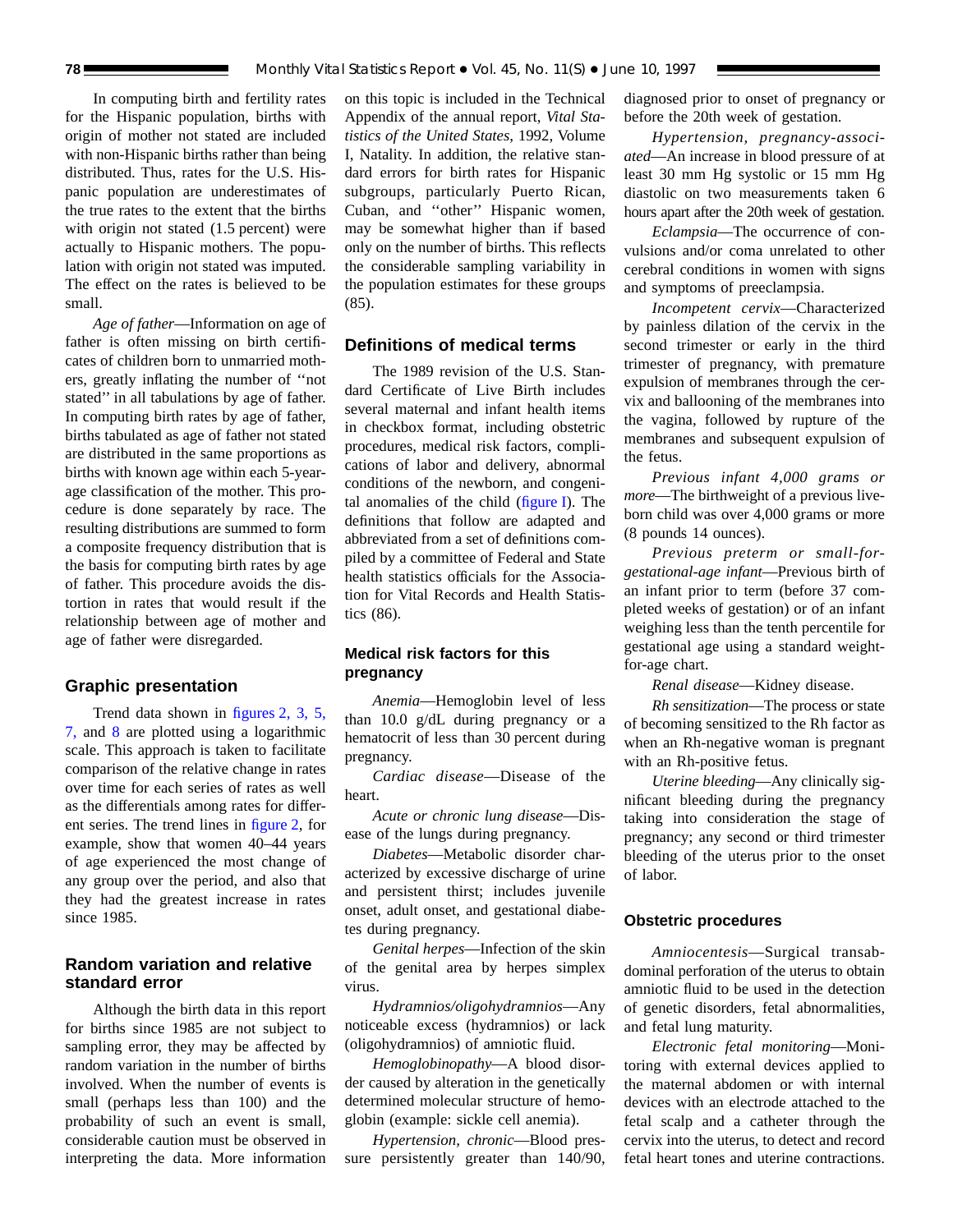In computing birth and fertility rates for the Hispanic population, births with origin of mother not stated are included with non-Hispanic births rather than being distributed. Thus, rates for the U.S. Hispanic population are underestimates of the true rates to the extent that the births with origin not stated (1.5 percent) were actually to Hispanic mothers. The population with origin not stated was imputed. The effect on the rates is believed to be small.

*Age of father*—Information on age of father is often missing on birth certificates of children born to unmarried mothers, greatly inflating the number of ''not stated'' in all tabulations by age of father. In computing birth rates by age of father, births tabulated as age of father not stated are distributed in the same proportions as births with known age within each 5-year-age classification of the mother. This procedure is done separately by race. The resulting distributions are summed to form a composite frequency distribution that is the basis for computing birth rates by age of father. This procedure avoids the distortion in rates that would result if the relationship between age of mother and age of father were disregarded.

### Graphic presentation

Trend data shown in figures 2, 3, 5, 7, and 8 are plotted using a logarithmic scale. This approach is taken to facilitate comparison of the relative change in rates over time for each series of rates as well as the differentials among rates for different series. The trend lines in figure 2, for example, show that women 40–44 years of age experienced the most change of any group over the period, and also that they had the greatest increase in rates since 1985.

### Random variation and relative standard error

Although the birth data in this report for births since 1985 are not subject to sampling error, they may be affected by random variation in the number of births involved. When the number of events is small (perhaps less than 100) and the probability of such an event is small, considerable caution must be observed in interpreting the data. More information on this topic is included in the Technical Appendix of the annual report, *Vital Statistics of the United States*, 1992, Volume I, Natality. In addition, the relative standard errors for birth rates for Hispanic subgroups, particularly Puerto Rican, Cuban, and ''other'' Hispanic women, may be somewhat higher than if based only on the number of births. This reflects the considerable sampling variability in the population estimates for these groups (85).

### Definitions of medical terms

The 1989 revision of the U.S. Standard Certificate of Live Birth includes several maternal and infant health items in checkbox format, including obstetric procedures, medical risk factors, complications of labor and delivery, abnormal conditions of the newborn, and congenital anomalies of the child (figure I). The definitions that follow are adapted and abbreviated from a set of definitions compiled by a committee of Federal and State health statistics officials for the Association for Vital Records and Health Statistics (86).

### Medical risk factors for this pregnancy

*Anemia*—Hemoglobin level of less than 10.0 g/dL during pregnancy or a hematocrit of less than 30 percent during pregnancy.

*Cardiac disease*—Disease of the heart.

*Acute or chronic lung disease*—Disease of the lungs during pregnancy.

*Diabetes*—Metabolic disorder characterized by excessive discharge of urine and persistent thirst; includes juvenile onset, adult onset, and gestational diabetes during pregnancy.

*Genital herpes*—Infection of the skin of the genital area by herpes simplex virus.

*Hydramnios/oligohydramnios*—Any noticeable excess (hydramnios) or lack (oligohydramnios) of amniotic fluid.

*Hemoglobinopathy*—A blood disorder caused by alteration in the genetically determined molecular structure of hemoglobin (example: sickle cell anemia).

*Hypertension, chronic*—Blood pressure persistently greater than 140/90, diagnosed prior to onset of pregnancy or before the 20th week of gestation.

*Hypertension, pregnancy-associated*—An increase in blood pressure of at least 30 mm Hg systolic or 15 mm Hg diastolic on two measurements taken 6 hours apart after the 20th week of gestation.

*Eclampsia*—The occurrence of convulsions and/or coma unrelated to other cerebral conditions in women with signs and symptoms of preeclampsia.

*Incompetent cervix*—Characterized by painless dilation of the cervix in the second trimester or early in the third trimester of pregnancy, with premature expulsion of membranes through the cervix and ballooning of the membranes into the vagina, followed by rupture of the membranes and subsequent expulsion of the fetus.

*Previous infant 4,000 grams or more*—The birthweight of a previous liveborn child was over 4,000 grams or more (8 pounds 14 ounces).

*Previous preterm or small-for-gestational-age infant*—Previous birth of an infant prior to term (before 37 completed weeks of gestation) or of an infant weighing less than the tenth percentile for gestational age using a standard weight-for-age chart.

*Renal disease*—Kidney disease.

*Rh sensitization*—The process or state of becoming sensitized to the Rh factor as when an Rh-negative woman is pregnant with an Rh-positive fetus.

*Uterine bleeding*—Any clinically significant bleeding during the pregnancy taking into consideration the stage of pregnancy; any second or third trimester bleeding of the uterus prior to the onset of labor.

### Obstetric procedures

*Amniocentesis*—Surgical transabdominal perforation of the uterus to obtain amniotic fluid to be used in the detection of genetic disorders, fetal abnormalities, and fetal lung maturity.

*Electronic fetal monitoring*—Monitoring with external devices applied to the maternal abdomen or with internal devices with an electrode attached to the fetal scalp and a catheter through the cervix into the uterus, to detect and record fetal heart tones and uterine contractions.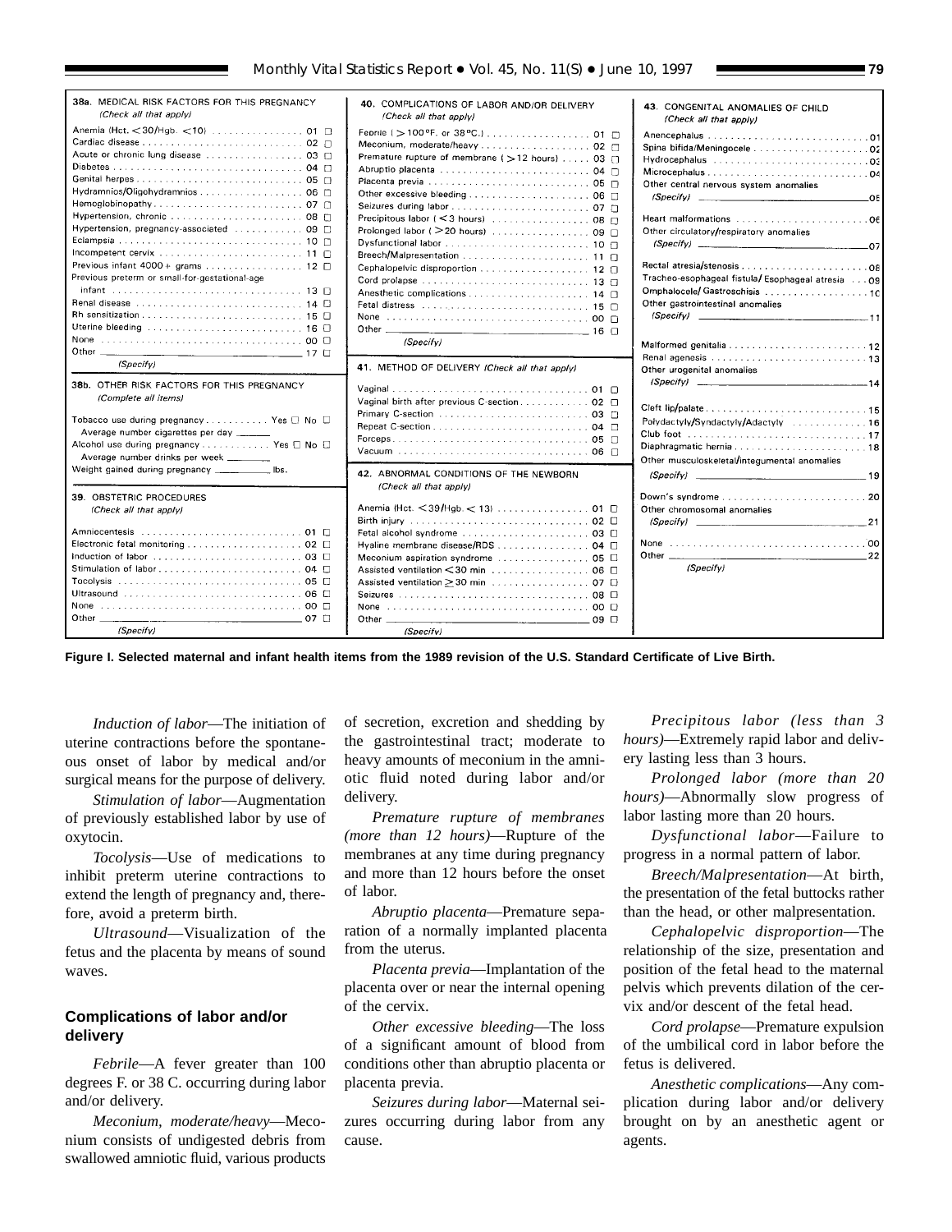**38a. MEDICAL RISK FACTORS FOR THIS PREGNANCY**
*(Check all that apply)*

- Anemia (Hct. <30/Hgb. <10) . . . 01 ☐
- Cardiac disease . . . 02 ☐
- Acute or chronic lung disease . . . 03 ☐
- Diabetes . . . 04 ☐
- Genital herpes . . . 05 ☐
- Hydramnios/Oligohydramnios . . . 06 ☐
- Hemoglobinopathy . . . 07 ☐
- Hypertension, chronic . . . 08 ☐
- Hypertension, pregnancy-associated . . . 09 ☐
- Eclampsia . . . 10 ☐
- Incompetent cervix . . . 11 ☐
- Previous infant 4000+ grams . . . 12 ☐
- Previous preterm or small-for-gestational-age infant . . . 13 ☐
- Renal disease . . . 14 ☐
- Rh sensitization . . . 15 ☐
- Uterine bleeding . . . 16 ☐
- None . . . 00 ☐
- Other ______ 17 ☐ *(Specify)*

**38b. OTHER RISK FACTORS FOR THIS PREGNANCY**
*(Complete all items)*

- Tobacco use during pregnancy . . . Yes ☐ No ☐
- Average number cigarettes per day ______
- Alcohol use during pregnancy . . . Yes ☐ No ☐
- Average number drinks per week ______
- Weight gained during pregnancy ______ lbs.

**39. OBSTETRIC PROCEDURES**
*(Check all that apply)*

- Amniocentesis . . . 01 ☐
- Electronic fetal monitoring . . . 02 ☐
- Induction of labor . . . 03 ☐
- Stimulation of labor . . . 04 ☐
- Tocolysis . . . 05 ☐
- Ultrasound . . . 06 ☐
- None . . . 00 ☐
- Other ______ 07 ☐ *(Specify)*

**40. COMPLICATIONS OF LABOR AND/OR DELIVERY**
*(Check all that apply)*

- Febrile (>100°F. or 38°C.) . . . 01 ☐
- Meconium, moderate/heavy . . . 02 ☐
- Premature rupture of membrane (>12 hours) . . . 03 ☐
- Abruptio placenta . . . 04 ☐
- Placenta previa . . . 05 ☐
- Other excessive bleeding . . . 06 ☐
- Seizures during labor . . . 07 ☐
- Precipitous labor (<3 hours) . . . 08 ☐
- Prolonged labor (>20 hours) . . . 09 ☐
- Dysfunctional labor . . . 10 ☐
- Breech/Malpresentation . . . 11 ☐
- Cephalopelvic disproportion . . . 12 ☐
- Cord prolapse . . . 13 ☐
- Anesthetic complications . . . 14 ☐
- Fetal distress . . . 15 ☐
- None . . . 00 ☐
- Other ______ 16 ☐ *(Specify)*

**41. METHOD OF DELIVERY** *(Check all that apply)*

- Vaginal . . . 01 ☐
- Vaginal birth after previous C-section . . . 02 ☐
- Primary C-section . . . 03 ☐
- Repeat C-section . . . 04 ☐
- Forceps . . . 05 ☐
- Vacuum . . . 06 ☐

**42. ABNORMAL CONDITIONS OF THE NEWBORN**
*(Check all that apply)*

- Anemia (Hct. <39/Hgb. <13) . . . 01 ☐
- Birth injury . . . 02 ☐
- Fetal alcohol syndrome . . . 03 ☐
- Hyaline membrane disease/RDS . . . 04 ☐
- Meconium aspiration syndrome . . . 05 ☐
- Assisted ventilation <30 min . . . 06 ☐
- Assisted ventilation ≥30 min . . . 07 ☐
- Seizures . . . 08 ☐
- None . . . 00 ☐
- Other ______ 09 ☐ *(Specify)*

**43. CONGENITAL ANOMALIES OF CHILD**
*(Check all that apply)*

- Anencephalus . . . 01
- Spina bifida/Meningocele . . . 02
- Hydrocephalus . . . 03
- Microcephalus . . . 04
- Other central nervous system anomalies *(Specify)* ______ 05
- Heart malformations . . . 06
- Other circulatory/respiratory anomalies *(Specify)* ______ 07
- Rectal atresia/stenosis . . . 08
- Tracheo-esophageal fistula/Esophageal atresia . . . 09
- Omphalocele/Gastroschisis . . . 10
- Other gastrointestinal anomalies *(Specify)* ______ 11
- Malformed genitalia . . . 12
- Renal agenesis . . . 13
- Other urogenital anomalies *(Specify)* ______ 14
- Cleft lip/palate . . . 15
- Polydactyly/Syndactyly/Adactyly . . . 16
- Club foot . . . 17
- Diaphragmatic hernia . . . 18
- Other musculoskeletal/integumental anomalies *(Specify)* ______ 19
- Down's syndrome . . . 20
- Other chromosomal anomalies *(Specify)* ______ 21
- None . . . 00
- Other ______ 22 *(Specify)*

**Figure I. Selected maternal and infant health items from the 1989 revision of the U.S. Standard Certificate of Live Birth.**

*Induction of labor*—The initiation of uterine contractions before the spontaneous onset of labor by medical and/or surgical means for the purpose of delivery.

*Stimulation of labor*—Augmentation of previously established labor by use of oxytocin.

*Tocolysis*—Use of medications to inhibit preterm uterine contractions to extend the length of pregnancy and, therefore, avoid a preterm birth.

*Ultrasound*—Visualization of the fetus and the placenta by means of sound waves.

## Complications of labor and/or delivery

*Febrile*—A fever greater than 100 degrees F. or 38 C. occurring during labor and/or delivery.

*Meconium, moderate/heavy*—Meconium consists of undigested debris from swallowed amniotic fluid, various products of secretion, excretion and shedding by the gastrointestinal tract; moderate to heavy amounts of meconium in the amniotic fluid noted during labor and/or delivery.

*Premature rupture of membranes (more than 12 hours)*—Rupture of the membranes at any time during pregnancy and more than 12 hours before the onset of labor.

*Abruptio placenta*—Premature separation of a normally implanted placenta from the uterus.

*Placenta previa*—Implantation of the placenta over or near the internal opening of the cervix.

*Other excessive bleeding*—The loss of a significant amount of blood from conditions other than abruptio placenta or placenta previa.

*Seizures during labor*—Maternal seizures occurring during labor from any cause.

*Precipitous labor (less than 3 hours)*—Extremely rapid labor and delivery lasting less than 3 hours.

*Prolonged labor (more than 20 hours)*—Abnormally slow progress of labor lasting more than 20 hours.

*Dysfunctional labor*—Failure to progress in a normal pattern of labor.

*Breech/Malpresentation*—At birth, the presentation of the fetal buttocks rather than the head, or other malpresentation.

*Cephalopelvic disproportion*—The relationship of the size, presentation and position of the fetal head to the maternal pelvis which prevents dilation of the cervix and/or descent of the fetal head.

*Cord prolapse*—Premature expulsion of the umbilical cord in labor before the fetus is delivered.

*Anesthetic complications*—Any complication during labor and/or delivery brought on by an anesthetic agent or agents.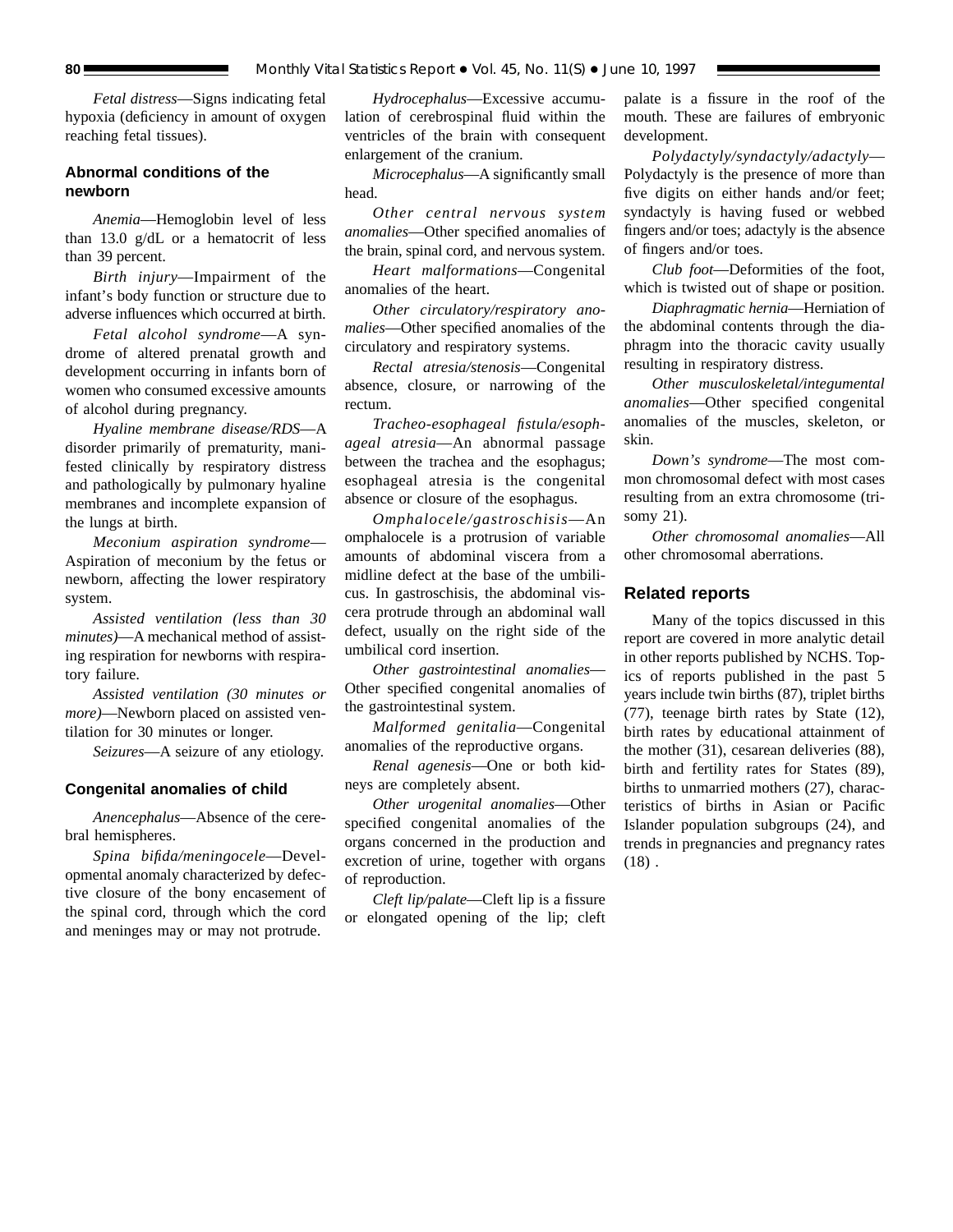*Fetal distress*—Signs indicating fetal hypoxia (deficiency in amount of oxygen reaching fetal tissues).

### Abnormal conditions of the newborn

*Anemia*—Hemoglobin level of less than 13.0 g/dL or a hematocrit of less than 39 percent.

*Birth injury*—Impairment of the infant's body function or structure due to adverse influences which occurred at birth.

*Fetal alcohol syndrome*—A syndrome of altered prenatal growth and development occurring in infants born of women who consumed excessive amounts of alcohol during pregnancy.

*Hyaline membrane disease/RDS*—A disorder primarily of prematurity, manifested clinically by respiratory distress and pathologically by pulmonary hyaline membranes and incomplete expansion of the lungs at birth.

*Meconium aspiration syndrome*—Aspiration of meconium by the fetus or newborn, affecting the lower respiratory system.

*Assisted ventilation (less than 30 minutes)*—A mechanical method of assisting respiration for newborns with respiratory failure.

*Assisted ventilation (30 minutes or more)*—Newborn placed on assisted ventilation for 30 minutes or longer.

*Seizures*—A seizure of any etiology.

### Congenital anomalies of child

*Anencephalus*—Absence of the cerebral hemispheres.

*Spina bifida/meningocele*—Developmental anomaly characterized by defective closure of the bony encasement of the spinal cord, through which the cord and meninges may or may not protrude.

*Hydrocephalus*—Excessive accumulation of cerebrospinal fluid within the ventricles of the brain with consequent enlargement of the cranium.

*Microcephalus*—A significantly small head.

*Other central nervous system anomalies*—Other specified anomalies of the brain, spinal cord, and nervous system.

*Heart malformations*—Congenital anomalies of the heart.

*Other circulatory/respiratory anomalies*—Other specified anomalies of the circulatory and respiratory systems.

*Rectal atresia/stenosis*—Congenital absence, closure, or narrowing of the rectum.

*Tracheo-esophageal fistula/esophageal atresia*—An abnormal passage between the trachea and the esophagus; esophageal atresia is the congenital absence or closure of the esophagus.

*Omphalocele/gastroschisis*—An omphalocele is a protrusion of variable amounts of abdominal viscera from a midline defect at the base of the umbilicus. In gastroschisis, the abdominal viscera protrude through an abdominal wall defect, usually on the right side of the umbilical cord insertion.

*Other gastrointestinal anomalies*—Other specified congenital anomalies of the gastrointestinal system.

*Malformed genitalia*—Congenital anomalies of the reproductive organs.

*Renal agenesis*—One or both kidneys are completely absent.

*Other urogenital anomalies*—Other specified congenital anomalies of the organs concerned in the production and excretion of urine, together with organs of reproduction.

*Cleft lip/palate*—Cleft lip is a fissure or elongated opening of the lip; cleft palate is a fissure in the roof of the mouth. These are failures of embryonic development.

*Polydactyly/syndactyly/adactyly*—Polydactyly is the presence of more than five digits on either hands and/or feet; syndactyly is having fused or webbed fingers and/or toes; adactyly is the absence of fingers and/or toes.

*Club foot*—Deformities of the foot, which is twisted out of shape or position.

*Diaphragmatic hernia*—Herniation of the abdominal contents through the diaphragm into the thoracic cavity usually resulting in respiratory distress.

*Other musculoskeletal/integumental anomalies*—Other specified congenital anomalies of the muscles, skeleton, or skin.

*Down's syndrome*—The most common chromosomal defect with most cases resulting from an extra chromosome (trisomy 21).

*Other chromosomal anomalies*—All other chromosomal aberrations.

## Related reports

Many of the topics discussed in this report are covered in more analytic detail in other reports published by NCHS. Topics of reports published in the past 5 years include twin births (87), triplet births (77), teenage birth rates by State (12), birth rates by educational attainment of the mother (31), cesarean deliveries (88), birth and fertility rates for States (89), births to unmarried mothers (27), characteristics of births in Asian or Pacific Islander population subgroups (24), and trends in pregnancies and pregnancy rates (18) .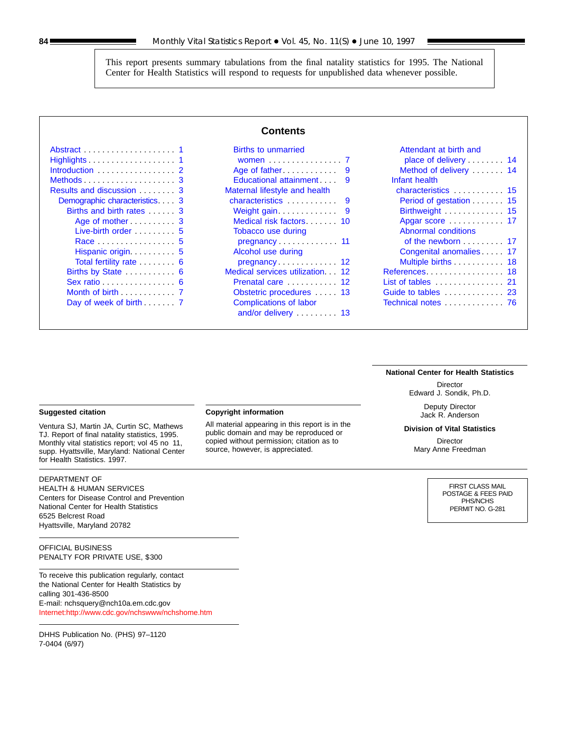This report presents summary tabulations from the final natality statistics for 1995. The National Center for Health Statistics will respond to requests for unpublished data whenever possible.

## Contents

Abstract . . . . . . . . . . . . . . . . . . . . . 1
Highlights . . . . . . . . . . . . . . . . . . . . 1
Introduction . . . . . . . . . . . . . . . . . . 2
Methods . . . . . . . . . . . . . . . . . . . . . 3
Results and discussion . . . . . . . . 3
- Demographic characteristics . . . . 3
  - Births and birth rates . . . . . . 3
    - Age of mother . . . . . . . . . . . 3
    - Live-birth order . . . . . . . . . 5
    - Race . . . . . . . . . . . . . . . . . . 5
    - Hispanic origin. . . . . . . . . . 5
    - Total fertility rate . . . . . . . . 6
  - Births by State . . . . . . . . . . . 6
  - Sex ratio . . . . . . . . . . . . . . . . 6
  - Month of birth . . . . . . . . . . . . 7
  - Day of week of birth . . . . . . . 7
  - Births to unmarried women . . . . . . . . . . . . . . . . 7
  - Age of father. . . . . . . . . . . . 9
  - Educational attainment . . . . 9
- Maternal lifestyle and health characteristics . . . . . . . . . . . 9
  - Weight gain. . . . . . . . . . . . . 9
  - Medical risk factors. . . . . . . 10
  - Tobacco use during pregnancy . . . . . . . . . . . . . 11
  - Alcohol use during pregnancy . . . . . . . . . . . . . 12
- Medical services utilization. . . 12
  - Prenatal care . . . . . . . . . . . 12
  - Obstetric procedures . . . . . 13
  - Complications of labor and/or delivery . . . . . . . . . 13
  - Attendant at birth and place of delivery . . . . . . . . 14
  - Method of delivery . . . . . . . 14
- Infant health characteristics . . . . . . . . . . . 15
  - Period of gestation . . . . . . . 15
  - Birthweight . . . . . . . . . . . . . 15
  - Apgar score . . . . . . . . . . . . 17
  - Abnormal conditions of the newborn . . . . . . . . . 17
  - Congenital anomalies . . . . . 17
  - Multiple births . . . . . . . . . . . 18

References. . . . . . . . . . . . . . . . . . 18
List of tables . . . . . . . . . . . . . . . 21
Guide to tables . . . . . . . . . . . . . 23
Technical notes . . . . . . . . . . . . . 76

**National Center for Health Statistics**

Director
Edward J. Sondik, Ph.D.

Deputy Director
Jack R. Anderson

**Division of Vital Statistics**

Director
Mary Anne Freedman

**Suggested citation**

Ventura SJ, Martin JA, Curtin SC, Mathews TJ. Report of final natality statistics, 1995. Monthly vital statistics report; vol 45 no 11, supp. Hyattsville, Maryland: National Center for Health Statistics. 1997.

**Copyright information**

All material appearing in this report is in the public domain and may be reproduced or copied without permission; citation as to source, however, is appreciated.

DEPARTMENT OF
HEALTH & HUMAN SERVICES
Centers for Disease Control and Prevention
National Center for Health Statistics
6525 Belcrest Road
Hyattsville, Maryland 20782

FIRST CLASS MAIL
POSTAGE & FEES PAID
PHS/NCHS
PERMIT NO. G-281

OFFICIAL BUSINESS
PENALTY FOR PRIVATE USE, $300

To receive this publication regularly, contact the National Center for Health Statistics by calling 301-436-8500
E-mail: nchsquery@nch10a.em.cdc.gov
Internet:http://www.cdc.gov/nchswww/nchshome.htm

DHHS Publication No. (PHS) 97–1120
7-0404 (6/97)